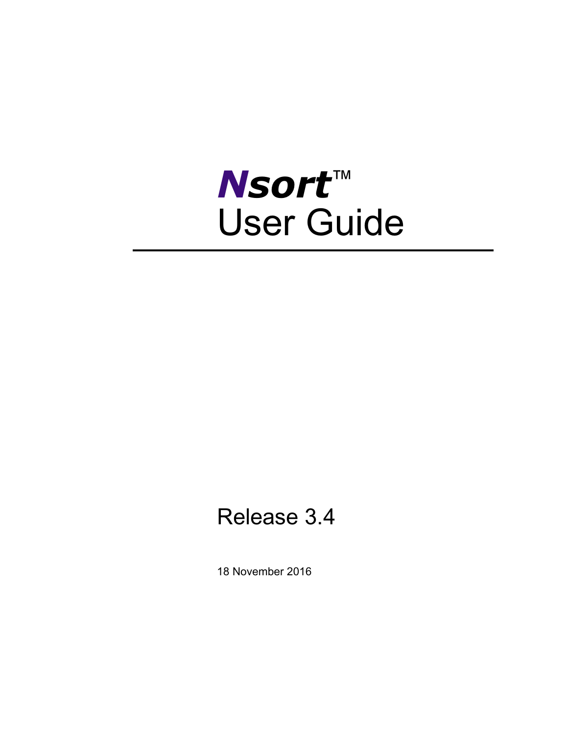# *Nsort*™
# User Guide

---

Release 3.4

18 November 2016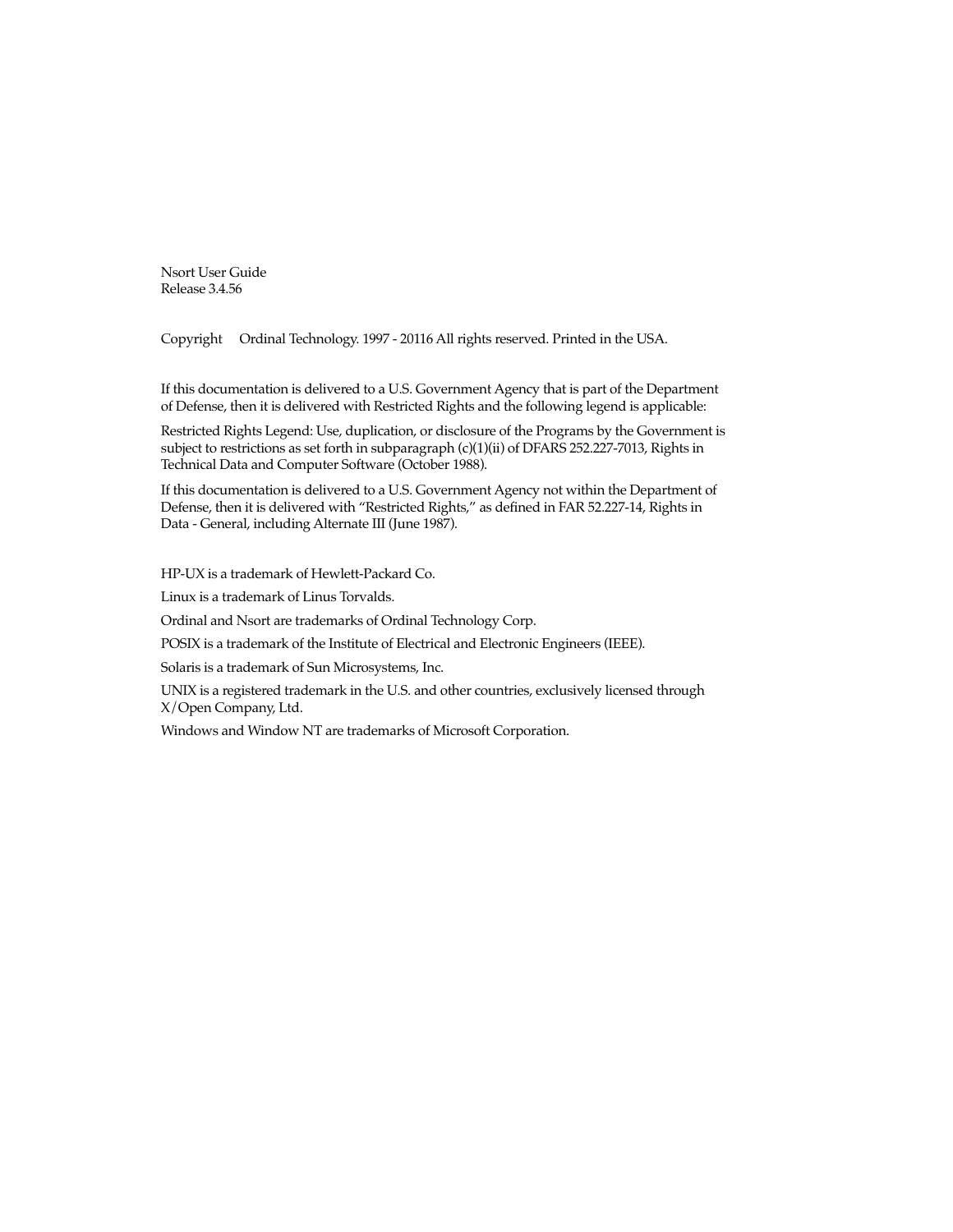Nsort User Guide
Release 3.4.56

Copyright     Ordinal Technology. 1997 - 20116 All rights reserved. Printed in the USA.

If this documentation is delivered to a U.S. Government Agency that is part of the Department of Defense, then it is delivered with Restricted Rights and the following legend is applicable:

Restricted Rights Legend: Use, duplication, or disclosure of the Programs by the Government is subject to restrictions as set forth in subparagraph (c)(1)(ii) of DFARS 252.227-7013, Rights in Technical Data and Computer Software (October 1988).

If this documentation is delivered to a U.S. Government Agency not within the Department of Defense, then it is delivered with "Restricted Rights," as defined in FAR 52.227-14, Rights in Data - General, including Alternate III (June 1987).

HP-UX is a trademark of Hewlett-Packard Co.

Linux is a trademark of Linus Torvalds.

Ordinal and Nsort are trademarks of Ordinal Technology Corp.

POSIX is a trademark of the Institute of Electrical and Electronic Engineers (IEEE).

Solaris is a trademark of Sun Microsystems, Inc.

UNIX is a registered trademark in the U.S. and other countries, exclusively licensed through X/Open Company, Ltd.

Windows and Window NT are trademarks of Microsoft Corporation.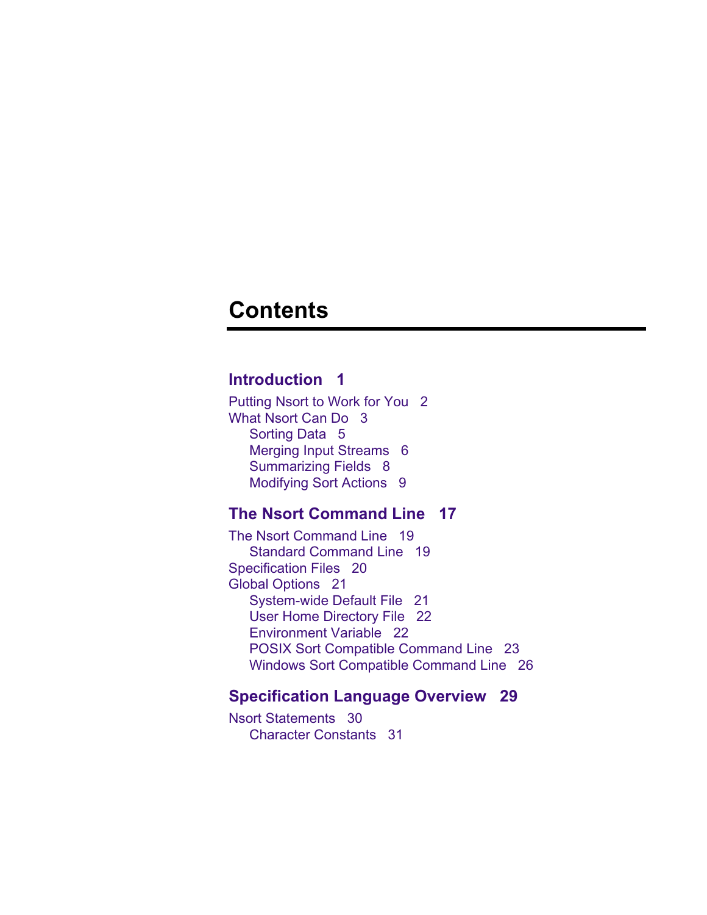# Contents

## Introduction 1

Putting Nsort to Work for You 2
What Nsort Can Do 3
    Sorting Data 5
    Merging Input Streams 6
    Summarizing Fields 8
    Modifying Sort Actions 9

## The Nsort Command Line 17

The Nsort Command Line 19
    Standard Command Line 19
Specification Files 20
Global Options 21
    System-wide Default File 21
    User Home Directory File 22
    Environment Variable 22
    POSIX Sort Compatible Command Line 23
    Windows Sort Compatible Command Line 26

## Specification Language Overview 29

Nsort Statements 30
    Character Constants 31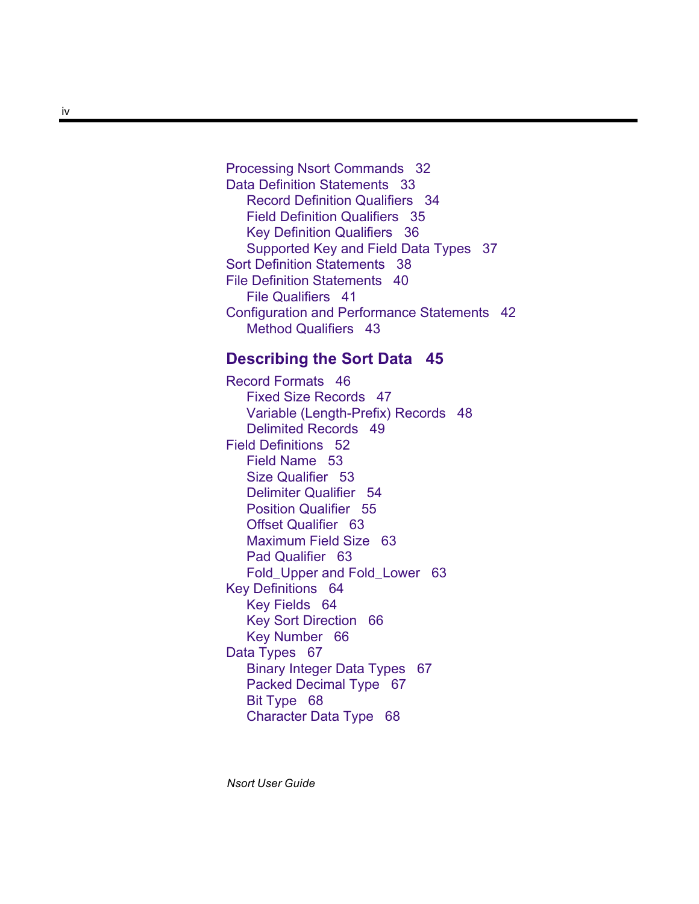Processing Nsort Commands   32
Data Definition Statements   33
    Record Definition Qualifiers   34
    Field Definition Qualifiers   35
    Key Definition Qualifiers   36
    Supported Key and Field Data Types   37
Sort Definition Statements   38
File Definition Statements   40
    File Qualifiers   41
Configuration and Performance Statements   42
    Method Qualifiers   43

## Describing the Sort Data   45

Record Formats   46
    Fixed Size Records   47
    Variable (Length-Prefix) Records   48
    Delimited Records   49
Field Definitions   52
    Field Name   53
    Size Qualifier   53
    Delimiter Qualifier   54
    Position Qualifier   55
    Offset Qualifier   63
    Maximum Field Size   63
    Pad Qualifier   63
    Fold_Upper and Fold_Lower   63
Key Definitions   64
    Key Fields   64
    Key Sort Direction   66
    Key Number   66
Data Types   67
    Binary Integer Data Types   67
    Packed Decimal Type   67
    Bit Type   68
    Character Data Type   68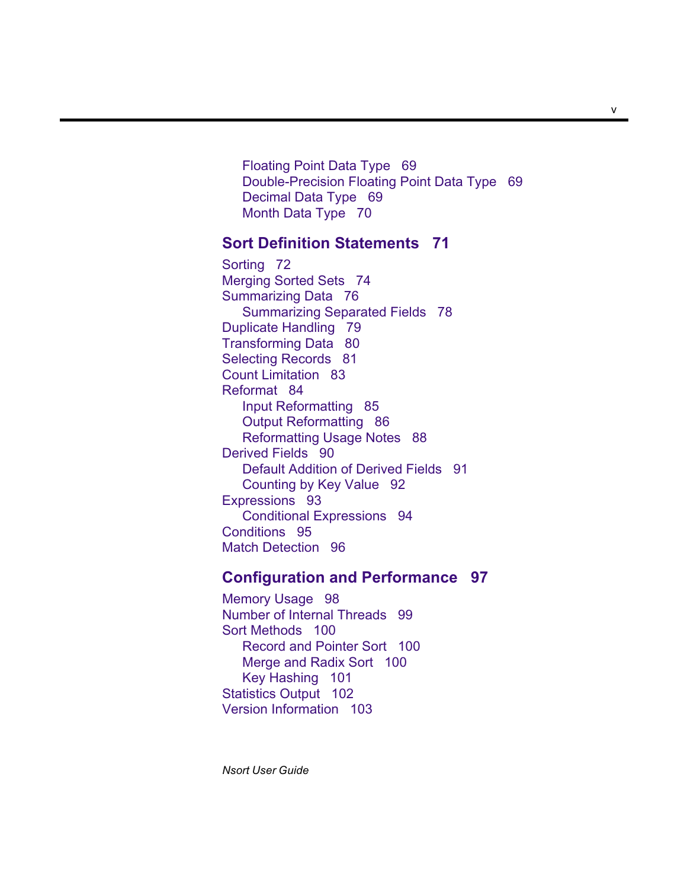- Floating Point Data Type 69
- Double-Precision Floating Point Data Type 69
- Decimal Data Type 69
- Month Data Type 70

**Sort Definition Statements 71**

- Sorting 72
- Merging Sorted Sets 74
- Summarizing Data 76
    - Summarizing Separated Fields 78
- Duplicate Handling 79
- Transforming Data 80
- Selecting Records 81
- Count Limitation 83
- Reformat 84
    - Input Reformatting 85
    - Output Reformatting 86
    - Reformatting Usage Notes 88
- Derived Fields 90
    - Default Addition of Derived Fields 91
    - Counting by Key Value 92
- Expressions 93
    - Conditional Expressions 94
- Conditions 95
- Match Detection 96

**Configuration and Performance 97**

- Memory Usage 98
- Number of Internal Threads 99
- Sort Methods 100
    - Record and Pointer Sort 100
    - Merge and Radix Sort 100
    - Key Hashing 101
- Statistics Output 102
- Version Information 103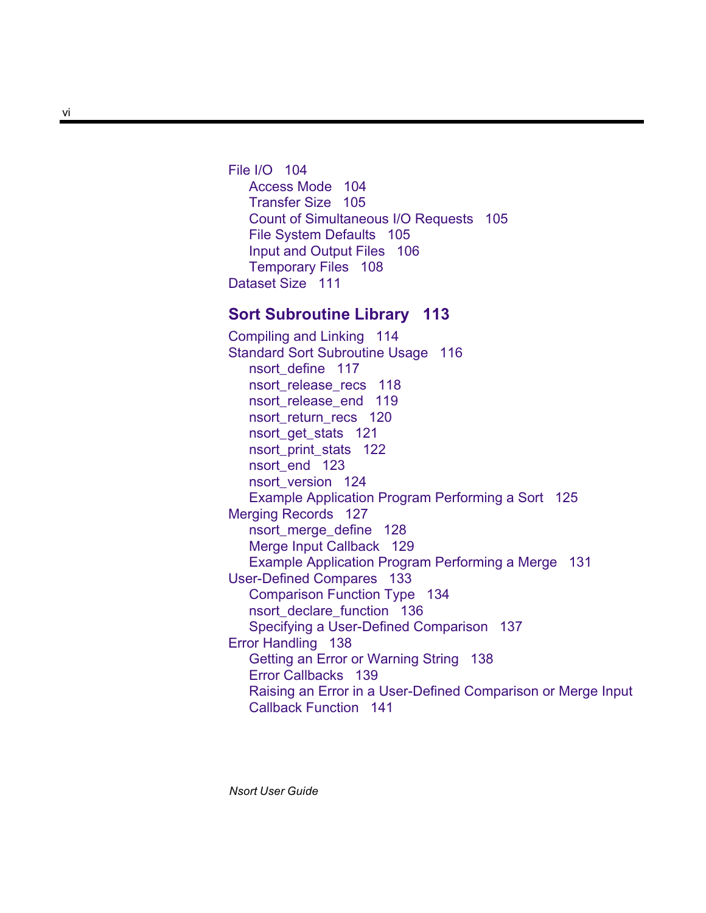- File I/O 104
  - Access Mode 104
  - Transfer Size 105
  - Count of Simultaneous I/O Requests 105
  - File System Defaults 105
  - Input and Output Files 106
  - Temporary Files 108
- Dataset Size 111

## Sort Subroutine Library 113

- Compiling and Linking 114
- Standard Sort Subroutine Usage 116
  - nsort_define 117
  - nsort_release_recs 118
  - nsort_release_end 119
  - nsort_return_recs 120
  - nsort_get_stats 121
  - nsort_print_stats 122
  - nsort_end 123
  - nsort_version 124
  - Example Application Program Performing a Sort 125
- Merging Records 127
  - nsort_merge_define 128
  - Merge Input Callback 129
  - Example Application Program Performing a Merge 131
- User-Defined Compares 133
  - Comparison Function Type 134
  - nsort_declare_function 136
  - Specifying a User-Defined Comparison 137
- Error Handling 138
  - Getting an Error or Warning String 138
  - Error Callbacks 139
  - Raising an Error in a User-Defined Comparison or Merge Input Callback Function 141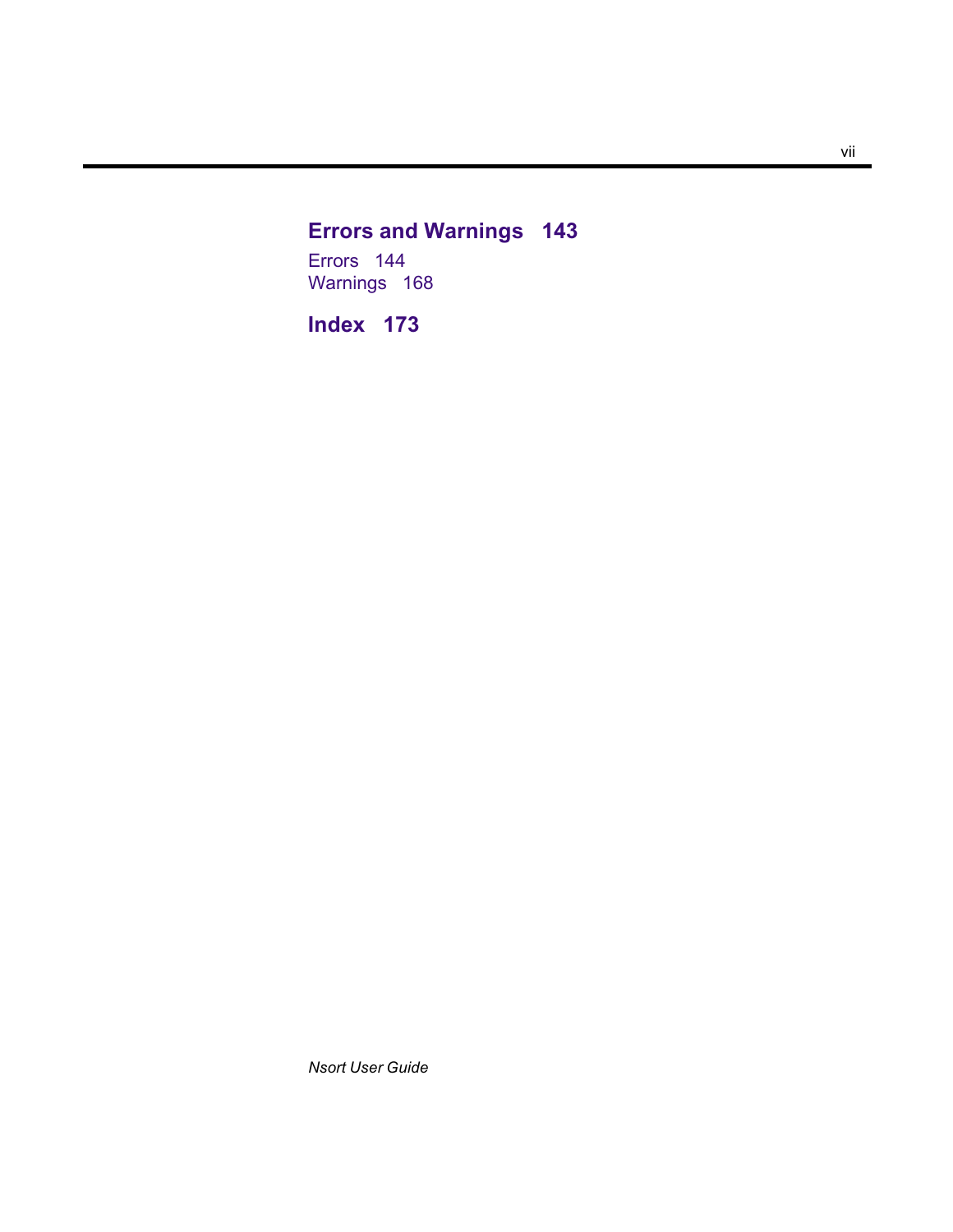## Errors and Warnings 143

Errors 144
Warnings 168

## Index 173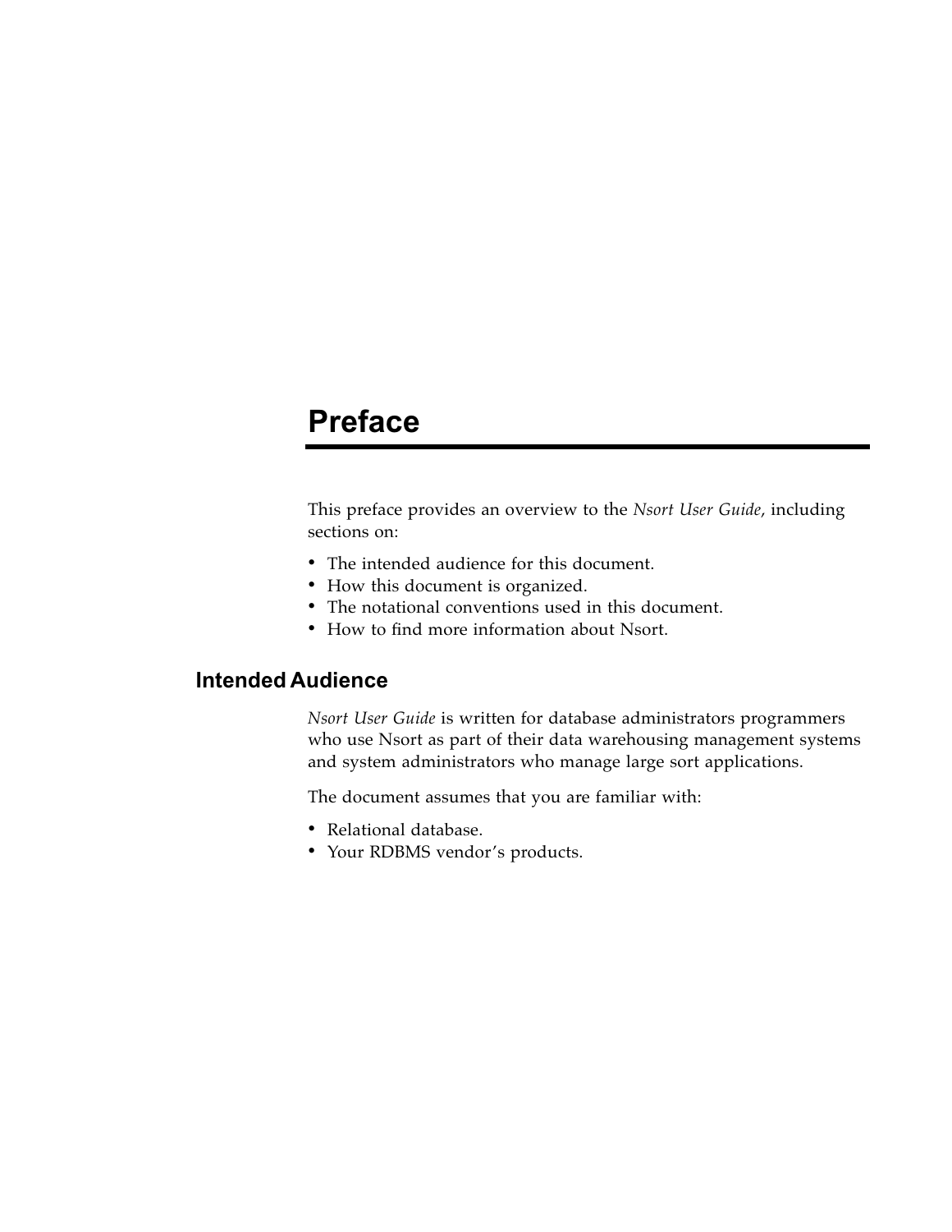# Preface

This preface provides an overview to the *Nsort User Guide,* including sections on:

- The intended audience for this document.
- How this document is organized.
- The notational conventions used in this document.
- How to find more information about Nsort.

## Intended Audience

*Nsort User Guide* is written for database administrators programmers who use Nsort as part of their data warehousing management systems and system administrators who manage large sort applications.

The document assumes that you are familiar with:

- Relational database.
- Your RDBMS vendor's products.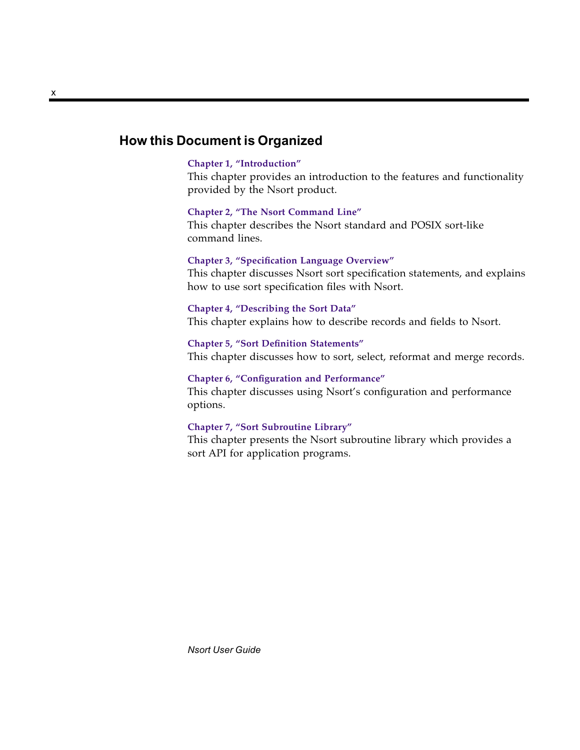## How this Document is Organized

**Chapter 1, "Introduction"**
This chapter provides an introduction to the features and functionality provided by the Nsort product.

**Chapter 2, "The Nsort Command Line"**
This chapter describes the Nsort standard and POSIX sort-like command lines.

**Chapter 3, "Specification Language Overview"**
This chapter discusses Nsort sort specification statements, and explains how to use sort specification files with Nsort.

**Chapter 4, "Describing the Sort Data"**
This chapter explains how to describe records and fields to Nsort.

**Chapter 5, "Sort Definition Statements"**
This chapter discusses how to sort, select, reformat and merge records.

**Chapter 6, "Configuration and Performance"**
This chapter discusses using Nsort's configuration and performance options.

**Chapter 7, "Sort Subroutine Library"**
This chapter presents the Nsort subroutine library which provides a sort API for application programs.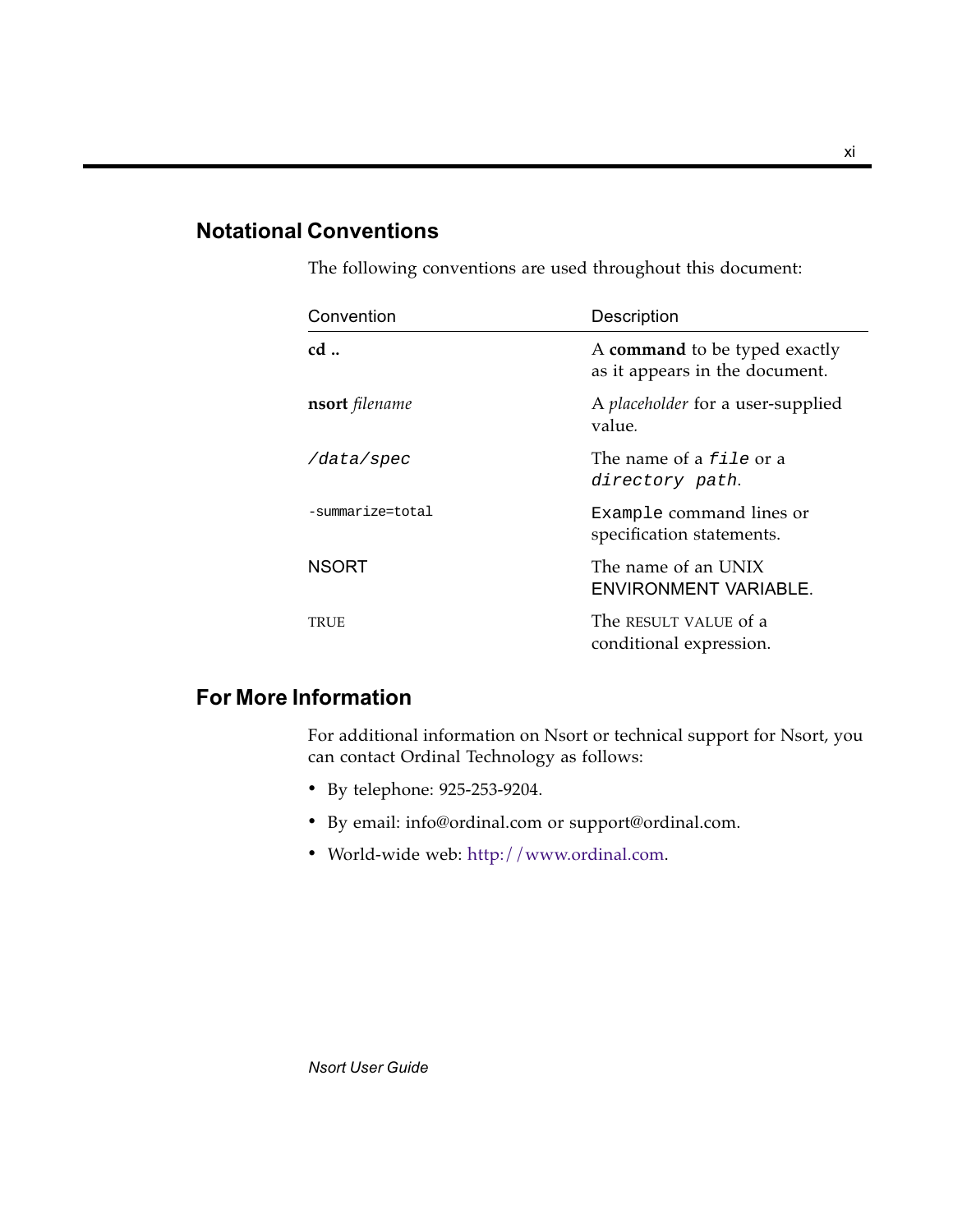## Notational Conventions

The following conventions are used throughout this document:

| Convention | Description |
|---|---|
| **cd ..** | A **command** to be typed exactly as it appears in the document. |
| **nsort** *filename* | A *placeholder* for a user-supplied value. |
| */data/spec* | The name of a *file* or a *directory path*. |
| `-summarize=total` | `Example` command lines or specification statements. |
| NSORT | The name of an UNIX ENVIRONMENT VARIABLE. |
| TRUE | The RESULT VALUE of a conditional expression. |

## For More Information

For additional information on Nsort or technical support for Nsort, you can contact Ordinal Technology as follows:

- By telephone: 925-253-9204.
- By email: info@ordinal.com or support@ordinal.com.
- World-wide web: http://www.ordinal.com.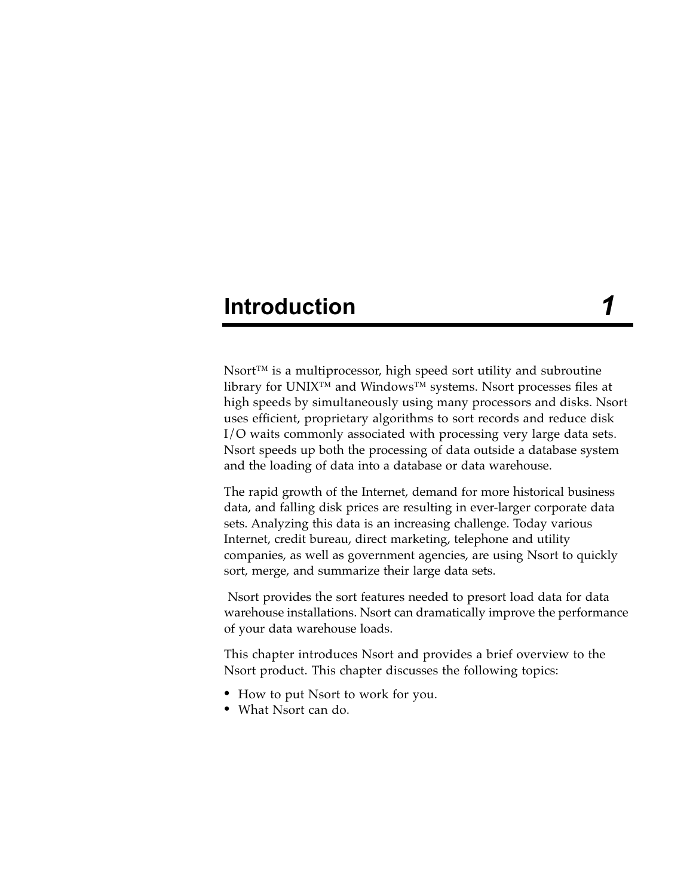# Introduction 1

Nsort™ is a multiprocessor, high speed sort utility and subroutine library for UNIX™ and Windows™ systems. Nsort processes files at high speeds by simultaneously using many processors and disks. Nsort uses efficient, proprietary algorithms to sort records and reduce disk I/O waits commonly associated with processing very large data sets. Nsort speeds up both the processing of data outside a database system and the loading of data into a database or data warehouse.

The rapid growth of the Internet, demand for more historical business data, and falling disk prices are resulting in ever-larger corporate data sets. Analyzing this data is an increasing challenge. Today various Internet, credit bureau, direct marketing, telephone and utility companies, as well as government agencies, are using Nsort to quickly sort, merge, and summarize their large data sets.

Nsort provides the sort features needed to presort load data for data warehouse installations. Nsort can dramatically improve the performance of your data warehouse loads.

This chapter introduces Nsort and provides a brief overview to the Nsort product. This chapter discusses the following topics:

- How to put Nsort to work for you.
- What Nsort can do.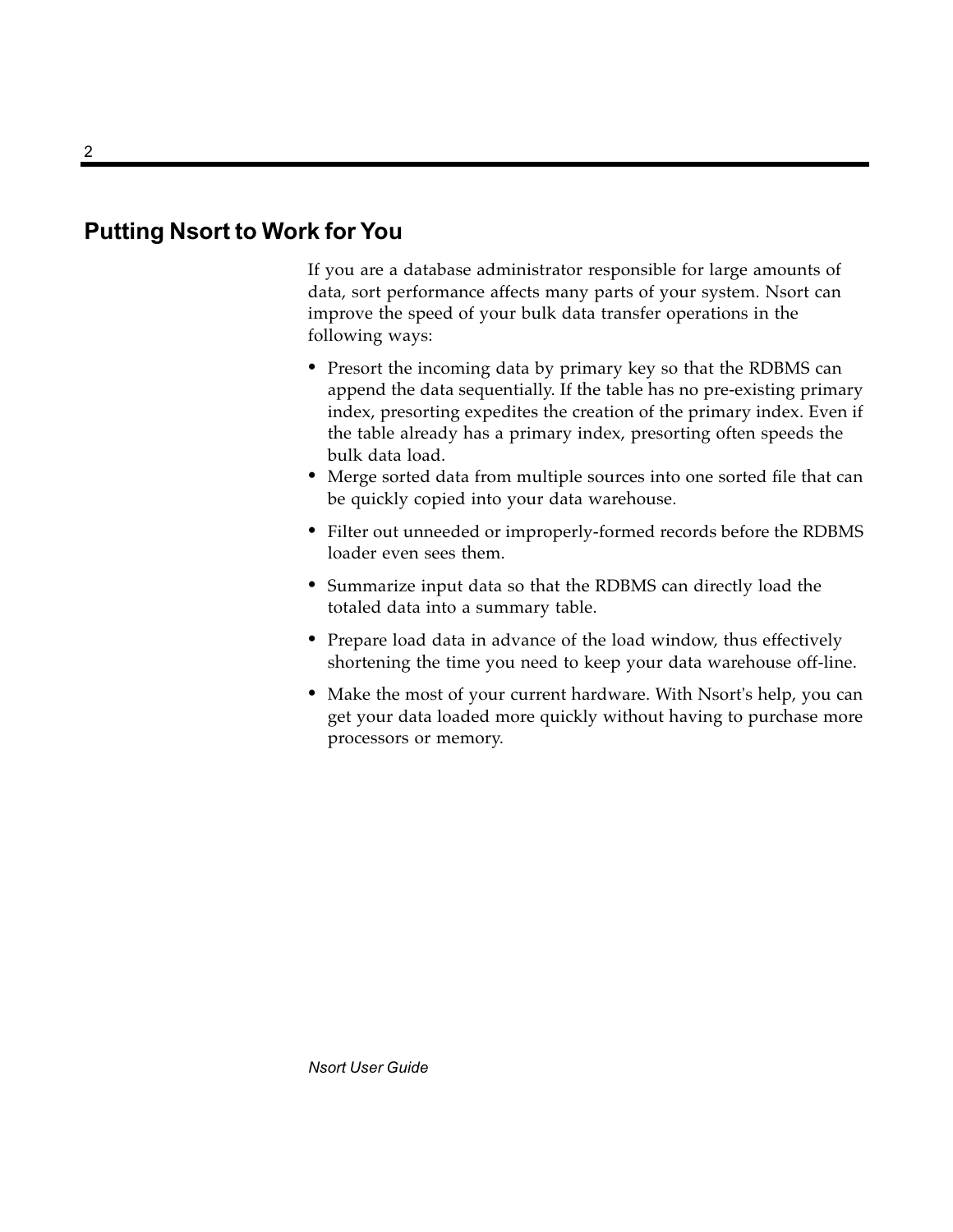## Putting Nsort to Work for You

If you are a database administrator responsible for large amounts of data, sort performance affects many parts of your system. Nsort can improve the speed of your bulk data transfer operations in the following ways:

- Presort the incoming data by primary key so that the RDBMS can append the data sequentially. If the table has no pre-existing primary index, presorting expedites the creation of the primary index. Even if the table already has a primary index, presorting often speeds the bulk data load.
- Merge sorted data from multiple sources into one sorted file that can be quickly copied into your data warehouse.
- Filter out unneeded or improperly-formed records before the RDBMS loader even sees them.
- Summarize input data so that the RDBMS can directly load the totaled data into a summary table.
- Prepare load data in advance of the load window, thus effectively shortening the time you need to keep your data warehouse off-line.
- Make the most of your current hardware. With Nsort's help, you can get your data loaded more quickly without having to purchase more processors or memory.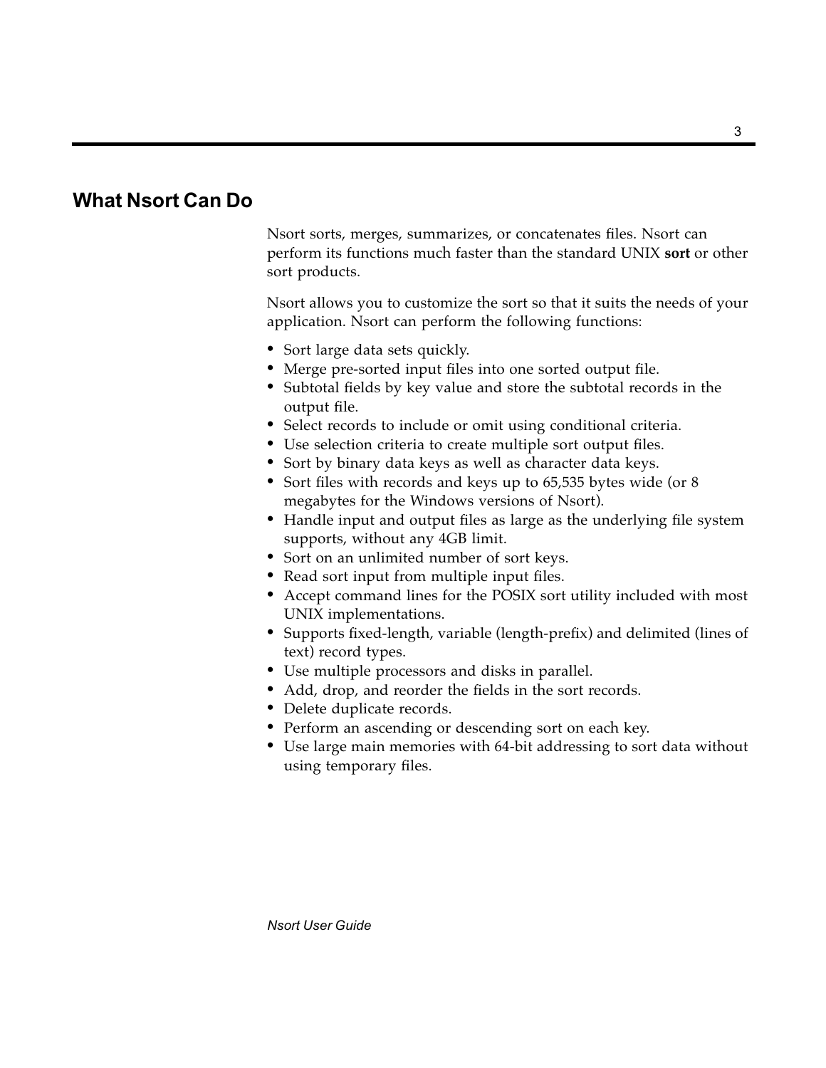## What Nsort Can Do

Nsort sorts, merges, summarizes, or concatenates files. Nsort can perform its functions much faster than the standard UNIX **sort** or other sort products.

Nsort allows you to customize the sort so that it suits the needs of your application. Nsort can perform the following functions:

- Sort large data sets quickly.
- Merge pre-sorted input files into one sorted output file.
- Subtotal fields by key value and store the subtotal records in the output file.
- Select records to include or omit using conditional criteria.
- Use selection criteria to create multiple sort output files.
- Sort by binary data keys as well as character data keys.
- Sort files with records and keys up to 65,535 bytes wide (or 8 megabytes for the Windows versions of Nsort).
- Handle input and output files as large as the underlying file system supports, without any 4GB limit.
- Sort on an unlimited number of sort keys.
- Read sort input from multiple input files.
- Accept command lines for the POSIX sort utility included with most UNIX implementations.
- Supports fixed-length, variable (length-prefix) and delimited (lines of text) record types.
- Use multiple processors and disks in parallel.
- Add, drop, and reorder the fields in the sort records.
- Delete duplicate records.
- Perform an ascending or descending sort on each key.
- Use large main memories with 64-bit addressing to sort data without using temporary files.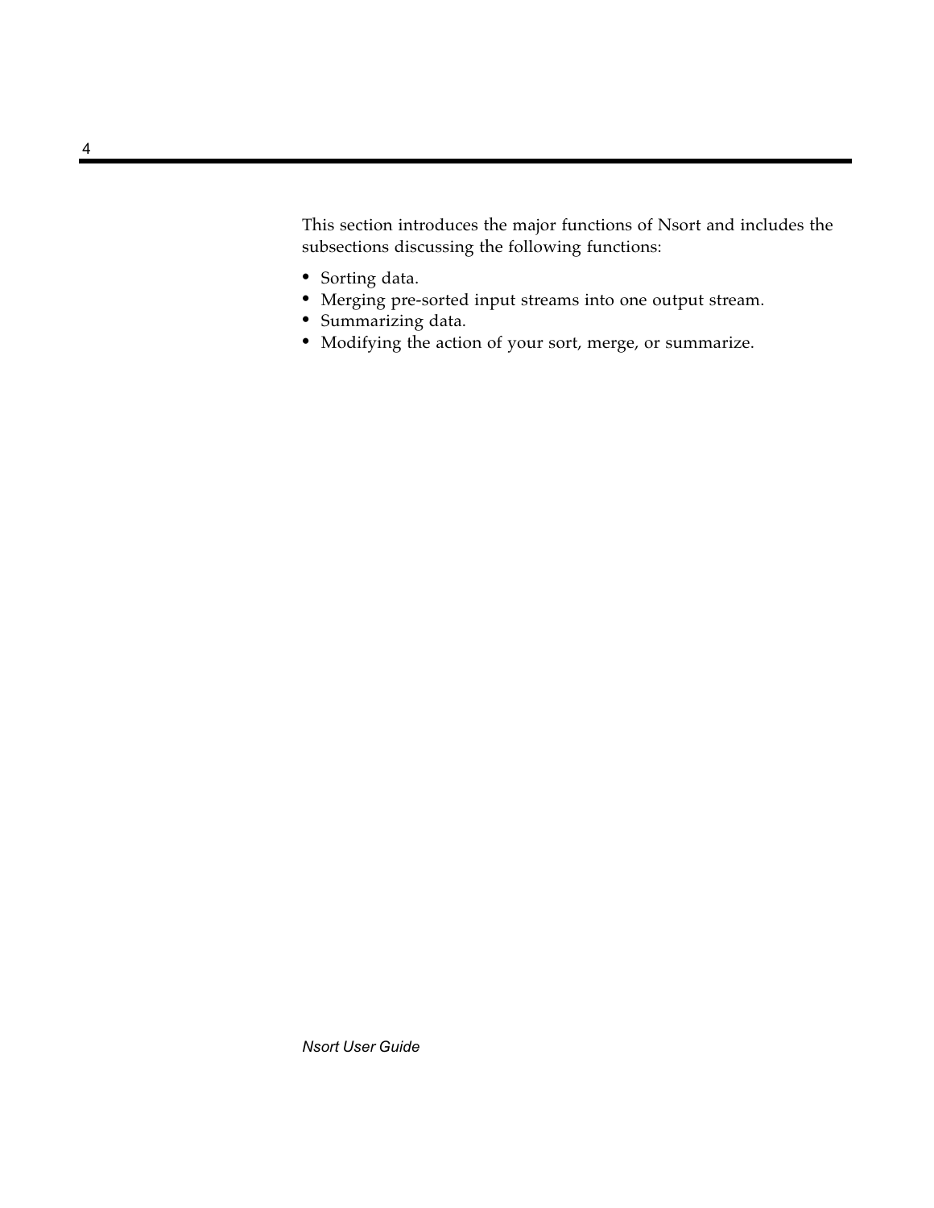This section introduces the major functions of Nsort and includes the subsections discussing the following functions:

- Sorting data.
- Merging pre-sorted input streams into one output stream.
- Summarizing data.
- Modifying the action of your sort, merge, or summarize.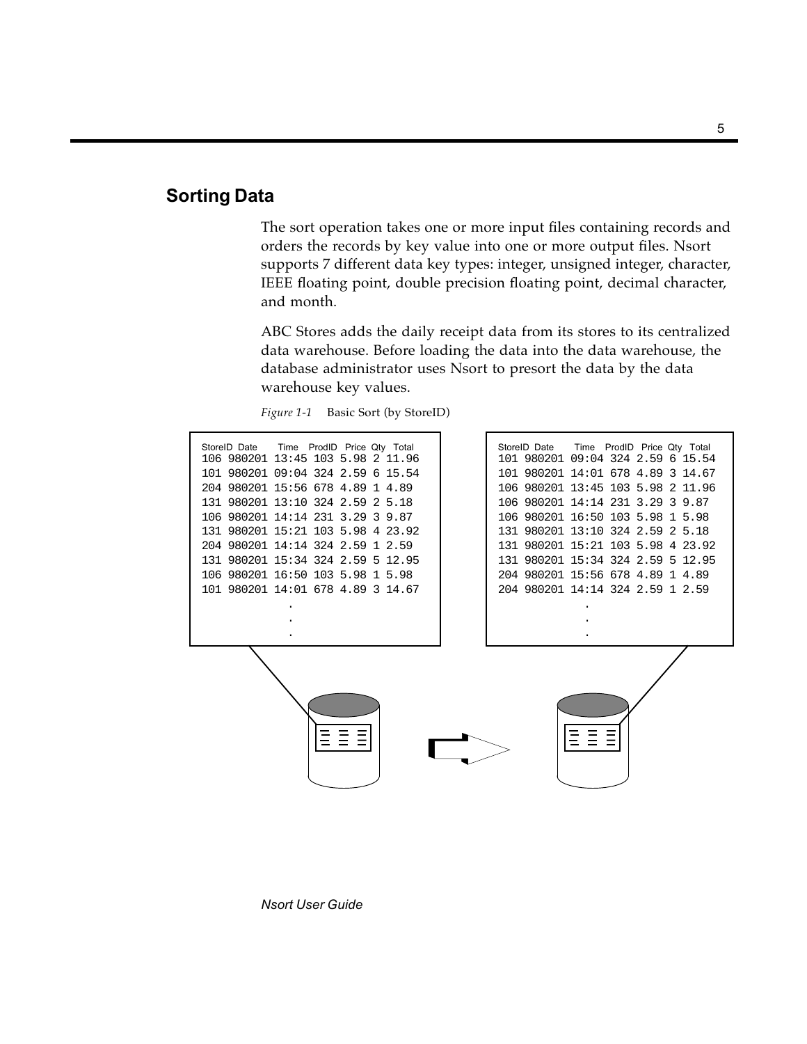## Sorting Data

The sort operation takes one or more input files containing records and orders the records by key value into one or more output files. Nsort supports 7 different data key types: integer, unsigned integer, character, IEEE floating point, double precision floating point, decimal character, and month.

ABC Stores adds the daily receipt data from its stores to its centralized data warehouse. Before loading the data into the data warehouse, the database administrator uses Nsort to presort the data by the data warehouse key values.

*Figure 1-1* Basic Sort (by StoreID)

```
StoreID Date     Time   ProdID  Price  Qty  Total
106 980201 13:45 103 5.98 2 11.96
101 980201 09:04 324 2.59 6 15.54
204 980201 15:56 678 4.89 1 4.89
131 980201 13:10 324 2.59 2 5.18
106 980201 14:14 231 3.29 3 9.87
131 980201 15:21 103 5.98 4 23.92
204 980201 14:14 324 2.59 1 2.59
131 980201 15:34 324 2.59 5 12.95
106 980201 16:50 103 5.98 1 5.98
101 980201 14:01 678 4.89 3 14.67
             .
             .
             .
```

```
StoreID Date     Time   ProdID  Price  Qty  Total
101 980201 09:04 324 2.59 6 15.54
101 980201 14:01 678 4.89 3 14.67
106 980201 13:45 103 5.98 2 11.96
106 980201 14:14 231 3.29 3 9.87
106 980201 16:50 103 5.98 1 5.98
131 980201 13:10 324 2.59 2 5.18
131 980201 15:21 103 5.98 4 23.92
131 980201 15:34 324 2.59 5 12.95
204 980201 15:56 678 4.89 1 4.89
204 980201 14:14 324 2.59 1 2.59
             .
             .
             .
```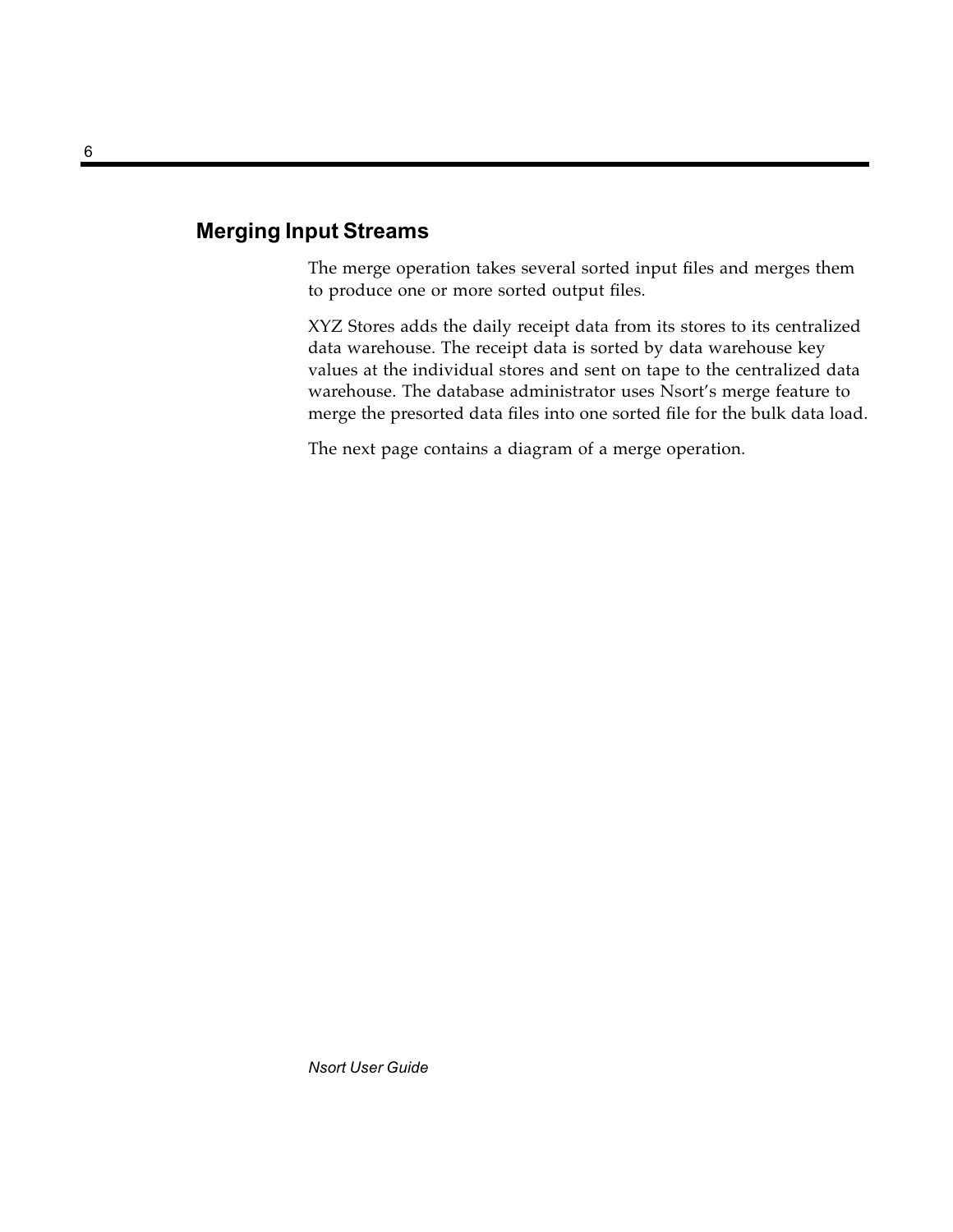## Merging Input Streams

The merge operation takes several sorted input files and merges them to produce one or more sorted output files.

XYZ Stores adds the daily receipt data from its stores to its centralized data warehouse. The receipt data is sorted by data warehouse key values at the individual stores and sent on tape to the centralized data warehouse. The database administrator uses Nsort's merge feature to merge the presorted data files into one sorted file for the bulk data load.

The next page contains a diagram of a merge operation.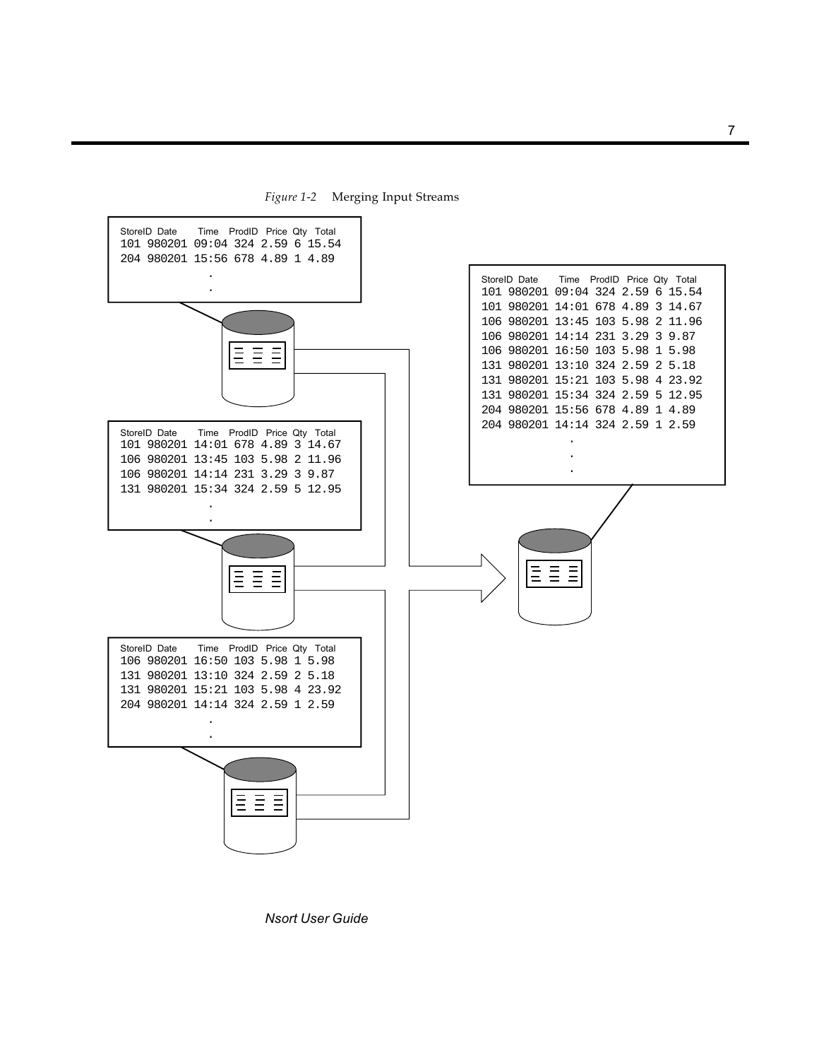*Figure 1-2* Merging Input Streams

```
StoreID Date     Time  ProdID Price Qty Total
101 980201 09:04 324 2.59 6 15.54
204 980201 15:56 678 4.89 1 4.89
             .
             .
```

```
StoreID Date     Time  ProdID Price Qty Total
101 980201 14:01 678 4.89 3 14.67
106 980201 13:45 103 5.98 2 11.96
106 980201 14:14 231 3.29 3 9.87
131 980201 15:34 324 2.59 5 12.95
             .
             .
```

```
StoreID Date     Time  ProdID Price Qty Total
106 980201 16:50 103 5.98 1 5.98
131 980201 13:10 324 2.59 2 5.18
131 980201 15:21 103 5.98 4 23.92
204 980201 14:14 324 2.59 1 2.59
             .
             .
```

```
StoreID Date     Time  ProdID Price Qty Total
101 980201 09:04 324 2.59 6 15.54
101 980201 14:01 678 4.89 3 14.67
106 980201 13:45 103 5.98 2 11.96
106 980201 14:14 231 3.29 3 9.87
106 980201 16:50 103 5.98 1 5.98
131 980201 13:10 324 2.59 2 5.18
131 980201 15:21 103 5.98 4 23.92
131 980201 15:34 324 2.59 5 12.95
204 980201 15:56 678 4.89 1 4.89
204 980201 14:14 324 2.59 1 2.59
             .
             .
             .
```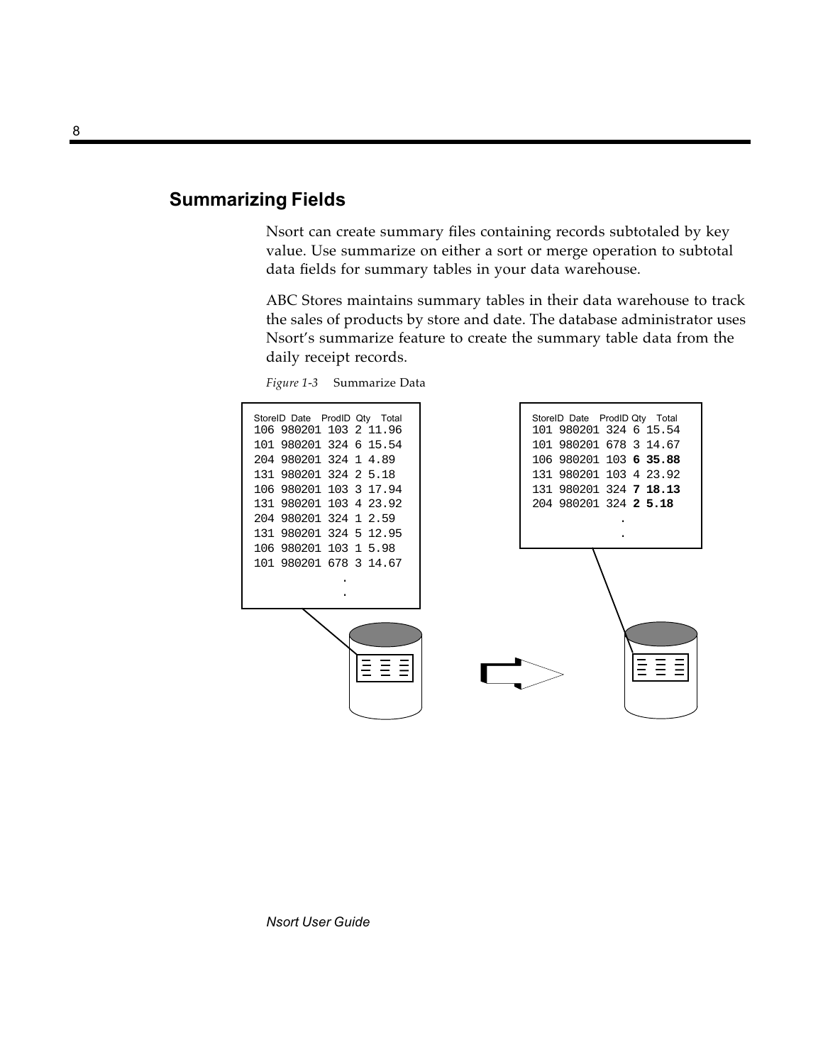## Summarizing Fields

Nsort can create summary files containing records subtotaled by key value. Use summarize on either a sort or merge operation to subtotal data fields for summary tables in your data warehouse.

ABC Stores maintains summary tables in their data warehouse to track the sales of products by store and date. The database administrator uses Nsort's summarize feature to create the summary table data from the daily receipt records.

*Figure 1-3* Summarize Data

```
StoreID Date   ProdID Qty Total
106 980201 103 2 11.96
101 980201 324 6 15.54
204 980201 324 1 4.89
131 980201 324 2 5.18
106 980201 103 3 17.94
131 980201 103 4 23.92
204 980201 324 1 2.59
131 980201 324 5 12.95
106 980201 103 1 5.98
101 980201 678 3 14.67
             .
             .
```

```
StoreID Date   ProdID Qty Total
101 980201 324 6 15.54
101 980201 678 3 14.67
106 980201 103 6 35.88
131 980201 103 4 23.92
131 980201 324 7 18.13
204 980201 324 2 5.18
             .
             .
```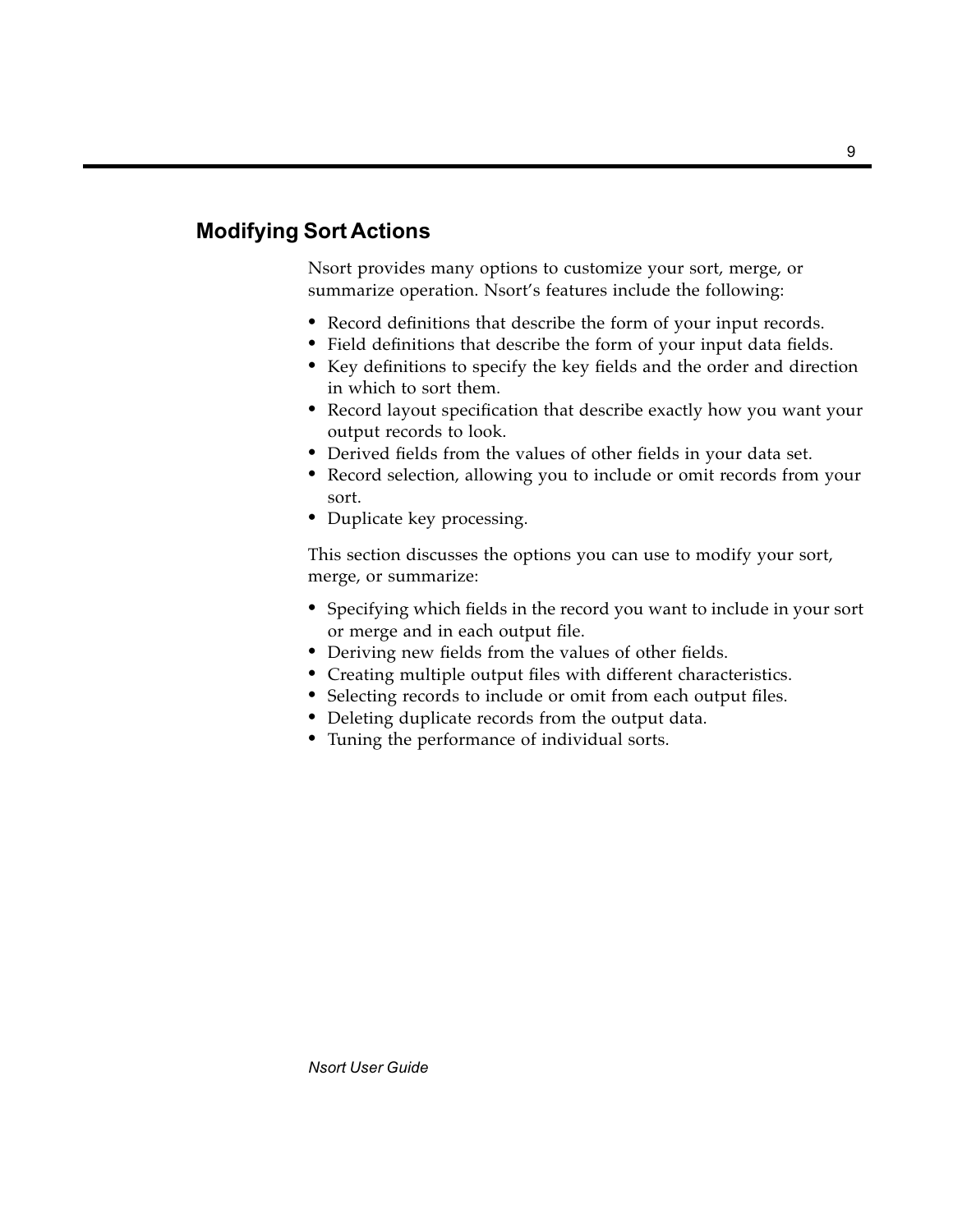## Modifying Sort Actions

Nsort provides many options to customize your sort, merge, or summarize operation. Nsort's features include the following:

- Record definitions that describe the form of your input records.
- Field definitions that describe the form of your input data fields.
- Key definitions to specify the key fields and the order and direction in which to sort them.
- Record layout specification that describe exactly how you want your output records to look.
- Derived fields from the values of other fields in your data set.
- Record selection, allowing you to include or omit records from your sort.
- Duplicate key processing.

This section discusses the options you can use to modify your sort, merge, or summarize:

- Specifying which fields in the record you want to include in your sort or merge and in each output file.
- Deriving new fields from the values of other fields.
- Creating multiple output files with different characteristics.
- Selecting records to include or omit from each output files.
- Deleting duplicate records from the output data.
- Tuning the performance of individual sorts.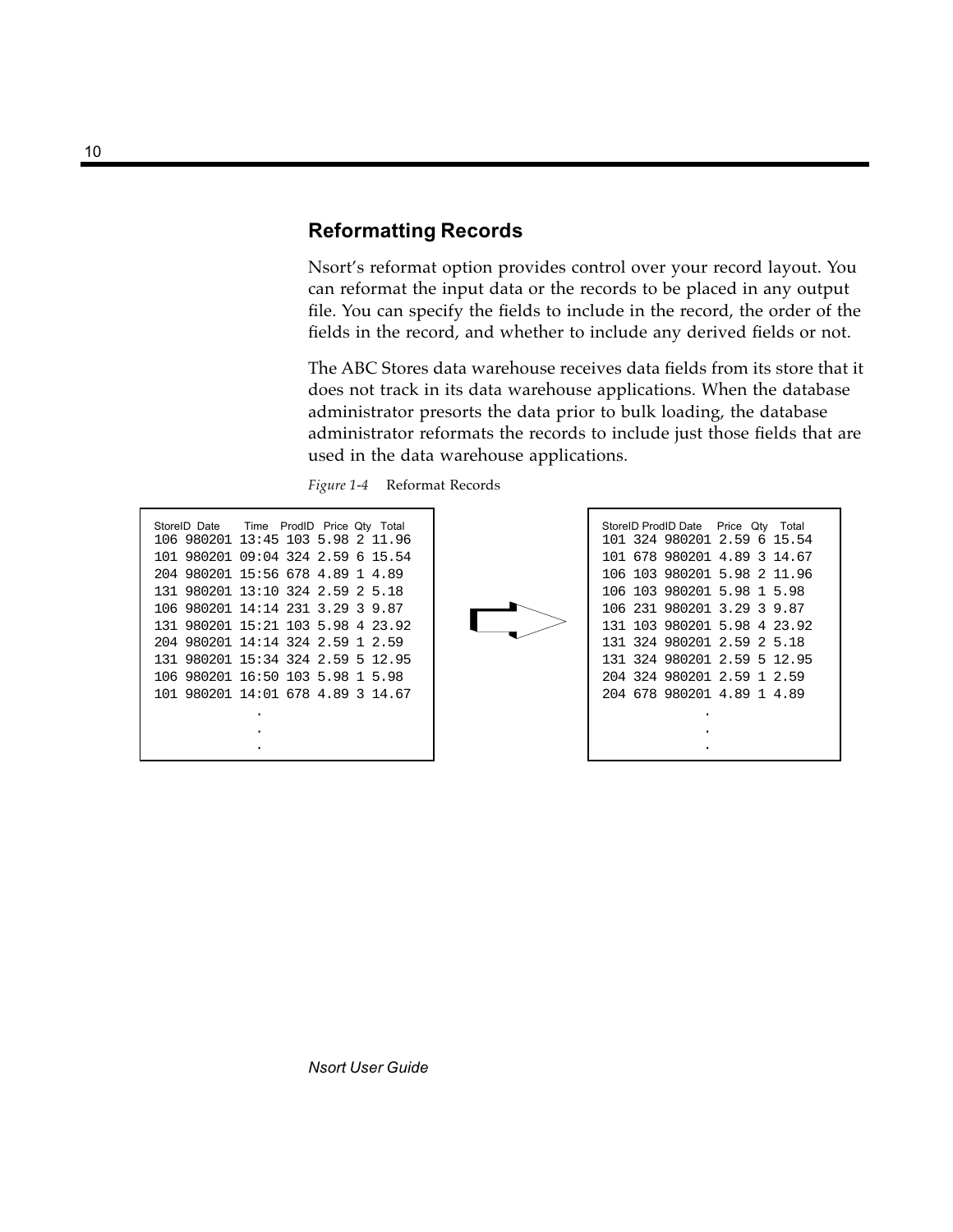## Reformatting Records

Nsort's reformat option provides control over your record layout. You can reformat the input data or the records to be placed in any output file. You can specify the fields to include in the record, the order of the fields in the record, and whether to include any derived fields or not.

The ABC Stores data warehouse receives data fields from its store that it does not track in its data warehouse applications. When the database administrator presorts the data prior to bulk loading, the database administrator reformats the records to include just those fields that are used in the data warehouse applications.

*Figure 1-4* Reformat Records

```
StoreID Date   Time  ProdID Price Qty Total
106 980201 13:45 103 5.98 2 11.96
101 980201 09:04 324 2.59 6 15.54
204 980201 15:56 678 4.89 1 4.89
131 980201 13:10 324 2.59 2 5.18
106 980201 14:14 231 3.29 3 9.87
131 980201 15:21 103 5.98 4 23.92
204 980201 14:14 324 2.59 1 2.59
131 980201 15:34 324 2.59 5 12.95
106 980201 16:50 103 5.98 1 5.98
101 980201 14:01 678 4.89 3 14.67
              .
              .
              .
```

```
StoreID ProdID Date  Price Qty Total
101 324 980201 2.59 6 15.54
101 678 980201 4.89 3 14.67
106 103 980201 5.98 2 11.96
106 103 980201 5.98 1 5.98
106 231 980201 3.29 3 9.87
131 103 980201 5.98 4 23.92
131 324 980201 2.59 2 5.18
131 324 980201 2.59 5 12.95
204 324 980201 2.59 1 2.59
204 678 980201 4.89 1 4.89
              .
              .
              .
```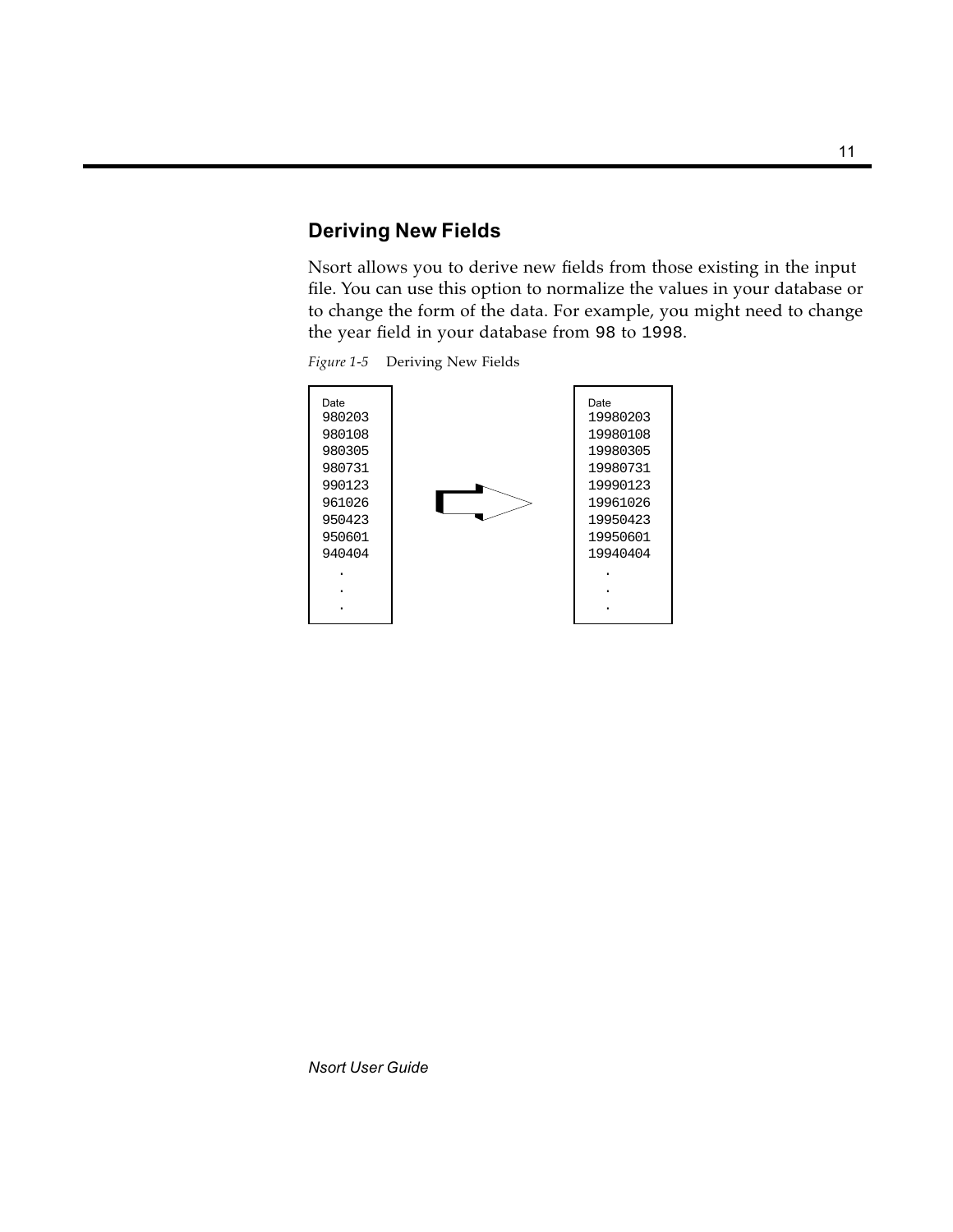## Deriving New Fields

Nsort allows you to derive new fields from those existing in the input file. You can use this option to normalize the values in your database or to change the form of the data. For example, you might need to change the year field in your database from `98` to `1998`.

*Figure 1-5* Deriving New Fields

```
Date                 Date
980203              19980203
980108              19980108
980305              19980305
980731              19980731
990123     ==>      19990123
961026              19961026
950423              19950423
950601              19950601
940404              19940404
  .                   .
  .                   .
  .                   .
```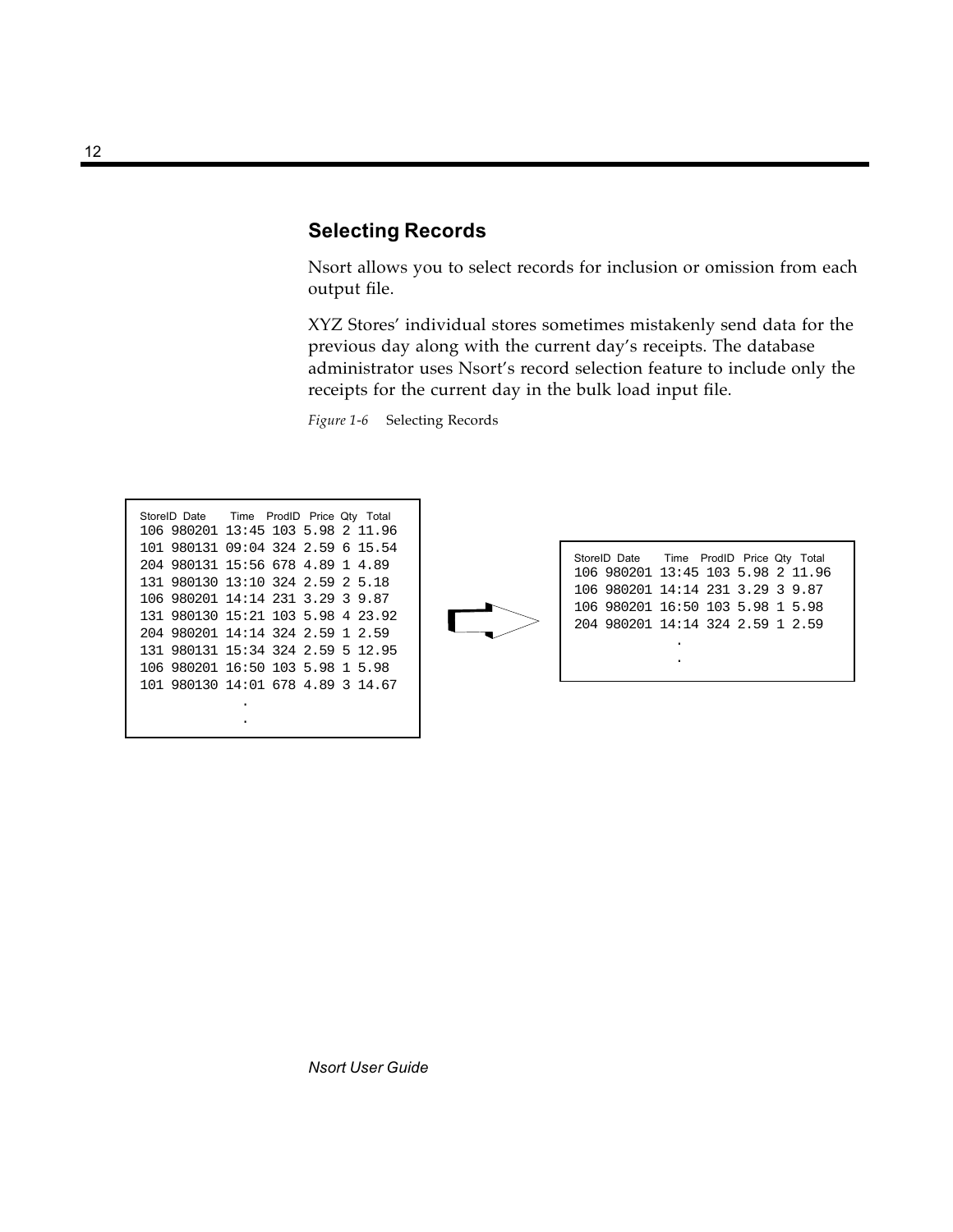## Selecting Records

Nsort allows you to select records for inclusion or omission from each output file.

XYZ Stores' individual stores sometimes mistakenly send data for the previous day along with the current day's receipts. The database administrator uses Nsort's record selection feature to include only the receipts for the current day in the bulk load input file.

*Figure 1-6* Selecting Records

```
StoreID  Date    Time   ProdID  Price  Qty  Total
106 980201 13:45 103 5.98 2 11.96
101 980131 09:04 324 2.59 6 15.54
204 980131 15:56 678 4.89 1 4.89
131 980130 13:10 324 2.59 2 5.18
106 980201 14:14 231 3.29 3 9.87
131 980130 15:21 103 5.98 4 23.92
204 980201 14:14 324 2.59 1 2.59
131 980131 15:34 324 2.59 5 12.95
106 980201 16:50 103 5.98 1 5.98
101 980130 14:01 678 4.89 3 14.67
             .
             .
```

```
StoreID  Date    Time   ProdID  Price  Qty  Total
106 980201 13:45 103 5.98 2 11.96
106 980201 14:14 231 3.29 3 9.87
106 980201 16:50 103 5.98 1 5.98
204 980201 14:14 324 2.59 1 2.59
             .
             .
```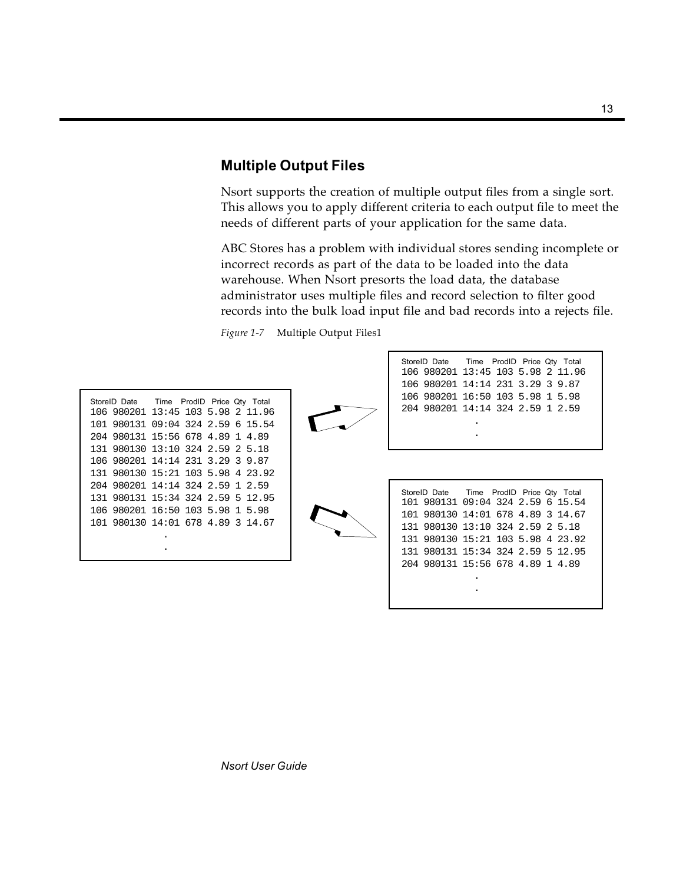## Multiple Output Files

Nsort supports the creation of multiple output files from a single sort. This allows you to apply different criteria to each output file to meet the needs of different parts of your application for the same data.

ABC Stores has a problem with individual stores sending incomplete or incorrect records as part of the data to be loaded into the data warehouse. When Nsort presorts the load data, the database administrator uses multiple files and record selection to filter good records into the bulk load input file and bad records into a rejects file.

*Figure 1-7* Multiple Output Files1

```
StoreID  Date     Time  ProdID  Price  Qty  Total
106 980201 13:45 103 5.98 2 11.96
101 980131 09:04 324 2.59 6 15.54
204 980131 15:56 678 4.89 1 4.89
131 980130 13:10 324 2.59 2 5.18
106 980201 14:14 231 3.29 3 9.87
131 980130 15:21 103 5.98 4 23.92
204 980201 14:14 324 2.59 1 2.59
131 980131 15:34 324 2.59 5 12.95
106 980201 16:50 103 5.98 1 5.98
101 980130 14:01 678 4.89 3 14.67
              .
              .
```

```
StoreID  Date     Time  ProdID  Price  Qty  Total
106 980201 13:45 103 5.98 2 11.96
106 980201 14:14 231 3.29 3 9.87
106 980201 16:50 103 5.98 1 5.98
204 980201 14:14 324 2.59 1 2.59
              .
              .
```

```
StoreID  Date     Time  ProdID  Price  Qty  Total
101 980131 09:04 324 2.59 6 15.54
101 980130 14:01 678 4.89 3 14.67
131 980130 13:10 324 2.59 2 5.18
131 980130 15:21 103 5.98 4 23.92
131 980131 15:34 324 2.59 5 12.95
204 980131 15:56 678 4.89 1 4.89
              .
              .
```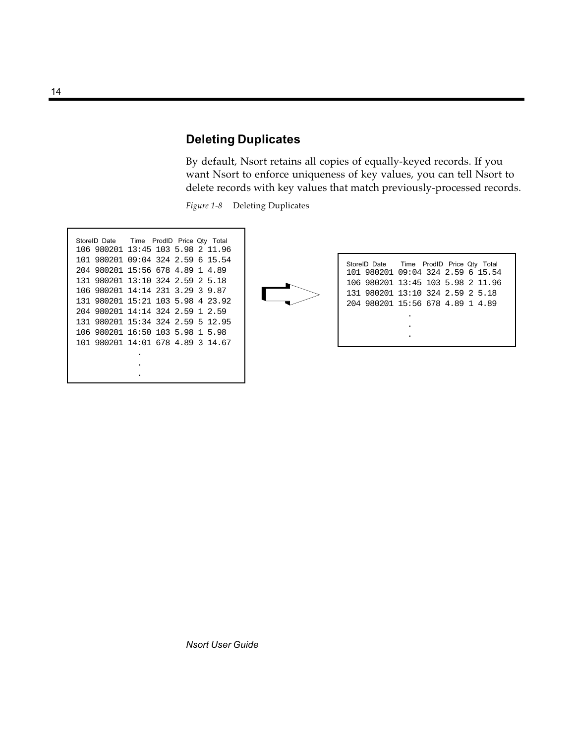## Deleting Duplicates

By default, Nsort retains all copies of equally-keyed records. If you want Nsort to enforce uniqueness of key values, you can tell Nsort to delete records with key values that match previously-processed records.

*Figure 1-8* Deleting Duplicates

```
StoreID  Date    Time   ProdID  Price  Qty  Total
106 980201 13:45 103 5.98 2 11.96
101 980201 09:04 324 2.59 6 15.54
204 980201 15:56 678 4.89 1 4.89
131 980201 13:10 324 2.59 2 5.18
106 980201 14:14 231 3.29 3 9.87
131 980201 15:21 103 5.98 4 23.92
204 980201 14:14 324 2.59 1 2.59
131 980201 15:34 324 2.59 5 12.95
106 980201 16:50 103 5.98 1 5.98
101 980201 14:01 678 4.89 3 14.67
              .
              .
              .
```

```
StoreID  Date    Time   ProdID  Price  Qty  Total
101 980201 09:04 324 2.59 6 15.54
106 980201 13:45 103 5.98 2 11.96
131 980201 13:10 324 2.59 2 5.18
204 980201 15:56 678 4.89 1 4.89
              .
              .
              .
```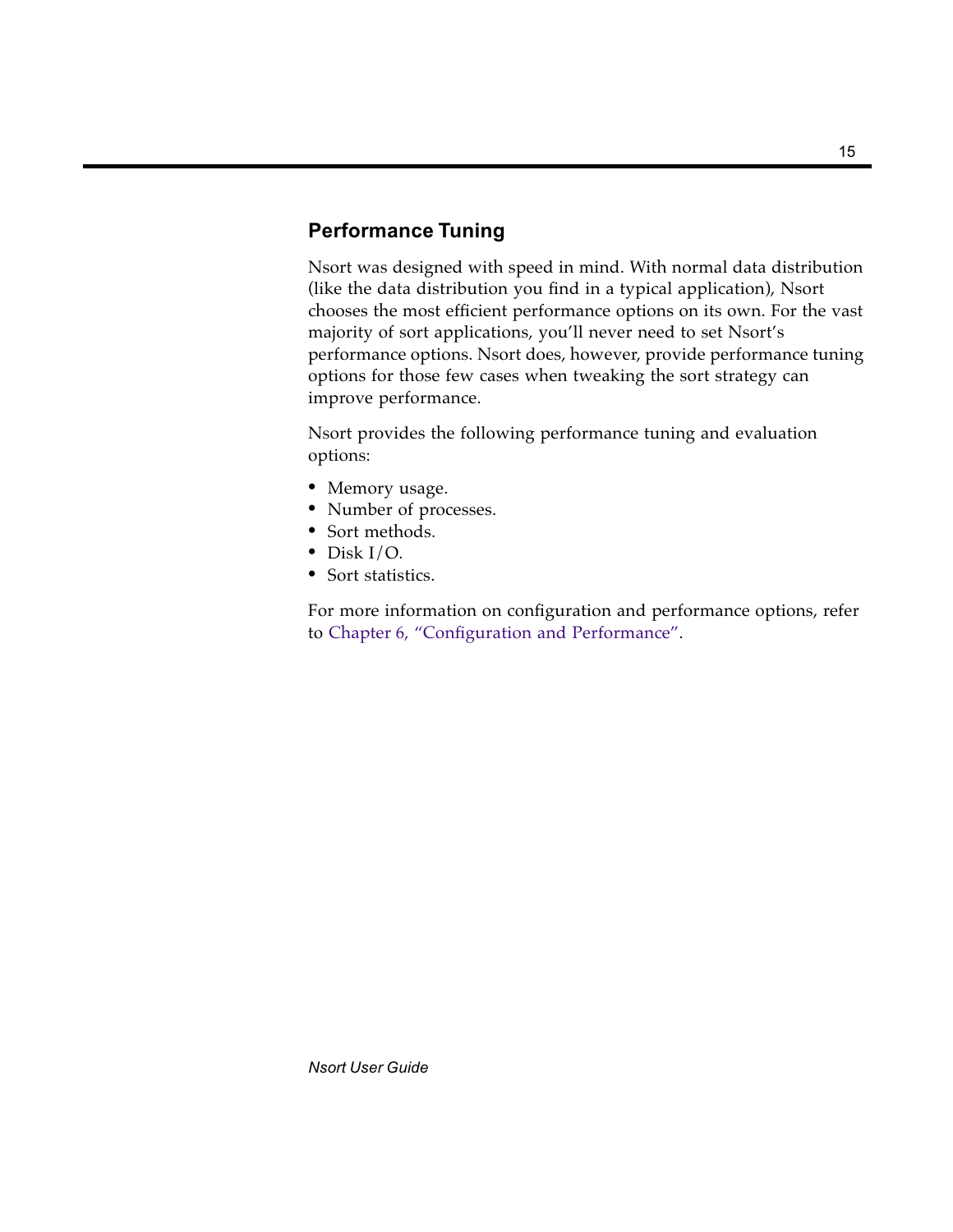## Performance Tuning

Nsort was designed with speed in mind. With normal data distribution (like the data distribution you find in a typical application), Nsort chooses the most efficient performance options on its own. For the vast majority of sort applications, you'll never need to set Nsort's performance options. Nsort does, however, provide performance tuning options for those few cases when tweaking the sort strategy can improve performance.

Nsort provides the following performance tuning and evaluation options:

- Memory usage.
- Number of processes.
- Sort methods.
- Disk I/O.
- Sort statistics.

For more information on configuration and performance options, refer to Chapter 6, "Configuration and Performance".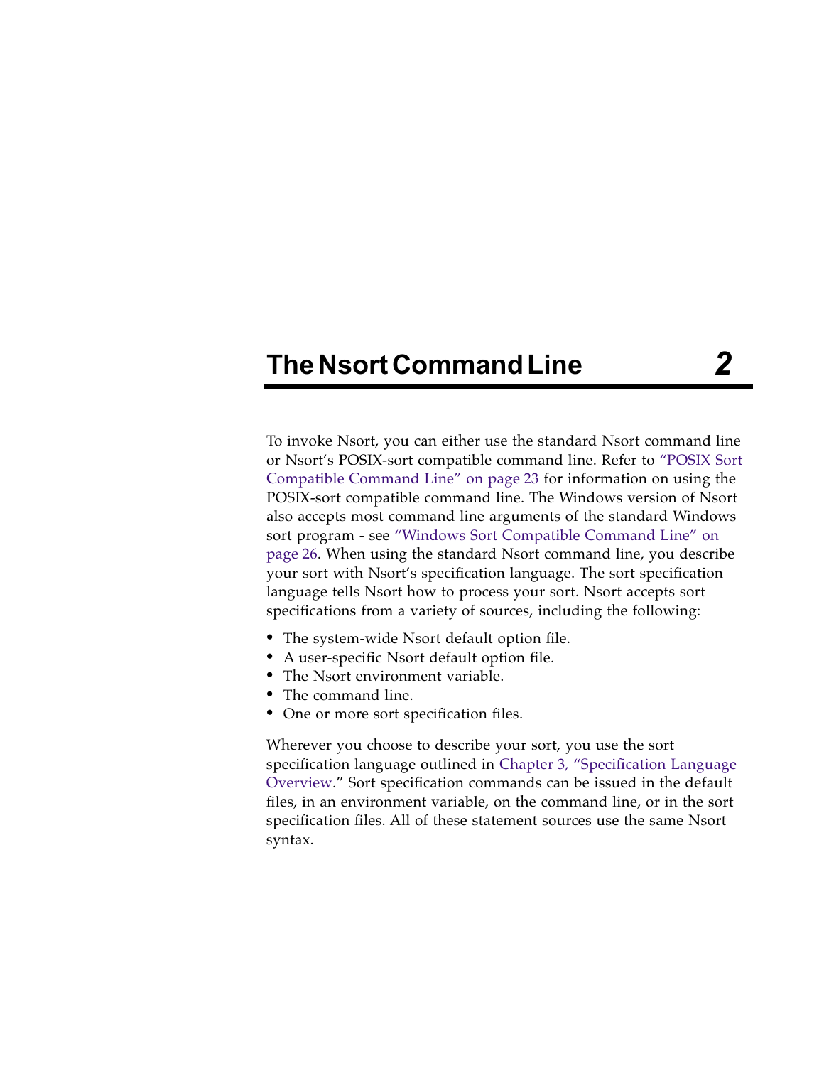# The Nsort Command Line 2

To invoke Nsort, you can either use the standard Nsort command line or Nsort's POSIX-sort compatible command line. Refer to "POSIX Sort Compatible Command Line" on page 23 for information on using the POSIX-sort compatible command line. The Windows version of Nsort also accepts most command line arguments of the standard Windows sort program - see "Windows Sort Compatible Command Line" on page 26. When using the standard Nsort command line, you describe your sort with Nsort's specification language. The sort specification language tells Nsort how to process your sort. Nsort accepts sort specifications from a variety of sources, including the following:

- The system-wide Nsort default option file.
- A user-specific Nsort default option file.
- The Nsort environment variable.
- The command line.
- One or more sort specification files.

Wherever you choose to describe your sort, you use the sort specification language outlined in Chapter 3, "Specification Language Overview." Sort specification commands can be issued in the default files, in an environment variable, on the command line, or in the sort specification files. All of these statement sources use the same Nsort syntax.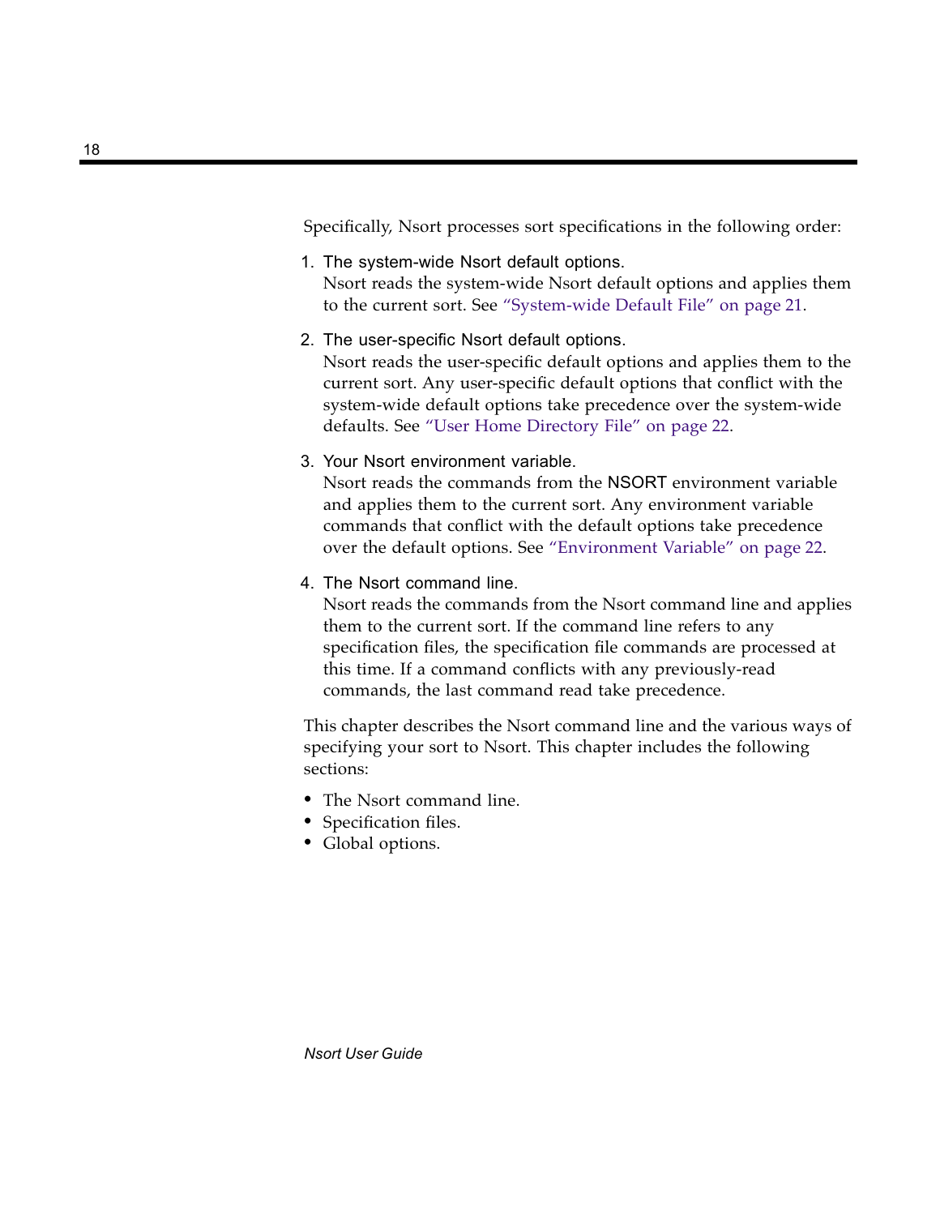Specifically, Nsort processes sort specifications in the following order:

1. The system-wide Nsort default options.
   Nsort reads the system-wide Nsort default options and applies them to the current sort. See "System-wide Default File" on page 21.

2. The user-specific Nsort default options.
   Nsort reads the user-specific default options and applies them to the current sort. Any user-specific default options that conflict with the system-wide default options take precedence over the system-wide defaults. See "User Home Directory File" on page 22.

3. Your Nsort environment variable.
   Nsort reads the commands from the NSORT environment variable and applies them to the current sort. Any environment variable commands that conflict with the default options take precedence over the default options. See "Environment Variable" on page 22.

4. The Nsort command line.
   Nsort reads the commands from the Nsort command line and applies them to the current sort. If the command line refers to any specification files, the specification file commands are processed at this time. If a command conflicts with any previously-read commands, the last command read take precedence.

This chapter describes the Nsort command line and the various ways of specifying your sort to Nsort. This chapter includes the following sections:

- The Nsort command line.
- Specification files.
- Global options.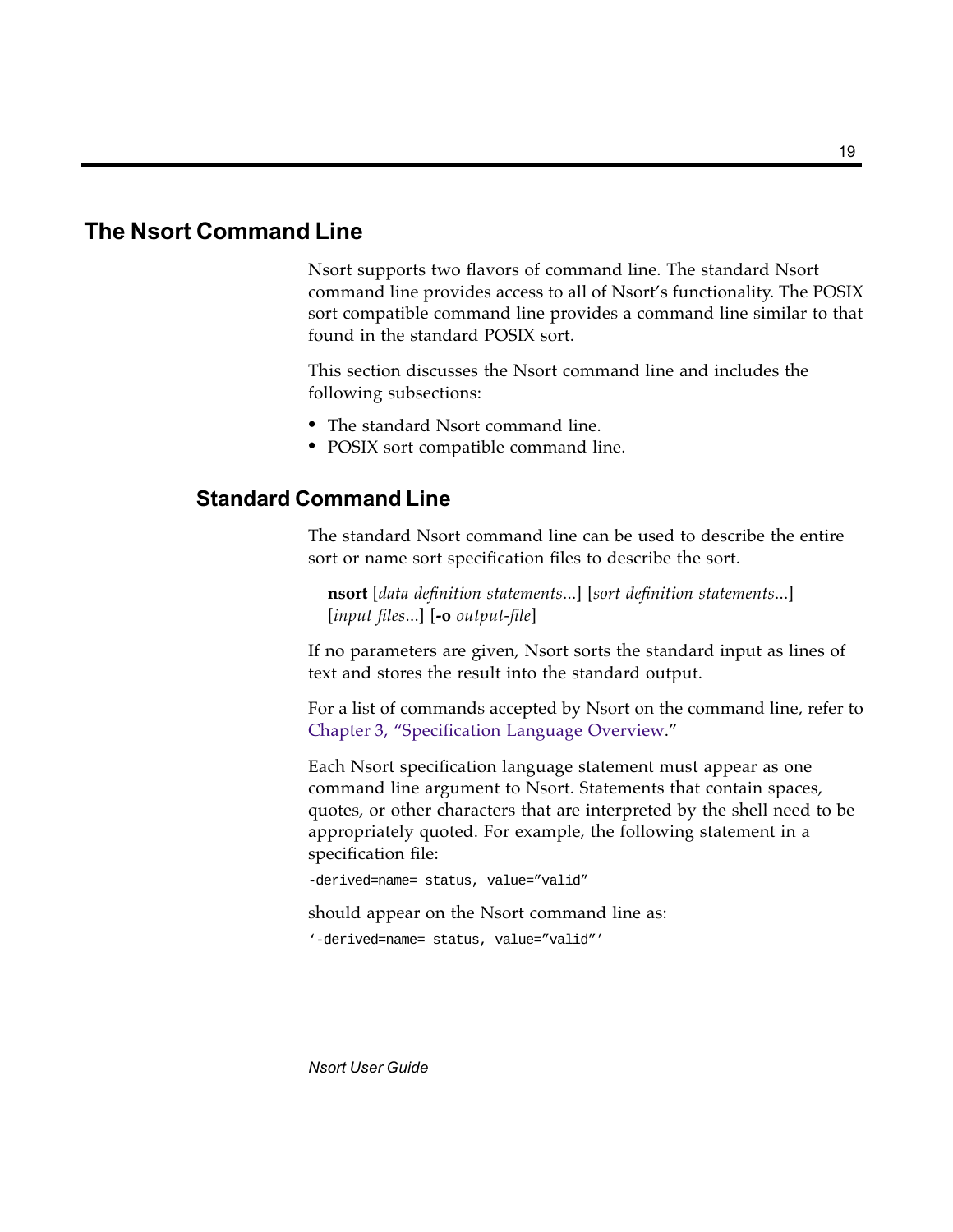# The Nsort Command Line

Nsort supports two flavors of command line. The standard Nsort command line provides access to all of Nsort's functionality. The POSIX sort compatible command line provides a command line similar to that found in the standard POSIX sort.

This section discusses the Nsort command line and includes the following subsections:

- The standard Nsort command line.
- POSIX sort compatible command line.

## Standard Command Line

The standard Nsort command line can be used to describe the entire sort or name sort specification files to describe the sort.

> **nsort** [*data definition statements*...] [*sort definition statements*...] [*input files*...] [**-o** *output-file*]

If no parameters are given, Nsort sorts the standard input as lines of text and stores the result into the standard output.

For a list of commands accepted by Nsort on the command line, refer to Chapter 3, "Specification Language Overview."

Each Nsort specification language statement must appear as one command line argument to Nsort. Statements that contain spaces, quotes, or other characters that are interpreted by the shell need to be appropriately quoted. For example, the following statement in a specification file:

```
-derived=name= status, value="valid"
```

should appear on the Nsort command line as:

```
'-derived=name= status, value="valid"'
```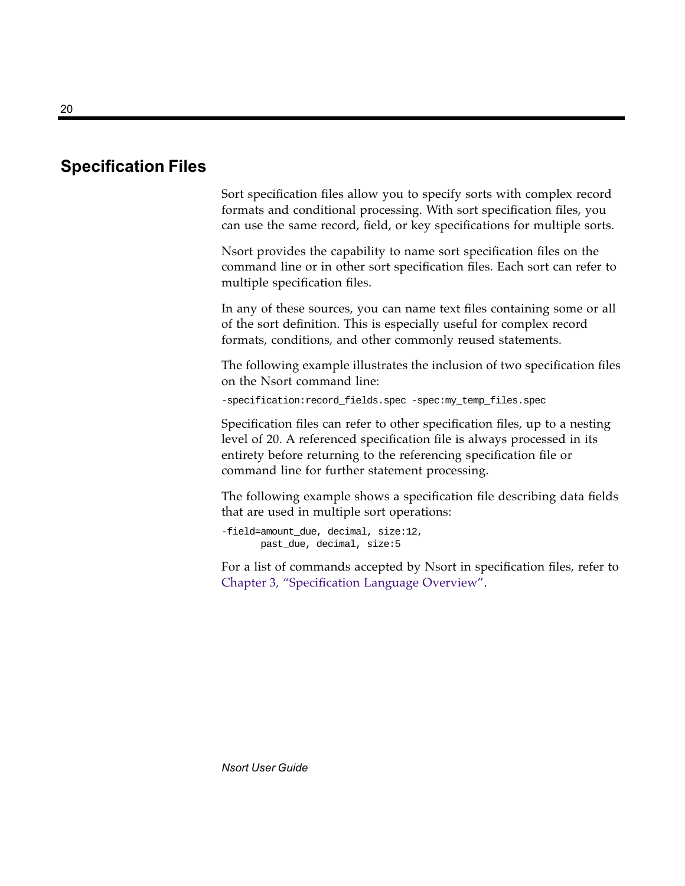## Specification Files

Sort specification files allow you to specify sorts with complex record formats and conditional processing. With sort specification files, you can use the same record, field, or key specifications for multiple sorts.

Nsort provides the capability to name sort specification files on the command line or in other sort specification files. Each sort can refer to multiple specification files.

In any of these sources, you can name text files containing some or all of the sort definition. This is especially useful for complex record formats, conditions, and other commonly reused statements.

The following example illustrates the inclusion of two specification files on the Nsort command line:

```
-specification:record_fields.spec -spec:my_temp_files.spec
```

Specification files can refer to other specification files, up to a nesting level of 20. A referenced specification file is always processed in its entirety before returning to the referencing specification file or command line for further statement processing.

The following example shows a specification file describing data fields that are used in multiple sort operations:

```
-field=amount_due, decimal, size:12,
       past_due, decimal, size:5
```

For a list of commands accepted by Nsort in specification files, refer to Chapter 3, "Specification Language Overview".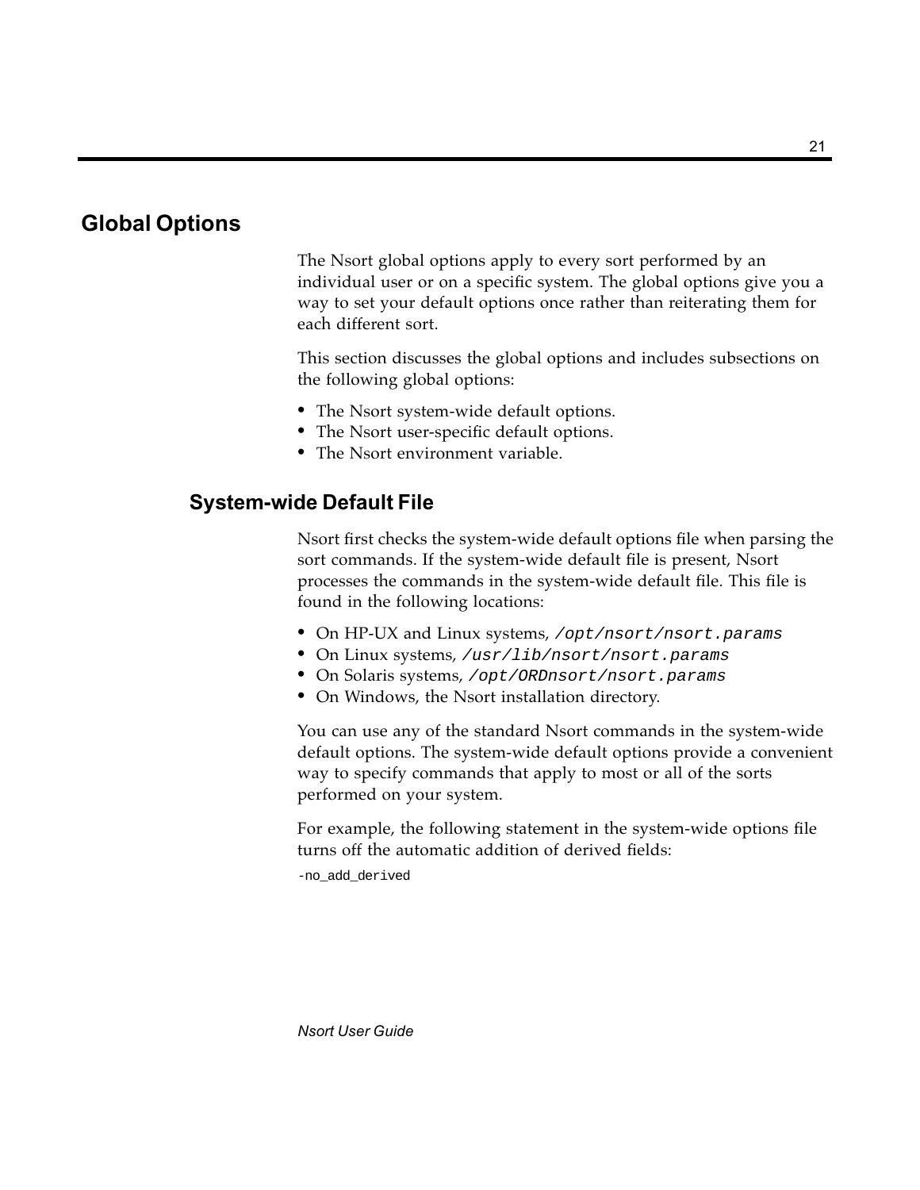# Global Options

The Nsort global options apply to every sort performed by an individual user or on a specific system. The global options give you a way to set your default options once rather than reiterating them for each different sort.

This section discusses the global options and includes subsections on the following global options:

- The Nsort system-wide default options.
- The Nsort user-specific default options.
- The Nsort environment variable.

## System-wide Default File

Nsort first checks the system-wide default options file when parsing the sort commands. If the system-wide default file is present, Nsort processes the commands in the system-wide default file. This file is found in the following locations:

- On HP-UX and Linux systems, */opt/nsort/nsort.params*
- On Linux systems, */usr/lib/nsort/nsort.params*
- On Solaris systems, */opt/ORDnsort/nsort.params*
- On Windows, the Nsort installation directory.

You can use any of the standard Nsort commands in the system-wide default options. The system-wide default options provide a convenient way to specify commands that apply to most or all of the sorts performed on your system.

For example, the following statement in the system-wide options file turns off the automatic addition of derived fields:

```
-no_add_derived
```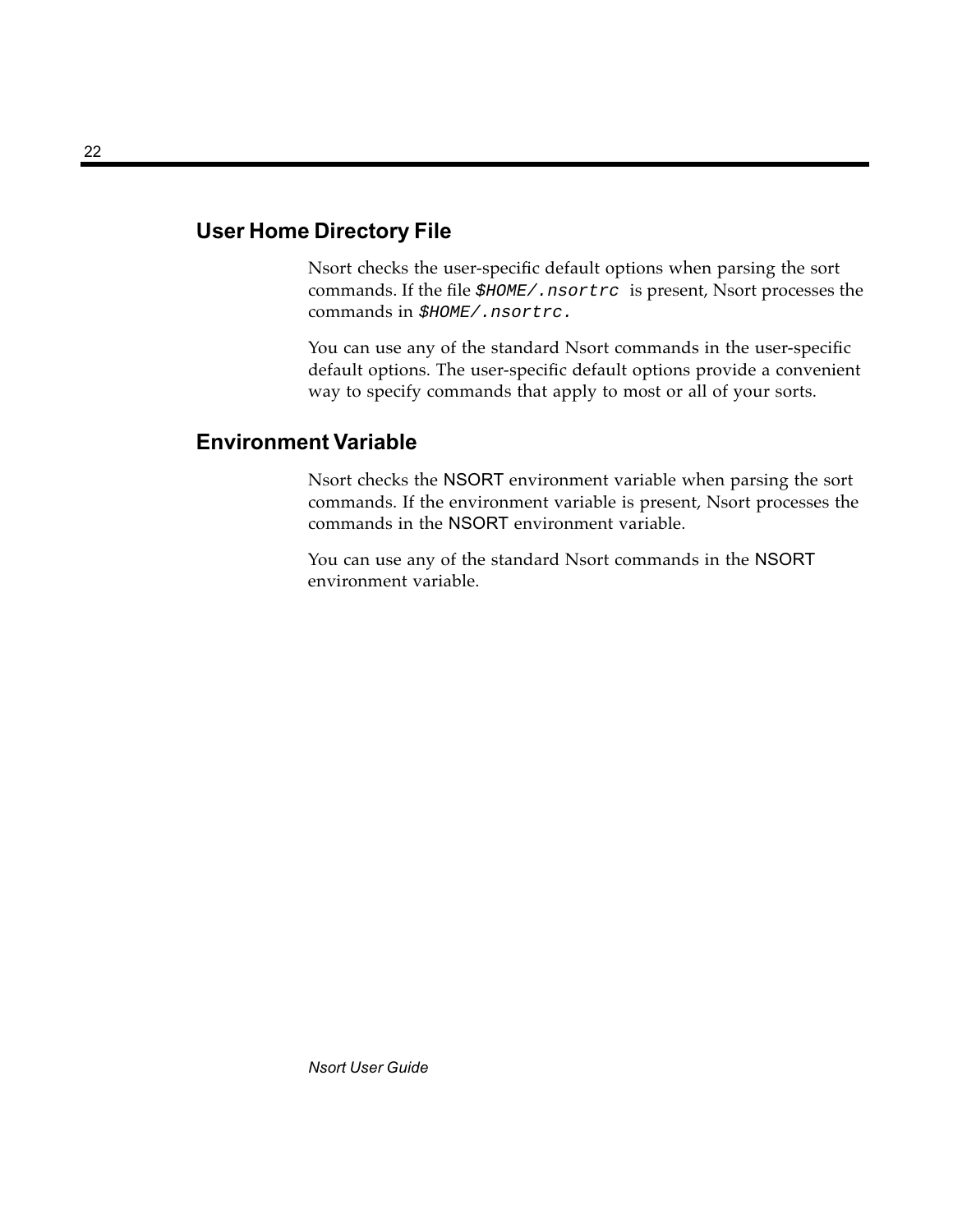## User Home Directory File

Nsort checks the user-specific default options when parsing the sort commands. If the file `$HOME/.nsortrc` is present, Nsort processes the commands in `$HOME/.nsortrc.`

You can use any of the standard Nsort commands in the user-specific default options. The user-specific default options provide a convenient way to specify commands that apply to most or all of your sorts.

## Environment Variable

Nsort checks the NSORT environment variable when parsing the sort commands. If the environment variable is present, Nsort processes the commands in the NSORT environment variable.

You can use any of the standard Nsort commands in the NSORT environment variable.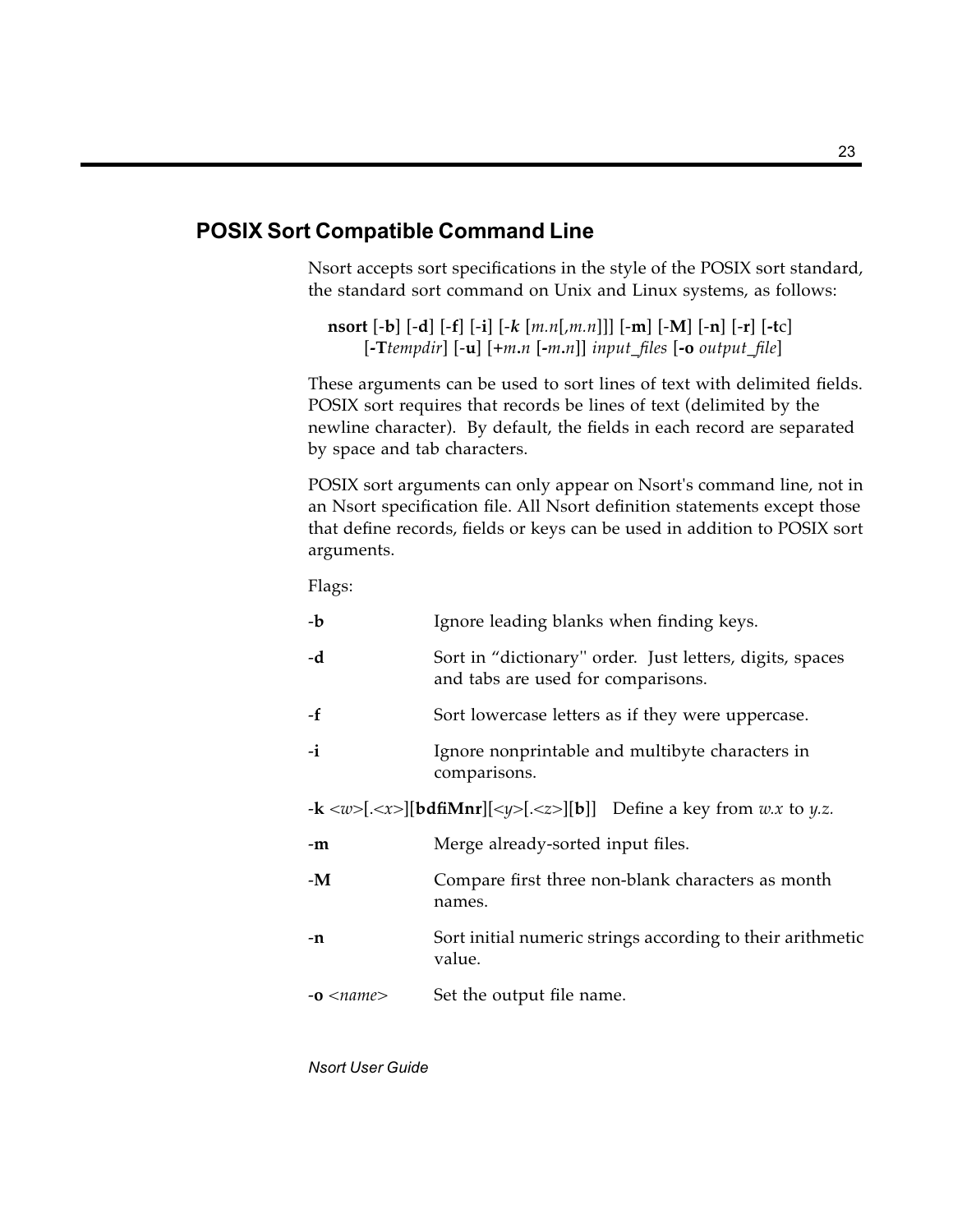## POSIX Sort Compatible Command Line

Nsort accepts sort specifications in the style of the POSIX sort standard, the standard sort command on Unix and Linux systems, as follows:

**nsort** [-**b**] [-**d**] [-**f**] [-**i**] [-***k*** [*m.n*[,*m.n*]]] [-**m**] [-**M**] [-**n**] [-**r**] [-**t**c] [**-T***tempdir*] [-**u**] [+*m***.***n* [-*m***.***n*]] *input_files* [**-o** *output_file*]

These arguments can be used to sort lines of text with delimited fields. POSIX sort requires that records be lines of text (delimited by the newline character). By default, the fields in each record are separated by space and tab characters.

POSIX sort arguments can only appear on Nsort's command line, not in an Nsort specification file. All Nsort definition statements except those that define records, fields or keys can be used in addition to POSIX sort arguments.

Flags:

| | |
|---|---|
| -**b** | Ignore leading blanks when finding keys. |
| -**d** | Sort in "dictionary" order. Just letters, digits, spaces and tabs are used for comparisons. |
| -**f** | Sort lowercase letters as if they were uppercase. |
| -**i** | Ignore nonprintable and multibyte characters in comparisons. |
| -**k** <*w*>[.<*x*>][**bdfiMnr**][<*y*>[.<*z*>][**b**]] | Define a key from *w.x* to *y.z.* |
| -**m** | Merge already-sorted input files. |
| -**M** | Compare first three non-blank characters as month names. |
| -**n** | Sort initial numeric strings according to their arithmetic value. |
| -**o** <*name*> | Set the output file name. |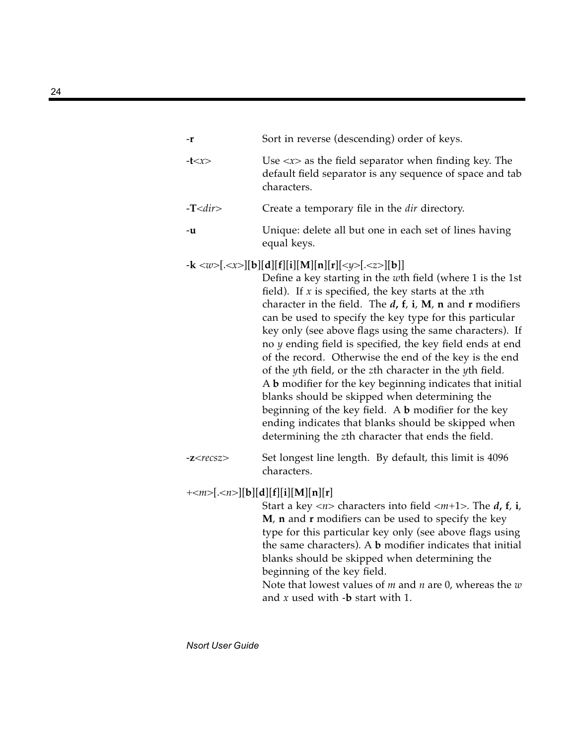**-r** Sort in reverse (descending) order of keys.

**-t**<*x*> Use <*x*> as the field separator when finding key. The default field separator is any sequence of space and tab characters.

**-T**<*dir*> Create a temporary file in the *dir* directory.

**-u** Unique: delete all but one in each set of lines having equal keys.

**-k** <*w*>[.<*x*>][**b**][**d**][**f**][**i**][**M**][**n**][**r**][<*y*>[.<*z*>][**b**]]

Define a key starting in the *w*th field (where 1 is the 1st field). If *x* is specified, the key starts at the *x*th character in the field. The ***d*, f**, **i**, **M**, **n** and **r** modifiers can be used to specify the key type for this particular key only (see above flags using the same characters). If no *y* ending field is specified, the key field ends at end of the record. Otherwise the end of the key is the end of the *y*th field, or the *z*th character in the *y*th field. A **b** modifier for the key beginning indicates that initial blanks should be skipped when determining the beginning of the key field. A **b** modifier for the key ending indicates that blanks should be skipped when determining the *z*th character that ends the field.

**-z**<*recsz*> Set longest line length. By default, this limit is 4096 characters.

+<*m*>[.<*n*>][**b**][**d**][**f**][**i**][**M**][**n**][**r**]

Start a key <*n*> characters into field <*m*+1>. The ***d*, f**, **i**, **M**, **n** and **r** modifiers can be used to specify the key type for this particular key only (see above flags using the same characters). A **b** modifier indicates that initial blanks should be skipped when determining the beginning of the key field.

Note that lowest values of *m* and *n* are 0, whereas the *w* and *x* used with **-b** start with 1.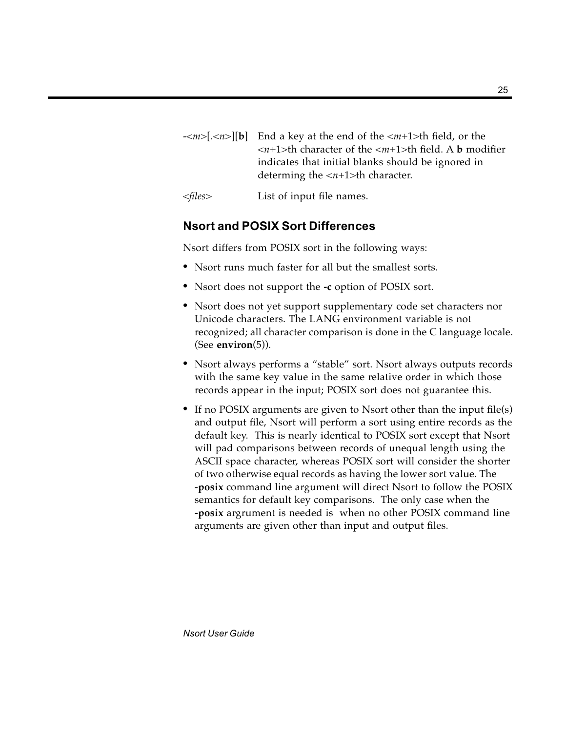-<*m*>[.<*n*>][**b**] End a key at the end of the <*m*+1>th field, or the <*n*+1>th character of the <*m*+1>th field. A **b** modifier indicates that initial blanks should be ignored in determing the <*n*+1>th character.

<*files*> List of input file names.

### Nsort and POSIX Sort Differences

Nsort differs from POSIX sort in the following ways:

- Nsort runs much faster for all but the smallest sorts.
- Nsort does not support the **-c** option of POSIX sort.
- Nsort does not yet support supplementary code set characters nor Unicode characters. The LANG environment variable is not recognized; all character comparison is done in the C language locale. (See **environ**(5)).
- Nsort always performs a "stable" sort. Nsort always outputs records with the same key value in the same relative order in which those records appear in the input; POSIX sort does not guarantee this.
- If no POSIX arguments are given to Nsort other than the input file(s) and output file, Nsort will perform a sort using entire records as the default key. This is nearly identical to POSIX sort except that Nsort will pad comparisons between records of unequal length using the ASCII space character, whereas POSIX sort will consider the shorter of two otherwise equal records as having the lower sort value. The -**posix** command line argument will direct Nsort to follow the POSIX semantics for default key comparisons. The only case when the **-posix** argrument is needed is when no other POSIX command line arguments are given other than input and output files.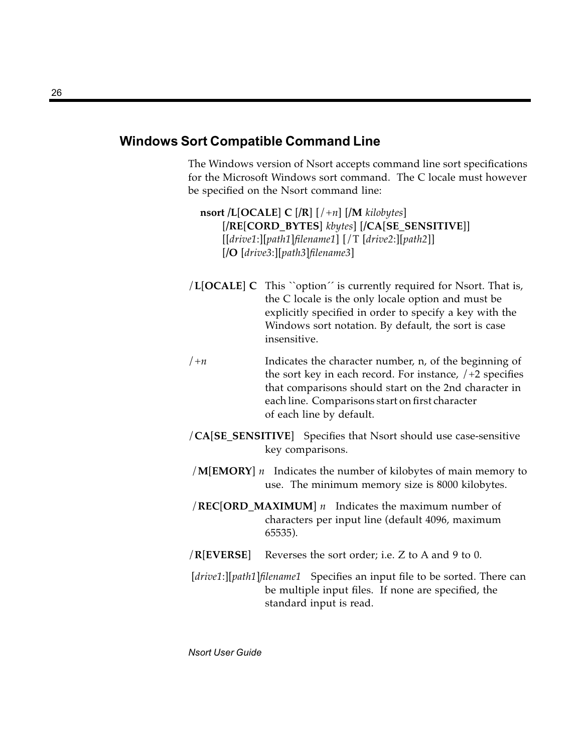## Windows Sort Compatible Command Line

The Windows version of Nsort accepts command line sort specifications for the Microsoft Windows sort command. The C locale must however be specified on the Nsort command line:

> **nsort /L**[**OCALE**] **C** [**/R**] [/+*n*] [**/M** *kilobytes*]
> [**/RE**[**CORD_BYTES**] *kbytes*] [**/CA**[**SE_SENSITIVE**]]
> [[*drive1*:][*path1*]*filename1*] [/T [*drive2*:][*path2*]]
> [**/O** [*drive3*:][*path3*]*filename3*]

/**L**[**OCALE**] **C** This ``option´´ is currently required for Nsort. That is, the C locale is the only locale option and must be explicitly specified in order to specify a key with the Windows sort notation. By default, the sort is case insensitive.

/+*n* Indicates the character number, n, of the beginning of the sort key in each record. For instance, /+2 specifies that comparisons should start on the 2nd character in each line. Comparisons start on first character of each line by default.

/**CA**[**SE_SENSITIVE**] Specifies that Nsort should use case-sensitive key comparisons.

/**M**[**EMORY**] *n* Indicates the number of kilobytes of main memory to use. The minimum memory size is 8000 kilobytes.

/**REC**[**ORD_MAXIMUM**] *n* Indicates the maximum number of characters per input line (default 4096, maximum 65535).

/**R**[**EVERSE**] Reverses the sort order; i.e. Z to A and 9 to 0.

[*drive1*:][*path1*]*filename1* Specifies an input file to be sorted. There can be multiple input files. If none are specified, the standard input is read.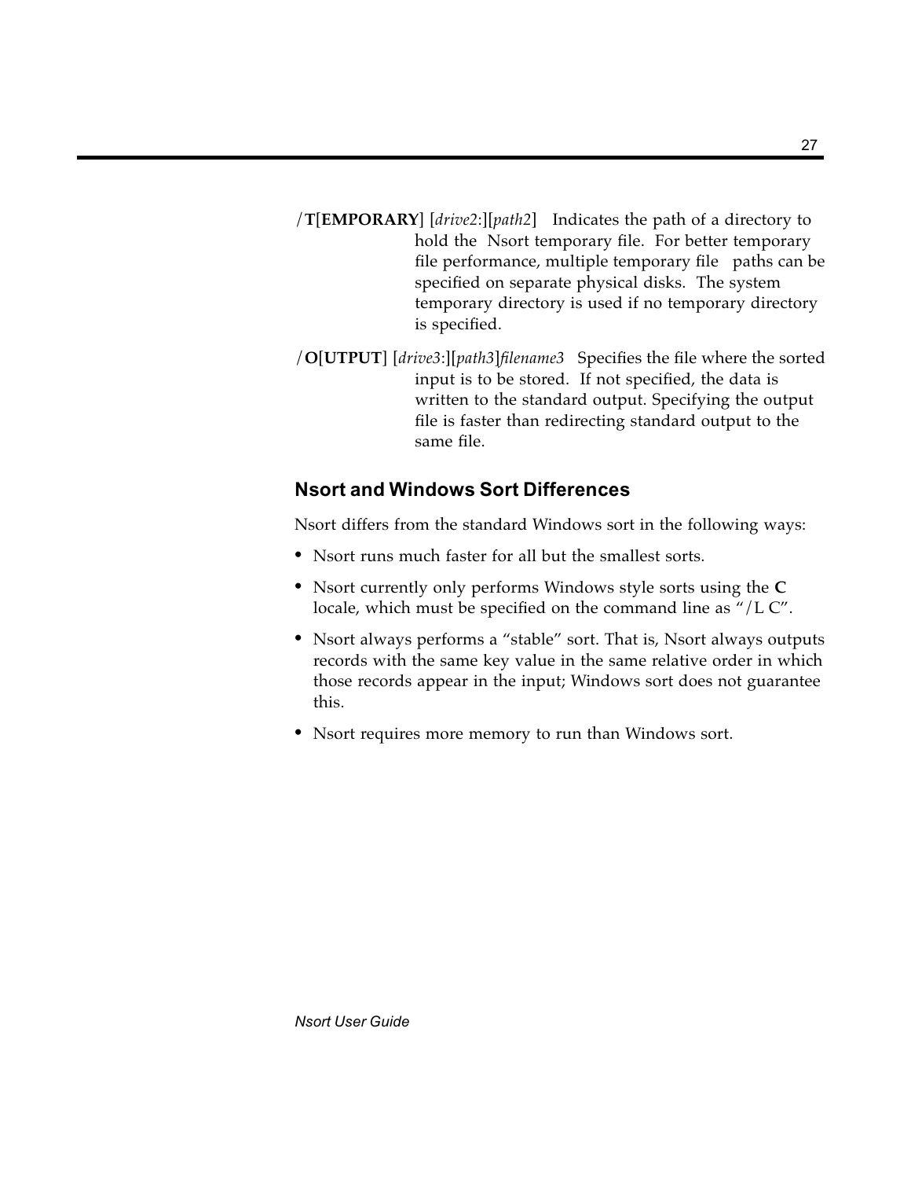/**T**[**EMPORARY**] [*drive2*:][*path2*]   Indicates the path of a directory to hold the Nsort temporary file. For better temporary file performance, multiple temporary file paths can be specified on separate physical disks. The system temporary directory is used if no temporary directory is specified.

/**O**[**UTPUT**] [*drive3*:][*path3*]*filename3*   Specifies the file where the sorted input is to be stored. If not specified, the data is written to the standard output. Specifying the output file is faster than redirecting standard output to the same file.

### Nsort and Windows Sort Differences

Nsort differs from the standard Windows sort in the following ways:

- Nsort runs much faster for all but the smallest sorts.
- Nsort currently only performs Windows style sorts using the **C** locale, which must be specified on the command line as "/L C".
- Nsort always performs a "stable" sort. That is, Nsort always outputs records with the same key value in the same relative order in which those records appear in the input; Windows sort does not guarantee this.
- Nsort requires more memory to run than Windows sort.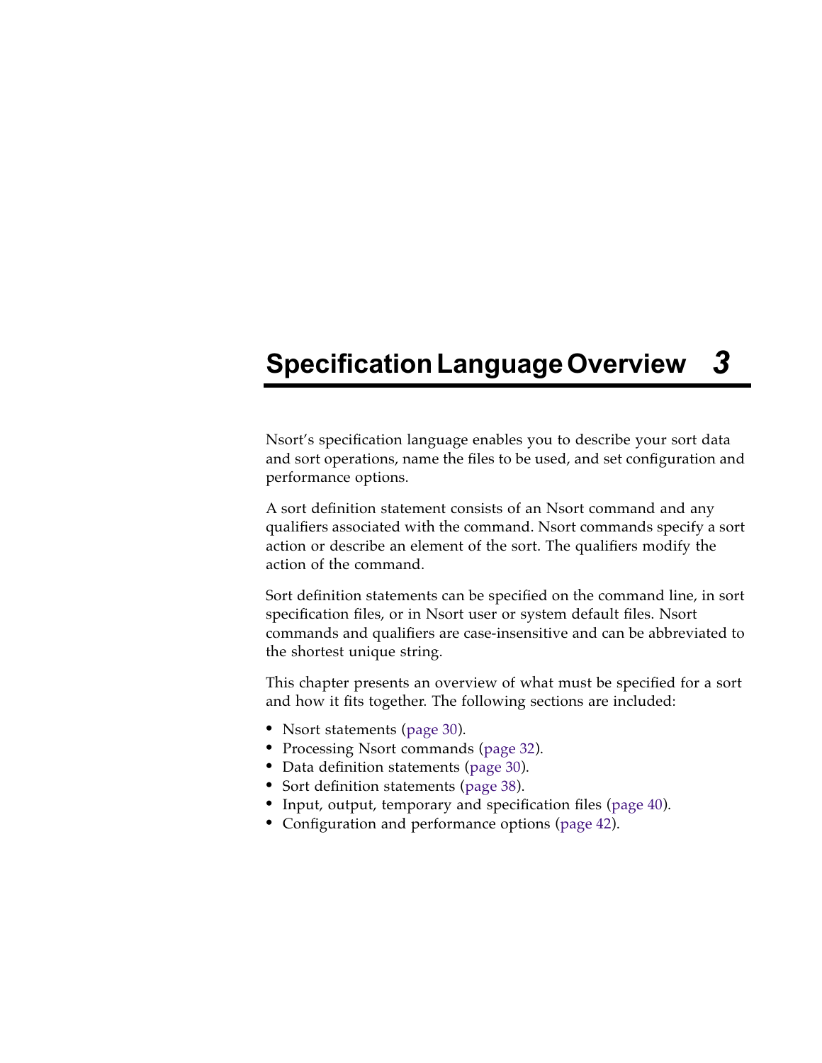# Specification Language Overview 3

Nsort's specification language enables you to describe your sort data and sort operations, name the files to be used, and set configuration and performance options.

A sort definition statement consists of an Nsort command and any qualifiers associated with the command. Nsort commands specify a sort action or describe an element of the sort. The qualifiers modify the action of the command.

Sort definition statements can be specified on the command line, in sort specification files, or in Nsort user or system default files. Nsort commands and qualifiers are case-insensitive and can be abbreviated to the shortest unique string.

This chapter presents an overview of what must be specified for a sort and how it fits together. The following sections are included:

- Nsort statements (page 30).
- Processing Nsort commands (page 32).
- Data definition statements (page 30).
- Sort definition statements (page 38).
- Input, output, temporary and specification files (page 40).
- Configuration and performance options (page 42).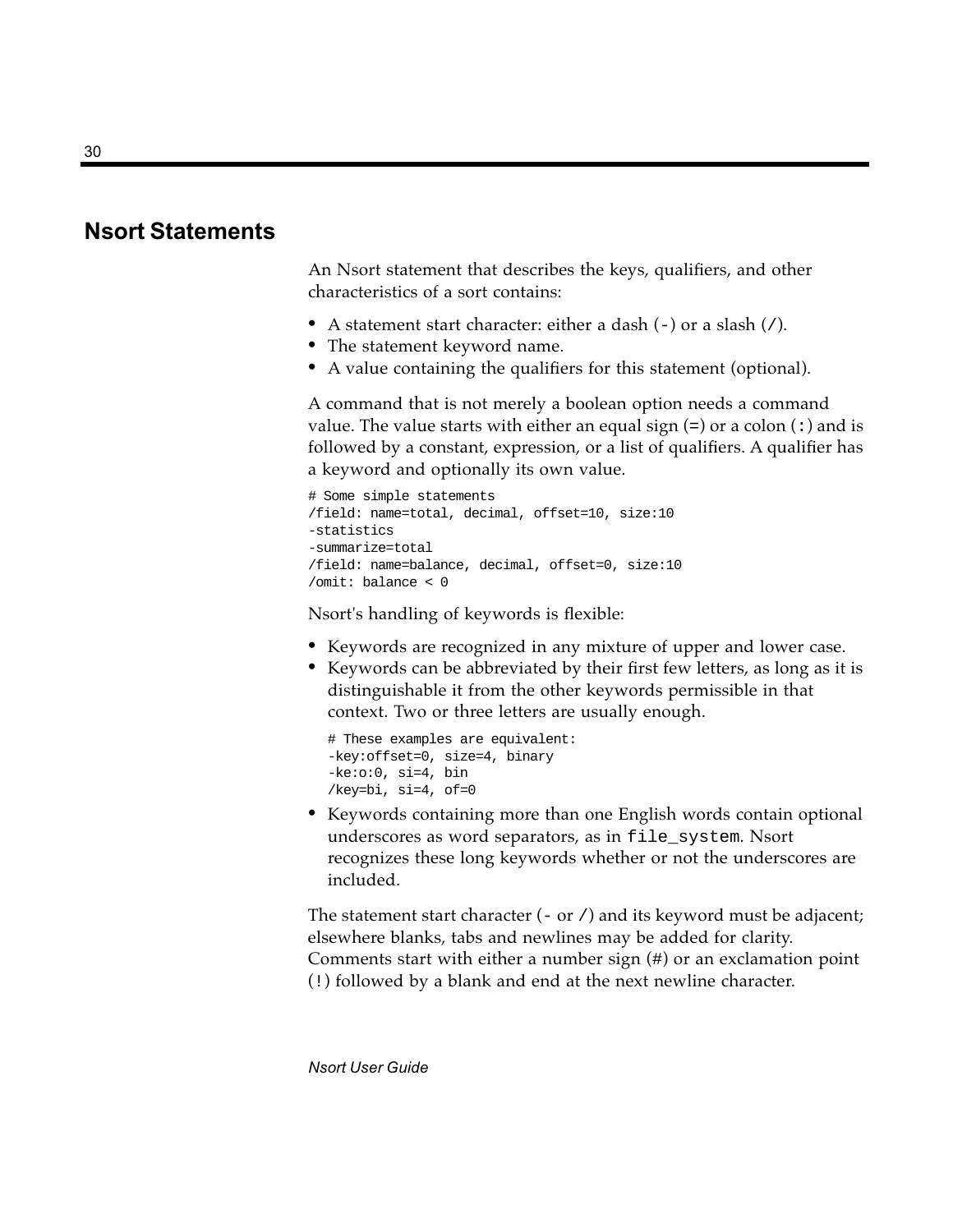## Nsort Statements

An Nsort statement that describes the keys, qualifiers, and other characteristics of a sort contains:

- A statement start character: either a dash (-) or a slash (/).
- The statement keyword name.
- A value containing the qualifiers for this statement (optional).

A command that is not merely a boolean option needs a command value. The value starts with either an equal sign (=) or a colon (:) and is followed by a constant, expression, or a list of qualifiers. A qualifier has a keyword and optionally its own value.

```
# Some simple statements
/field: name=total, decimal, offset=10, size:10
-statistics
-summarize=total
/field: name=balance, decimal, offset=0, size:10
/omit: balance < 0
```

Nsort's handling of keywords is flexible:

- Keywords are recognized in any mixture of upper and lower case.
- Keywords can be abbreviated by their first few letters, as long as it is distinguishable it from the other keywords permissible in that context. Two or three letters are usually enough.

  ```
  # These examples are equivalent:
  -key:offset=0, size=4, binary
  -ke:o:0, si=4, bin
  /key=bi, si=4, of=0
  ```

- Keywords containing more than one English words contain optional underscores as word separators, as in `file_system`. Nsort recognizes these long keywords whether or not the underscores are included.

The statement start character (- or /) and its keyword must be adjacent; elsewhere blanks, tabs and newlines may be added for clarity. Comments start with either a number sign (#) or an exclamation point (!) followed by a blank and end at the next newline character.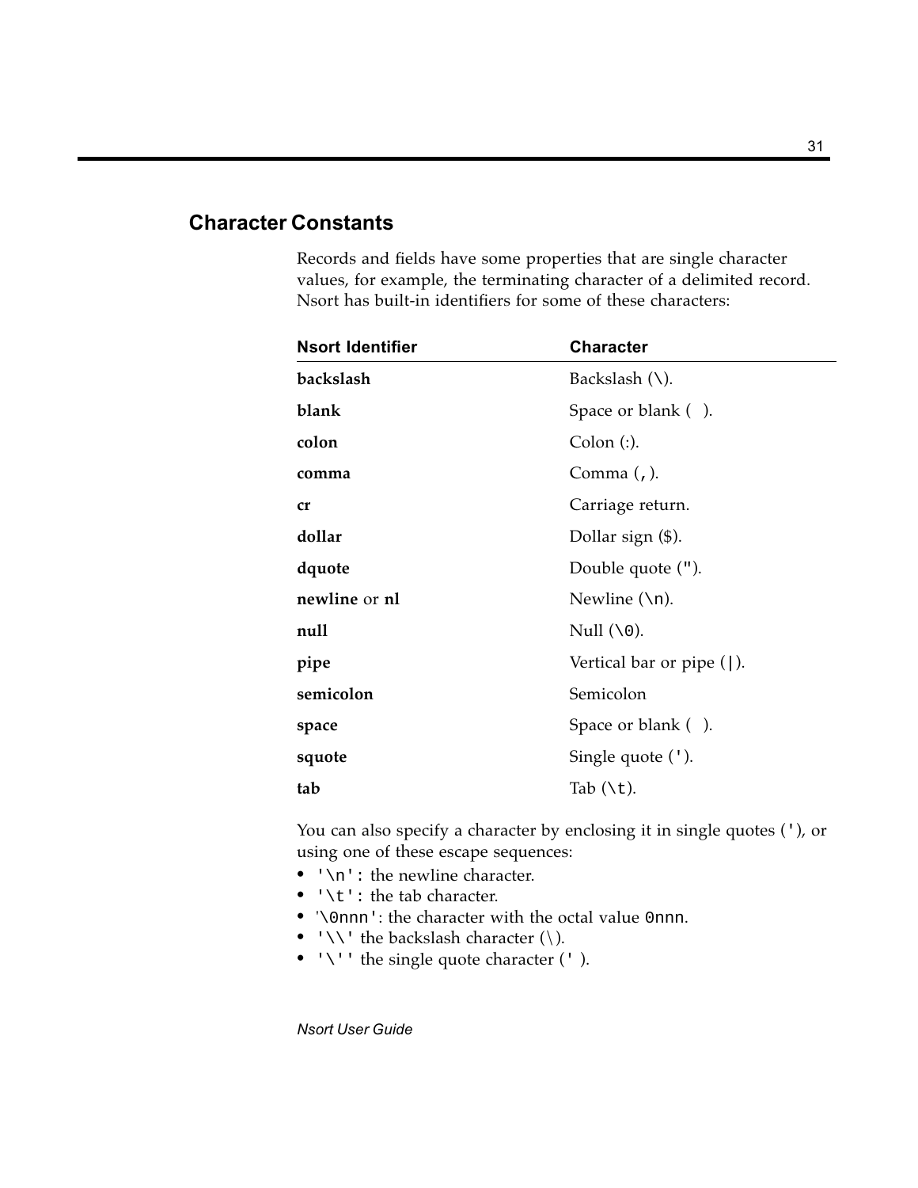## Character Constants

Records and fields have some properties that are single character values, for example, the terminating character of a delimited record. Nsort has built-in identifiers for some of these characters:

| Nsort Identifier | Character |
| --- | --- |
| **backslash** | Backslash (\). |
| **blank** | Space or blank ( ). |
| **colon** | Colon (:). |
| **comma** | Comma (,). |
| **cr** | Carriage return. |
| **dollar** | Dollar sign ($). |
| **dquote** | Double quote ("). |
| **newline** or **nl** | Newline (\n). |
| **null** | Null (\0). |
| **pipe** | Vertical bar or pipe (\|). |
| **semicolon** | Semicolon |
| **space** | Space or blank ( ). |
| **squote** | Single quote ('). |
| **tab** | Tab (\t). |

You can also specify a character by enclosing it in single quotes ('), or using one of these escape sequences:

- `'\n':` the newline character.
- `'\t':` the tab character.
- `'\0nnn'`: the character with the octal value `0nnn`.
- `'\\'` the backslash character (\).
- `'\''` the single quote character (' ).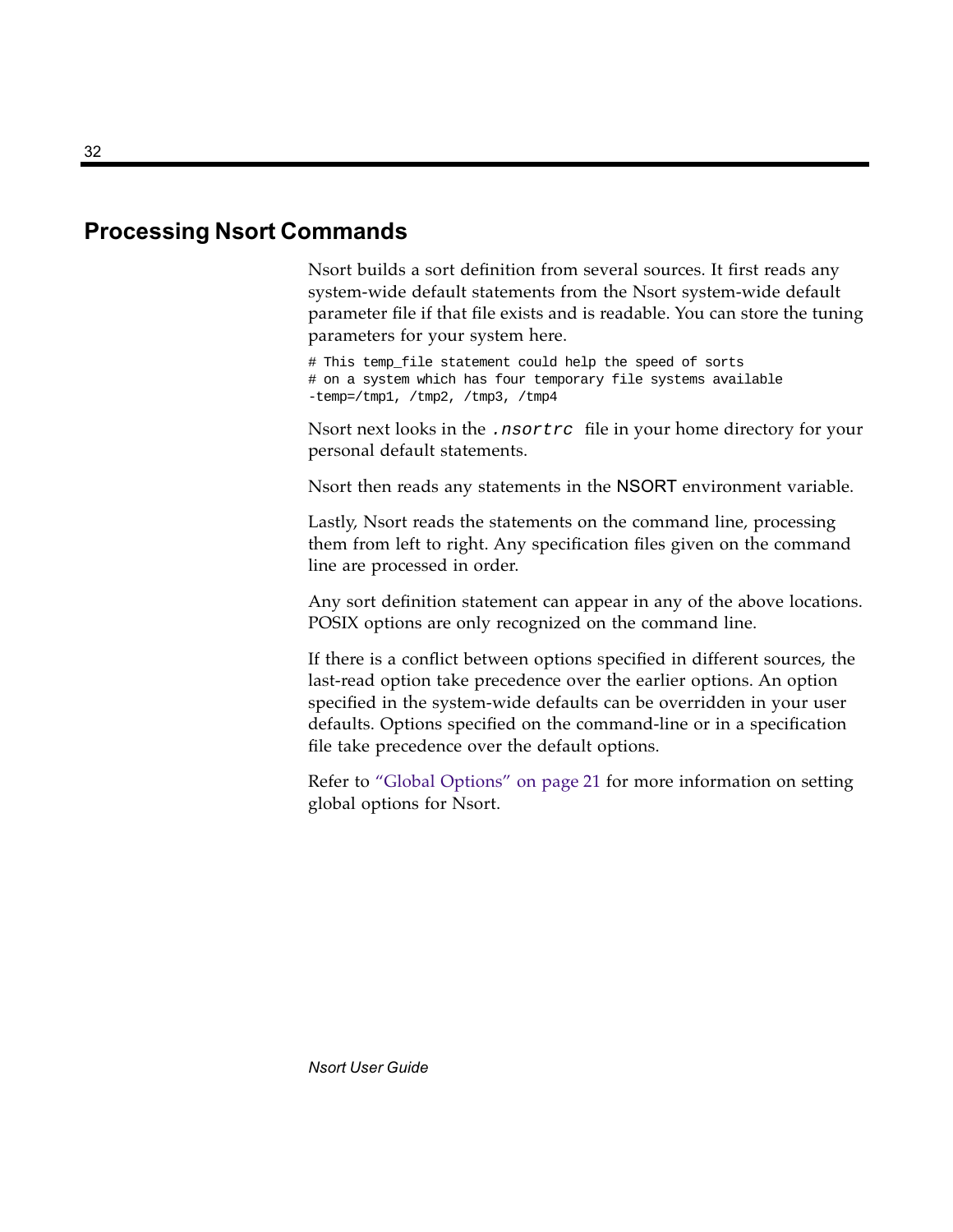## Processing Nsort Commands

Nsort builds a sort definition from several sources. It first reads any system-wide default statements from the Nsort system-wide default parameter file if that file exists and is readable. You can store the tuning parameters for your system here.

```
# This temp_file statement could help the speed of sorts
# on a system which has four temporary file systems available
-temp=/tmp1, /tmp2, /tmp3, /tmp4
```

Nsort next looks in the `.nsortrc` file in your home directory for your personal default statements.

Nsort then reads any statements in the NSORT environment variable.

Lastly, Nsort reads the statements on the command line, processing them from left to right. Any specification files given on the command line are processed in order.

Any sort definition statement can appear in any of the above locations. POSIX options are only recognized on the command line.

If there is a conflict between options specified in different sources, the last-read option take precedence over the earlier options. An option specified in the system-wide defaults can be overridden in your user defaults. Options specified on the command-line or in a specification file take precedence over the default options.

Refer to "Global Options" on page 21 for more information on setting global options for Nsort.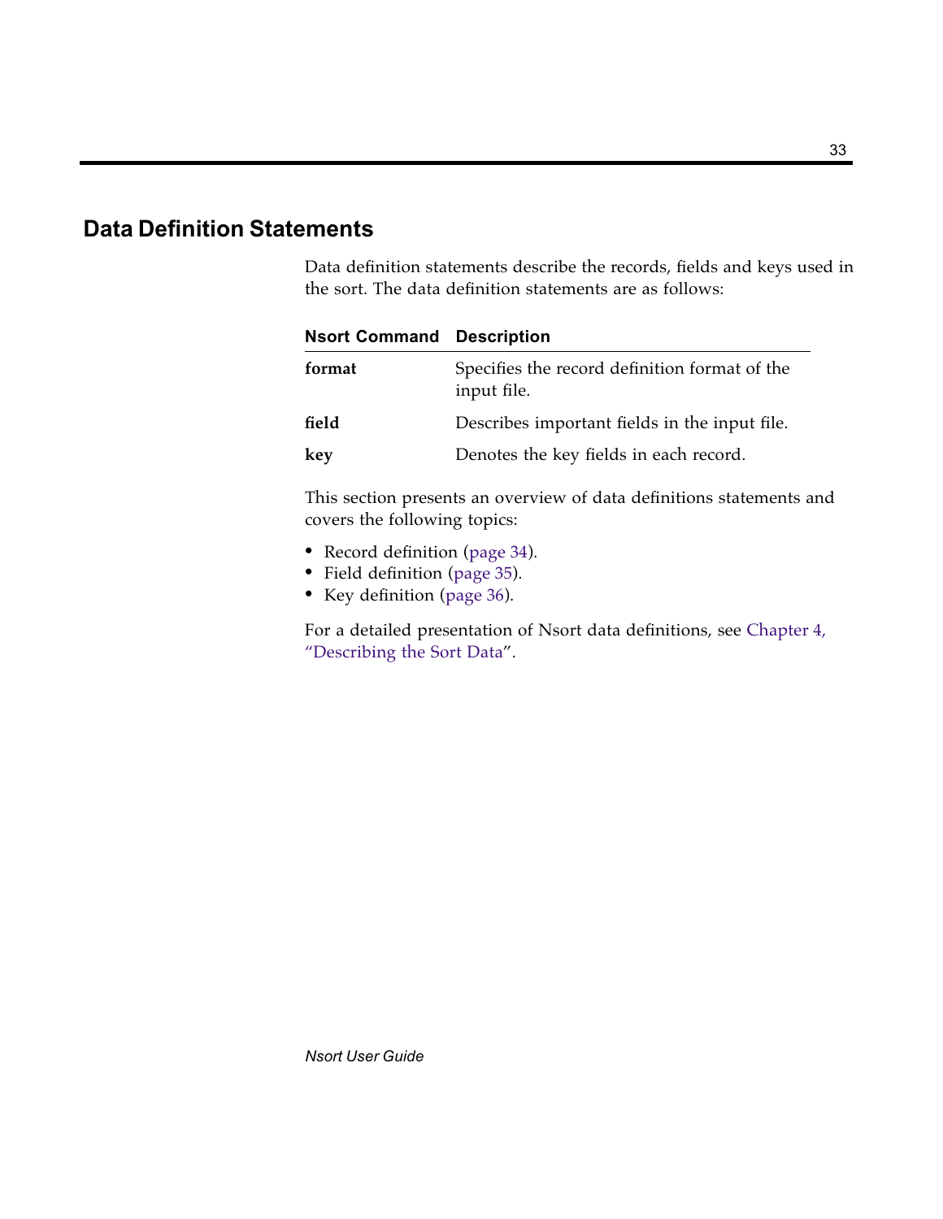## Data Definition Statements

Data definition statements describe the records, fields and keys used in the sort. The data definition statements are as follows:

| Nsort Command | Description |
|---|---|
| **format** | Specifies the record definition format of the input file. |
| **field** | Describes important fields in the input file. |
| **key** | Denotes the key fields in each record. |

This section presents an overview of data definitions statements and covers the following topics:

- Record definition (page 34).
- Field definition (page 35).
- Key definition (page 36).

For a detailed presentation of Nsort data definitions, see Chapter 4, "Describing the Sort Data".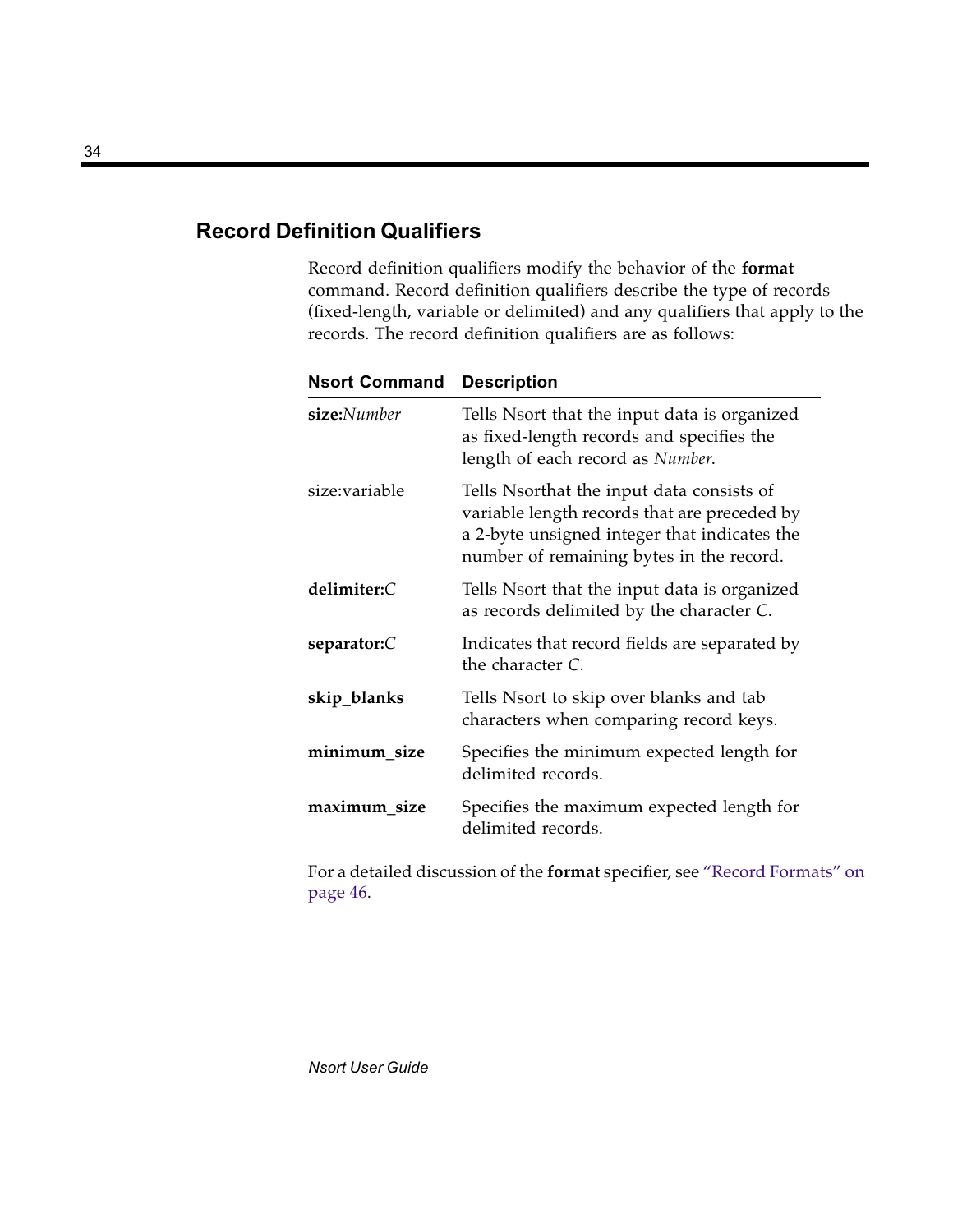## Record Definition Qualifiers

Record definition qualifiers modify the behavior of the **format** command. Record definition qualifiers describe the type of records (fixed-length, variable or delimited) and any qualifiers that apply to the records. The record definition qualifiers are as follows:

| Nsort Command | Description |
|---|---|
| **size:***Number* | Tells Nsort that the input data is organized as fixed-length records and specifies the length of each record as *Number*. |
| size:variable | Tells Nsorthat the input data consists of variable length records that are preceded by a 2-byte unsigned integer that indicates the number of remaining bytes in the record. |
| **delimiter:***C* | Tells Nsort that the input data is organized as records delimited by the character *C*. |
| **separator:***C* | Indicates that record fields are separated by the character *C*. |
| **skip_blanks** | Tells Nsort to skip over blanks and tab characters when comparing record keys. |
| **minimum_size** | Specifies the minimum expected length for delimited records. |
| **maximum_size** | Specifies the maximum expected length for delimited records. |

For a detailed discussion of the **format** specifier, see "Record Formats" on page 46.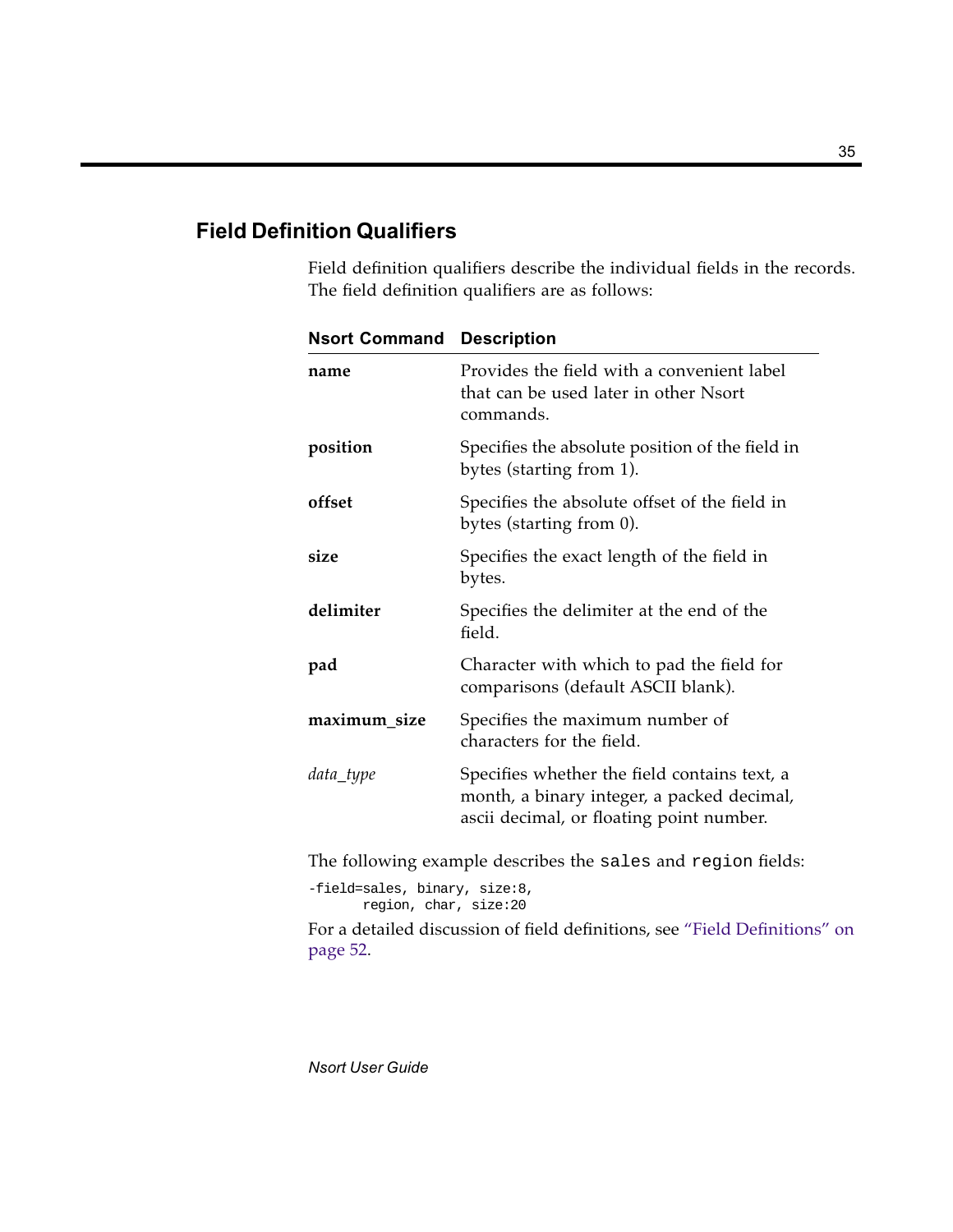## Field Definition Qualifiers

Field definition qualifiers describe the individual fields in the records. The field definition qualifiers are as follows:

| Nsort Command | Description |
|---|---|
| **name** | Provides the field with a convenient label that can be used later in other Nsort commands. |
| **position** | Specifies the absolute position of the field in bytes (starting from 1). |
| **offset** | Specifies the absolute offset of the field in bytes (starting from 0). |
| **size** | Specifies the exact length of the field in bytes. |
| **delimiter** | Specifies the delimiter at the end of the field. |
| **pad** | Character with which to pad the field for comparisons (default ASCII blank). |
| **maximum_size** | Specifies the maximum number of characters for the field. |
| *data_type* | Specifies whether the field contains text, a month, a binary integer, a packed decimal, ascii decimal, or floating point number. |

The following example describes the `sales` and `region` fields:

```
-field=sales, binary, size:8,
      region, char, size:20
```

For a detailed discussion of field definitions, see "Field Definitions" on page 52.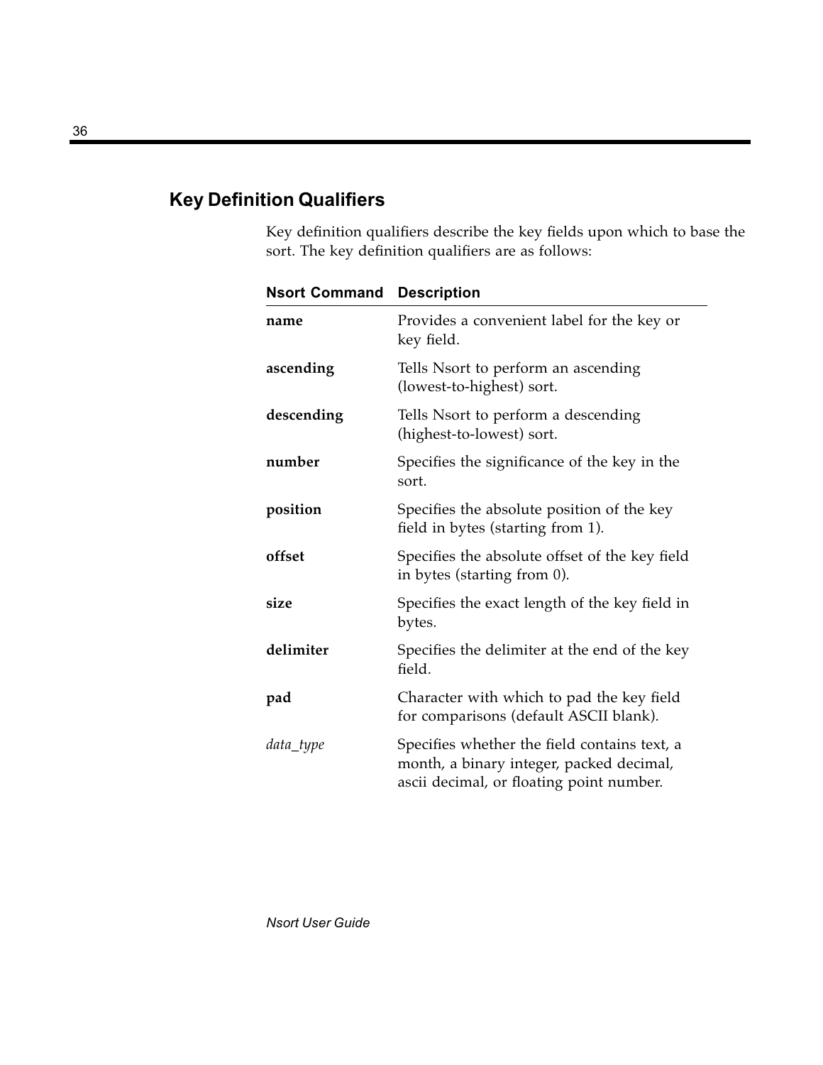## Key Definition Qualifiers

Key definition qualifiers describe the key fields upon which to base the sort. The key definition qualifiers are as follows:

| Nsort Command | Description |
|---|---|
| **name** | Provides a convenient label for the key or key field. |
| **ascending** | Tells Nsort to perform an ascending (lowest-to-highest) sort. |
| **descending** | Tells Nsort to perform a descending (highest-to-lowest) sort. |
| **number** | Specifies the significance of the key in the sort. |
| **position** | Specifies the absolute position of the key field in bytes (starting from 1). |
| **offset** | Specifies the absolute offset of the key field in bytes (starting from 0). |
| **size** | Specifies the exact length of the key field in bytes. |
| **delimiter** | Specifies the delimiter at the end of the key field. |
| **pad** | Character with which to pad the key field for comparisons (default ASCII blank). |
| *data_type* | Specifies whether the field contains text, a month, a binary integer, packed decimal, ascii decimal, or floating point number. |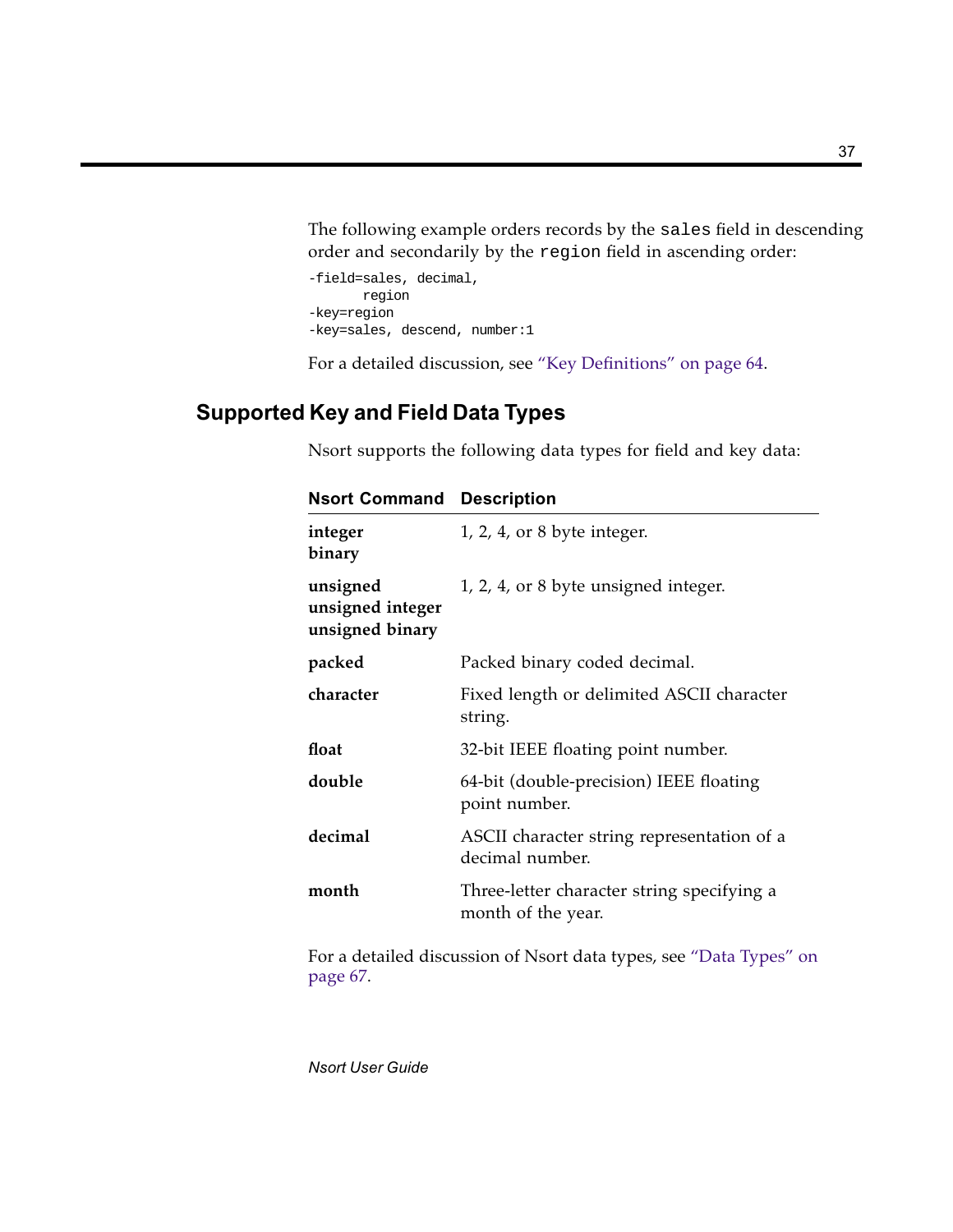The following example orders records by the `sales` field in descending order and secondarily by the `region` field in ascending order:

```
-field=sales, decimal,
       region
-key=region
-key=sales, descend, number:1
```

For a detailed discussion, see "Key Definitions" on page 64.

## Supported Key and Field Data Types

Nsort supports the following data types for field and key data:

| Nsort Command | Description |
|---|---|
| **integer**<br>**binary** | 1, 2, 4, or 8 byte integer. |
| **unsigned**<br>**unsigned integer**<br>**unsigned binary** | 1, 2, 4, or 8 byte unsigned integer. |
| **packed** | Packed binary coded decimal. |
| **character** | Fixed length or delimited ASCII character string. |
| **float** | 32-bit IEEE floating point number. |
| **double** | 64-bit (double-precision) IEEE floating point number. |
| **decimal** | ASCII character string representation of a decimal number. |
| **month** | Three-letter character string specifying a month of the year. |

For a detailed discussion of Nsort data types, see "Data Types" on page 67.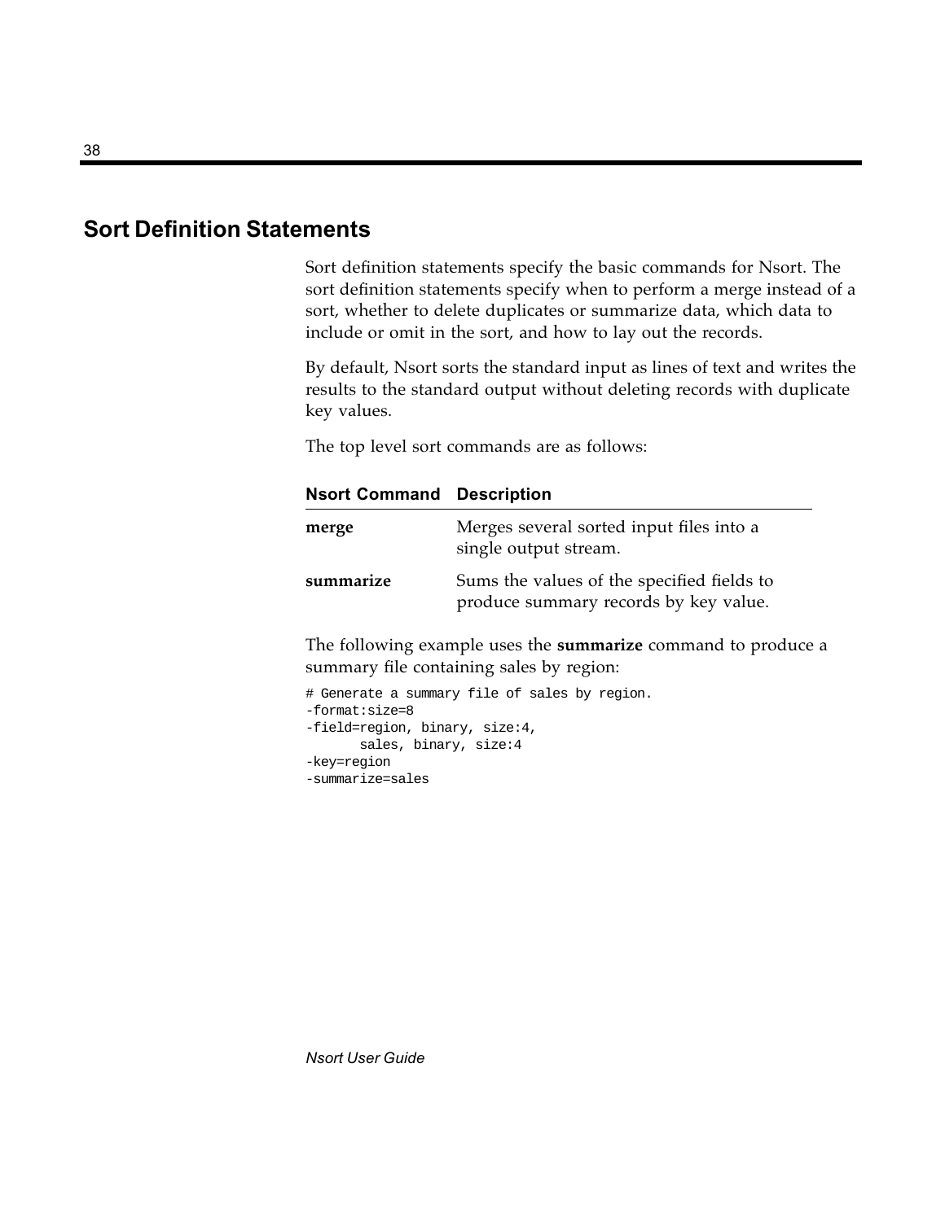## Sort Definition Statements

Sort definition statements specify the basic commands for Nsort. The sort definition statements specify when to perform a merge instead of a sort, whether to delete duplicates or summarize data, which data to include or omit in the sort, and how to lay out the records.

By default, Nsort sorts the standard input as lines of text and writes the results to the standard output without deleting records with duplicate key values.

The top level sort commands are as follows:

| Nsort Command | Description |
|---|---|
| **merge** | Merges several sorted input files into a single output stream. |
| **summarize** | Sums the values of the specified fields to produce summary records by key value. |

The following example uses the **summarize** command to produce a summary file containing sales by region:

```
# Generate a summary file of sales by region.
-format:size=8
-field=region, binary, size:4,
       sales, binary, size:4
-key=region
-summarize=sales
```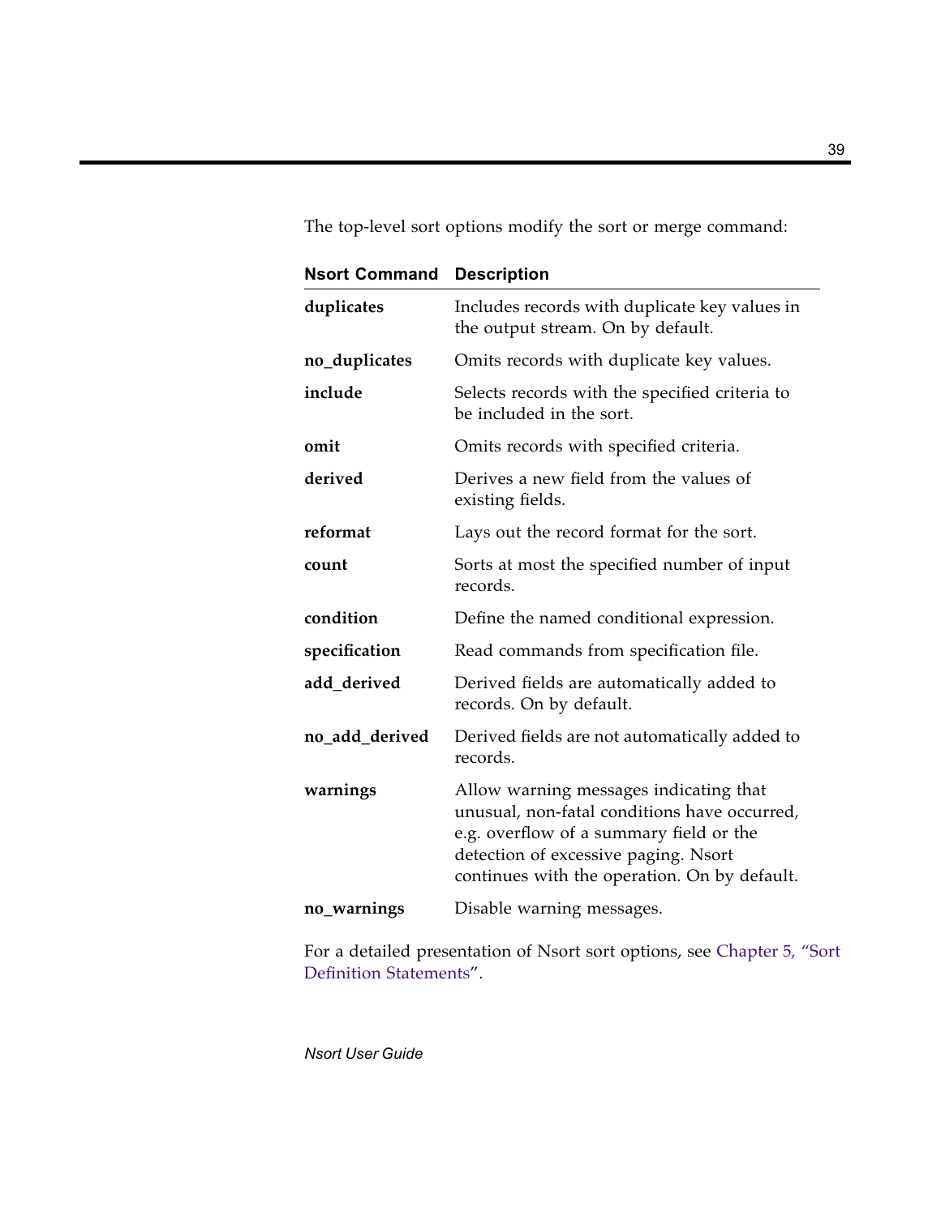The top-level sort options modify the sort or merge command:

| Nsort Command | Description |
|---|---|
| **duplicates** | Includes records with duplicate key values in the output stream. On by default. |
| **no_duplicates** | Omits records with duplicate key values. |
| **include** | Selects records with the specified criteria to be included in the sort. |
| **omit** | Omits records with specified criteria. |
| **derived** | Derives a new field from the values of existing fields. |
| **reformat** | Lays out the record format for the sort. |
| **count** | Sorts at most the specified number of input records. |
| **condition** | Define the named conditional expression. |
| **specification** | Read commands from specification file. |
| **add_derived** | Derived fields are automatically added to records. On by default. |
| **no_add_derived** | Derived fields are not automatically added to records. |
| **warnings** | Allow warning messages indicating that unusual, non-fatal conditions have occurred, e.g. overflow of a summary field or the detection of excessive paging. Nsort continues with the operation. On by default. |
| **no_warnings** | Disable warning messages. |

For a detailed presentation of Nsort sort options, see Chapter 5, "Sort Definition Statements".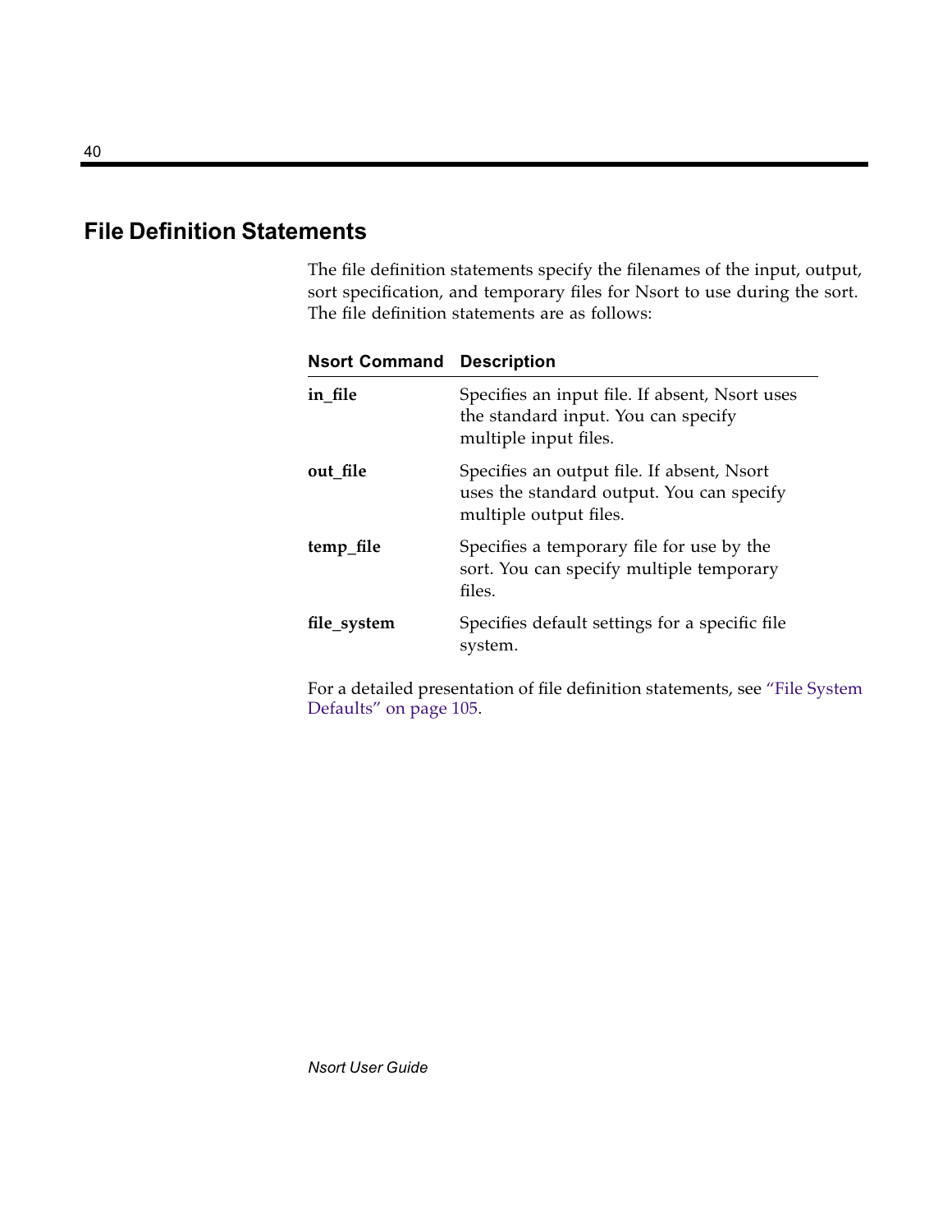## File Definition Statements

The file definition statements specify the filenames of the input, output, sort specification, and temporary files for Nsort to use during the sort. The file definition statements are as follows:

| Nsort Command | Description |
|---|---|
| **in_file** | Specifies an input file. If absent, Nsort uses the standard input. You can specify multiple input files. |
| **out_file** | Specifies an output file. If absent, Nsort uses the standard output. You can specify multiple output files. |
| **temp_file** | Specifies a temporary file for use by the sort. You can specify multiple temporary files. |
| **file_system** | Specifies default settings for a specific file system. |

For a detailed presentation of file definition statements, see "File System Defaults" on page 105.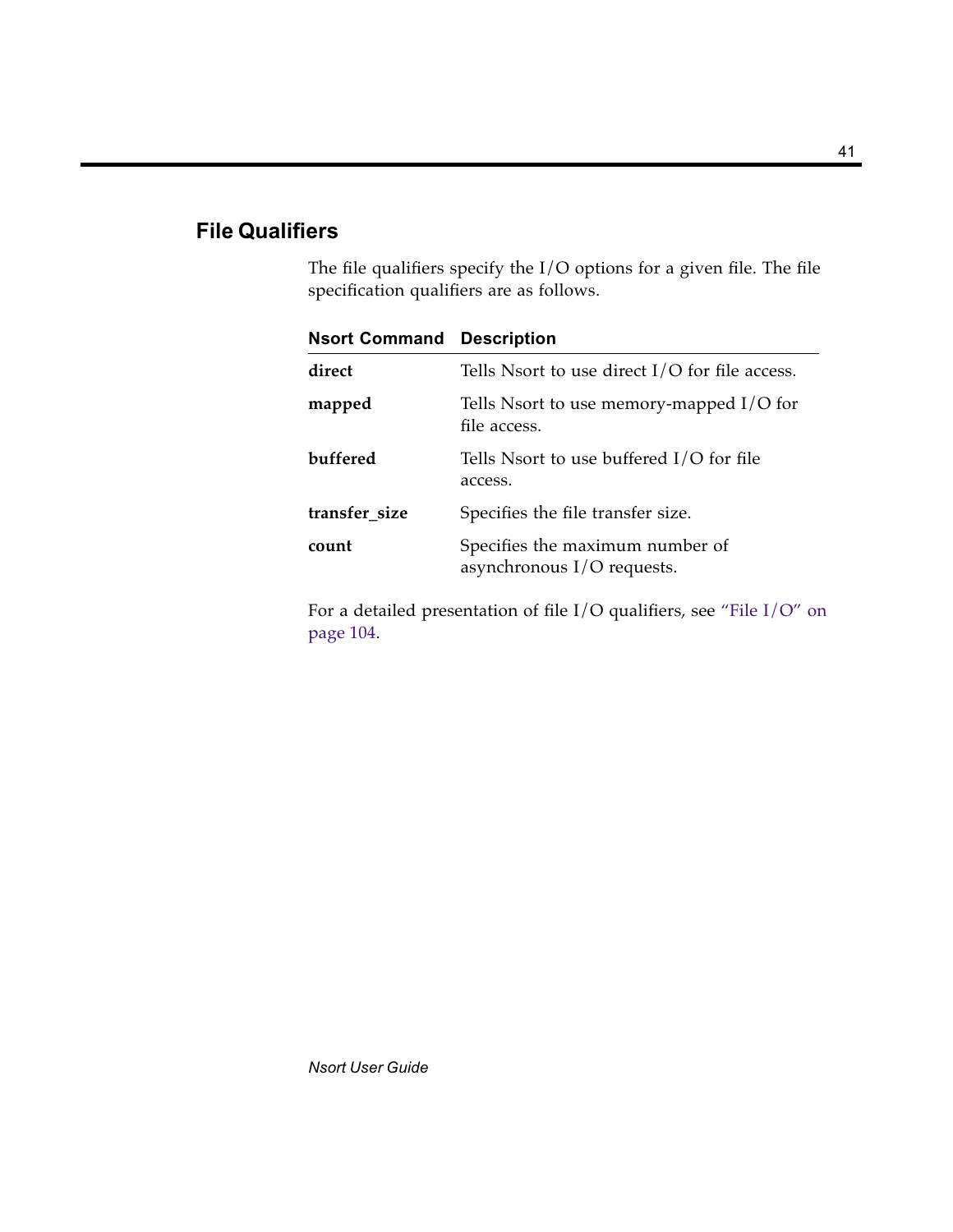## File Qualifiers

The file qualifiers specify the I/O options for a given file. The file specification qualifiers are as follows.

| Nsort Command | Description |
|---|---|
| **direct** | Tells Nsort to use direct I/O for file access. |
| **mapped** | Tells Nsort to use memory-mapped I/O for file access. |
| **buffered** | Tells Nsort to use buffered I/O for file access. |
| **transfer_size** | Specifies the file transfer size. |
| **count** | Specifies the maximum number of asynchronous I/O requests. |

For a detailed presentation of file I/O qualifiers, see "File I/O" on page 104.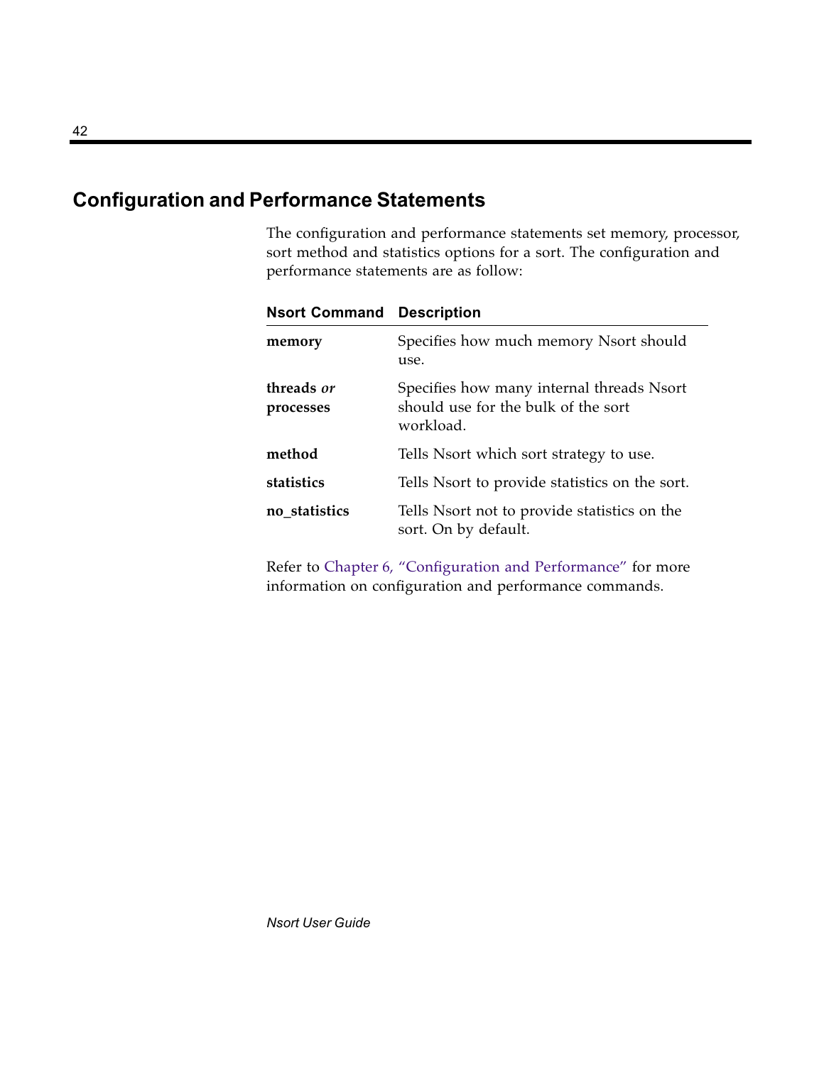## Configuration and Performance Statements

The configuration and performance statements set memory, processor, sort method and statistics options for a sort. The configuration and performance statements are as follow:

| Nsort Command | Description |
|---|---|
| **memory** | Specifies how much memory Nsort should use. |
| **threads** *or* **processes** | Specifies how many internal threads Nsort should use for the bulk of the sort workload. |
| **method** | Tells Nsort which sort strategy to use. |
| **statistics** | Tells Nsort to provide statistics on the sort. |
| **no_statistics** | Tells Nsort not to provide statistics on the sort. On by default. |

Refer to Chapter 6, "Configuration and Performance" for more information on configuration and performance commands.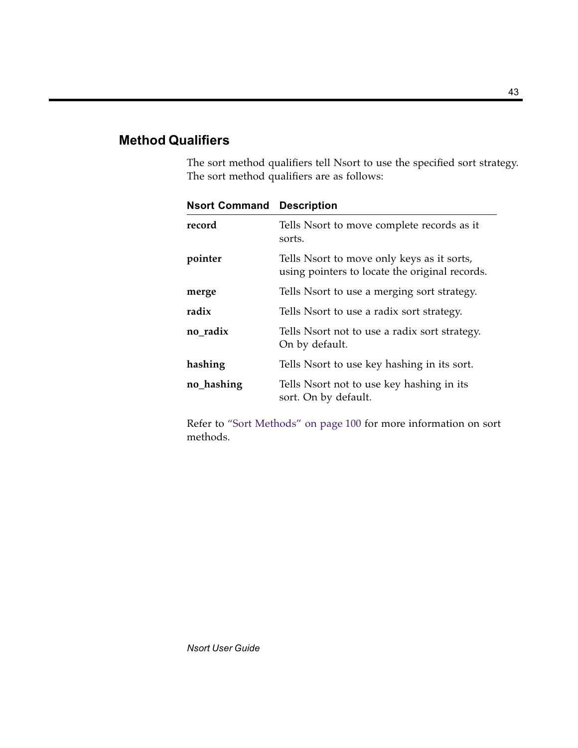## Method Qualifiers

The sort method qualifiers tell Nsort to use the specified sort strategy. The sort method qualifiers are as follows:

| Nsort Command | Description |
|---|---|
| **record** | Tells Nsort to move complete records as it sorts. |
| **pointer** | Tells Nsort to move only keys as it sorts, using pointers to locate the original records. |
| **merge** | Tells Nsort to use a merging sort strategy. |
| **radix** | Tells Nsort to use a radix sort strategy. |
| **no_radix** | Tells Nsort not to use a radix sort strategy. On by default. |
| **hashing** | Tells Nsort to use key hashing in its sort. |
| **no_hashing** | Tells Nsort not to use key hashing in its sort. On by default. |

Refer to "Sort Methods" on page 100 for more information on sort methods.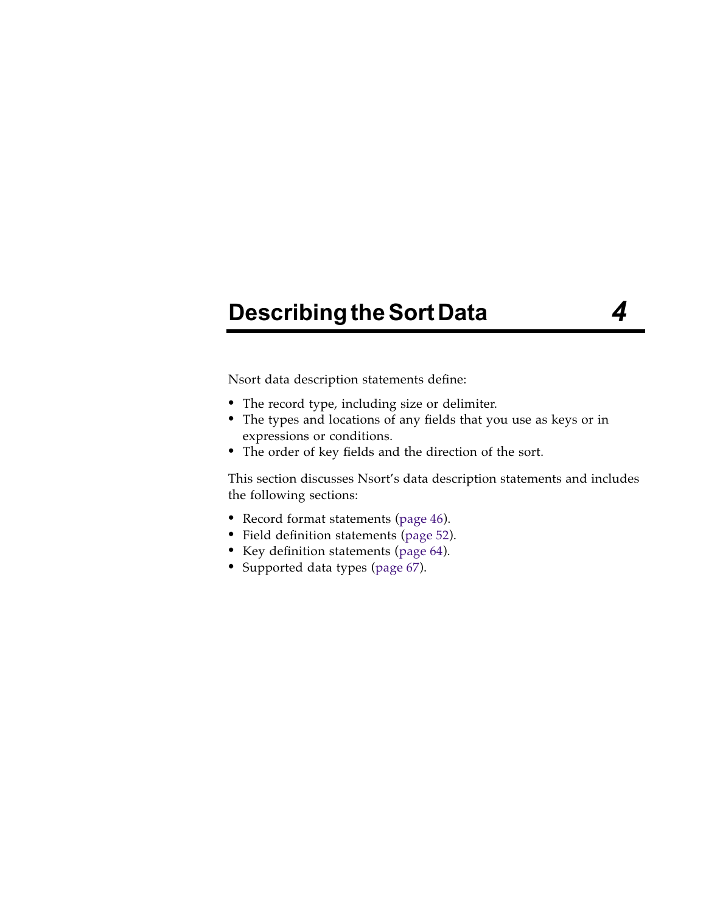# Describing the Sort Data 4

Nsort data description statements define:

- The record type, including size or delimiter.
- The types and locations of any fields that you use as keys or in expressions or conditions.
- The order of key fields and the direction of the sort.

This section discusses Nsort's data description statements and includes the following sections:

- Record format statements (page 46).
- Field definition statements (page 52).
- Key definition statements (page 64).
- Supported data types (page 67).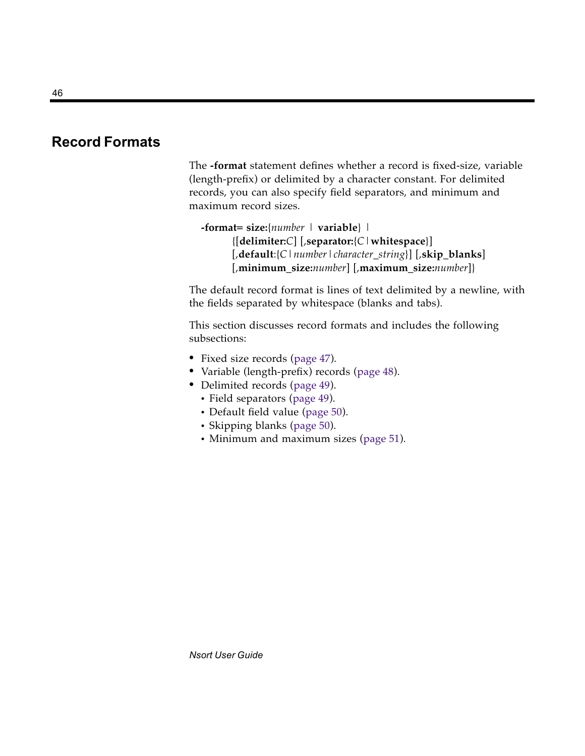## Record Formats

The **-format** statement defines whether a record is fixed-size, variable (length-prefix) or delimited by a character constant. For delimited records, you can also specify field separators, and minimum and maximum record sizes.

> **-format= size:**{*number* | **variable**} |
> {[**delimiter:***C*] [,**separator:**{*C* | **whitespace**}]
> [,**default**:{*C* | *number* | *character_string*}] [,**skip_blanks**]
> [,**minimum_size:***number*] [,**maximum_size:***number*]}

The default record format is lines of text delimited by a newline, with the fields separated by whitespace (blanks and tabs).

This section discusses record formats and includes the following subsections:

- Fixed size records (page 47).
- Variable (length-prefix) records (page 48).
- Delimited records (page 49).
  - Field separators (page 49).
  - Default field value (page 50).
  - Skipping blanks (page 50).
  - Minimum and maximum sizes (page 51).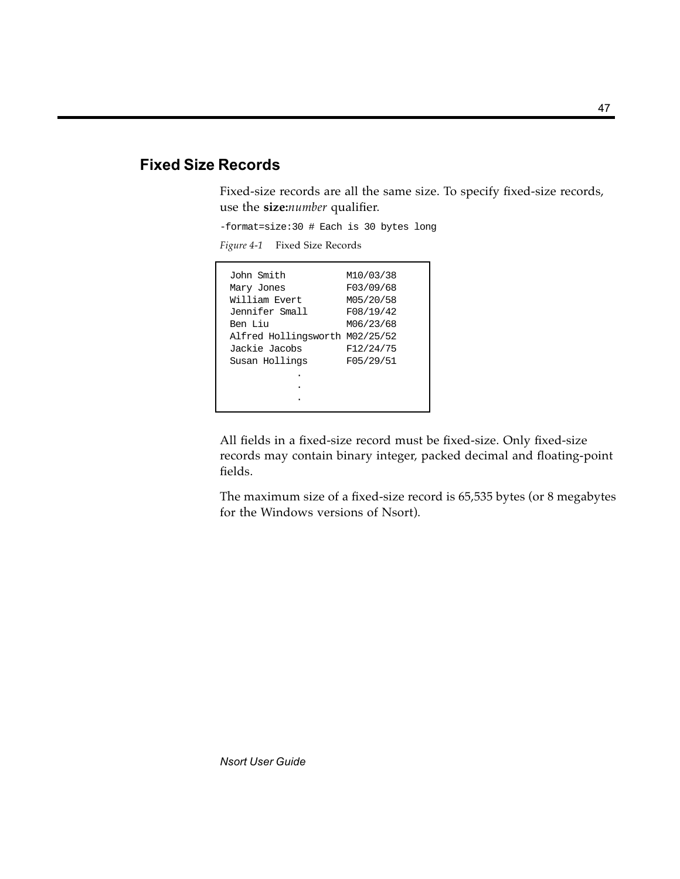## Fixed Size Records

Fixed-size records are all the same size. To specify fixed-size records, use the **size:***number* qualifier.

```
-format=size:30 # Each is 30 bytes long
```

*Figure 4-1* Fixed Size Records

```
John Smith          M10/03/38
Mary Jones          F03/09/68
William Evert       M05/20/58
Jennifer Small      F08/19/42
Ben Liu             M06/23/68
Alfred Hollingsworth M02/25/52
Jackie Jacobs       F12/24/75
Susan Hollings      F05/29/51
            .
            .
            .
```

All fields in a fixed-size record must be fixed-size. Only fixed-size records may contain binary integer, packed decimal and floating-point fields.

The maximum size of a fixed-size record is 65,535 bytes (or 8 megabytes for the Windows versions of Nsort).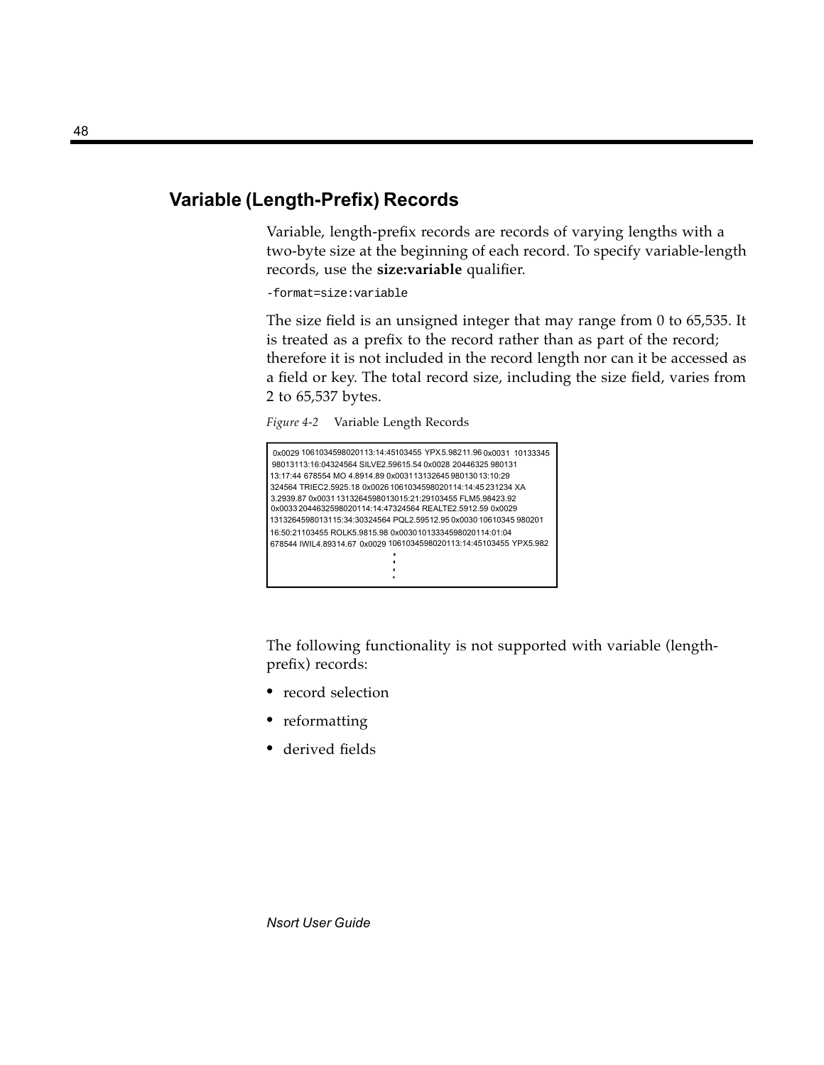## Variable (Length-Prefix) Records

Variable, length-prefix records are records of varying lengths with a two-byte size at the beginning of each record. To specify variable-length records, use the **size:variable** qualifier.

```
-format=size:variable
```

The size field is an unsigned integer that may range from 0 to 65,535. It is treated as a prefix to the record rather than as part of the record; therefore it is not included in the record length nor can it be accessed as a field or key. The total record size, including the size field, varies from 2 to 65,537 bytes.

*Figure 4-2* Variable Length Records

```
0x0029 1061034598020113:14:45103455 YPX5.98211.96 0x0031 10133345
98013113:16:04324564 SILVE2.59615.54 0x0028 20446325 980131
13:17:44 678554 MO 4.8914.89 0x0031 13132645 980130 13:10:29
324564 TRIEC2.5925.18 0x0026 1061034598020114:14:45 231234 XA
3.2939.87 0x0031 1313264598013015:21:29103455 FLM5.98423.92
0x0033 2044632598020114:14:47324564 REALTE2.5912.59 0x0029
1313264598013115:34:30324564 PQL2.59512.95 0x0030 10610345 980201
16:50:21103455 ROLK5.9815.98 0x0030 1013334598020114:01:04
678544 IWIL4.89314.67 0x0029 1061034598020113:14:45103455 YPX5.982
                              .
                              .
                              .
```

The following functionality is not supported with variable (length-prefix) records:

- record selection
- reformatting
- derived fields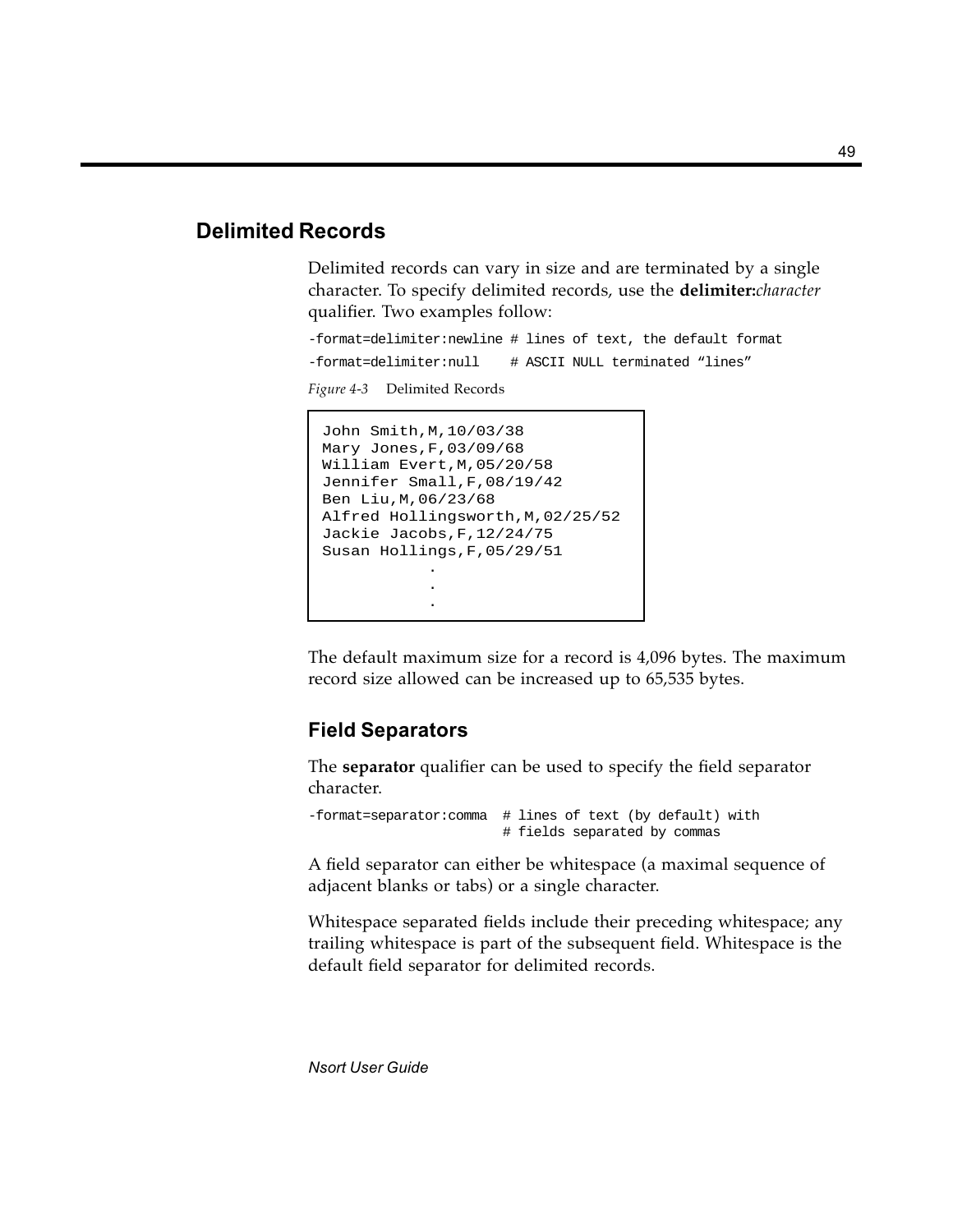## Delimited Records

Delimited records can vary in size and are terminated by a single character. To specify delimited records, use the **delimiter:***character* qualifier. Two examples follow:

```
-format=delimiter:newline # lines of text, the default format
-format=delimiter:null    # ASCII NULL terminated “lines”
```

*Figure 4-3* Delimited Records

```
John Smith,M,10/03/38
Mary Jones,F,03/09/68
William Evert,M,05/20/58
Jennifer Small,F,08/19/42
Ben Liu,M,06/23/68
Alfred Hollingsworth,M,02/25/52
Jackie Jacobs,F,12/24/75
Susan Hollings,F,05/29/51
            .
            .
            .
```

The default maximum size for a record is 4,096 bytes. The maximum record size allowed can be increased up to 65,535 bytes.

### Field Separators

The **separator** qualifier can be used to specify the field separator character.

```
-format=separator:comma  # lines of text (by default) with
                         # fields separated by commas
```

A field separator can either be whitespace (a maximal sequence of adjacent blanks or tabs) or a single character.

Whitespace separated fields include their preceding whitespace; any trailing whitespace is part of the subsequent field. Whitespace is the default field separator for delimited records.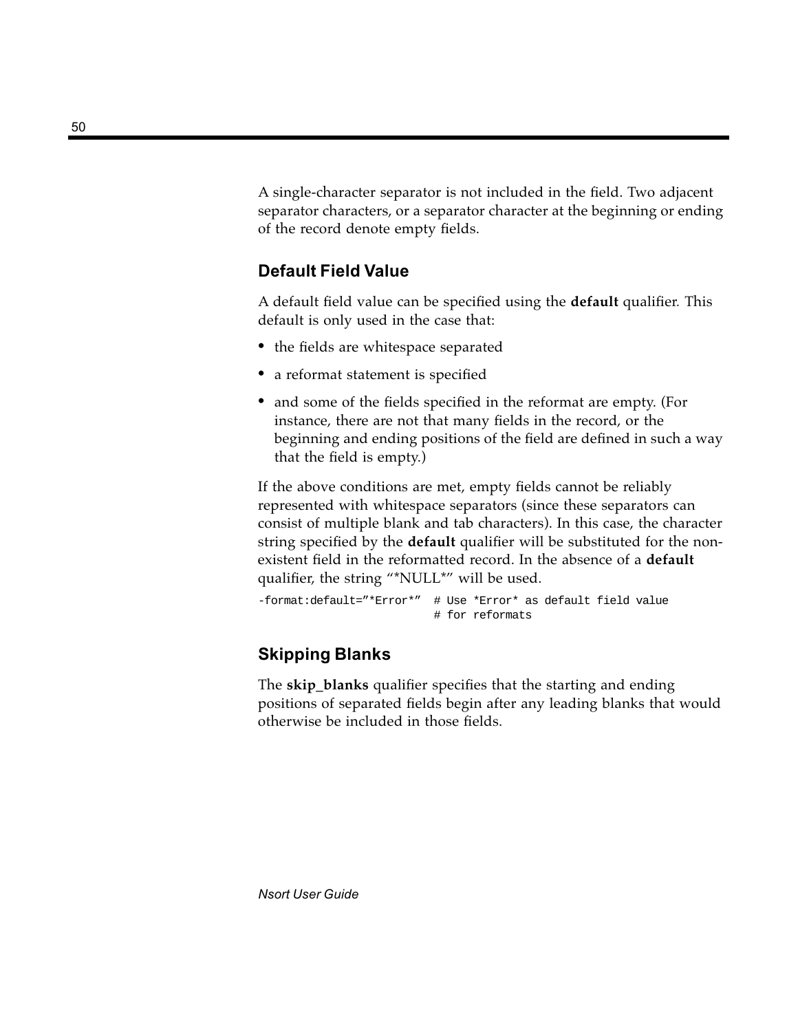A single-character separator is not included in the field. Two adjacent separator characters, or a separator character at the beginning or ending of the record denote empty fields.

### Default Field Value

A default field value can be specified using the **default** qualifier. This default is only used in the case that:

- the fields are whitespace separated
- a reformat statement is specified
- and some of the fields specified in the reformat are empty. (For instance, there are not that many fields in the record, or the beginning and ending positions of the field are defined in such a way that the field is empty.)

If the above conditions are met, empty fields cannot be reliably represented with whitespace separators (since these separators can consist of multiple blank and tab characters). In this case, the character string specified by the **default** qualifier will be substituted for the non-existent field in the reformatted record. In the absence of a **default** qualifier, the string "*NULL*" will be used.

```
-format:default="*Error*"  # Use *Error* as default field value
                           # for reformats
```

### Skipping Blanks

The **skip_blanks** qualifier specifies that the starting and ending positions of separated fields begin after any leading blanks that would otherwise be included in those fields.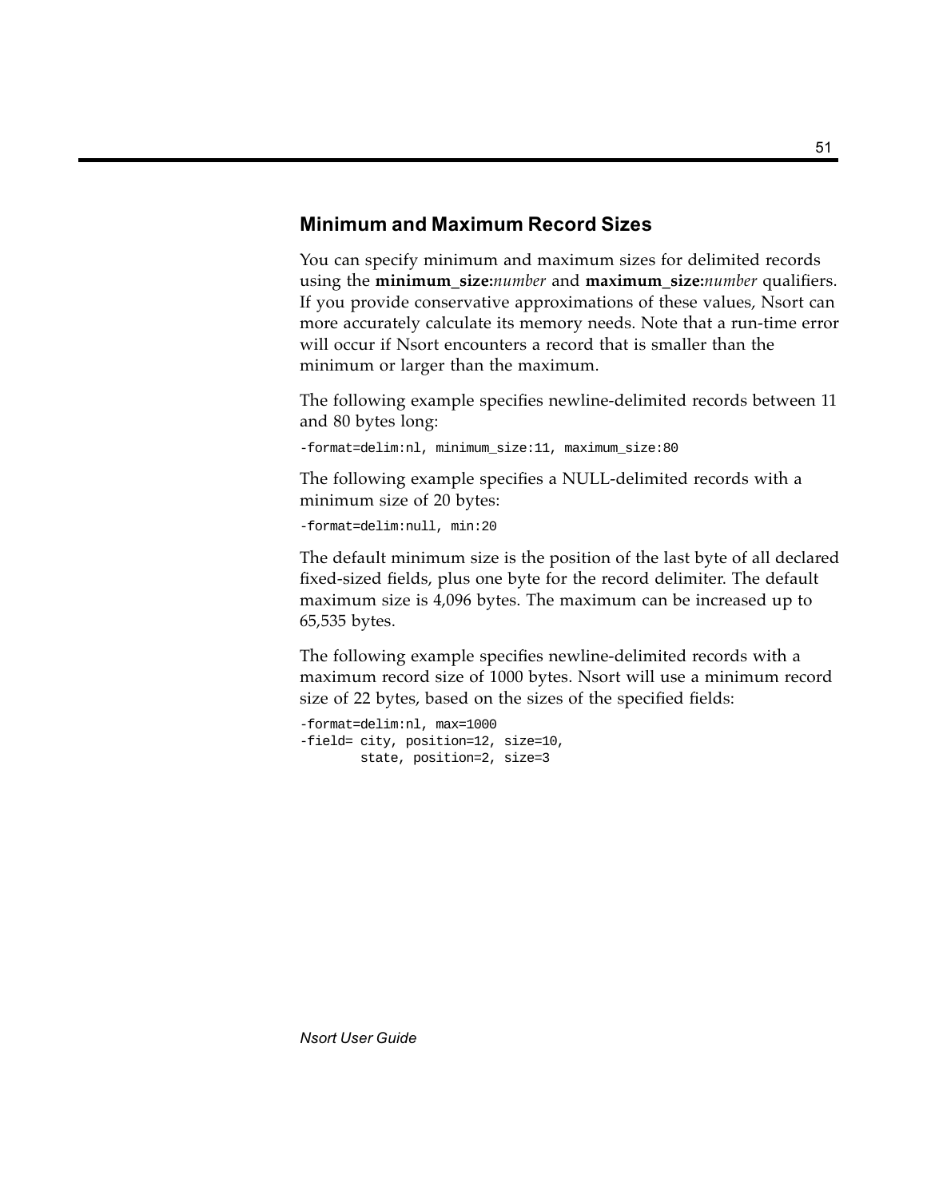## Minimum and Maximum Record Sizes

You can specify minimum and maximum sizes for delimited records using the **minimum_size:***number* and **maximum_size:***number* qualifiers. If you provide conservative approximations of these values, Nsort can more accurately calculate its memory needs. Note that a run-time error will occur if Nsort encounters a record that is smaller than the minimum or larger than the maximum.

The following example specifies newline-delimited records between 11 and 80 bytes long:

```
-format=delim:nl, minimum_size:11, maximum_size:80
```

The following example specifies a NULL-delimited records with a minimum size of 20 bytes:

```
-format=delim:null, min:20
```

The default minimum size is the position of the last byte of all declared fixed-sized fields, plus one byte for the record delimiter. The default maximum size is 4,096 bytes. The maximum can be increased up to 65,535 bytes.

The following example specifies newline-delimited records with a maximum record size of 1000 bytes. Nsort will use a minimum record size of 22 bytes, based on the sizes of the specified fields:

```
-format=delim:nl, max=1000
-field= city, position=12, size=10,
        state, position=2, size=3
```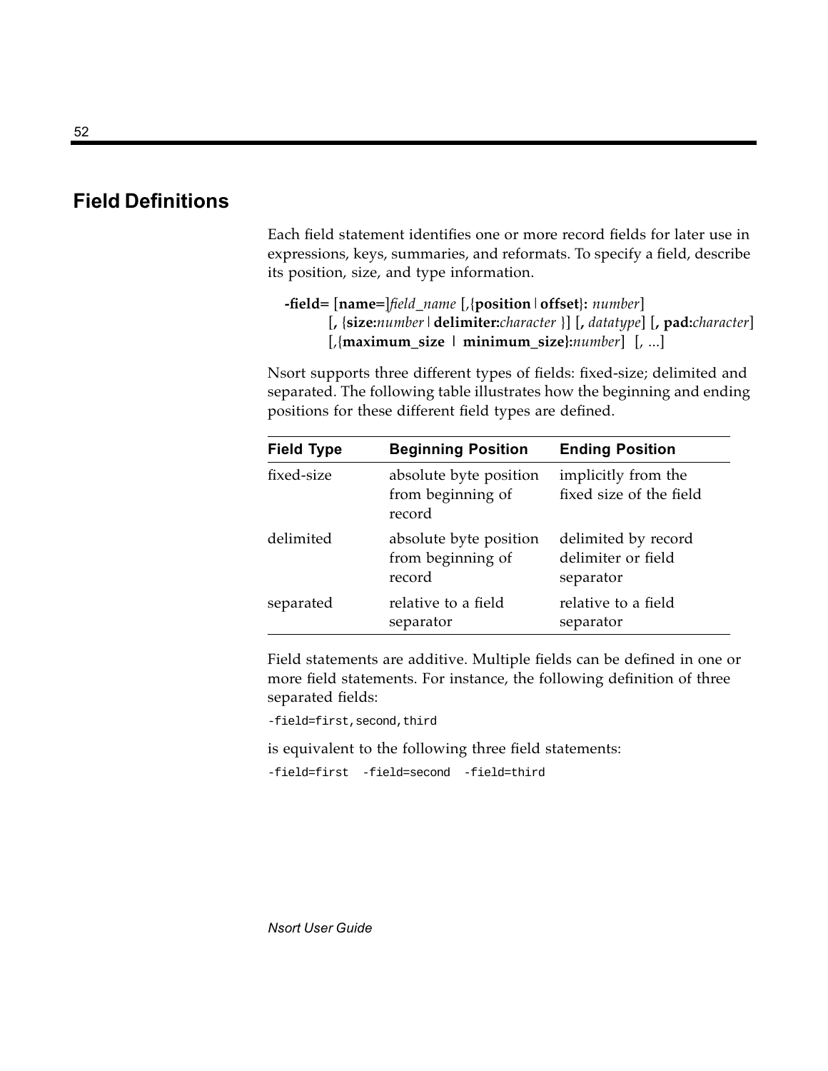## Field Definitions

Each field statement identifies one or more record fields for later use in expressions, keys, summaries, and reformats. To specify a field, describe its position, size, and type information.

> **-field=** [**name=**]*field_name* [,{**position** | **offset**}**:** *number*]
> [**,** {**size:***number* | **delimiter:***character* }] [**,** *datatype*] [**, pad:***character*]
> [,{**maximum_size** | **minimum_size**}**:***number*] [, ...]

Nsort supports three different types of fields: fixed-size; delimited and separated. The following table illustrates how the beginning and ending positions for these different field types are defined.

| Field Type | Beginning Position | Ending Position |
|---|---|---|
| fixed-size | absolute byte position from beginning of record | implicitly from the fixed size of the field |
| delimited | absolute byte position from beginning of record | delimited by record delimiter or field separator |
| separated | relative to a field separator | relative to a field separator |

Field statements are additive. Multiple fields can be defined in one or more field statements. For instance, the following definition of three separated fields:

```
-field=first,second,third
```

is equivalent to the following three field statements:

```
-field=first  -field=second  -field=third
```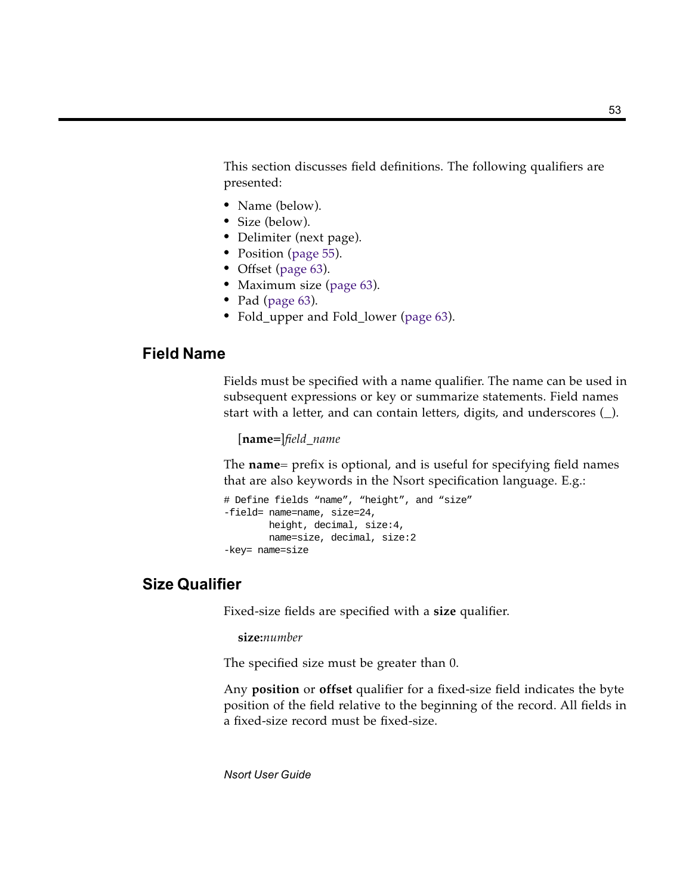This section discusses field definitions. The following qualifiers are presented:

- Name (below).
- Size (below).
- Delimiter (next page).
- Position (page 55).
- Offset (page 63).
- Maximum size (page 63).
- Pad (page 63).
- Fold_upper and Fold_lower (page 63).

## Field Name

Fields must be specified with a name qualifier. The name can be used in subsequent expressions or key or summarize statements. Field names start with a letter, and can contain letters, digits, and underscores (_).

[**name=**]*field_name*

The **name**= prefix is optional, and is useful for specifying field names that are also keywords in the Nsort specification language. E.g.:

```
# Define fields “name”, “height”, and “size”
-field= name=name, size=24,
        height, decimal, size:4,
        name=size, decimal, size:2
-key= name=size
```

## Size Qualifier

Fixed-size fields are specified with a **size** qualifier.

**size:***number*

The specified size must be greater than 0.

Any **position** or **offset** qualifier for a fixed-size field indicates the byte position of the field relative to the beginning of the record. All fields in a fixed-size record must be fixed-size.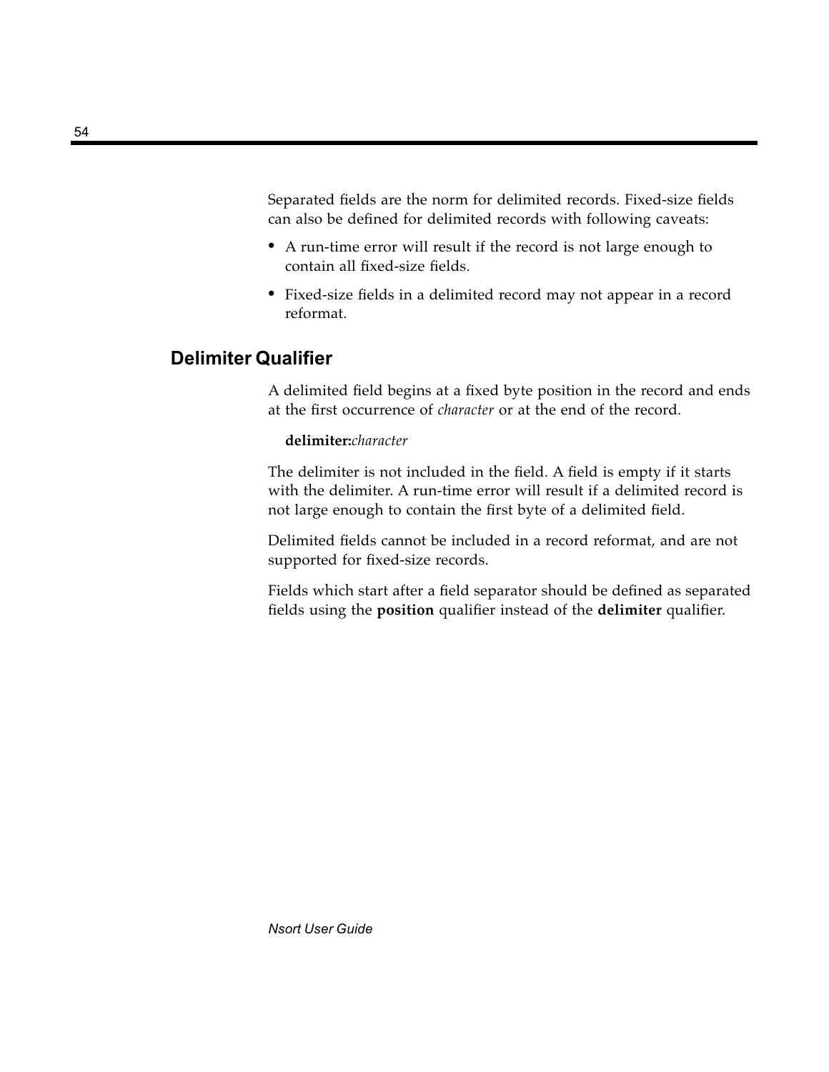Separated fields are the norm for delimited records. Fixed-size fields can also be defined for delimited records with following caveats:

- A run-time error will result if the record is not large enough to contain all fixed-size fields.
- Fixed-size fields in a delimited record may not appear in a record reformat.

## Delimiter Qualifier

A delimited field begins at a fixed byte position in the record and ends at the first occurrence of *character* or at the end of the record.

**delimiter:***character*

The delimiter is not included in the field. A field is empty if it starts with the delimiter. A run-time error will result if a delimited record is not large enough to contain the first byte of a delimited field.

Delimited fields cannot be included in a record reformat, and are not supported for fixed-size records.

Fields which start after a field separator should be defined as separated fields using the **position** qualifier instead of the **delimiter** qualifier.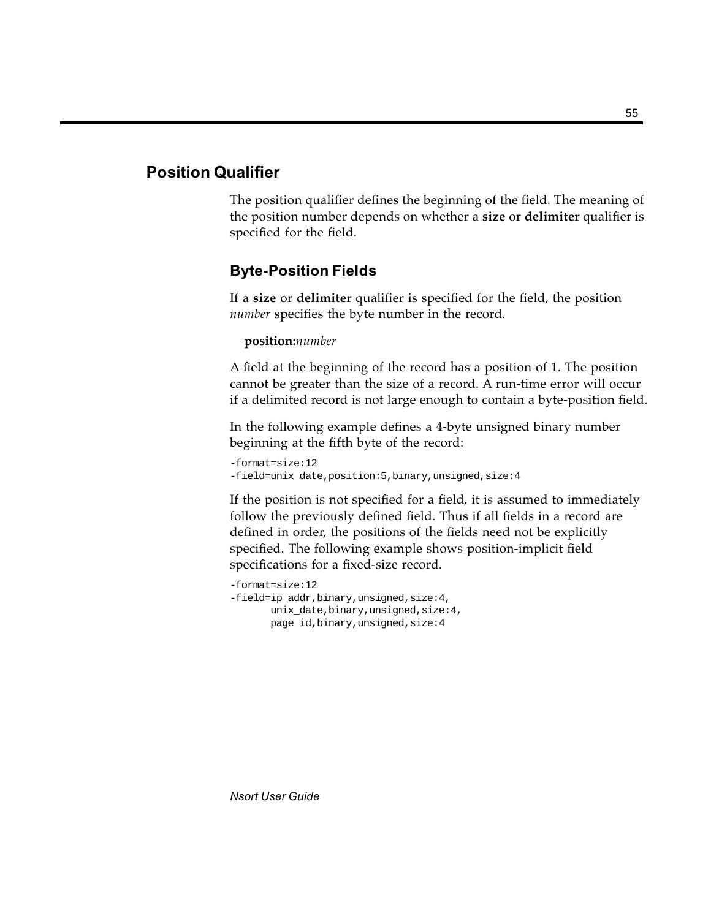## Position Qualifier

The position qualifier defines the beginning of the field. The meaning of the position number depends on whether a **size** or **delimiter** qualifier is specified for the field.

### Byte-Position Fields

If a **size** or **delimiter** qualifier is specified for the field, the position *number* specifies the byte number in the record.

**position:***number*

A field at the beginning of the record has a position of 1. The position cannot be greater than the size of a record. A run-time error will occur if a delimited record is not large enough to contain a byte-position field.

In the following example defines a 4-byte unsigned binary number beginning at the fifth byte of the record:

```
-format=size:12
-field=unix_date,position:5,binary,unsigned,size:4
```

If the position is not specified for a field, it is assumed to immediately follow the previously defined field. Thus if all fields in a record are defined in order, the positions of the fields need not be explicitly specified. The following example shows position-implicit field specifications for a fixed-size record.

```
-format=size:12
-field=ip_addr,binary,unsigned,size:4,
       unix_date,binary,unsigned,size:4,
       page_id,binary,unsigned,size:4
```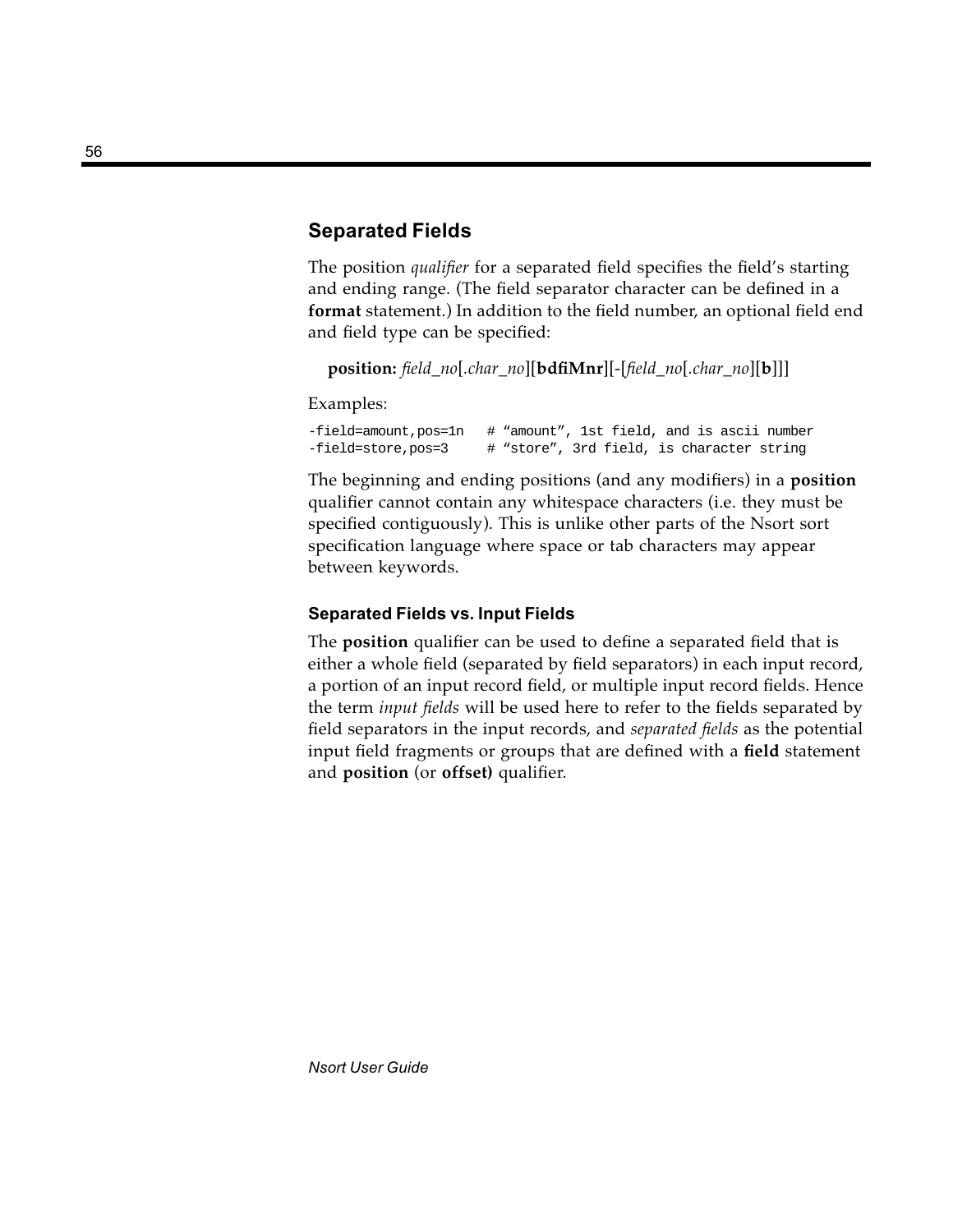## Separated Fields

The position *qualifier* for a separated field specifies the field's starting and ending range. (The field separator character can be defined in a **format** statement.) In addition to the field number, an optional field end and field type can be specified:

**position:** *field_no*[.*char_no*][**bdfiMnr**][-[*field_no*[.*char_no*][**b**]]]

Examples:

```
-field=amount,pos=1n   # "amount", 1st field, and is ascii number
-field=store,pos=3     # "store", 3rd field, is character string
```

The beginning and ending positions (and any modifiers) in a **position** qualifier cannot contain any whitespace characters (i.e. they must be specified contiguously). This is unlike other parts of the Nsort sort specification language where space or tab characters may appear between keywords.

### Separated Fields vs. Input Fields

The **position** qualifier can be used to define a separated field that is either a whole field (separated by field separators) in each input record, a portion of an input record field, or multiple input record fields. Hence the term *input fields* will be used here to refer to the fields separated by field separators in the input records, and *separated fields* as the potential input field fragments or groups that are defined with a **field** statement and **position** (or **offset)** qualifier.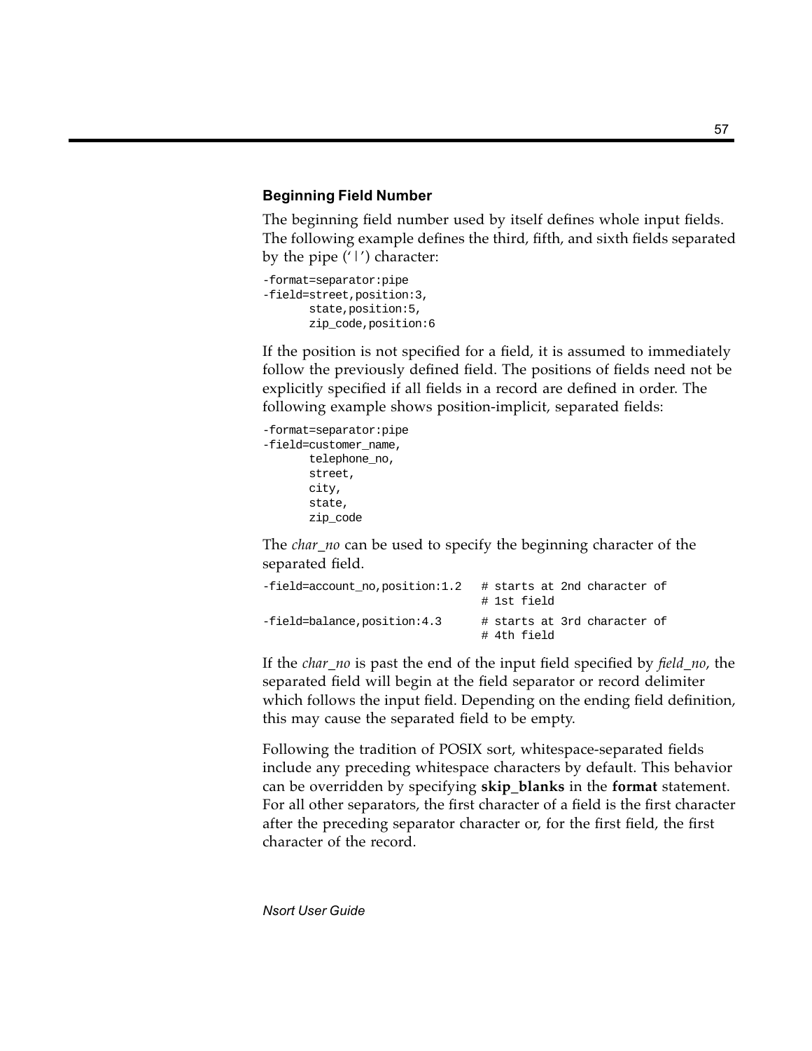### Beginning Field Number

The beginning field number used by itself defines whole input fields. The following example defines the third, fifth, and sixth fields separated by the pipe ('|') character:

```
-format=separator:pipe
-field=street,position:3,
       state,position:5,
       zip_code,position:6
```

If the position is not specified for a field, it is assumed to immediately follow the previously defined field. The positions of fields need not be explicitly specified if all fields in a record are defined in order. The following example shows position-implicit, separated fields:

```
-format=separator:pipe
-field=customer_name,
       telephone_no,
       street,
       city,
       state,
       zip_code
```

The *char_no* can be used to specify the beginning character of the separated field.

```
-field=account_no,position:1.2   # starts at 2nd character of
                                 # 1st field
-field=balance,position:4.3      # starts at 3rd character of
                                 # 4th field
```

If the *char_no* is past the end of the input field specified by *field_no*, the separated field will begin at the field separator or record delimiter which follows the input field. Depending on the ending field definition, this may cause the separated field to be empty.

Following the tradition of POSIX sort, whitespace-separated fields include any preceding whitespace characters by default. This behavior can be overridden by specifying **skip_blanks** in the **format** statement. For all other separators, the first character of a field is the first character after the preceding separator character or, for the first field, the first character of the record.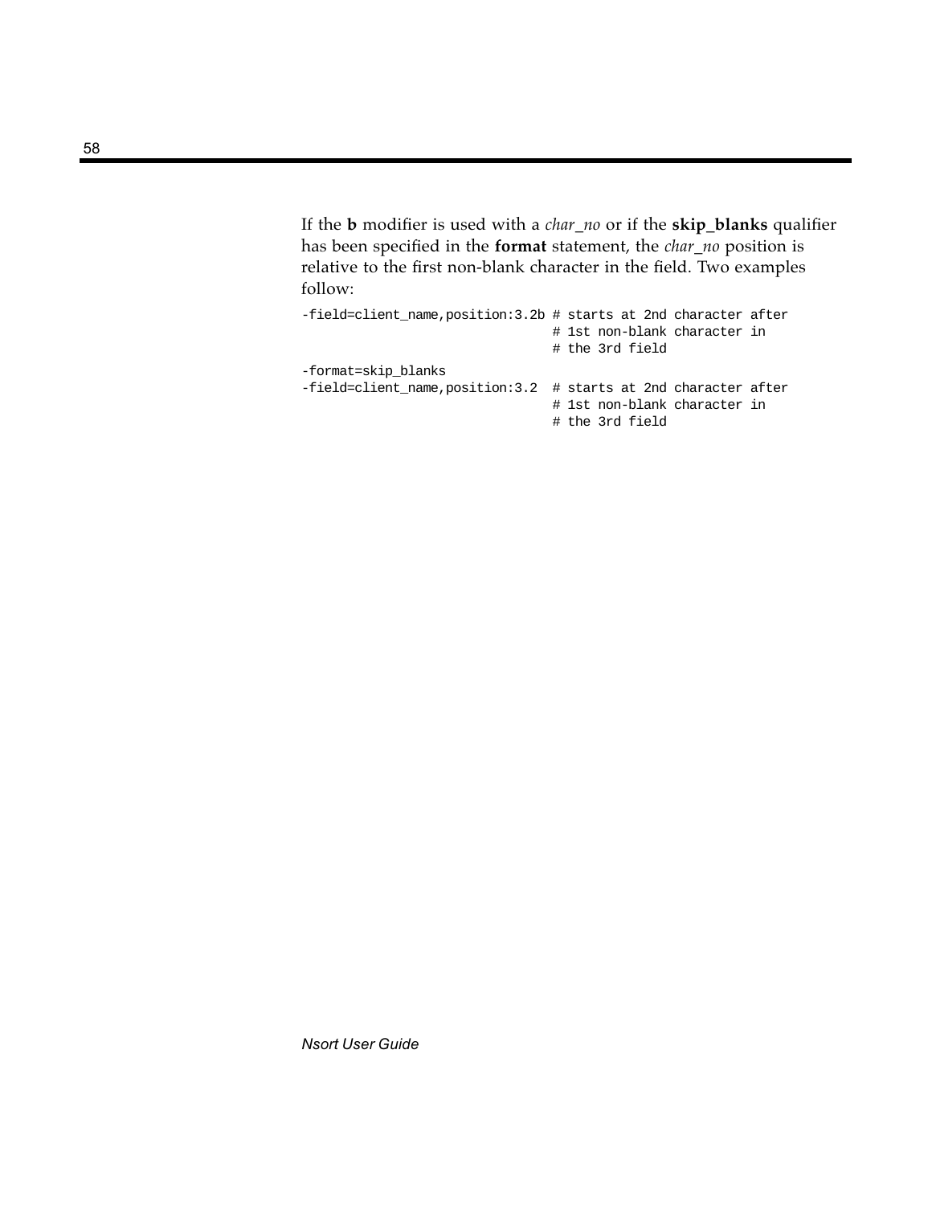If the **b** modifier is used with a *char_no* or if the **skip_blanks** qualifier has been specified in the **format** statement, the *char_no* position is relative to the first non-blank character in the field. Two examples follow:

```
-field=client_name,position:3.2b # starts at 2nd character after
                                 # 1st non-blank character in
                                 # the 3rd field

-format=skip_blanks
-field=client_name,position:3.2  # starts at 2nd character after
                                 # 1st non-blank character in
                                 # the 3rd field
```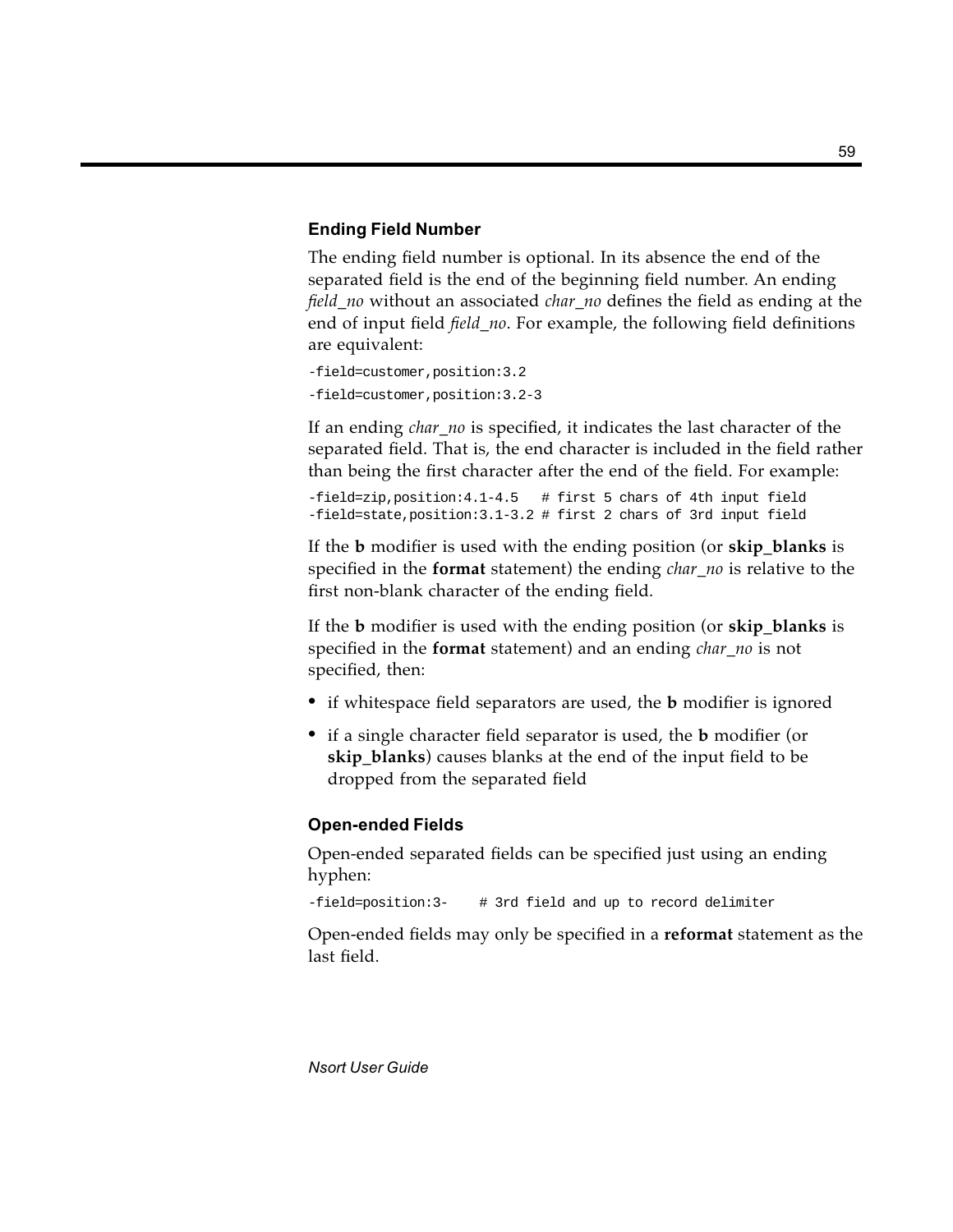### Ending Field Number

The ending field number is optional. In its absence the end of the separated field is the end of the beginning field number. An ending *field_no* without an associated *char_no* defines the field as ending at the end of input field *field_no*. For example, the following field definitions are equivalent:

```
-field=customer,position:3.2
-field=customer,position:3.2-3
```

If an ending *char_no* is specified, it indicates the last character of the separated field. That is, the end character is included in the field rather than being the first character after the end of the field. For example:

```
-field=zip,position:4.1-4.5   # first 5 chars of 4th input field
-field=state,position:3.1-3.2 # first 2 chars of 3rd input field
```

If the **b** modifier is used with the ending position (or **skip_blanks** is specified in the **format** statement) the ending *char_no* is relative to the first non-blank character of the ending field.

If the **b** modifier is used with the ending position (or **skip_blanks** is specified in the **format** statement) and an ending *char_no* is not specified, then:

- if whitespace field separators are used, the **b** modifier is ignored
- if a single character field separator is used, the **b** modifier (or **skip_blanks**) causes blanks at the end of the input field to be dropped from the separated field

### Open-ended Fields

Open-ended separated fields can be specified just using an ending hyphen:

```
-field=position:3-    # 3rd field and up to record delimiter
```

Open-ended fields may only be specified in a **reformat** statement as the last field.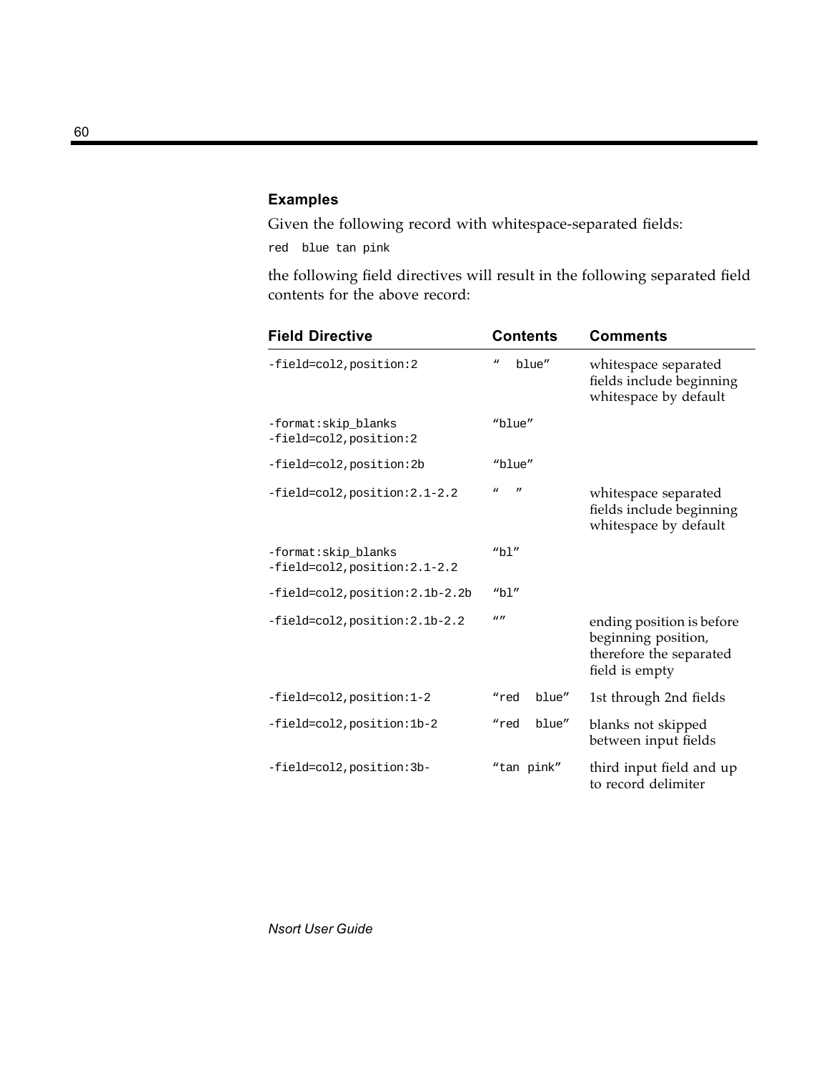### Examples

Given the following record with whitespace-separated fields:

```
red  blue tan pink
```

the following field directives will result in the following separated field contents for the above record:

| Field Directive | Contents | Comments |
|---|---|---|
| `-field=col2,position:2` | `"  blue"` | whitespace separated fields include beginning whitespace by default |
| `-format:skip_blanks` `-field=col2,position:2` | `"blue"` | |
| `-field=col2,position:2b` | `"blue"` | |
| `-field=col2,position:2.1-2.2` | `"  "` | whitespace separated fields include beginning whitespace by default |
| `-format:skip_blanks` `-field=col2,position:2.1-2.2` | `"bl"` | |
| `-field=col2,position:2.1b-2.2b` | `"bl"` | |
| `-field=col2,position:2.1b-2.2` | `""` | ending position is before beginning position, therefore the separated field is empty |
| `-field=col2,position:1-2` | `"red  blue"` | 1st through 2nd fields |
| `-field=col2,position:1b-2` | `"red  blue"` | blanks not skipped between input fields |
| `-field=col2,position:3b-` | `"tan pink"` | third input field and up to record delimiter |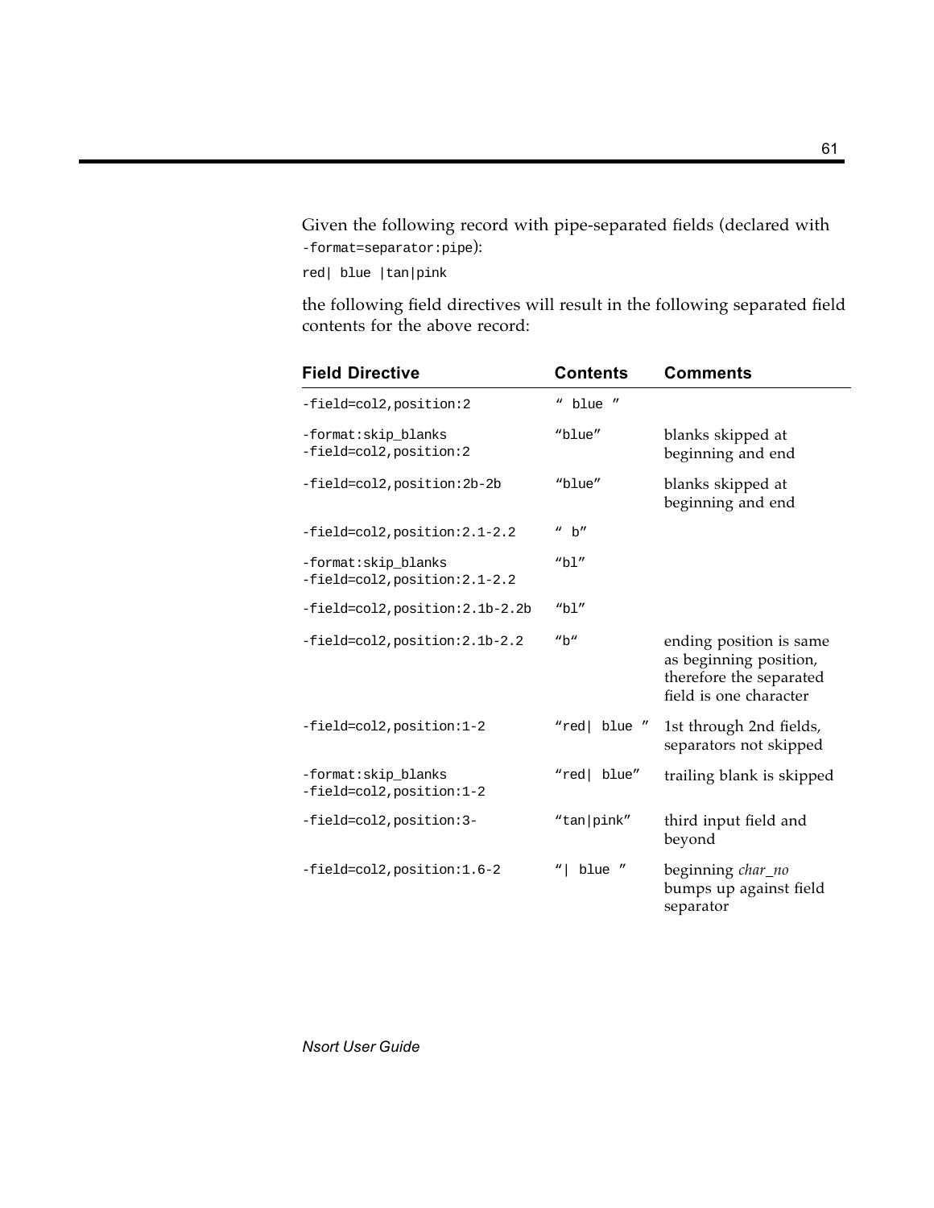Given the following record with pipe-separated fields (declared with `-format=separator:pipe`):

```
red| blue |tan|pink
```

the following field directives will result in the following separated field contents for the above record:

| Field Directive | Contents | Comments |
|---|---|---|
| `-field=col2,position:2` | `" blue "` | |
| `-format:skip_blanks` `-field=col2,position:2` | `"blue"` | blanks skipped at beginning and end |
| `-field=col2,position:2b-2b` | `"blue"` | blanks skipped at beginning and end |
| `-field=col2,position:2.1-2.2` | `" b"` | |
| `-format:skip_blanks` `-field=col2,position:2.1-2.2` | `"bl"` | |
| `-field=col2,position:2.1b-2.2b` | `"bl"` | |
| `-field=col2,position:2.1b-2.2` | `"b"` | ending position is same as beginning position, therefore the separated field is one character |
| `-field=col2,position:1-2` | `"red| blue "` | 1st through 2nd fields, separators not skipped |
| `-format:skip_blanks` `-field=col2,position:1-2` | `"red| blue"` | trailing blank is skipped |
| `-field=col2,position:3-` | `"tan|pink"` | third input field and beyond |
| `-field=col2,position:1.6-2` | `"| blue "` | beginning *char_no* bumps up against field separator |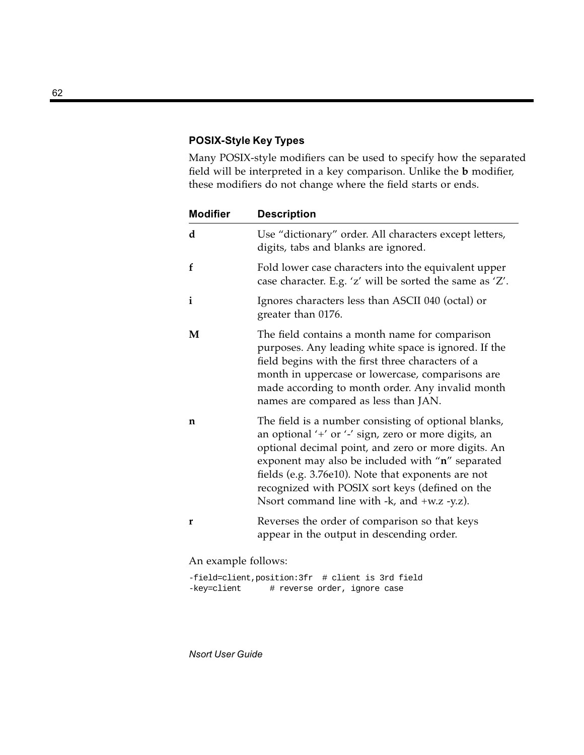### POSIX-Style Key Types

Many POSIX-style modifiers can be used to specify how the separated field will be interpreted in a key comparison. Unlike the **b** modifier, these modifiers do not change where the field starts or ends.

| Modifier | Description |
|---|---|
| **d** | Use “dictionary” order. All characters except letters, digits, tabs and blanks are ignored. |
| **f** | Fold lower case characters into the equivalent upper case character. E.g. ‘z’ will be sorted the same as ‘Z’. |
| **i** | Ignores characters less than ASCII 040 (octal) or greater than 0176. |
| **M** | The field contains a month name for comparison purposes. Any leading white space is ignored. If the field begins with the first three characters of a month in uppercase or lowercase, comparisons are made according to month order. Any invalid month names are compared as less than JAN. |
| **n** | The field is a number consisting of optional blanks, an optional ‘+’ or ‘-’ sign, zero or more digits, an optional decimal point, and zero or more digits. An exponent may also be included with “**n**” separated fields (e.g. 3.76e10). Note that exponents are not recognized with POSIX sort keys (defined on the Nsort command line with -k, and +w.z -y.z). |
| **r** | Reverses the order of comparison so that keys appear in the output in descending order. |

An example follows:

```
-field=client,position:3fr  # client is 3rd field
-key=client      # reverse order, ignore case
```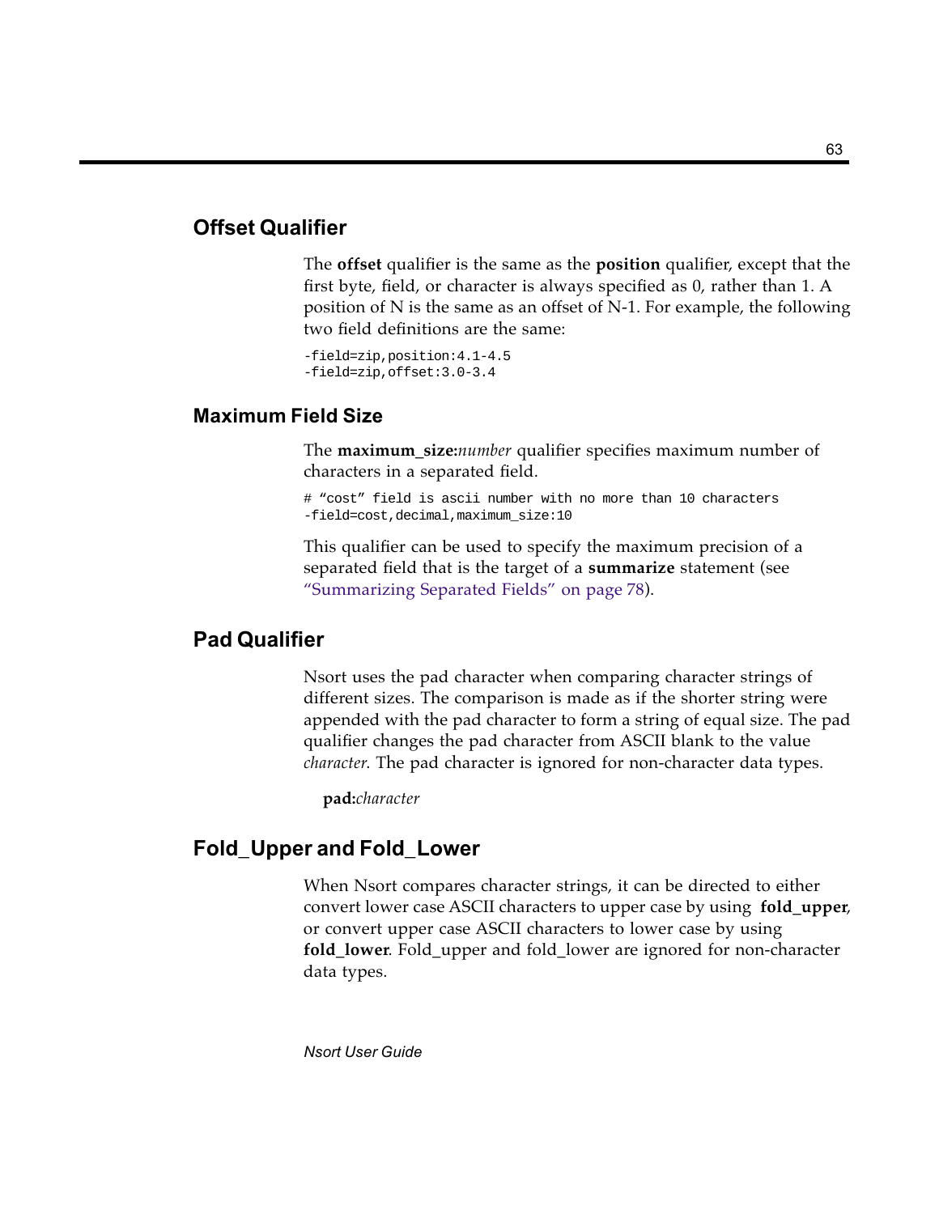## Offset Qualifier

The **offset** qualifier is the same as the **position** qualifier, except that the first byte, field, or character is always specified as 0, rather than 1. A position of N is the same as an offset of N-1. For example, the following two field definitions are the same:

```
-field=zip,position:4.1-4.5
-field=zip,offset:3.0-3.4
```

## Maximum Field Size

The **maximum_size:***number* qualifier specifies maximum number of characters in a separated field.

```
# “cost” field is ascii number with no more than 10 characters
-field=cost,decimal,maximum_size:10
```

This qualifier can be used to specify the maximum precision of a separated field that is the target of a **summarize** statement (see “Summarizing Separated Fields” on page 78).

## Pad Qualifier

Nsort uses the pad character when comparing character strings of different sizes. The comparison is made as if the shorter string were appended with the pad character to form a string of equal size. The pad qualifier changes the pad character from ASCII blank to the value *character*. The pad character is ignored for non-character data types.

**pad:***character*

## Fold_Upper and Fold_Lower

When Nsort compares character strings, it can be directed to either convert lower case ASCII characters to upper case by using **fold_upper**, or convert upper case ASCII characters to lower case by using **fold_lower**. Fold_upper and fold_lower are ignored for non-character data types.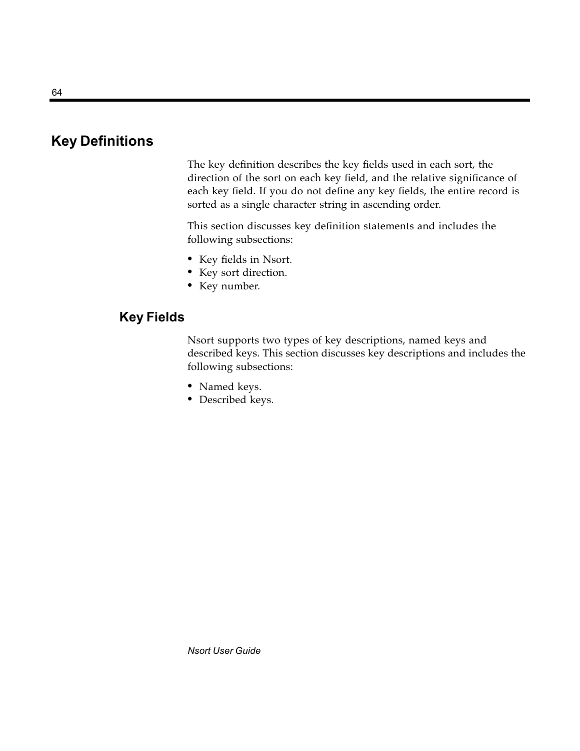## Key Definitions

The key definition describes the key fields used in each sort, the direction of the sort on each key field, and the relative significance of each key field. If you do not define any key fields, the entire record is sorted as a single character string in ascending order.

This section discusses key definition statements and includes the following subsections:

- Key fields in Nsort.
- Key sort direction.
- Key number.

### Key Fields

Nsort supports two types of key descriptions, named keys and described keys. This section discusses key descriptions and includes the following subsections:

- Named keys.
- Described keys.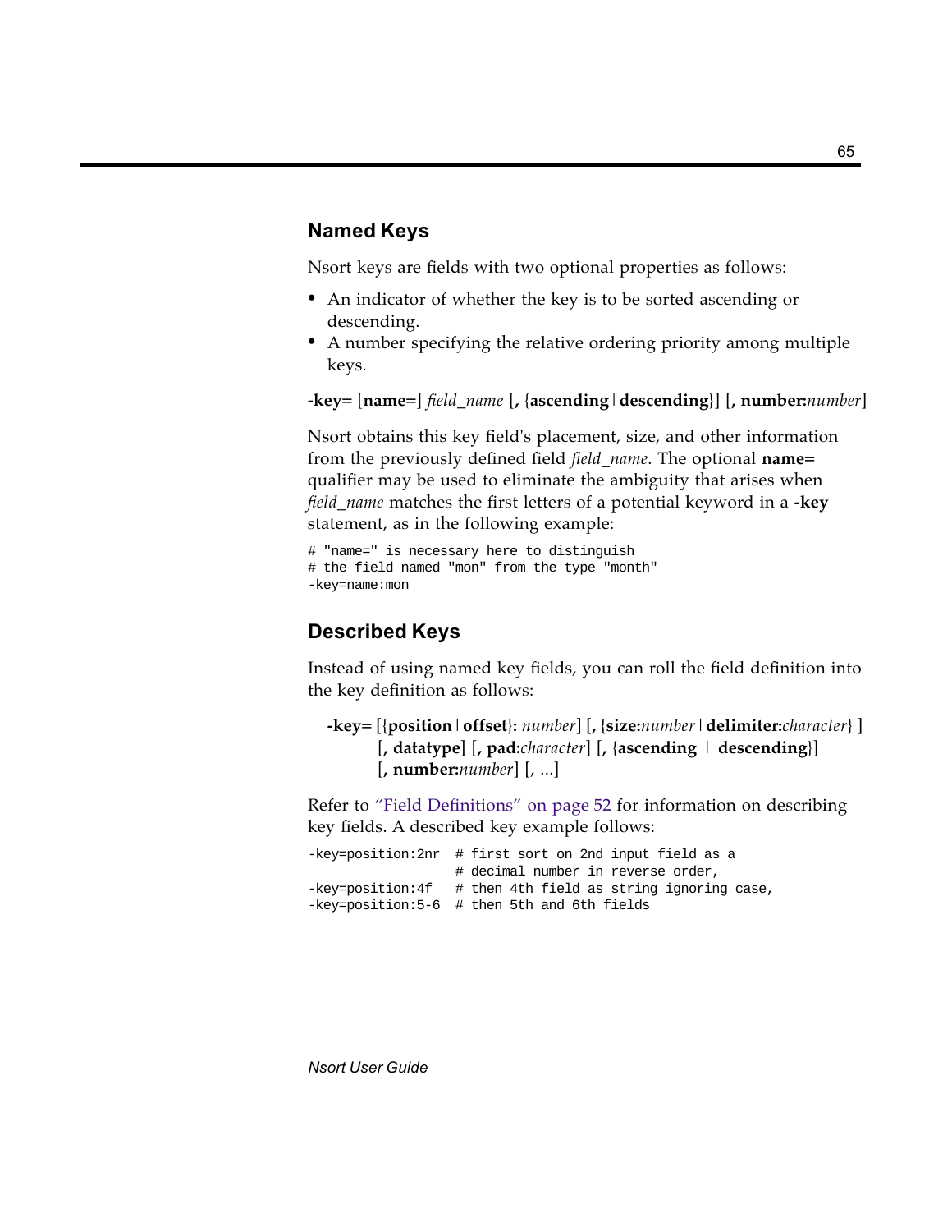## Named Keys

Nsort keys are fields with two optional properties as follows:

- An indicator of whether the key is to be sorted ascending or descending.
- A number specifying the relative ordering priority among multiple keys.

**-key=** [**name=**] *field_name* [**,** {**ascending** | **descending**}] [**, number:***number*]

Nsort obtains this key field's placement, size, and other information from the previously defined field *field_name*. The optional **name=** qualifier may be used to eliminate the ambiguity that arises when *field_name* matches the first letters of a potential keyword in a **-key** statement, as in the following example:

```
# "name=" is necessary here to distinguish
# the field named "mon" from the type "month"
-key=name:mon
```

## Described Keys

Instead of using named key fields, you can roll the field definition into the key definition as follows:

> **-key=** [{**position** | **offset**}**:** *number*] [**,** {**size:***number* | **delimiter:***character*} ]
> [**, datatype**] [**, pad:***character*] [**,** {**ascending** | **descending**}]
> [**, number:***number*] [, ...]

Refer to "Field Definitions" on page 52 for information on describing key fields. A described key example follows:

```
-key=position:2nr  # first sort on 2nd input field as a
                   # decimal number in reverse order,
-key=position:4f   # then 4th field as string ignoring case,
-key=position:5-6  # then 5th and 6th fields
```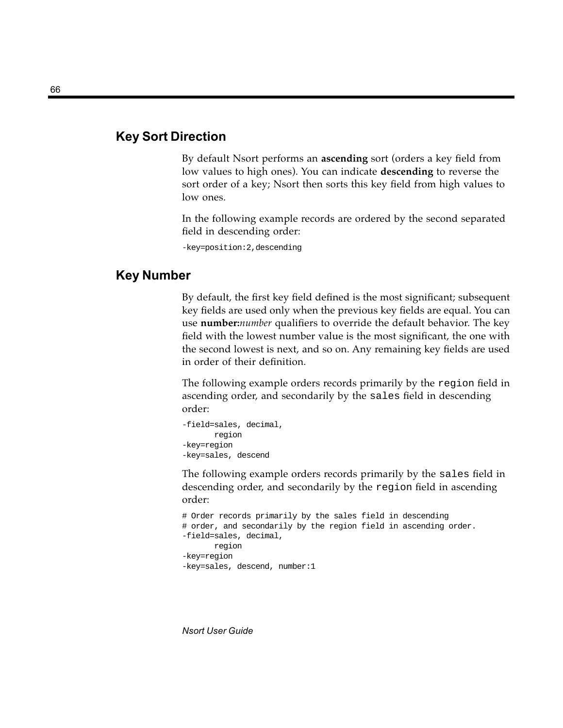## Key Sort Direction

By default Nsort performs an **ascending** sort (orders a key field from low values to high ones). You can indicate **descending** to reverse the sort order of a key; Nsort then sorts this key field from high values to low ones.

In the following example records are ordered by the second separated field in descending order:

```
-key=position:2,descending
```

## Key Number

By default, the first key field defined is the most significant; subsequent key fields are used only when the previous key fields are equal. You can use **number:***number* qualifiers to override the default behavior. The key field with the lowest number value is the most significant, the one with the second lowest is next, and so on. Any remaining key fields are used in order of their definition.

The following example orders records primarily by the `region` field in ascending order, and secondarily by the `sales` field in descending order:

```
-field=sales, decimal,
       region
-key=region
-key=sales, descend
```

The following example orders records primarily by the `sales` field in descending order, and secondarily by the `region` field in ascending order:

```
# Order records primarily by the sales field in descending
# order, and secondarily by the region field in ascending order.
-field=sales, decimal,
       region
-key=region
-key=sales, descend, number:1
```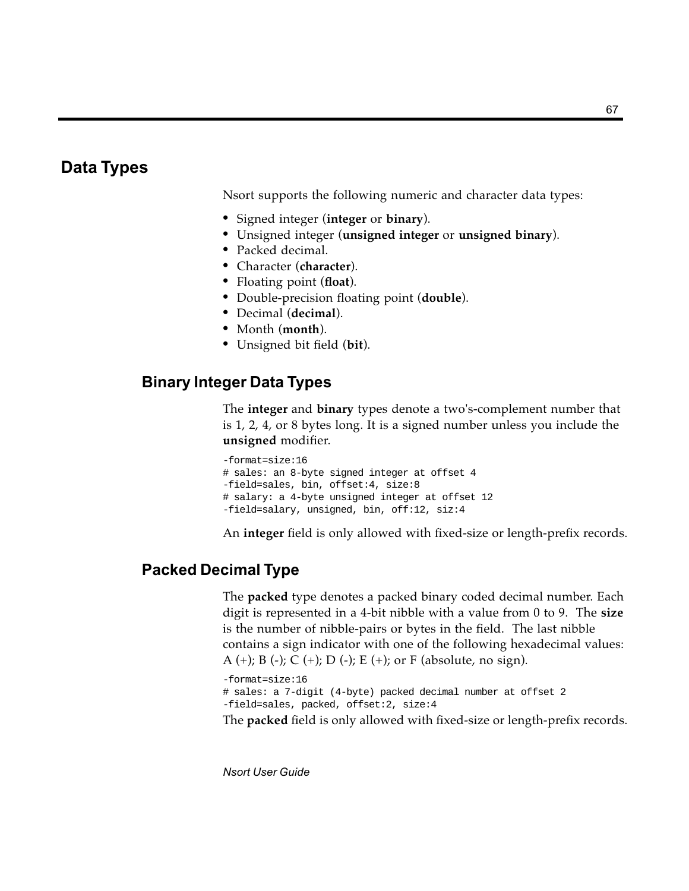# Data Types

Nsort supports the following numeric and character data types:

- Signed integer (**integer** or **binary**).
- Unsigned integer (**unsigned integer** or **unsigned binary**).
- Packed decimal.
- Character (**character**).
- Floating point (**float**).
- Double-precision floating point (**double**).
- Decimal (**decimal**).
- Month (**month**).
- Unsigned bit field (**bit**).

## Binary Integer Data Types

The **integer** and **binary** types denote a two's-complement number that is 1, 2, 4, or 8 bytes long. It is a signed number unless you include the **unsigned** modifier.

```
-format=size:16
# sales: an 8-byte signed integer at offset 4
-field=sales, bin, offset:4, size:8
# salary: a 4-byte unsigned integer at offset 12
-field=salary, unsigned, bin, off:12, siz:4
```

An **integer** field is only allowed with fixed-size or length-prefix records.

## Packed Decimal Type

The **packed** type denotes a packed binary coded decimal number. Each digit is represented in a 4-bit nibble with a value from 0 to 9. The **size** is the number of nibble-pairs or bytes in the field. The last nibble contains a sign indicator with one of the following hexadecimal values: A (+); B (-); C (+); D (-); E (+); or F (absolute, no sign).

```
-format=size:16
# sales: a 7-digit (4-byte) packed decimal number at offset 2
-field=sales, packed, offset:2, size:4
```

The **packed** field is only allowed with fixed-size or length-prefix records.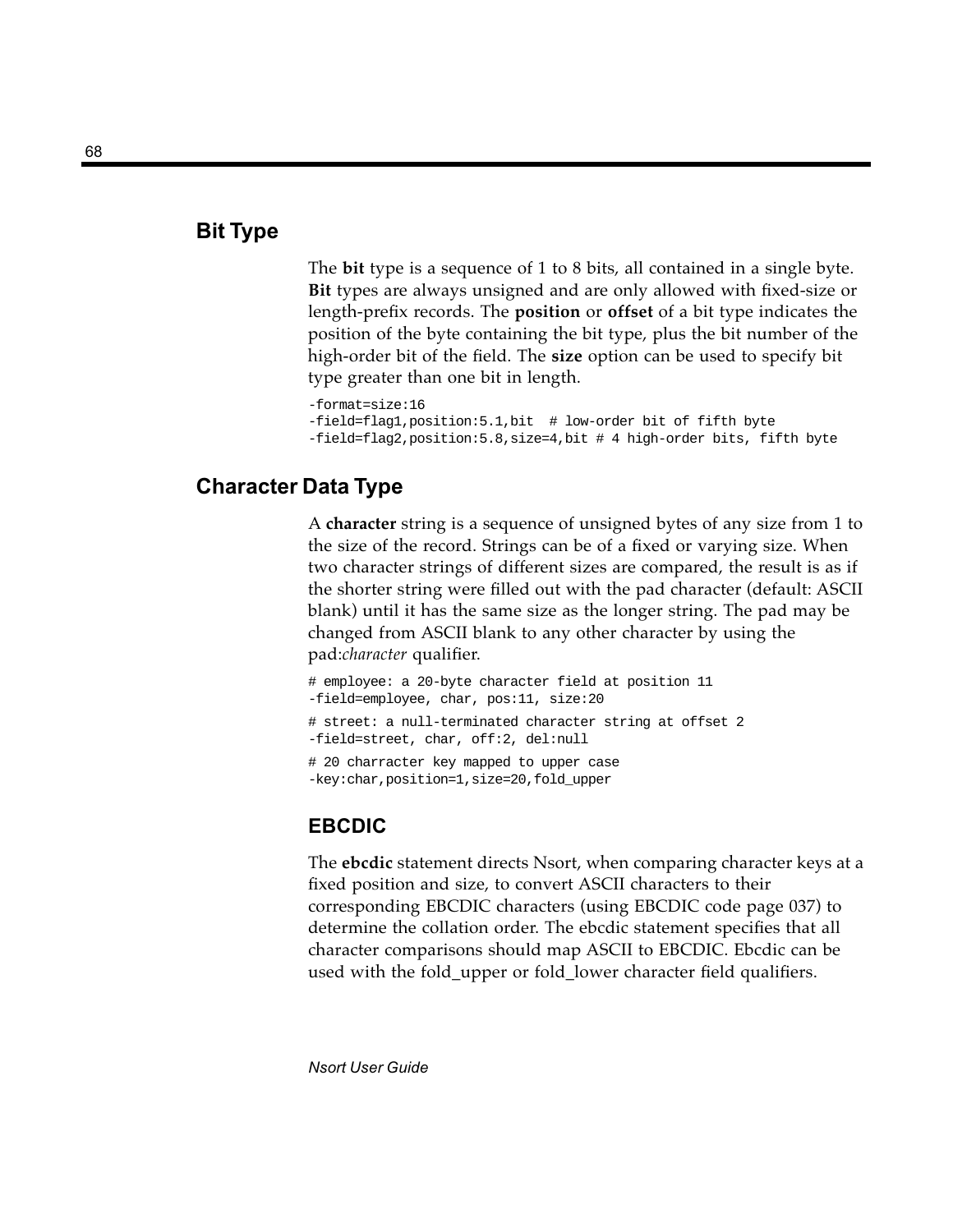## Bit Type

The **bit** type is a sequence of 1 to 8 bits, all contained in a single byte. **Bit** types are always unsigned and are only allowed with fixed-size or length-prefix records. The **position** or **offset** of a bit type indicates the position of the byte containing the bit type, plus the bit number of the high-order bit of the field. The **size** option can be used to specify bit type greater than one bit in length.

```
-format=size:16
-field=flag1,position:5.1,bit  # low-order bit of fifth byte
-field=flag2,position:5.8,size=4,bit # 4 high-order bits, fifth byte
```

## Character Data Type

A **character** string is a sequence of unsigned bytes of any size from 1 to the size of the record. Strings can be of a fixed or varying size. When two character strings of different sizes are compared, the result is as if the shorter string were filled out with the pad character (default: ASCII blank) until it has the same size as the longer string. The pad may be changed from ASCII blank to any other character by using the pad:*character* qualifier.

```
# employee: a 20-byte character field at position 11
-field=employee, char, pos:11, size:20
# street: a null-terminated character string at offset 2
-field=street, char, off:2, del:null
# 20 charracter key mapped to upper case
-key:char,position=1,size=20,fold_upper
```

### EBCDIC

The **ebcdic** statement directs Nsort, when comparing character keys at a fixed position and size, to convert ASCII characters to their corresponding EBCDIC characters (using EBCDIC code page 037) to determine the collation order. The ebcdic statement specifies that all character comparisons should map ASCII to EBCDIC. Ebcdic can be used with the fold_upper or fold_lower character field qualifiers.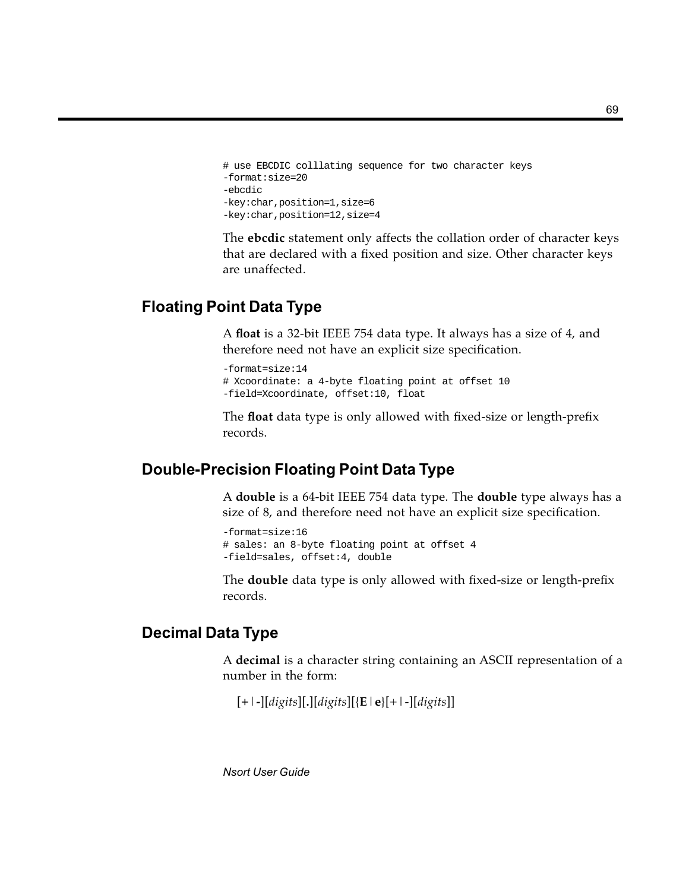```
# use EBCDIC colllating sequence for two character keys
-format:size=20
-ebcdic
-key:char,position=1,size=6
-key:char,position=12,size=4
```

The **ebcdic** statement only affects the collation order of character keys that are declared with a fixed position and size. Other character keys are unaffected.

## Floating Point Data Type

A **float** is a 32-bit IEEE 754 data type. It always has a size of 4, and therefore need not have an explicit size specification.

```
-format=size:14
# Xcoordinate: a 4-byte floating point at offset 10
-field=Xcoordinate, offset:10, float
```

The **float** data type is only allowed with fixed-size or length-prefix records.

## Double-Precision Floating Point Data Type

A **double** is a 64-bit IEEE 754 data type. The **double** type always has a size of 8, and therefore need not have an explicit size specification.

```
-format=size:16
# sales: an 8-byte floating point at offset 4
-field=sales, offset:4, double
```

The **double** data type is only allowed with fixed-size or length-prefix records.

## Decimal Data Type

A **decimal** is a character string containing an ASCII representation of a number in the form:

[**+**|**-**][*digits*][**.**][*digits*][{**E**|**e**}[+|-][*digits*]]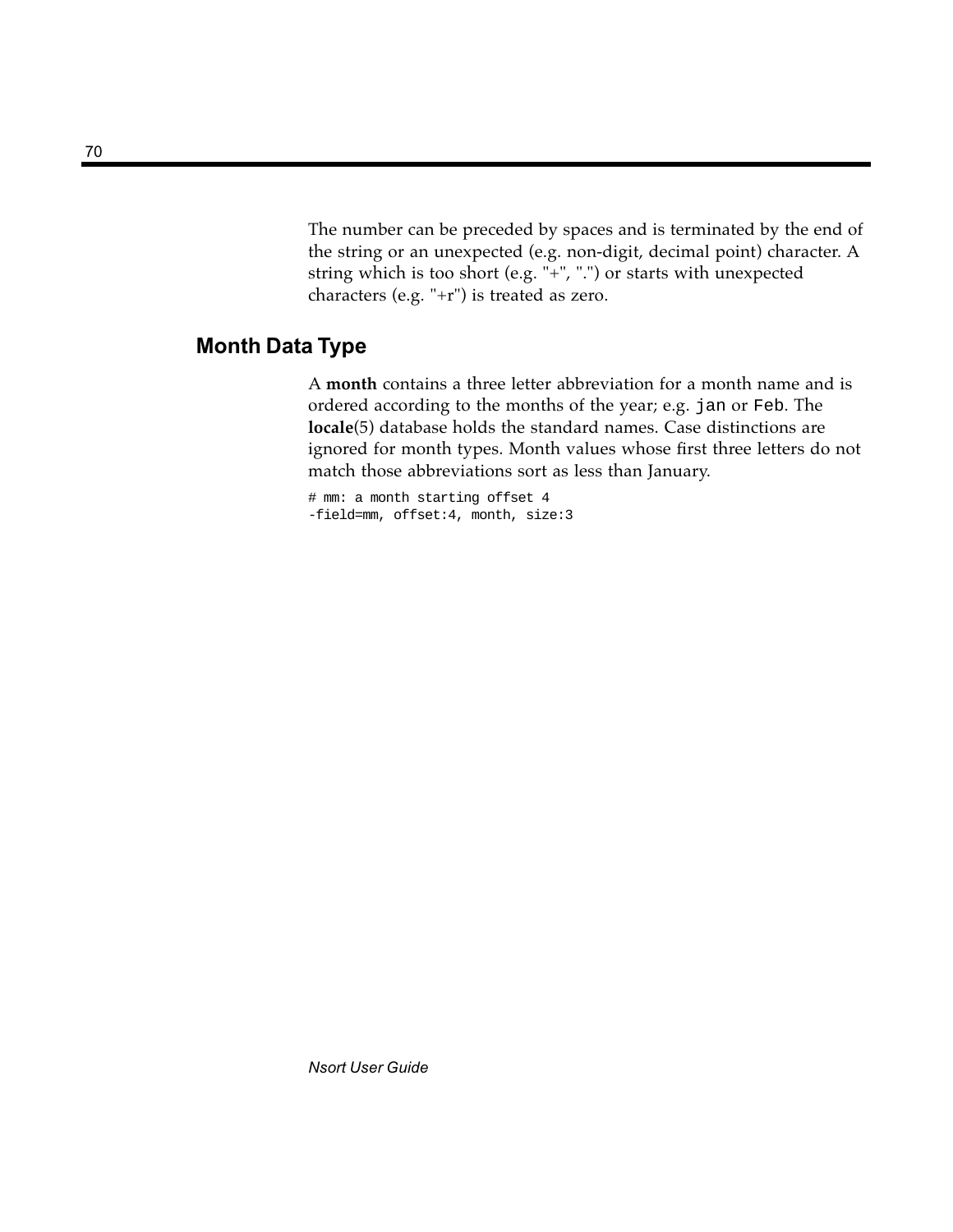The number can be preceded by spaces and is terminated by the end of the string or an unexpected (e.g. non-digit, decimal point) character. A string which is too short (e.g. "+", ".") or starts with unexpected characters (e.g. "+r") is treated as zero.

## Month Data Type

A **month** contains a three letter abbreviation for a month name and is ordered according to the months of the year; e.g. `jan` or `Feb`. The **locale**(5) database holds the standard names. Case distinctions are ignored for month types. Month values whose first three letters do not match those abbreviations sort as less than January.

```
# mm: a month starting offset 4
-field=mm, offset:4, month, size:3
```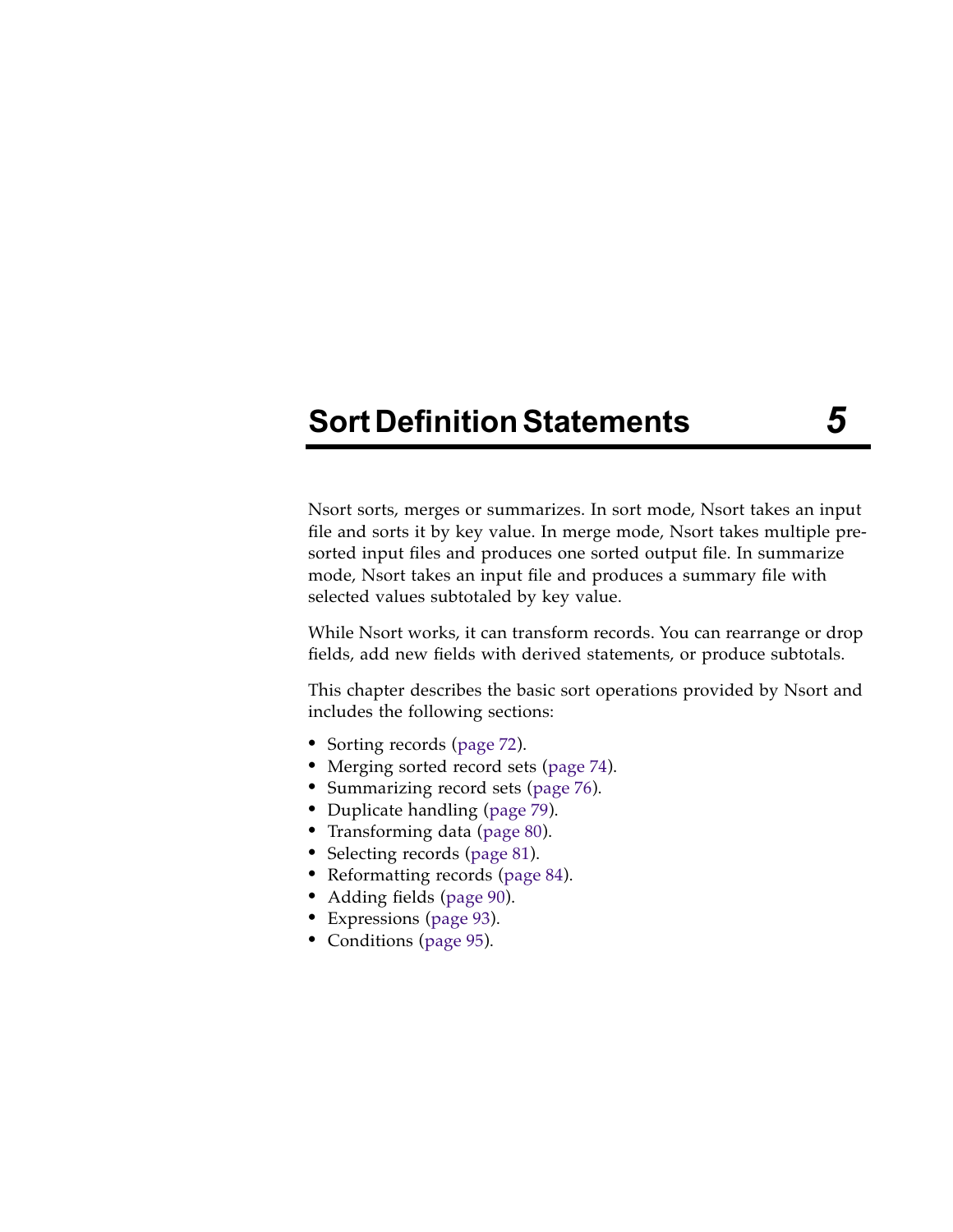# Sort Definition Statements 5

Nsort sorts, merges or summarizes. In sort mode, Nsort takes an input file and sorts it by key value. In merge mode, Nsort takes multiple pre-sorted input files and produces one sorted output file. In summarize mode, Nsort takes an input file and produces a summary file with selected values subtotaled by key value.

While Nsort works, it can transform records. You can rearrange or drop fields, add new fields with derived statements, or produce subtotals.

This chapter describes the basic sort operations provided by Nsort and includes the following sections:

- Sorting records (page 72).
- Merging sorted record sets (page 74).
- Summarizing record sets (page 76).
- Duplicate handling (page 79).
- Transforming data (page 80).
- Selecting records (page 81).
- Reformatting records (page 84).
- Adding fields (page 90).
- Expressions (page 93).
- Conditions (page 95).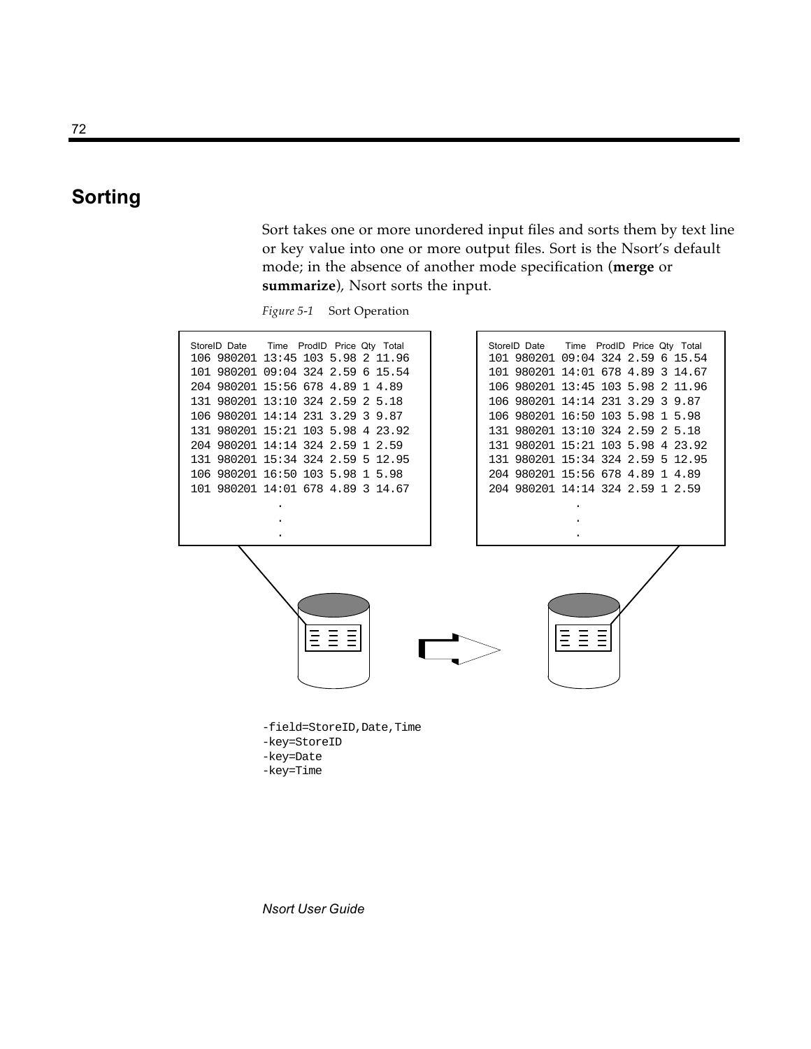## Sorting

Sort takes one or more unordered input files and sorts them by text line or key value into one or more output files. Sort is the Nsort's default mode; in the absence of another mode specification (**merge** or **summarize**), Nsort sorts the input.

*Figure 5-1* Sort Operation

```
StoreID Date   Time  ProdID Price Qty Total
106 980201 13:45 103 5.98 2 11.96
101 980201 09:04 324 2.59 6 15.54
204 980201 15:56 678 4.89 1 4.89
131 980201 13:10 324 2.59 2 5.18
106 980201 14:14 231 3.29 3 9.87
131 980201 15:21 103 5.98 4 23.92
204 980201 14:14 324 2.59 1 2.59
131 980201 15:34 324 2.59 5 12.95
106 980201 16:50 103 5.98 1 5.98
101 980201 14:01 678 4.89 3 14.67
            .
            .
            .
```

```
StoreID Date   Time  ProdID Price Qty Total
101 980201 09:04 324 2.59 6 15.54
101 980201 14:01 678 4.89 3 14.67
106 980201 13:45 103 5.98 2 11.96
106 980201 14:14 231 3.29 3 9.87
106 980201 16:50 103 5.98 1 5.98
131 980201 13:10 324 2.59 2 5.18
131 980201 15:21 103 5.98 4 23.92
131 980201 15:34 324 2.59 5 12.95
204 980201 15:56 678 4.89 1 4.89
204 980201 14:14 324 2.59 1 2.59
            .
            .
            .
```

```
-field=StoreID,Date,Time
-key=StoreID
-key=Date
-key=Time
```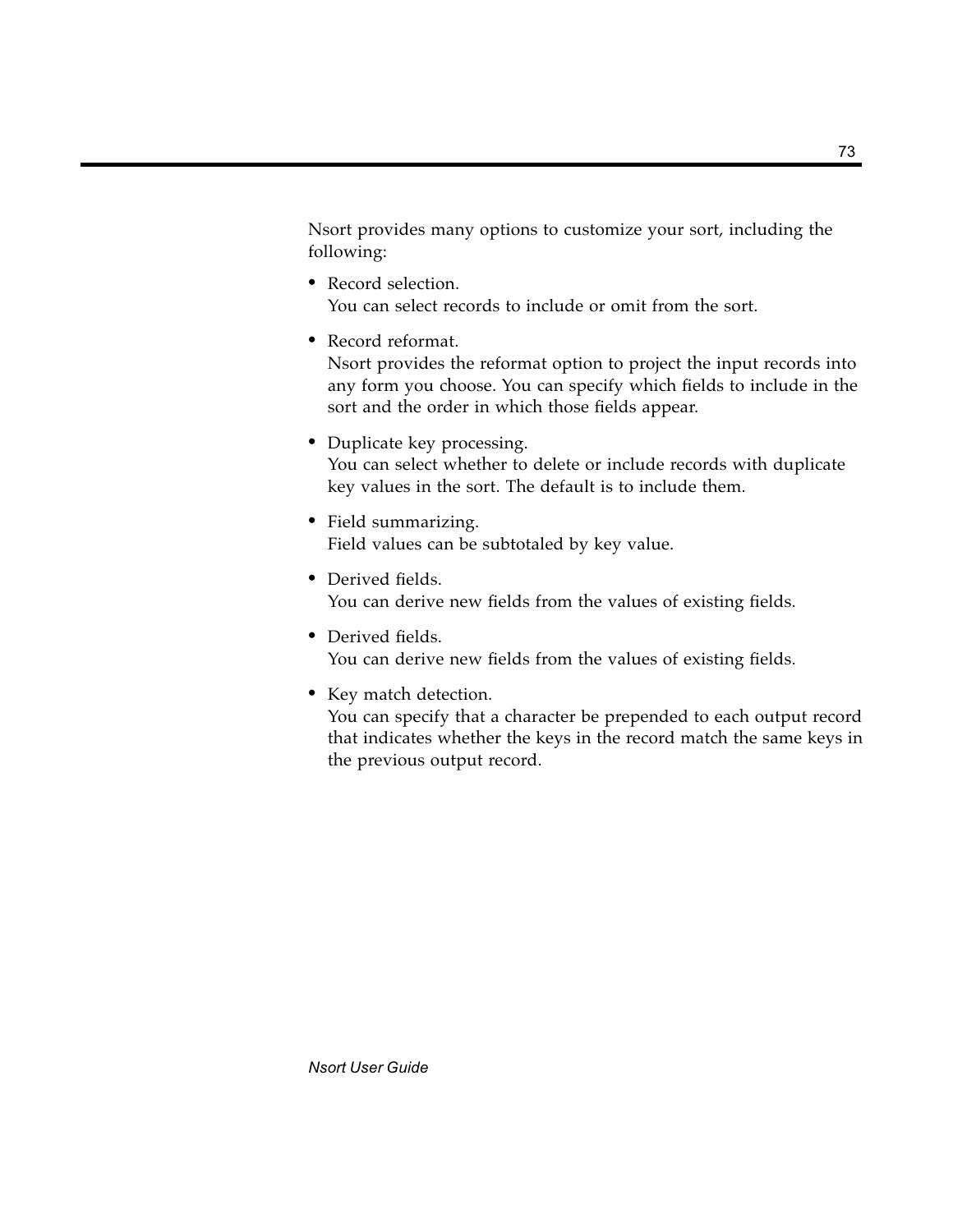Nsort provides many options to customize your sort, including the following:

- Record selection.
  You can select records to include or omit from the sort.
- Record reformat.
  Nsort provides the reformat option to project the input records into any form you choose. You can specify which fields to include in the sort and the order in which those fields appear.
- Duplicate key processing.
  You can select whether to delete or include records with duplicate key values in the sort. The default is to include them.
- Field summarizing.
  Field values can be subtotaled by key value.
- Derived fields.
  You can derive new fields from the values of existing fields.
- Derived fields.
  You can derive new fields from the values of existing fields.
- Key match detection.
  You can specify that a character be prepended to each output record that indicates whether the keys in the record match the same keys in the previous output record.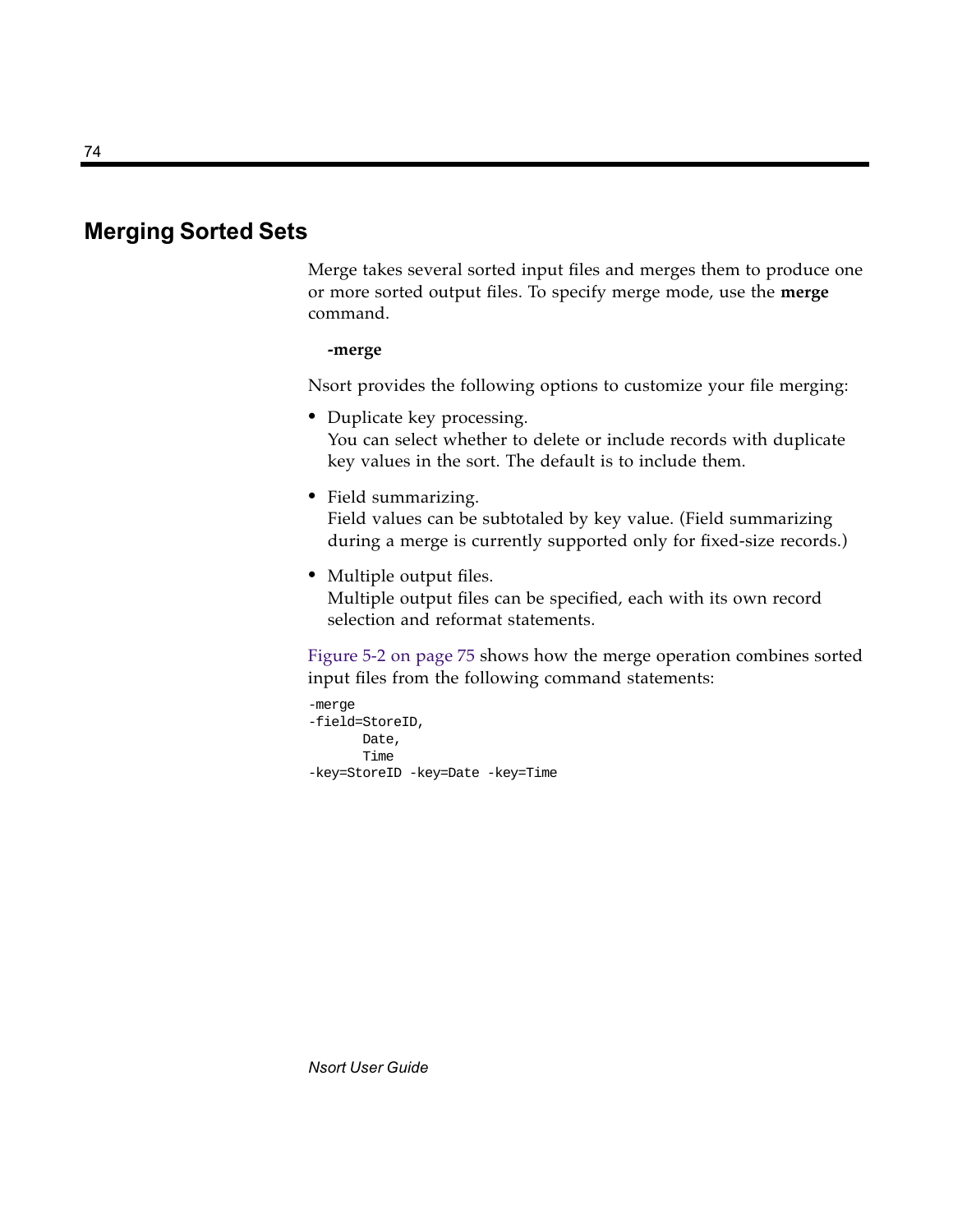## Merging Sorted Sets

Merge takes several sorted input files and merges them to produce one or more sorted output files. To specify merge mode, use the **merge** command.

**-merge**

Nsort provides the following options to customize your file merging:

- Duplicate key processing.
  You can select whether to delete or include records with duplicate key values in the sort. The default is to include them.
- Field summarizing.
  Field values can be subtotaled by key value. (Field summarizing during a merge is currently supported only for fixed-size records.)
- Multiple output files.
  Multiple output files can be specified, each with its own record selection and reformat statements.

Figure 5-2 on page 75 shows how the merge operation combines sorted input files from the following command statements:

```
-merge
-field=StoreID,
       Date,
       Time
-key=StoreID -key=Date -key=Time
```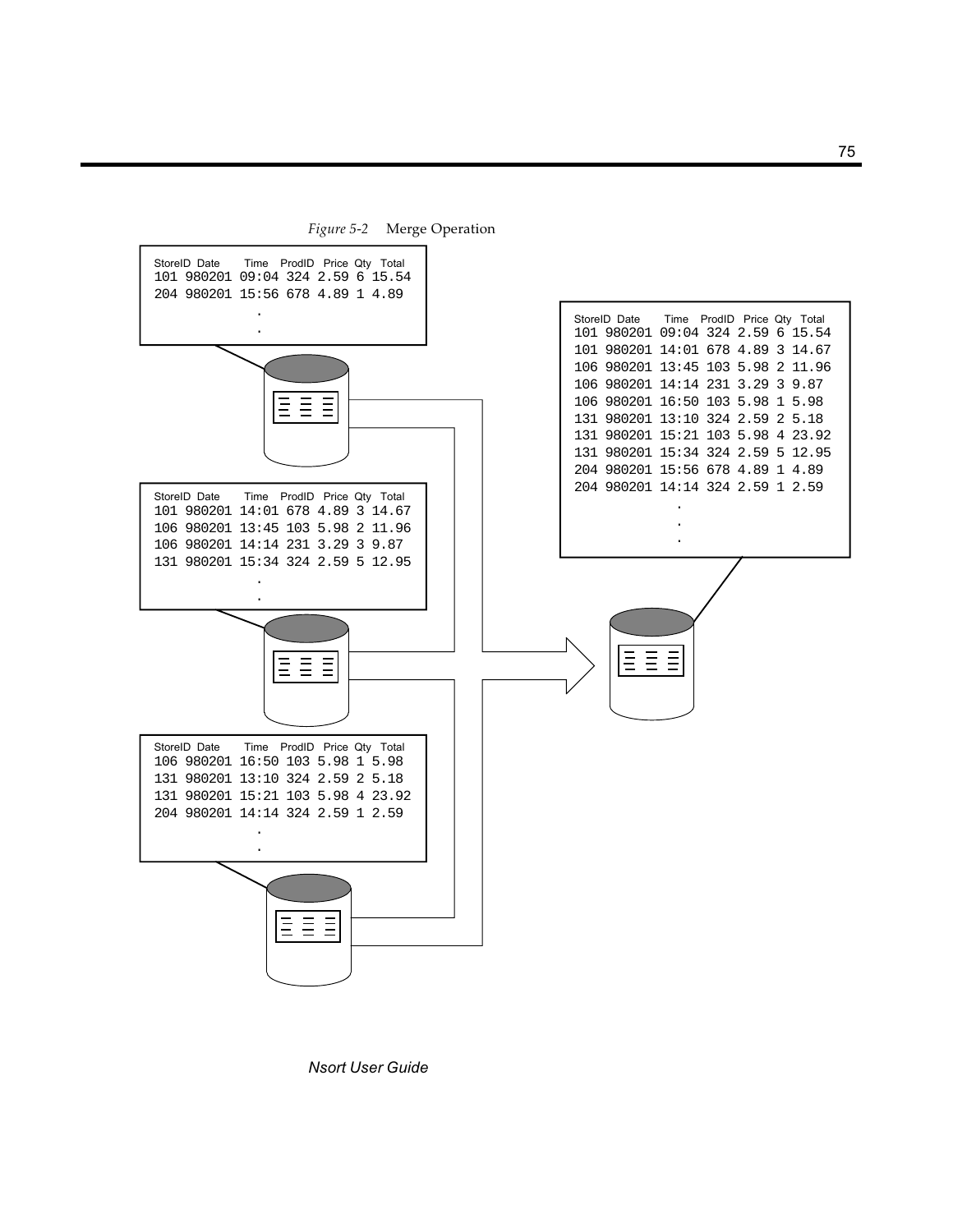*Figure 5-2* Merge Operation

```
StoreID Date   Time  ProdID Price Qty Total
101 980201 09:04 324 2.59 6 15.54
204 980201 15:56 678 4.89 1 4.89
              .
              .
```

```
StoreID Date   Time  ProdID Price Qty Total
101 980201 14:01 678 4.89 3 14.67
106 980201 13:45 103 5.98 2 11.96
106 980201 14:14 231 3.29 3 9.87
131 980201 15:34 324 2.59 5 12.95
              .
              .
```

```
StoreID Date   Time  ProdID Price Qty Total
106 980201 16:50 103 5.98 1 5.98
131 980201 13:10 324 2.59 2 5.18
131 980201 15:21 103 5.98 4 23.92
204 980201 14:14 324 2.59 1 2.59
              .
              .
```

```
StoreID Date   Time  ProdID Price Qty Total
101 980201 09:04 324 2.59 6 15.54
101 980201 14:01 678 4.89 3 14.67
106 980201 13:45 103 5.98 2 11.96
106 980201 14:14 231 3.29 3 9.87
106 980201 16:50 103 5.98 1 5.98
131 980201 13:10 324 2.59 2 5.18
131 980201 15:21 103 5.98 4 23.92
131 980201 15:34 324 2.59 5 12.95
204 980201 15:56 678 4.89 1 4.89
204 980201 14:14 324 2.59 1 2.59
              .
              .
              .
```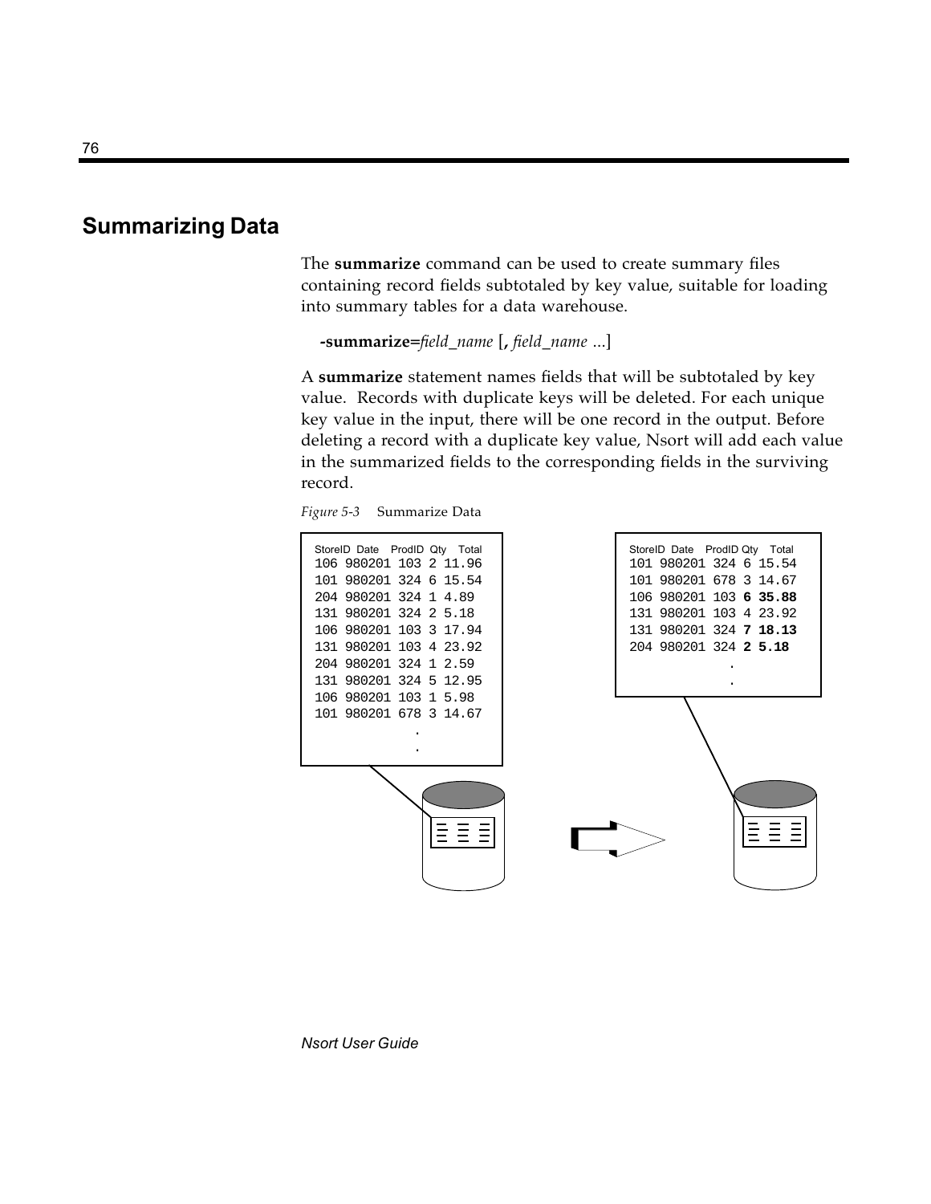## Summarizing Data

The **summarize** command can be used to create summary files containing record fields subtotaled by key value, suitable for loading into summary tables for a data warehouse.

**-summarize=***field_name* [**,** *field_name* ...]

A **summarize** statement names fields that will be subtotaled by key value. Records with duplicate keys will be deleted. For each unique key value in the input, there will be one record in the output. Before deleting a record with a duplicate key value, Nsort will add each value in the summarized fields to the corresponding fields in the surviving record.

*Figure 5-3* Summarize Data

```
StoreID Date   ProdID Qty  Total
106 980201 103 2 11.96
101 980201 324 6 15.54
204 980201 324 1 4.89
131 980201 324 2 5.18
106 980201 103 3 17.94
131 980201 103 4 23.92
204 980201 324 1 2.59
131 980201 324 5 12.95
106 980201 103 1 5.98
101 980201 678 3 14.67
             .
             .
```

```
StoreID Date   ProdID Qty  Total
101 980201 324 6 15.54
101 980201 678 3 14.67
106 980201 103 6 35.88
131 980201 103 4 23.92
131 980201 324 7 18.13
204 980201 324 2 5.18
             .
             .
```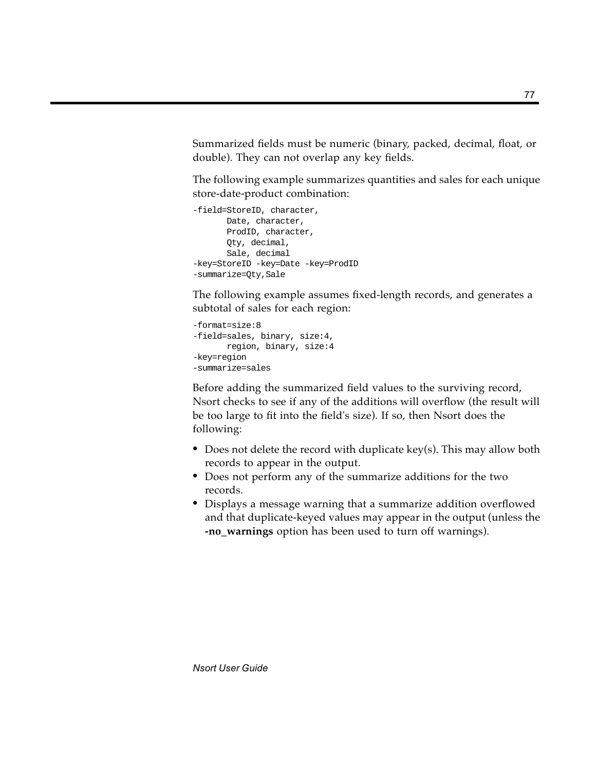Summarized fields must be numeric (binary, packed, decimal, float, or double). They can not overlap any key fields.

The following example summarizes quantities and sales for each unique store-date-product combination:

```
-field=StoreID, character,
       Date, character,
       ProdID, character,
       Qty, decimal,
       Sale, decimal
-key=StoreID -key=Date -key=ProdID
-summarize=Qty,Sale
```

The following example assumes fixed-length records, and generates a subtotal of sales for each region:

```
-format=size:8
-field=sales, binary, size:4,
       region, binary, size:4
-key=region
-summarize=sales
```

Before adding the summarized field values to the surviving record, Nsort checks to see if any of the additions will overflow (the result will be too large to fit into the field's size). If so, then Nsort does the following:

- Does not delete the record with duplicate key(s). This may allow both records to appear in the output.
- Does not perform any of the summarize additions for the two records.
- Displays a message warning that a summarize addition overflowed and that duplicate-keyed values may appear in the output (unless the **-no_warnings** option has been used to turn off warnings).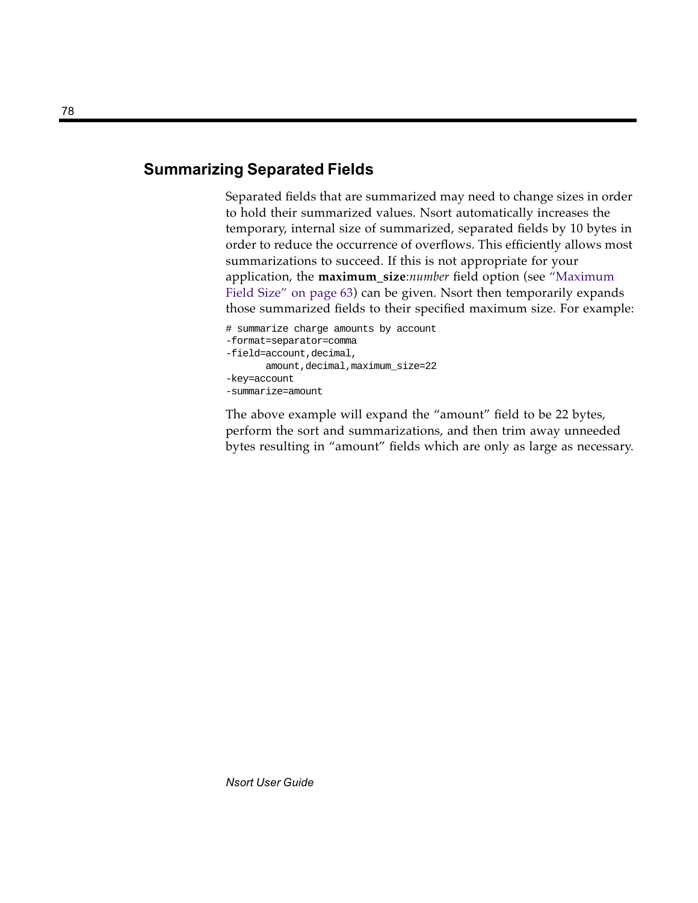## Summarizing Separated Fields

Separated fields that are summarized may need to change sizes in order to hold their summarized values. Nsort automatically increases the temporary, internal size of summarized, separated fields by 10 bytes in order to reduce the occurrence of overflows. This efficiently allows most summarizations to succeed. If this is not appropriate for your application, the **maximum_size**:*number* field option (see "Maximum Field Size" on page 63) can be given. Nsort then temporarily expands those summarized fields to their specified maximum size. For example:

```
# summarize charge amounts by account
-format=separator=comma
-field=account,decimal,
       amount,decimal,maximum_size=22
-key=account
-summarize=amount
```

The above example will expand the "amount" field to be 22 bytes, perform the sort and summarizations, and then trim away unneeded bytes resulting in "amount" fields which are only as large as necessary.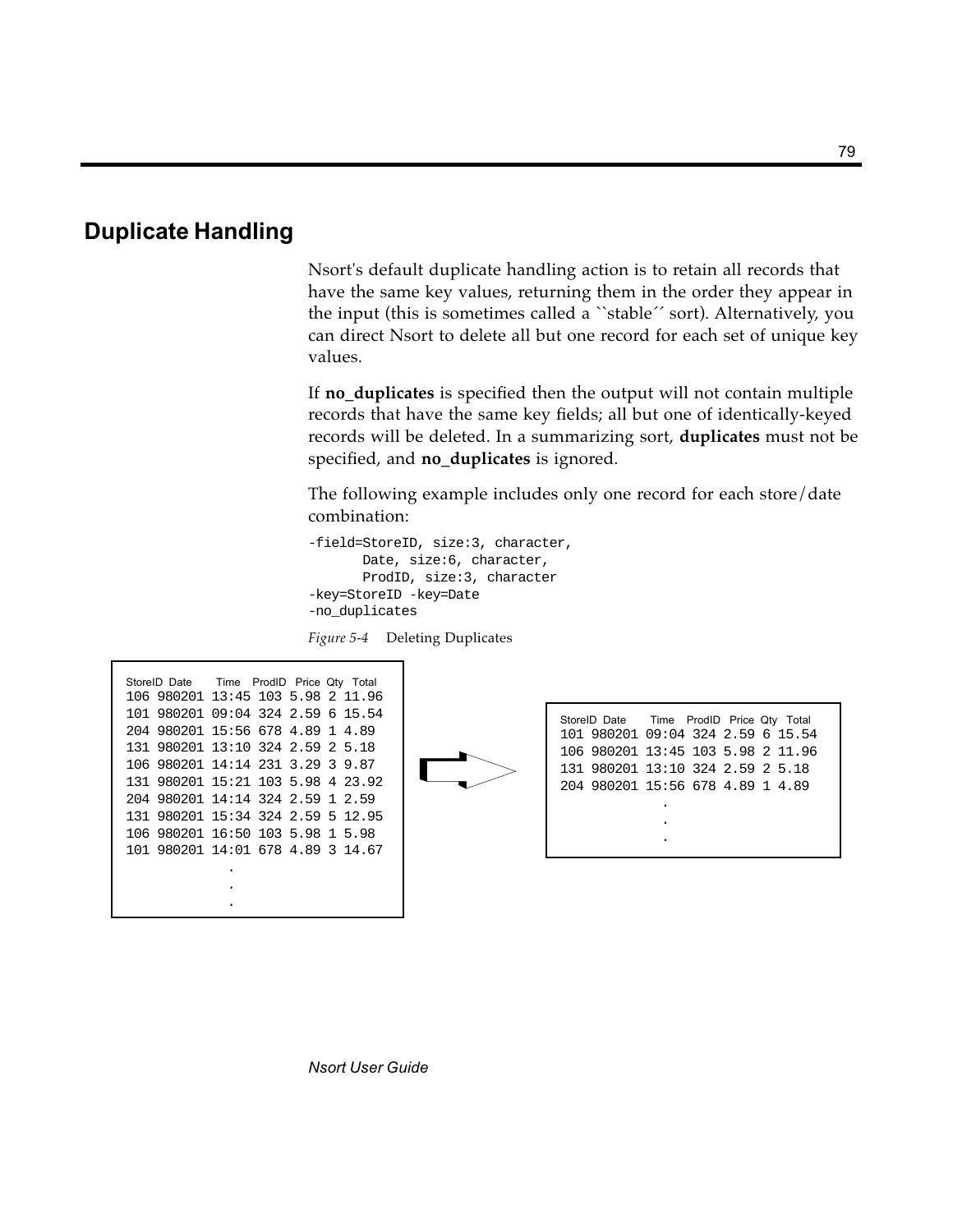## Duplicate Handling

Nsort's default duplicate handling action is to retain all records that have the same key values, returning them in the order they appear in the input (this is sometimes called a ``stable´´ sort). Alternatively, you can direct Nsort to delete all but one record for each set of unique key values.

If **no_duplicates** is specified then the output will not contain multiple records that have the same key fields; all but one of identically-keyed records will be deleted. In a summarizing sort, **duplicates** must not be specified, and **no_duplicates** is ignored.

The following example includes only one record for each store/date combination:

```
-field=StoreID, size:3, character,
       Date, size:6, character,
       ProdID, size:3, character
-key=StoreID -key=Date
-no_duplicates
```

*Figure 5-4* Deleting Duplicates

```
StoreID Date      Time  ProdID Price Qty Total
106 980201 13:45 103 5.98 2 11.96
101 980201 09:04 324 2.59 6 15.54
204 980201 15:56 678 4.89 1 4.89
131 980201 13:10 324 2.59 2 5.18
106 980201 14:14 231 3.29 3 9.87
131 980201 15:21 103 5.98 4 23.92
204 980201 14:14 324 2.59 1 2.59
131 980201 15:34 324 2.59 5 12.95
106 980201 16:50 103 5.98 1 5.98
101 980201 14:01 678 4.89 3 14.67
              .
              .
              .
```

```
StoreID Date      Time  ProdID Price Qty Total
101 980201 09:04 324 2.59 6 15.54
106 980201 13:45 103 5.98 2 11.96
131 980201 13:10 324 2.59 2 5.18
204 980201 15:56 678 4.89 1 4.89
              .
              .
              .
```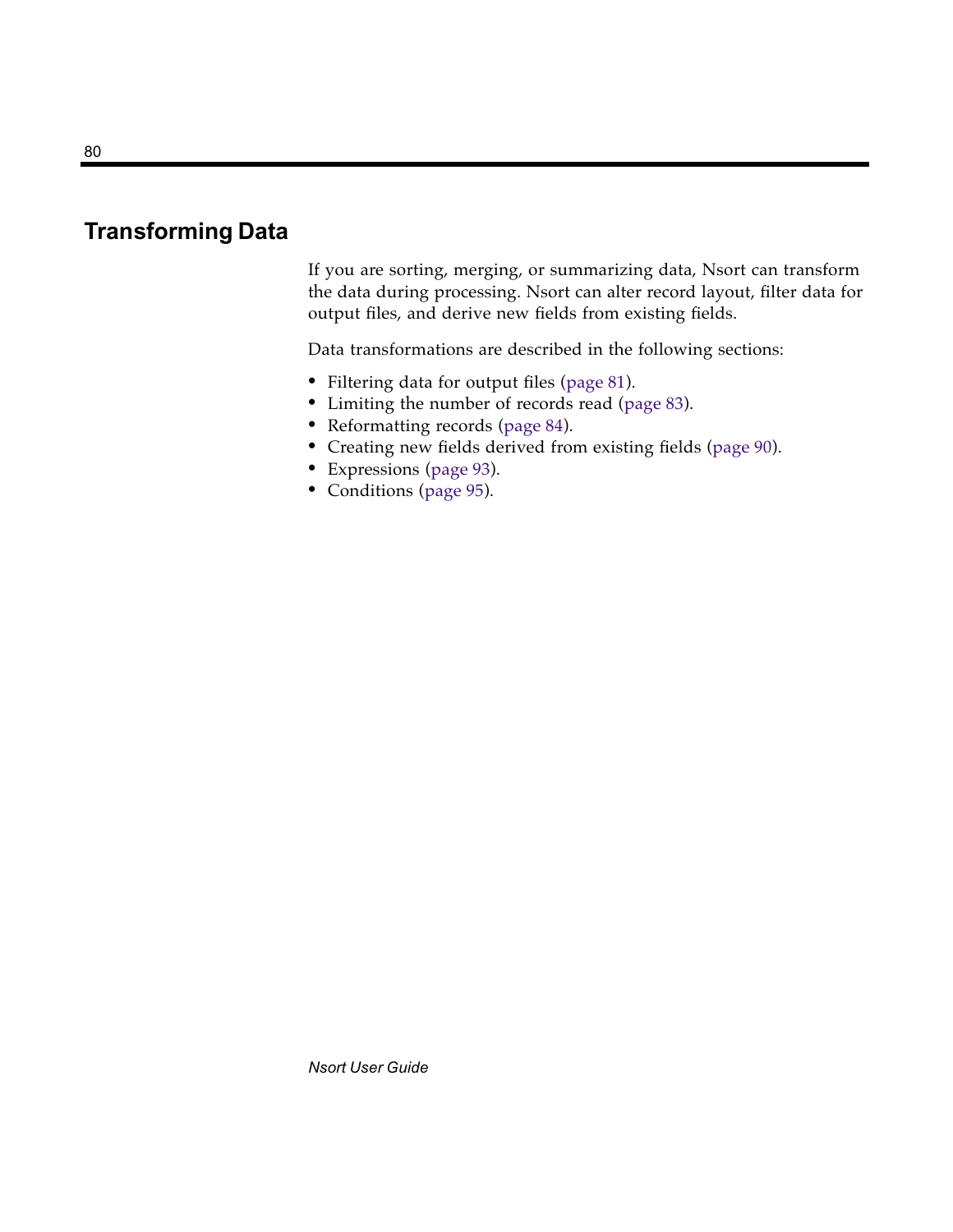# Transforming Data

If you are sorting, merging, or summarizing data, Nsort can transform the data during processing. Nsort can alter record layout, filter data for output files, and derive new fields from existing fields.

Data transformations are described in the following sections:

- Filtering data for output files (page 81).
- Limiting the number of records read (page 83).
- Reformatting records (page 84).
- Creating new fields derived from existing fields (page 90).
- Expressions (page 93).
- Conditions (page 95).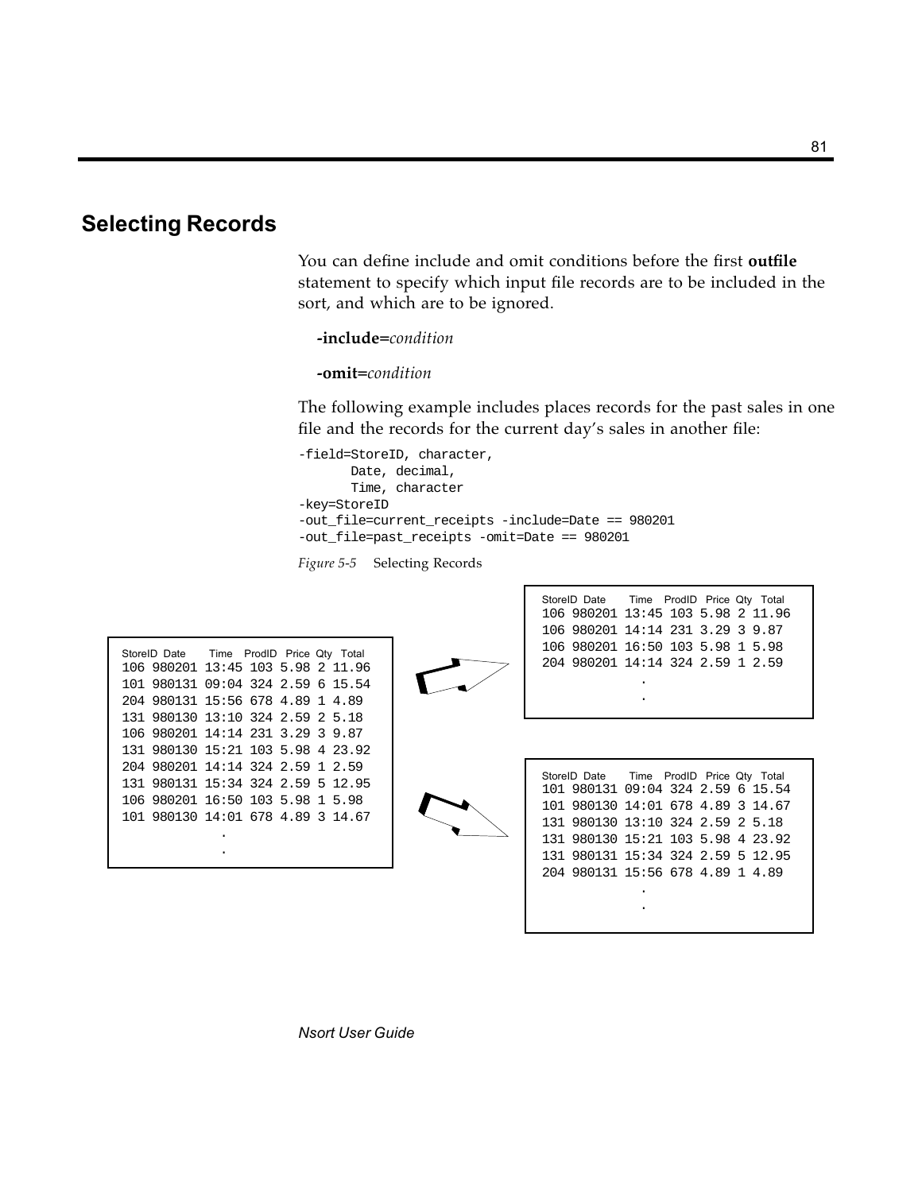## Selecting Records

You can define include and omit conditions before the first **outfile** statement to specify which input file records are to be included in the sort, and which are to be ignored.

**-include=***condition*

**-omit=***condition*

The following example includes places records for the past sales in one file and the records for the current day's sales in another file:

```
-field=StoreID, character,
       Date, decimal,
       Time, character
-key=StoreID
-out_file=current_receipts -include=Date == 980201
-out_file=past_receipts -omit=Date == 980201
```

*Figure 5-5* Selecting Records

```
StoreID Date    Time  ProdID Price Qty Total
106 980201 13:45 103 5.98 2 11.96
101 980131 09:04 324 2.59 6 15.54
204 980131 15:56 678 4.89 1 4.89
131 980130 13:10 324 2.59 2 5.18
106 980201 14:14 231 3.29 3 9.87
131 980130 15:21 103 5.98 4 23.92
204 980201 14:14 324 2.59 1 2.59
131 980131 15:34 324 2.59 5 12.95
106 980201 16:50 103 5.98 1 5.98
101 980130 14:01 678 4.89 3 14.67
             .
             .
```

```
StoreID Date    Time  ProdID Price Qty Total
106 980201 13:45 103 5.98 2 11.96
106 980201 14:14 231 3.29 3 9.87
106 980201 16:50 103 5.98 1 5.98
204 980201 14:14 324 2.59 1 2.59
             .
             .
```

```
StoreID Date    Time  ProdID Price Qty Total
101 980131 09:04 324 2.59 6 15.54
101 980130 14:01 678 4.89 3 14.67
131 980130 13:10 324 2.59 2 5.18
131 980130 15:21 103 5.98 4 23.92
131 980131 15:34 324 2.59 5 12.95
204 980131 15:56 678 4.89 1 4.89
             .
             .
```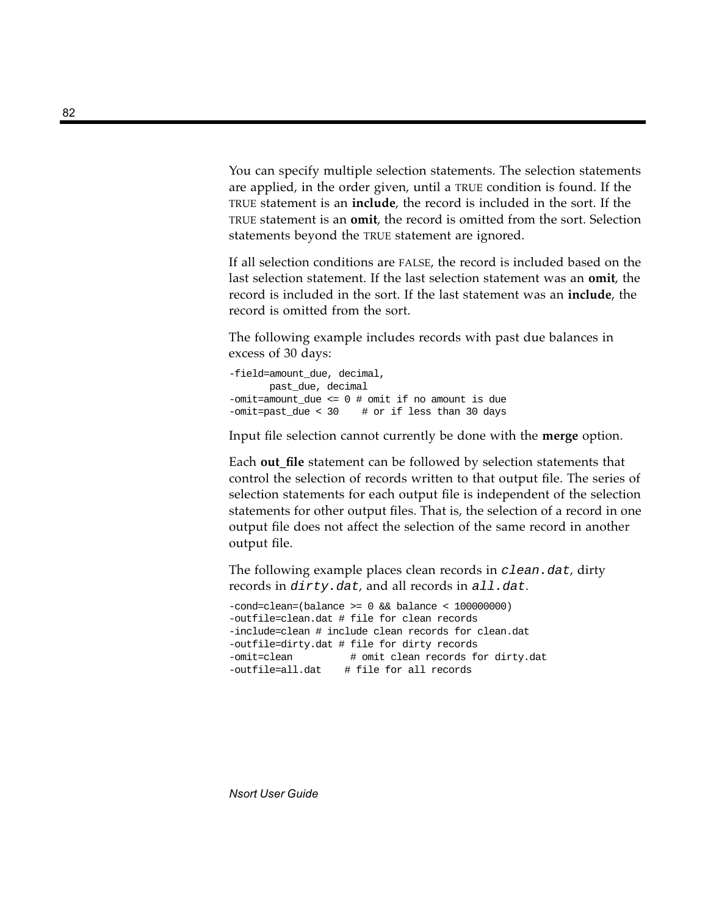You can specify multiple selection statements. The selection statements are applied, in the order given, until a TRUE condition is found. If the TRUE statement is an **include**, the record is included in the sort. If the TRUE statement is an **omit**, the record is omitted from the sort. Selection statements beyond the TRUE statement are ignored.

If all selection conditions are FALSE, the record is included based on the last selection statement. If the last selection statement was an **omit**, the record is included in the sort. If the last statement was an **include**, the record is omitted from the sort.

The following example includes records with past due balances in excess of 30 days:

```
-field=amount_due, decimal,
       past_due, decimal
-omit=amount_due <= 0 # omit if no amount is due
-omit=past_due < 30    # or if less than 30 days
```

Input file selection cannot currently be done with the **merge** option.

Each **out_file** statement can be followed by selection statements that control the selection of records written to that output file. The series of selection statements for each output file is independent of the selection statements for other output files. That is, the selection of a record in one output file does not affect the selection of the same record in another output file.

The following example places clean records in *clean.dat*, dirty records in *dirty.dat*, and all records in *all.dat*.

```
-cond=clean=(balance >= 0 && balance < 100000000)
-outfile=clean.dat # file for clean records
-include=clean # include clean records for clean.dat
-outfile=dirty.dat # file for dirty records
-omit=clean          # omit clean records for dirty.dat
-outfile=all.dat    # file for all records
```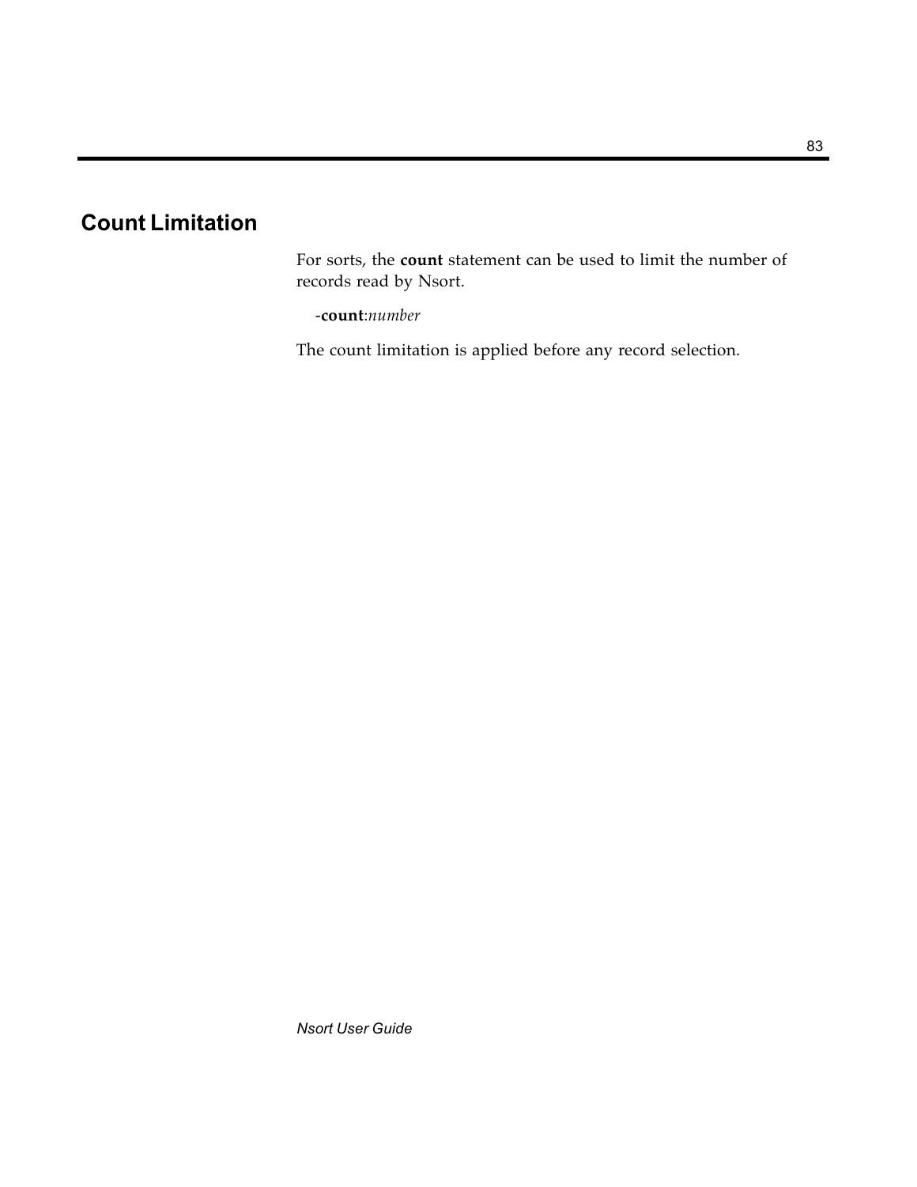## Count Limitation

For sorts, the **count** statement can be used to limit the number of records read by Nsort.

-**count**:*number*

The count limitation is applied before any record selection.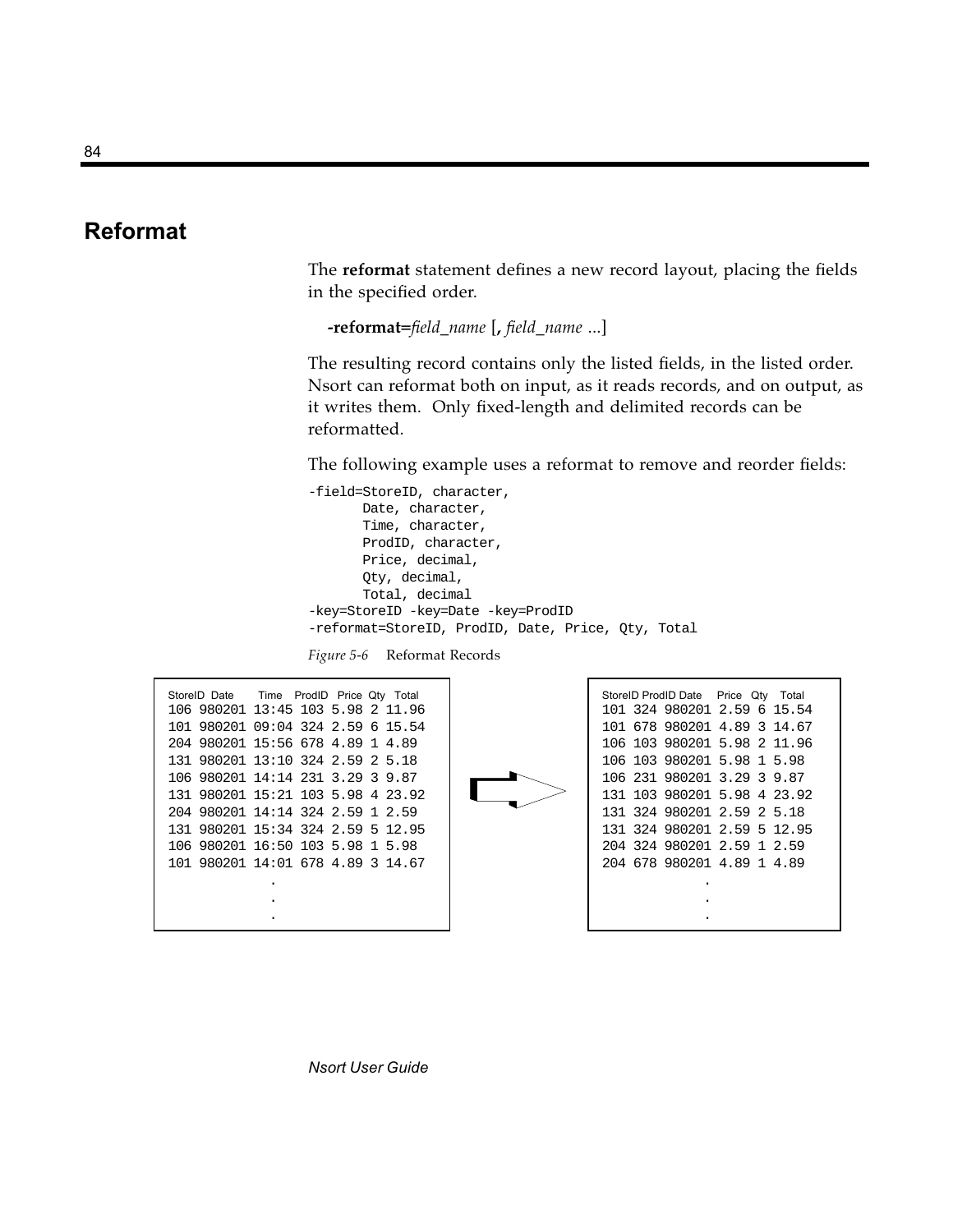## Reformat

The **reformat** statement defines a new record layout, placing the fields in the specified order.

**-reformat=***field_name* [**,** *field_name* ...]

The resulting record contains only the listed fields, in the listed order. Nsort can reformat both on input, as it reads records, and on output, as it writes them. Only fixed-length and delimited records can be reformatted.

The following example uses a reformat to remove and reorder fields:

```
-field=StoreID, character,
       Date, character,
       Time, character,
       ProdID, character,
       Price, decimal,
       Qty, decimal,
       Total, decimal
-key=StoreID -key=Date -key=ProdID
-reformat=StoreID, ProdID, Date, Price, Qty, Total
```

*Figure 5-6* Reformat Records

```
StoreID Date   Time  ProdID Price Qty Total
106 980201 13:45 103 5.98 2 11.96
101 980201 09:04 324 2.59 6 15.54
204 980201 15:56 678 4.89 1 4.89
131 980201 13:10 324 2.59 2 5.18
106 980201 14:14 231 3.29 3 9.87
131 980201 15:21 103 5.98 4 23.92
204 980201 14:14 324 2.59 1 2.59
131 980201 15:34 324 2.59 5 12.95
106 980201 16:50 103 5.98 1 5.98
101 980201 14:01 678 4.89 3 14.67
             .
             .
             .
```

```
StoreID ProdID Date  Price Qty Total
101 324 980201 2.59 6 15.54
101 678 980201 4.89 3 14.67
106 103 980201 5.98 2 11.96
106 103 980201 5.98 1 5.98
106 231 980201 3.29 3 9.87
131 103 980201 5.98 4 23.92
131 324 980201 2.59 2 5.18
131 324 980201 2.59 5 12.95
204 324 980201 2.59 1 2.59
204 678 980201 4.89 1 4.89
             .
             .
             .
```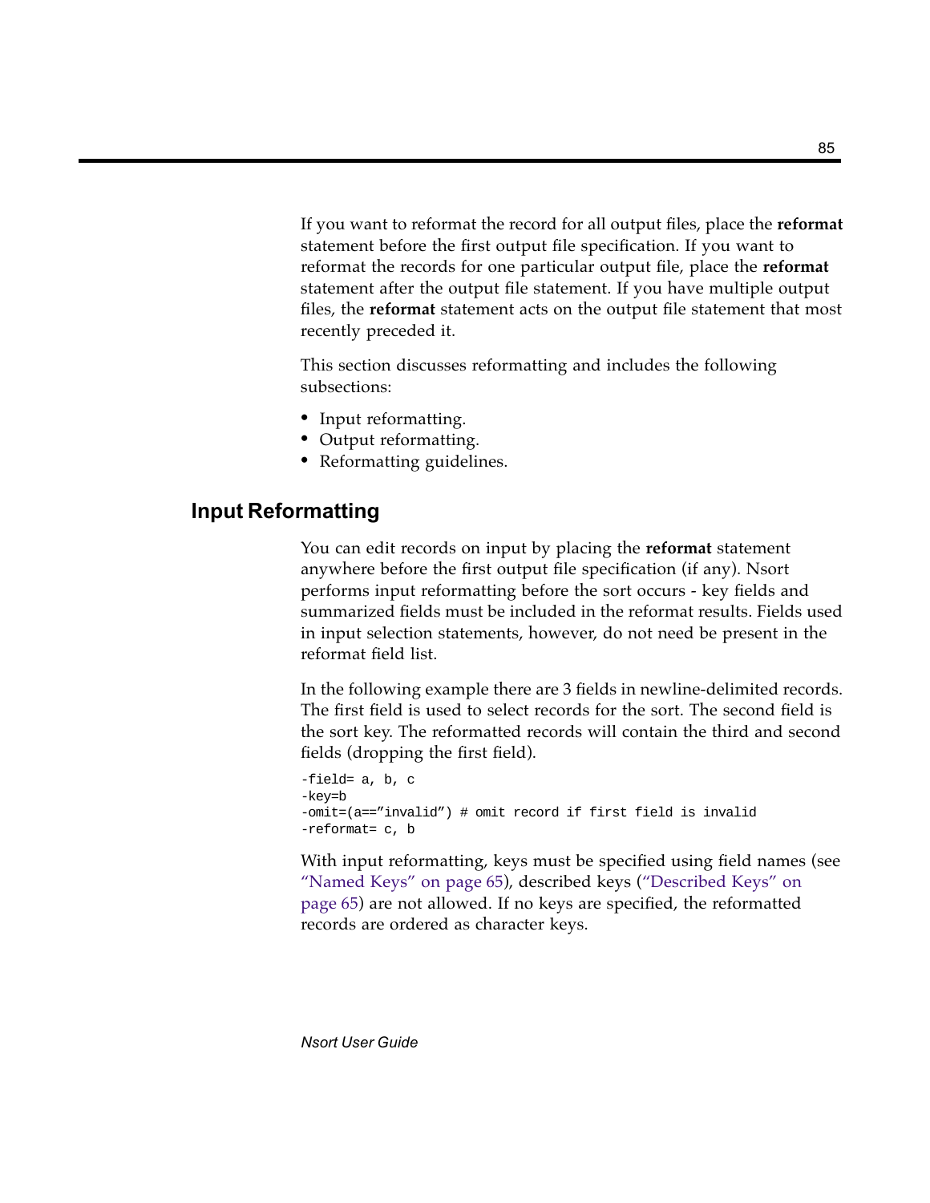If you want to reformat the record for all output files, place the **reformat** statement before the first output file specification. If you want to reformat the records for one particular output file, place the **reformat** statement after the output file statement. If you have multiple output files, the **reformat** statement acts on the output file statement that most recently preceded it.

This section discusses reformatting and includes the following subsections:

- Input reformatting.
- Output reformatting.
- Reformatting guidelines.

## Input Reformatting

You can edit records on input by placing the **reformat** statement anywhere before the first output file specification (if any). Nsort performs input reformatting before the sort occurs - key fields and summarized fields must be included in the reformat results. Fields used in input selection statements, however, do not need be present in the reformat field list.

In the following example there are 3 fields in newline-delimited records. The first field is used to select records for the sort. The second field is the sort key. The reformatted records will contain the third and second fields (dropping the first field).

```
-field= a, b, c
-key=b
-omit=(a==”invalid”) # omit record if first field is invalid
-reformat= c, b
```

With input reformatting, keys must be specified using field names (see “Named Keys” on page 65), described keys (“Described Keys” on page 65) are not allowed. If no keys are specified, the reformatted records are ordered as character keys.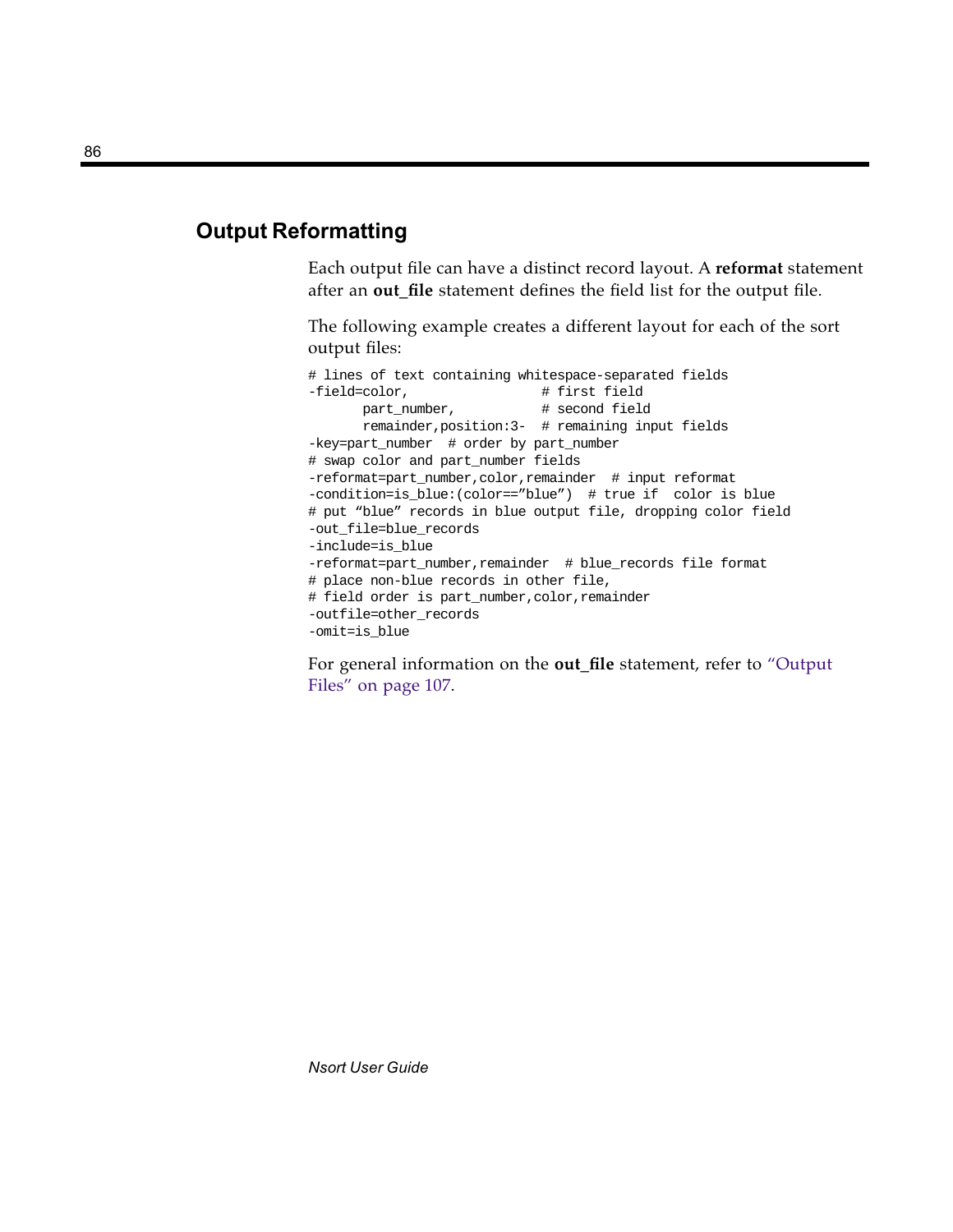## Output Reformatting

Each output file can have a distinct record layout. A **reformat** statement after an **out_file** statement defines the field list for the output file.

The following example creates a different layout for each of the sort output files:

```
# lines of text containing whitespace-separated fields
-field=color,                # first field
       part_number,          # second field
       remainder,position:3- # remaining input fields
-key=part_number  # order by part_number
# swap color and part_number fields
-reformat=part_number,color,remainder  # input reformat
-condition=is_blue:(color==”blue”)  # true if  color is blue
# put “blue” records in blue output file, dropping color field
-out_file=blue_records
-include=is_blue
-reformat=part_number,remainder  # blue_records file format
# place non-blue records in other file,
# field order is part_number,color,remainder
-outfile=other_records
-omit=is_blue
```

For general information on the **out_file** statement, refer to “Output Files” on page 107.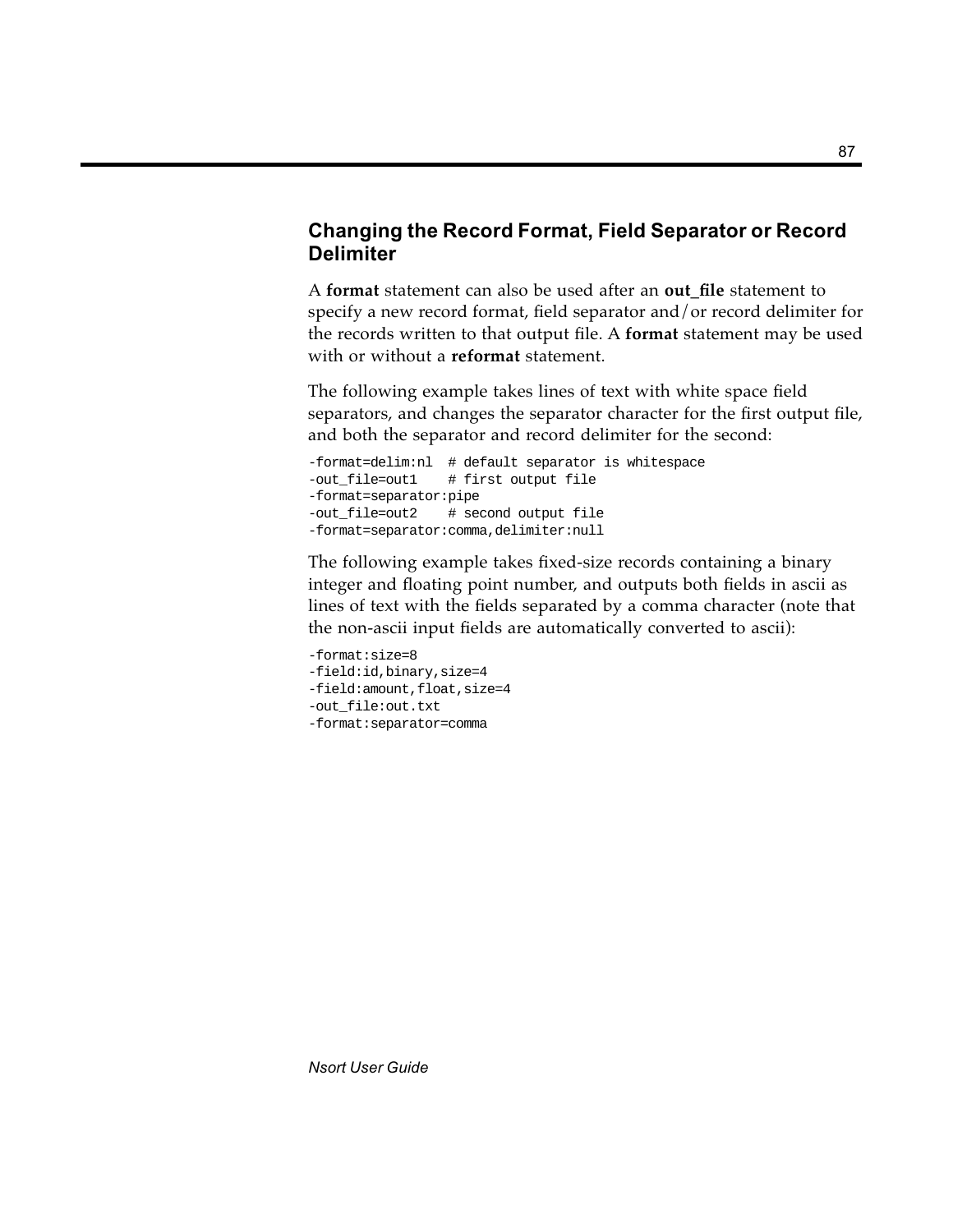## Changing the Record Format, Field Separator or Record Delimiter

A **format** statement can also be used after an **out_file** statement to specify a new record format, field separator and/or record delimiter for the records written to that output file. A **format** statement may be used with or without a **reformat** statement.

The following example takes lines of text with white space field separators, and changes the separator character for the first output file, and both the separator and record delimiter for the second:

```
-format=delim:nl  # default separator is whitespace
-out_file=out1    # first output file
-format=separator:pipe
-out_file=out2    # second output file
-format=separator:comma,delimiter:null
```

The following example takes fixed-size records containing a binary integer and floating point number, and outputs both fields in ascii as lines of text with the fields separated by a comma character (note that the non-ascii input fields are automatically converted to ascii):

```
-format:size=8
-field:id,binary,size=4
-field:amount,float,size=4
-out_file:out.txt
-format:separator=comma
```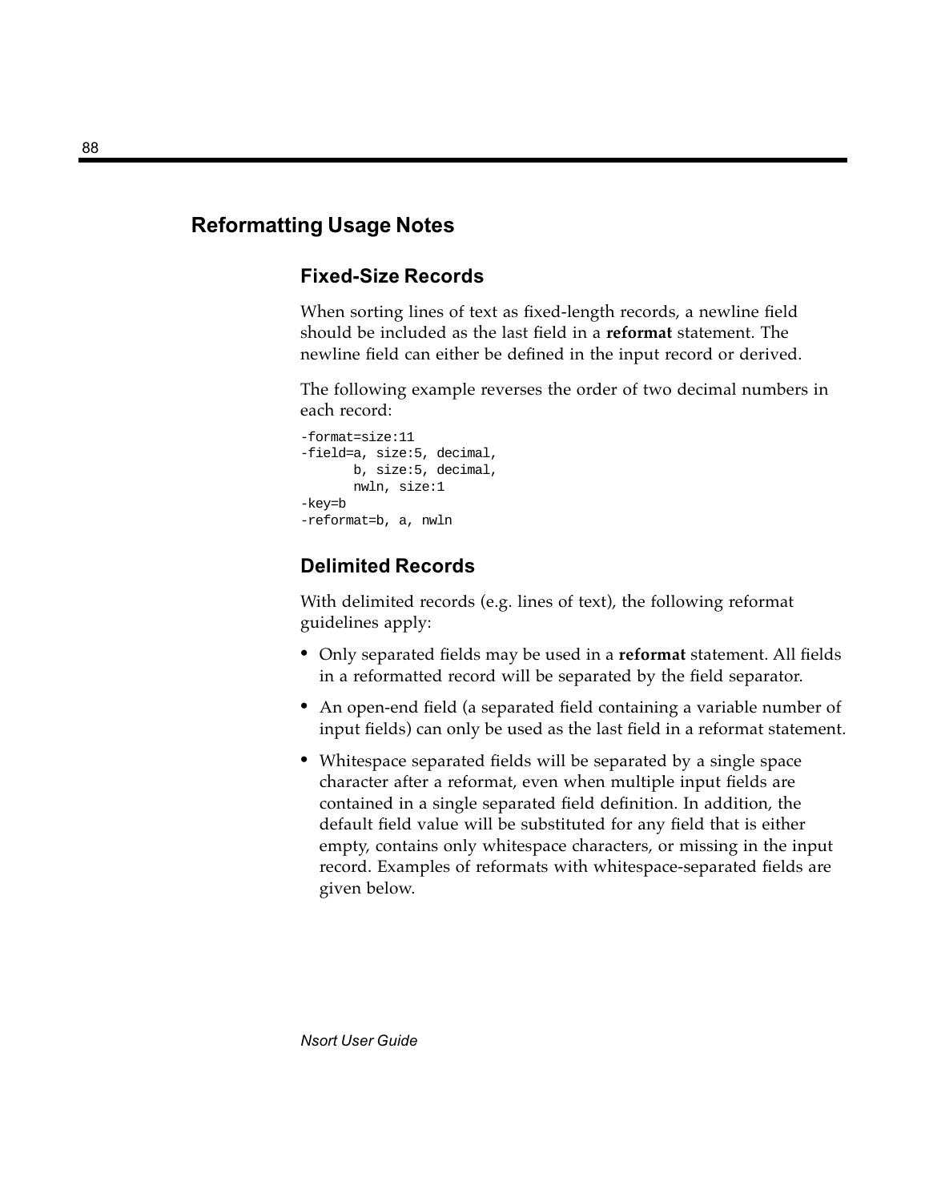## Reformatting Usage Notes

### Fixed-Size Records

When sorting lines of text as fixed-length records, a newline field should be included as the last field in a **reformat** statement. The newline field can either be defined in the input record or derived.

The following example reverses the order of two decimal numbers in each record:

```
-format=size:11
-field=a, size:5, decimal,
       b, size:5, decimal,
       nwln, size:1
-key=b
-reformat=b, a, nwln
```

### Delimited Records

With delimited records (e.g. lines of text), the following reformat guidelines apply:

- Only separated fields may be used in a **reformat** statement. All fields in a reformatted record will be separated by the field separator.
- An open-end field (a separated field containing a variable number of input fields) can only be used as the last field in a reformat statement.
- Whitespace separated fields will be separated by a single space character after a reformat, even when multiple input fields are contained in a single separated field definition. In addition, the default field value will be substituted for any field that is either empty, contains only whitespace characters, or missing in the input record. Examples of reformats with whitespace-separated fields are given below.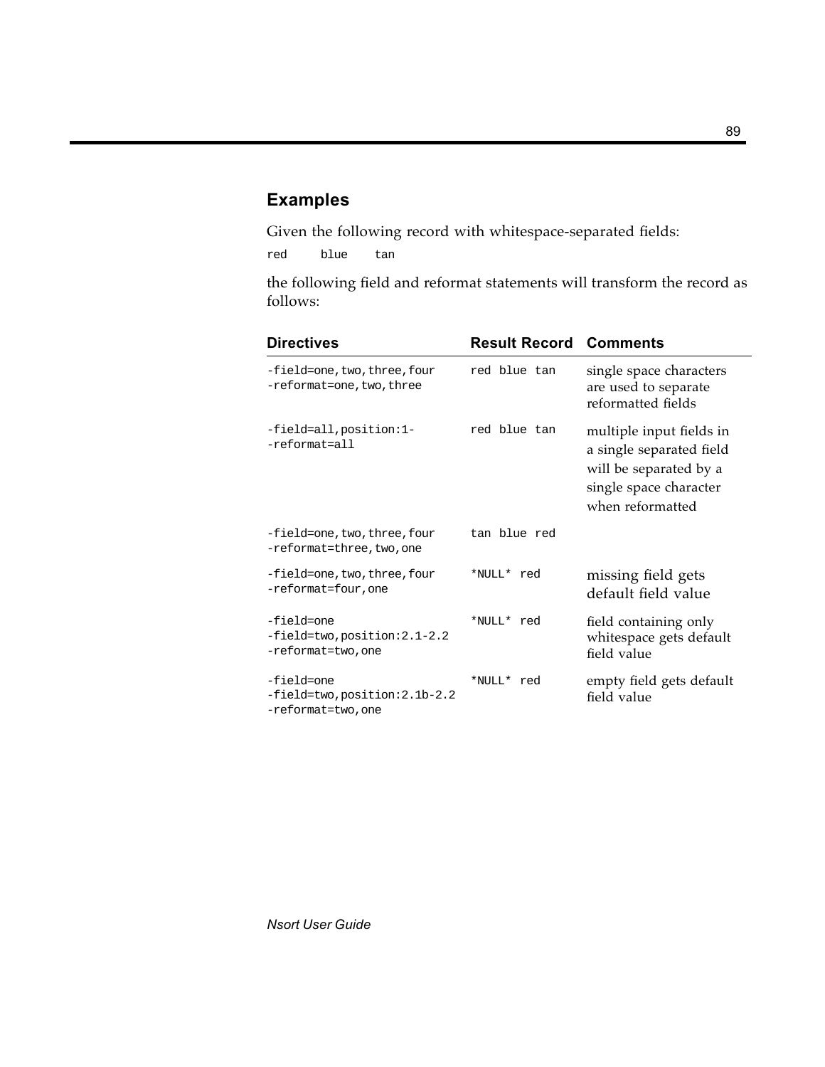## Examples

Given the following record with whitespace-separated fields:

```
red     blue    tan
```

the following field and reformat statements will transform the record as follows:

| Directives | Result Record | Comments |
|---|---|---|
| `-field=one,two,three,four`<br>`-reformat=one,two,three` | `red blue tan` | single space characters are used to separate reformatted fields |
| `-field=all,position:1-`<br>`-reformat=all` | `red blue tan` | multiple input fields in a single separated field will be separated by a single space character when reformatted |
| `-field=one,two,three,four`<br>`-reformat=three,two,one` | `tan blue red` | |
| `-field=one,two,three,four`<br>`-reformat=four,one` | `*NULL* red` | missing field gets default field value |
| `-field=one`<br>`-field=two,position:2.1-2.2`<br>`-reformat=two,one` | `*NULL* red` | field containing only whitespace gets default field value |
| `-field=one`<br>`-field=two,position:2.1b-2.2`<br>`-reformat=two,one` | `*NULL* red` | empty field gets default field value |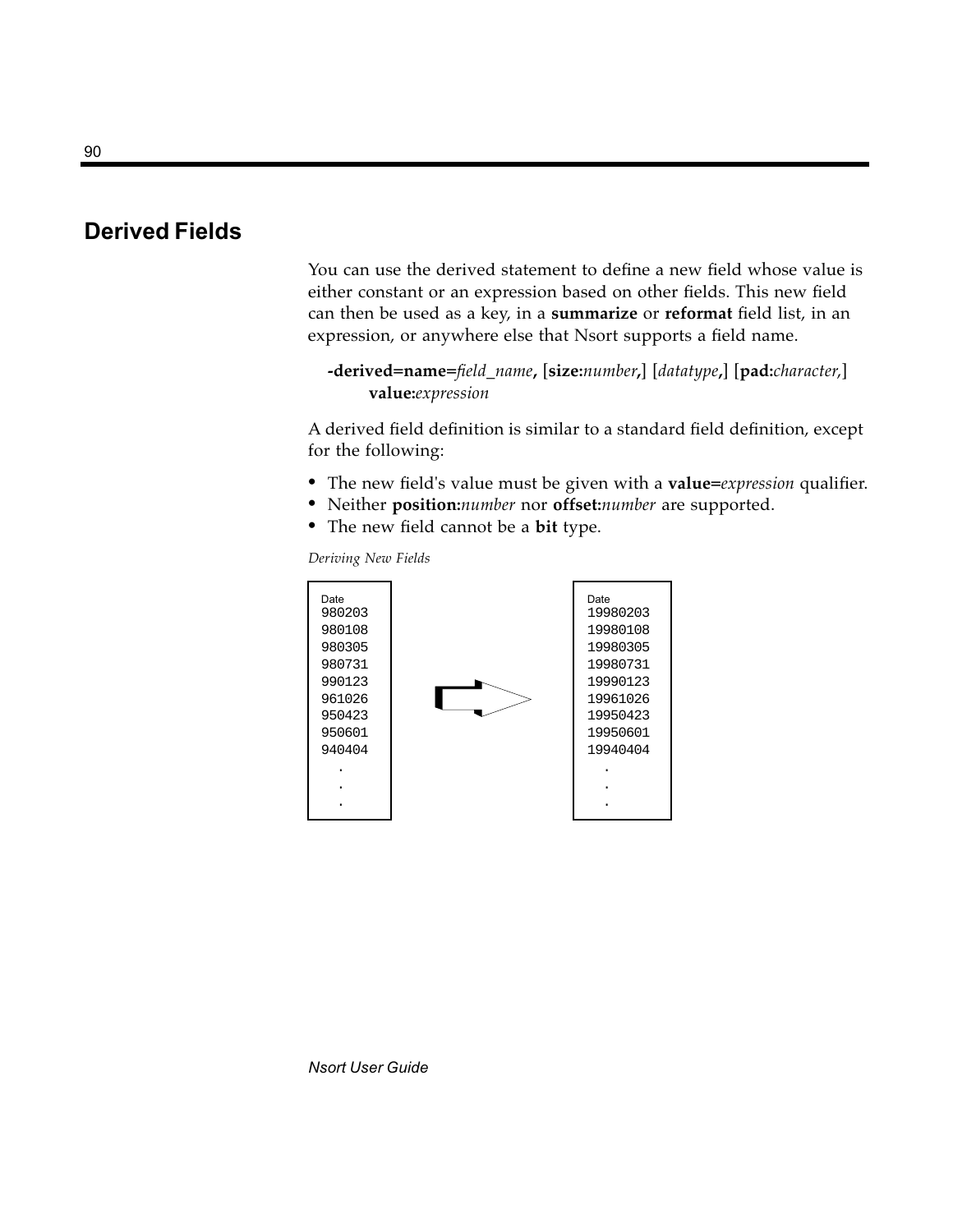## Derived Fields

You can use the derived statement to define a new field whose value is either constant or an expression based on other fields. This new field can then be used as a key, in a **summarize** or **reformat** field list, in an expression, or anywhere else that Nsort supports a field name.

> **-derived=name=***field_name***,** [**size:***number***,**] [*datatype***,**] [**pad:***character,*] **value:***expression*

A derived field definition is similar to a standard field definition, except for the following:

- The new field's value must be given with a **value=***expression* qualifier.
- Neither **position:***number* nor **offset:***number* are supported.
- The new field cannot be a **bit** type.

*Deriving New Fields*

| Date |  | Date |
|---|---|---|
| 980203 |  | 19980203 |
| 980108 |  | 19980108 |
| 980305 |  | 19980305 |
| 980731 |  | 19980731 |
| 990123 | → | 19990123 |
| 961026 |  | 19961026 |
| 950423 |  | 19950423 |
| 950601 |  | 19950601 |
| 940404 |  | 19940404 |
| . |  | . |
| . |  | . |
| . |  | . |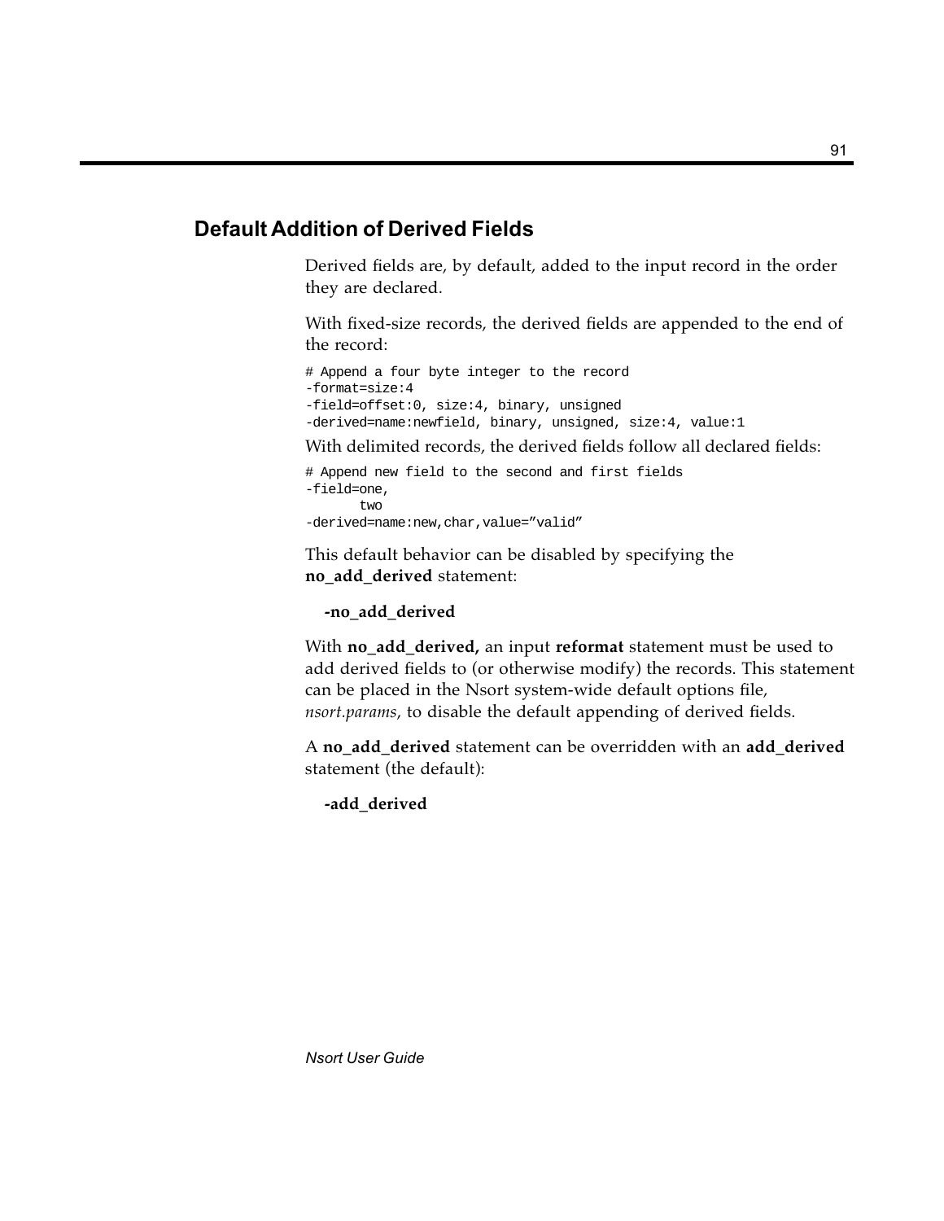## Default Addition of Derived Fields

Derived fields are, by default, added to the input record in the order they are declared.

With fixed-size records, the derived fields are appended to the end of the record:

```
# Append a four byte integer to the record
-format=size:4
-field=offset:0, size:4, binary, unsigned
-derived=name:newfield, binary, unsigned, size:4, value:1
```

With delimited records, the derived fields follow all declared fields:

```
# Append new field to the second and first fields
-field=one,
       two
-derived=name:new,char,value=”valid”
```

This default behavior can be disabled by specifying the **no_add_derived** statement:

**-no_add_derived**

With **no_add_derived,** an input **reformat** statement must be used to add derived fields to (or otherwise modify) the records. This statement can be placed in the Nsort system-wide default options file, *nsort.params*, to disable the default appending of derived fields.

A **no_add_derived** statement can be overridden with an **add_derived** statement (the default):

**-add_derived**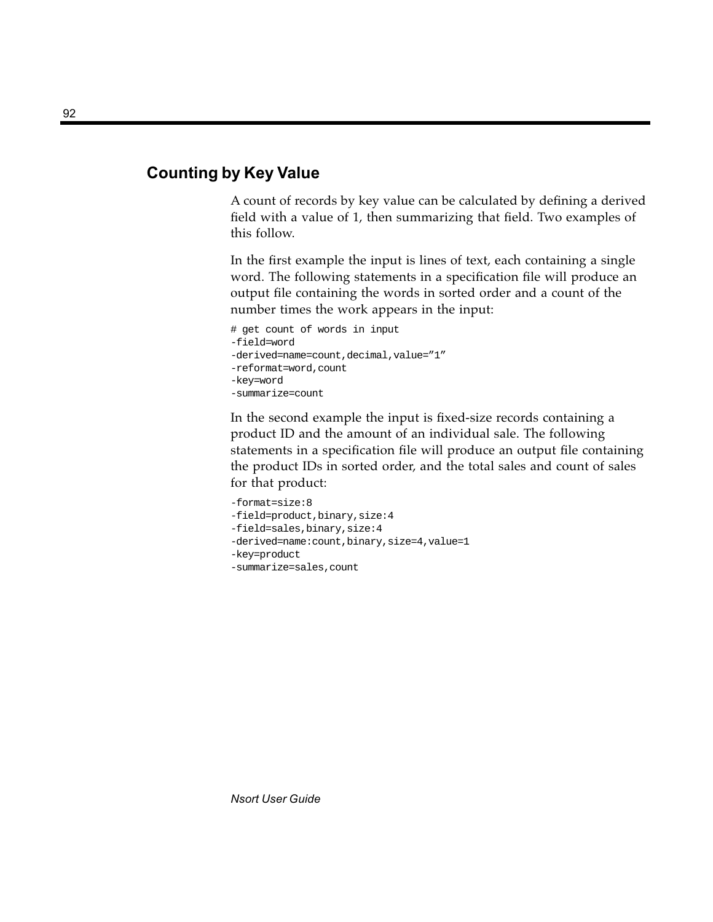## Counting by Key Value

A count of records by key value can be calculated by defining a derived field with a value of 1, then summarizing that field. Two examples of this follow.

In the first example the input is lines of text, each containing a single word. The following statements in a specification file will produce an output file containing the words in sorted order and a count of the number times the work appears in the input:

```
# get count of words in input
-field=word
-derived=name=count,decimal,value="1"
-reformat=word,count
-key=word
-summarize=count
```

In the second example the input is fixed-size records containing a product ID and the amount of an individual sale. The following statements in a specification file will produce an output file containing the product IDs in sorted order, and the total sales and count of sales for that product:

```
-format=size:8
-field=product,binary,size:4
-field=sales,binary,size:4
-derived=name:count,binary,size=4,value=1
-key=product
-summarize=sales,count
```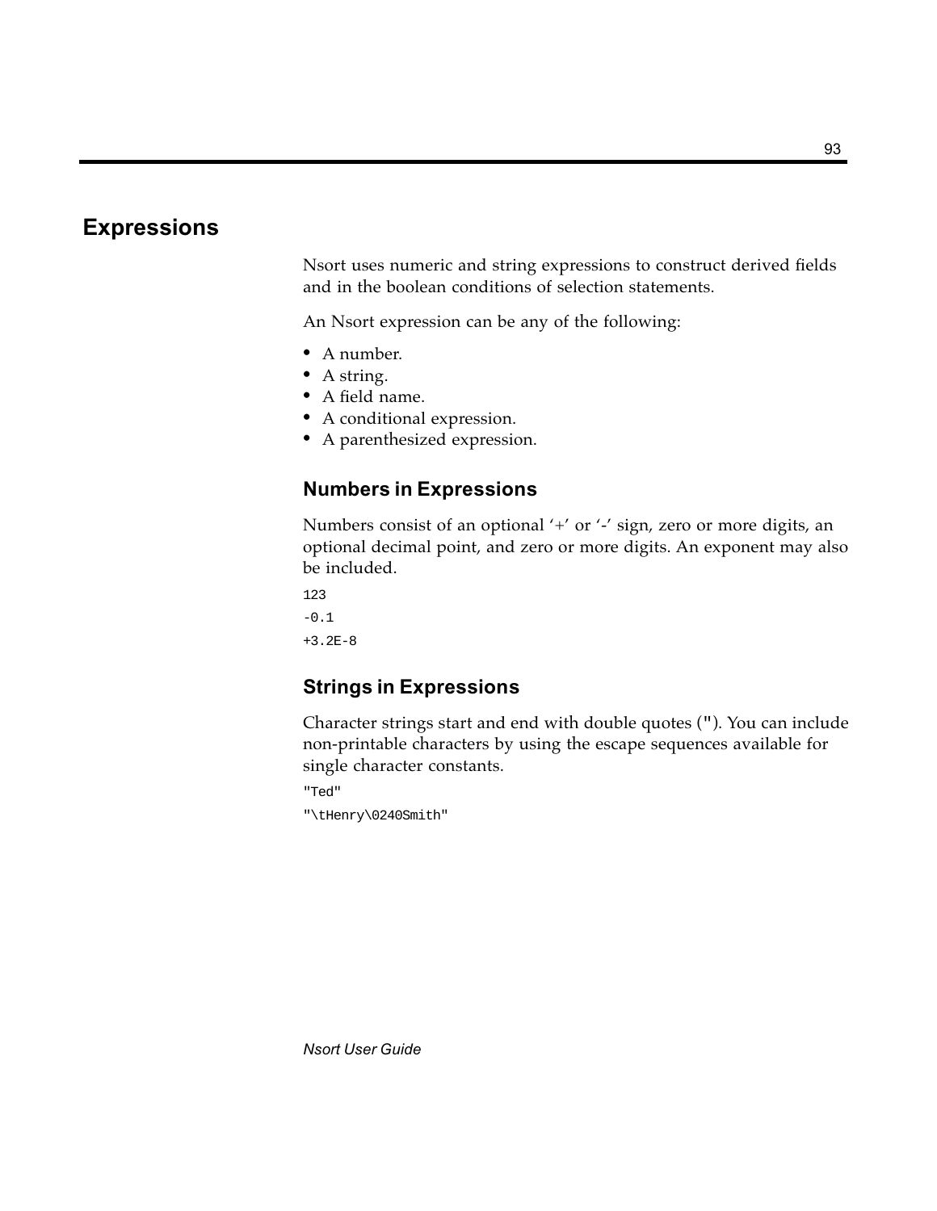# Expressions

Nsort uses numeric and string expressions to construct derived fields and in the boolean conditions of selection statements.

An Nsort expression can be any of the following:

- A number.
- A string.
- A field name.
- A conditional expression.
- A parenthesized expression.

## Numbers in Expressions

Numbers consist of an optional '+' or '-' sign, zero or more digits, an optional decimal point, and zero or more digits. An exponent may also be included.

```
123
-0.1
+3.2E-8
```

## Strings in Expressions

Character strings start and end with double quotes ("). You can include non-printable characters by using the escape sequences available for single character constants.

```
"Ted"
"\tHenry\0240Smith"
```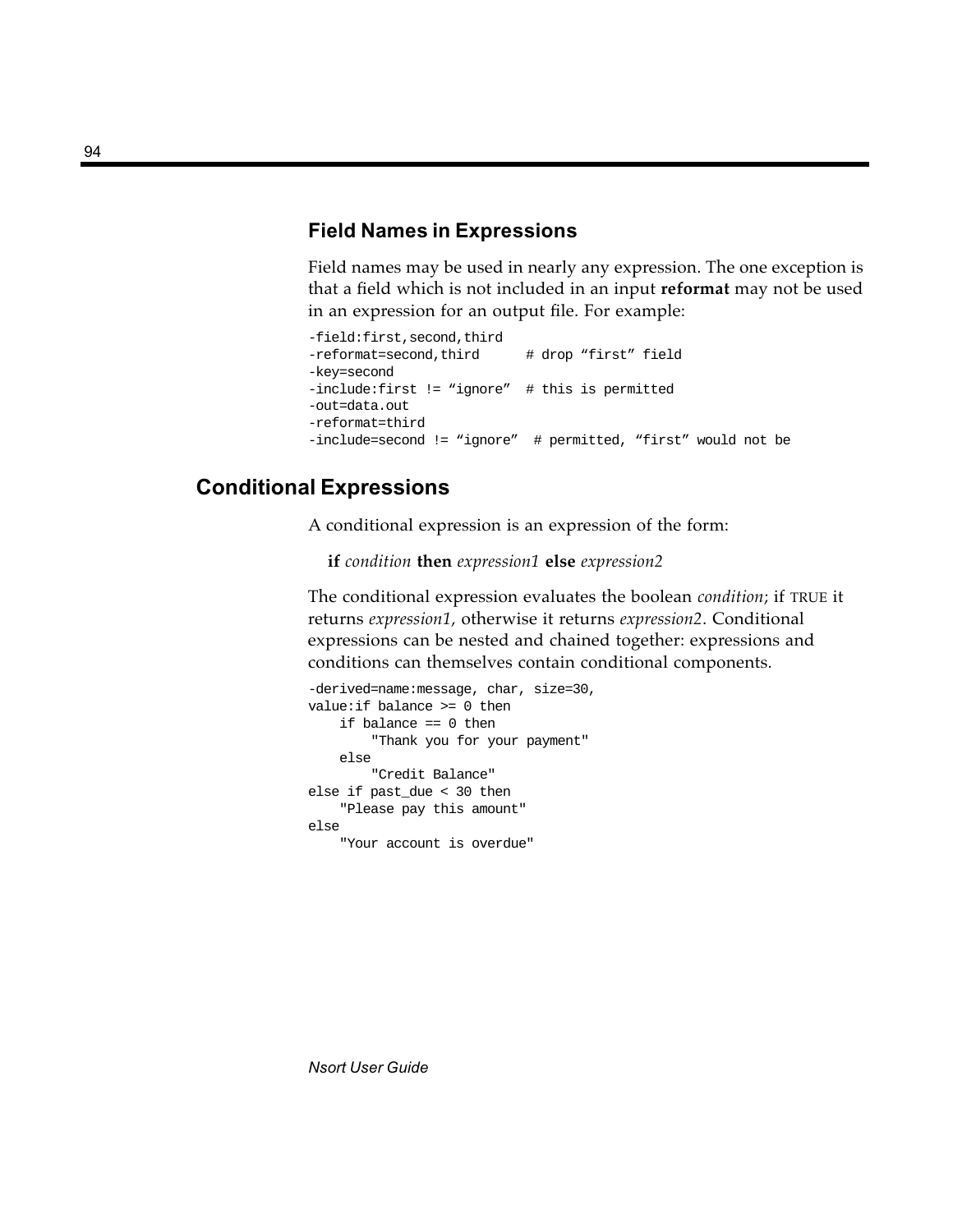### Field Names in Expressions

Field names may be used in nearly any expression. The one exception is that a field which is not included in an input **reformat** may not be used in an expression for an output file. For example:

```
-field:first,second,third
-reformat=second,third      # drop “first” field
-key=second
-include:first != “ignore”  # this is permitted
-out=data.out
-reformat=third
-include=second != “ignore”  # permitted, “first” would not be
```

## Conditional Expressions

A conditional expression is an expression of the form:

**if** *condition* **then** *expression1* **else** *expression2*

The conditional expression evaluates the boolean *condition*; if TRUE it returns *expression1,* otherwise it returns *expression2*. Conditional expressions can be nested and chained together: expressions and conditions can themselves contain conditional components.

```
-derived=name:message, char, size=30,
value:if balance >= 0 then
    if balance == 0 then
        "Thank you for your payment"
    else
        "Credit Balance"
else if past_due < 30 then
    "Please pay this amount"
else
    "Your account is overdue"
```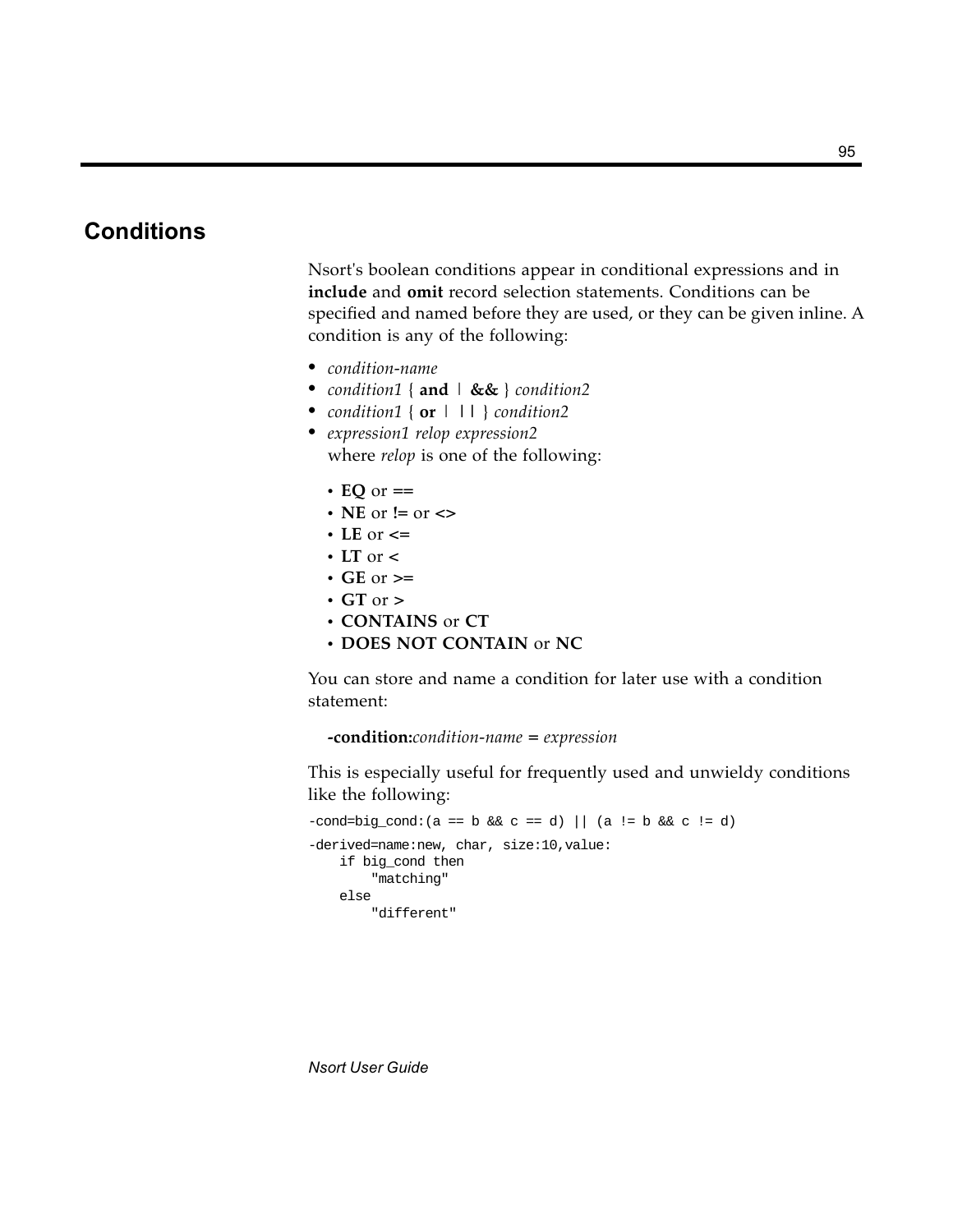## Conditions

Nsort's boolean conditions appear in conditional expressions and in **include** and **omit** record selection statements. Conditions can be specified and named before they are used, or they can be given inline. A condition is any of the following:

- *condition-name*
- *condition1* { **and** | **&&** } *condition2*
- *condition1* { **or** | **||** } *condition2*
- *expression1 relop expression2*
  where *relop* is one of the following:
  - **EQ** or **==**
  - **NE** or **!=** or **<>**
  - **LE** or **<=**
  - **LT** or **<**
  - **GE** or **>=**
  - **GT** or **>**
  - **CONTAINS** or **CT**
  - **DOES NOT CONTAIN** or **NC**

You can store and name a condition for later use with a condition statement:

**-condition:***condition-name* = *expression*

This is especially useful for frequently used and unwieldy conditions like the following:

```
-cond=big_cond:(a == b && c == d) || (a != b && c != d)
-derived=name:new, char, size:10,value:
    if big_cond then
        "matching"
    else
        "different"
```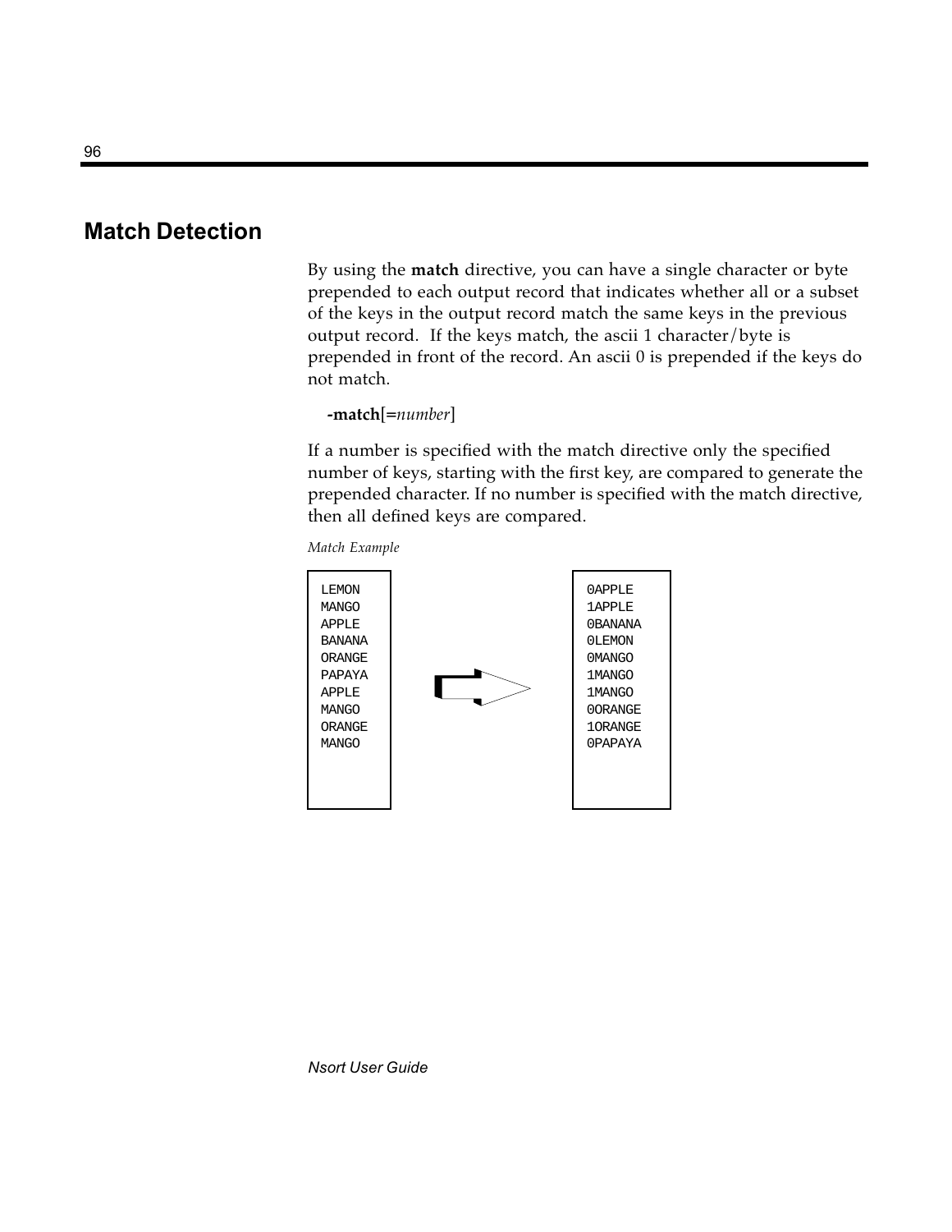## Match Detection

By using the **match** directive, you can have a single character or byte prepended to each output record that indicates whether all or a subset of the keys in the output record match the same keys in the previous output record. If the keys match, the ascii 1 character/byte is prepended in front of the record. An ascii 0 is prepended if the keys do not match.

**-match**[=*number*]

If a number is specified with the match directive only the specified number of keys, starting with the first key, are compared to generate the prepended character. If no number is specified with the match directive, then all defined keys are compared.

*Match Example*

```
LEMON                 0APPLE
MANGO                 1APPLE
APPLE                 0BANANA
BANANA                0LEMON
ORANGE                0MANGO
PAPAYA      ==>       1MANGO
APPLE                 1MANGO
MANGO                 0ORANGE
ORANGE                1ORANGE
MANGO                 0PAPAYA
```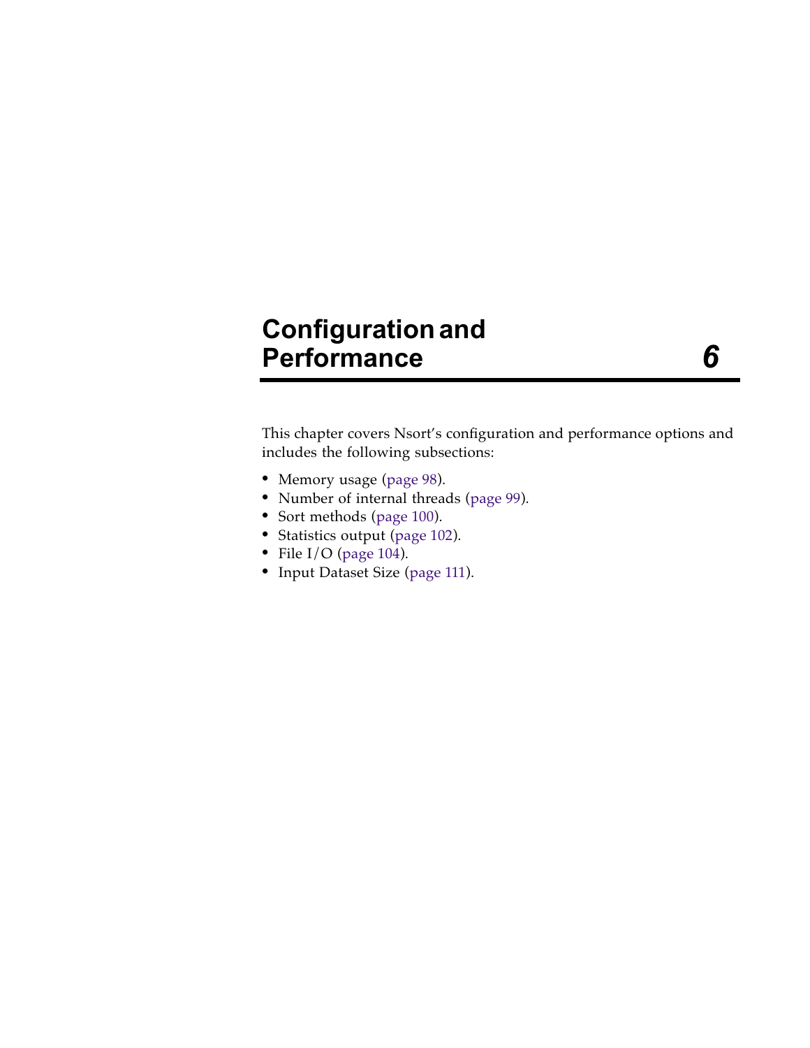# Configuration and Performance 6

This chapter covers Nsort's configuration and performance options and includes the following subsections:

- Memory usage (page 98).
- Number of internal threads (page 99).
- Sort methods (page 100).
- Statistics output (page 102).
- File I/O (page 104).
- Input Dataset Size (page 111).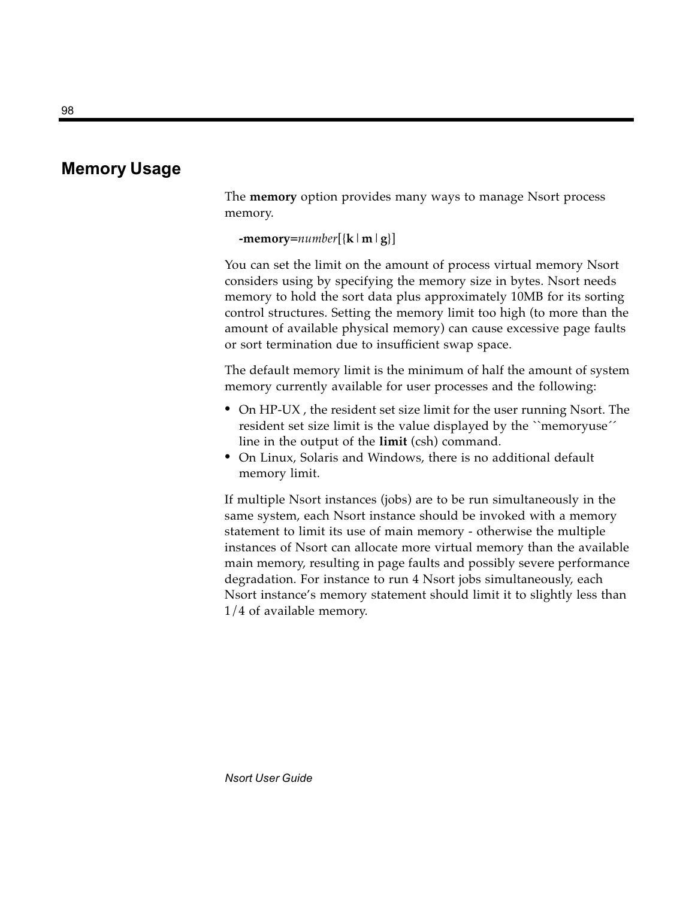## Memory Usage

The **memory** option provides many ways to manage Nsort process memory.

**-memory=***number*[{**k** | **m** | **g**}]

You can set the limit on the amount of process virtual memory Nsort considers using by specifying the memory size in bytes. Nsort needs memory to hold the sort data plus approximately 10MB for its sorting control structures. Setting the memory limit too high (to more than the amount of available physical memory) can cause excessive page faults or sort termination due to insufficient swap space.

The default memory limit is the minimum of half the amount of system memory currently available for user processes and the following:

- On HP-UX , the resident set size limit for the user running Nsort. The resident set size limit is the value displayed by the ``memoryuse´´ line in the output of the **limit** (csh) command.
- On Linux, Solaris and Windows, there is no additional default memory limit.

If multiple Nsort instances (jobs) are to be run simultaneously in the same system, each Nsort instance should be invoked with a memory statement to limit its use of main memory - otherwise the multiple instances of Nsort can allocate more virtual memory than the available main memory, resulting in page faults and possibly severe performance degradation. For instance to run 4 Nsort jobs simultaneously, each Nsort instance's memory statement should limit it to slightly less than 1/4 of available memory.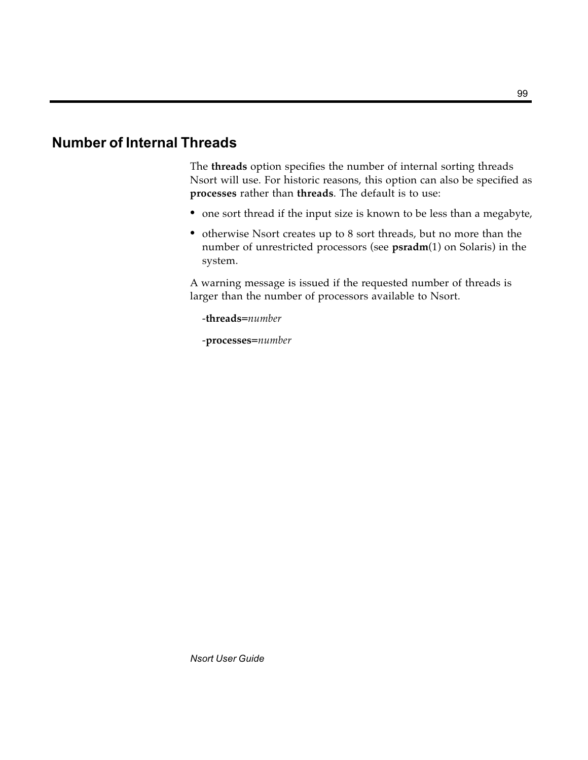## Number of Internal Threads

The **threads** option specifies the number of internal sorting threads Nsort will use. For historic reasons, this option can also be specified as **processes** rather than **threads**. The default is to use:

- one sort thread if the input size is known to be less than a megabyte,
- otherwise Nsort creates up to 8 sort threads, but no more than the number of unrestricted processors (see **psradm**(1) on Solaris) in the system.

A warning message is issued if the requested number of threads is larger than the number of processors available to Nsort.

-**threads=***number*

-**processes=***number*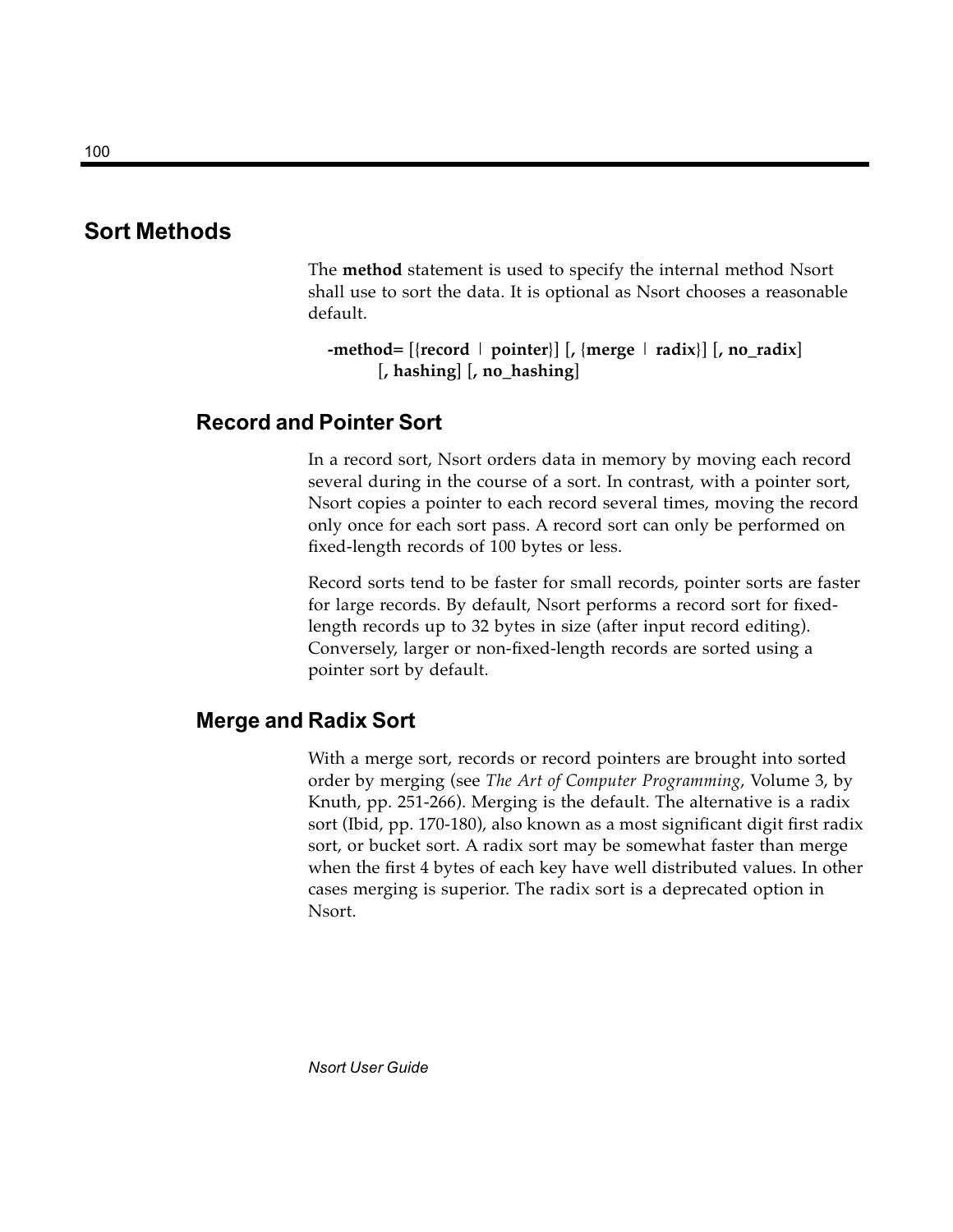## Sort Methods

The **method** statement is used to specify the internal method Nsort shall use to sort the data. It is optional as Nsort chooses a reasonable default.

> **-method=** [{**record** | **pointer**}] [**,** {**merge** | **radix**}] [**, no_radix**] [**, hashing**] [**, no_hashing**]

### Record and Pointer Sort

In a record sort, Nsort orders data in memory by moving each record several during in the course of a sort. In contrast, with a pointer sort, Nsort copies a pointer to each record several times, moving the record only once for each sort pass. A record sort can only be performed on fixed-length records of 100 bytes or less.

Record sorts tend to be faster for small records, pointer sorts are faster for large records. By default, Nsort performs a record sort for fixed-length records up to 32 bytes in size (after input record editing). Conversely, larger or non-fixed-length records are sorted using a pointer sort by default.

### Merge and Radix Sort

With a merge sort, records or record pointers are brought into sorted order by merging (see *The Art of Computer Programming*, Volume 3, by Knuth, pp. 251-266). Merging is the default. The alternative is a radix sort (Ibid, pp. 170-180), also known as a most significant digit first radix sort, or bucket sort. A radix sort may be somewhat faster than merge when the first 4 bytes of each key have well distributed values. In other cases merging is superior. The radix sort is a deprecated option in Nsort.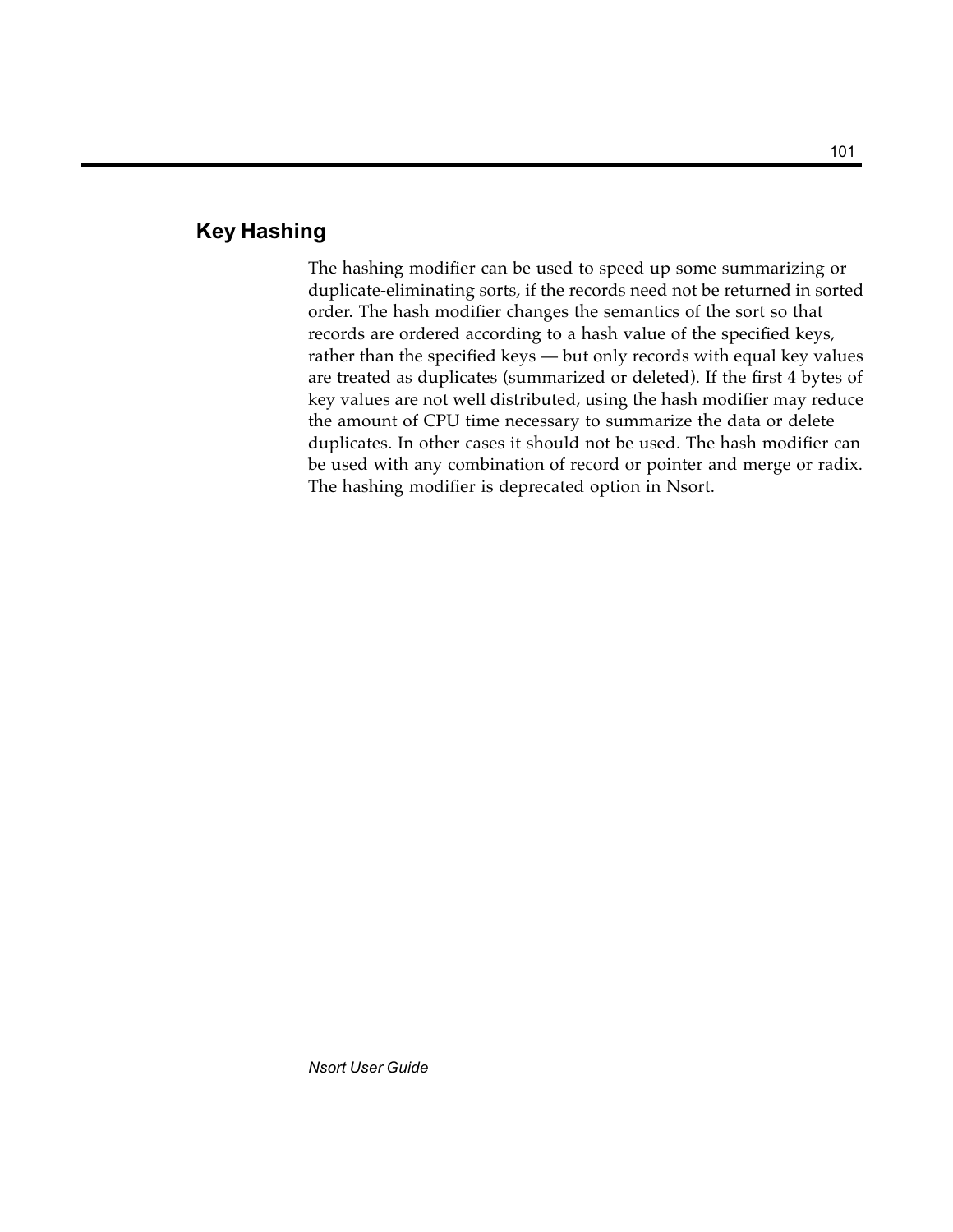## Key Hashing

The hashing modifier can be used to speed up some summarizing or duplicate-eliminating sorts, if the records need not be returned in sorted order. The hash modifier changes the semantics of the sort so that records are ordered according to a hash value of the specified keys, rather than the specified keys — but only records with equal key values are treated as duplicates (summarized or deleted). If the first 4 bytes of key values are not well distributed, using the hash modifier may reduce the amount of CPU time necessary to summarize the data or delete duplicates. In other cases it should not be used. The hash modifier can be used with any combination of record or pointer and merge or radix. The hashing modifier is deprecated option in Nsort.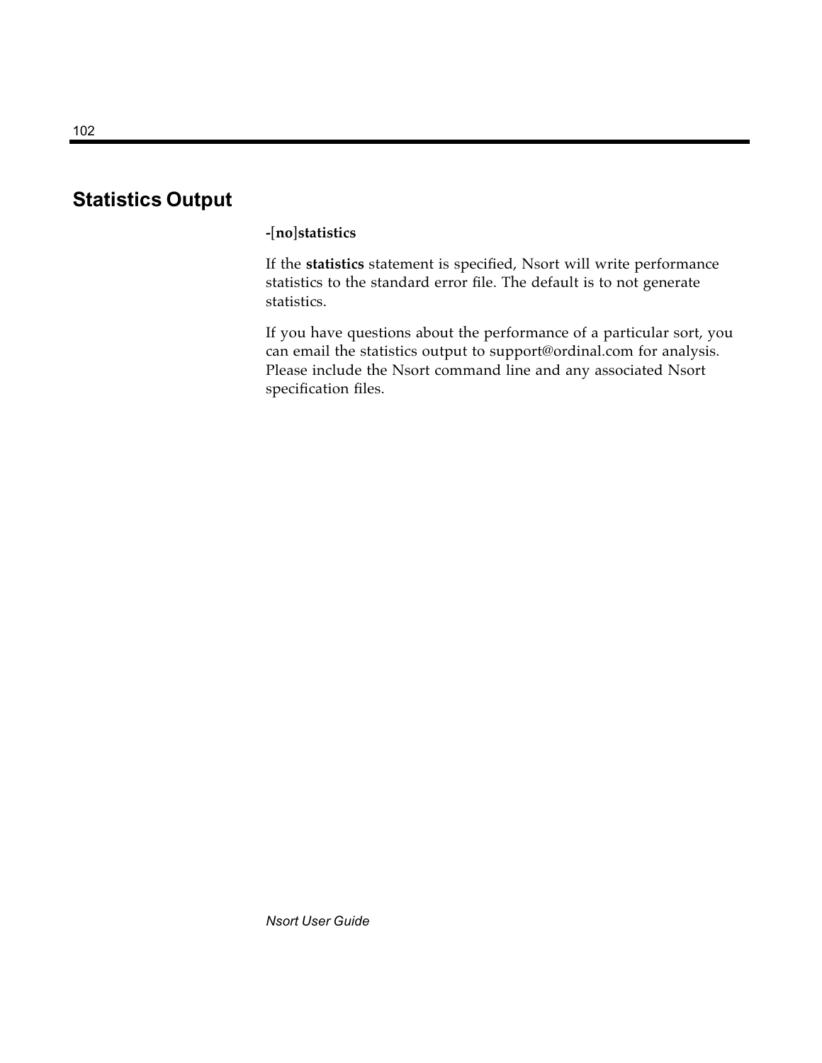## Statistics Output

**-[no]statistics**

If the **statistics** statement is specified, Nsort will write performance statistics to the standard error file. The default is to not generate statistics.

If you have questions about the performance of a particular sort, you can email the statistics output to support@ordinal.com for analysis. Please include the Nsort command line and any associated Nsort specification files.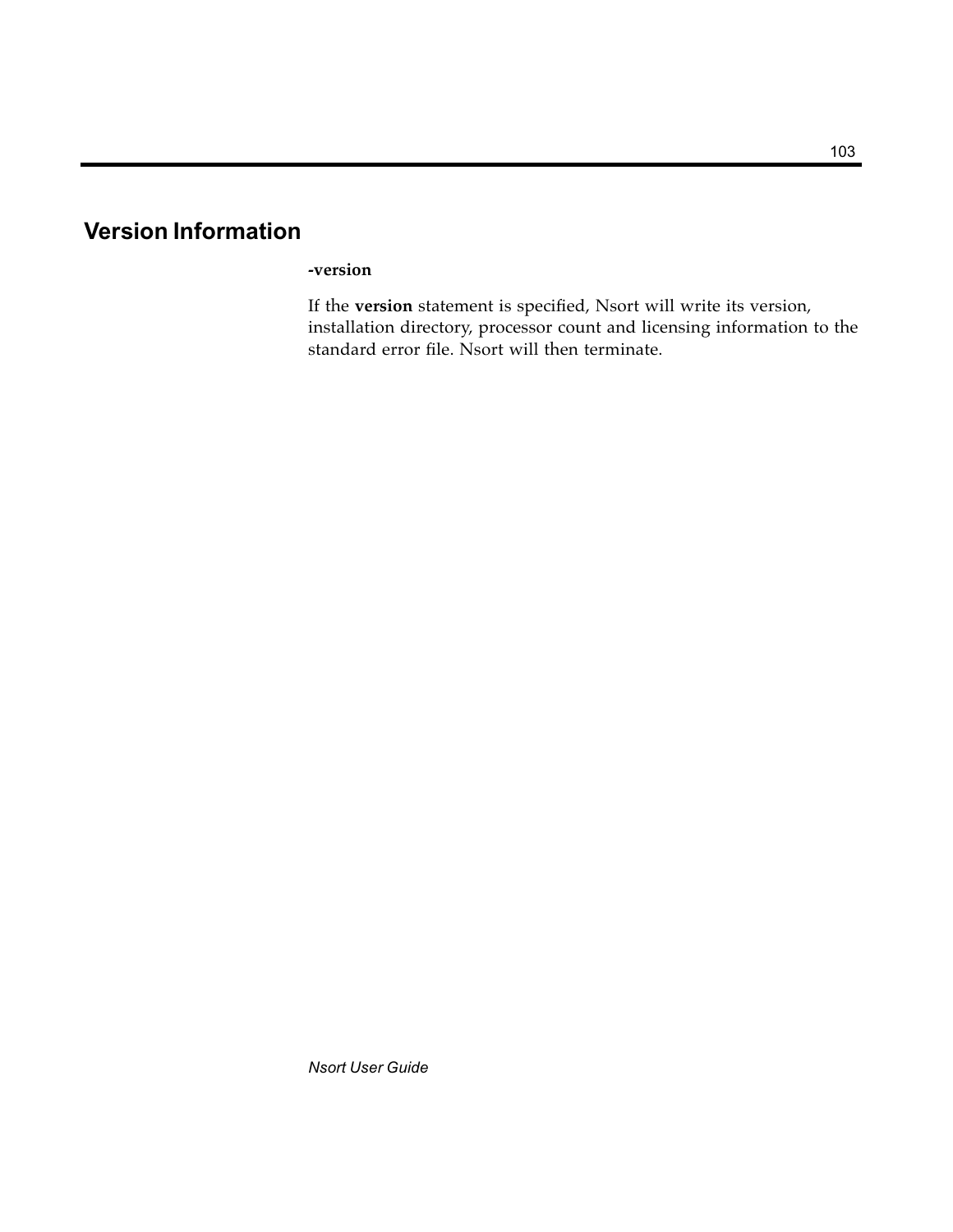## Version Information

**-version**

If the **version** statement is specified, Nsort will write its version, installation directory, processor count and licensing information to the standard error file. Nsort will then terminate.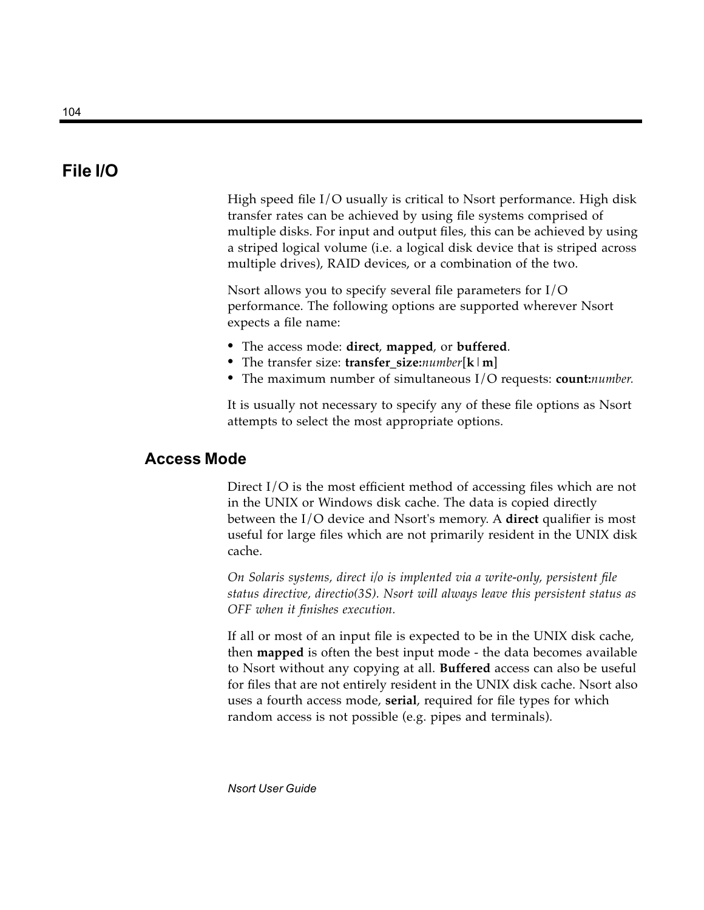# File I/O

High speed file I/O usually is critical to Nsort performance. High disk transfer rates can be achieved by using file systems comprised of multiple disks. For input and output files, this can be achieved by using a striped logical volume (i.e. a logical disk device that is striped across multiple drives), RAID devices, or a combination of the two.

Nsort allows you to specify several file parameters for I/O performance. The following options are supported wherever Nsort expects a file name:

- The access mode: **direct**, **mapped**, or **buffered**.
- The transfer size: **transfer_size:***number*[**k**|**m**]
- The maximum number of simultaneous I/O requests: **count:***number.*

It is usually not necessary to specify any of these file options as Nsort attempts to select the most appropriate options.

## Access Mode

Direct I/O is the most efficient method of accessing files which are not in the UNIX or Windows disk cache. The data is copied directly between the I/O device and Nsort's memory. A **direct** qualifier is most useful for large files which are not primarily resident in the UNIX disk cache.

*On Solaris systems, direct i/o is implented via a write-only, persistent file status directive, directio(3S). Nsort will always leave this persistent status as OFF when it finishes execution.*

If all or most of an input file is expected to be in the UNIX disk cache, then **mapped** is often the best input mode - the data becomes available to Nsort without any copying at all. **Buffered** access can also be useful for files that are not entirely resident in the UNIX disk cache. Nsort also uses a fourth access mode, **serial**, required for file types for which random access is not possible (e.g. pipes and terminals).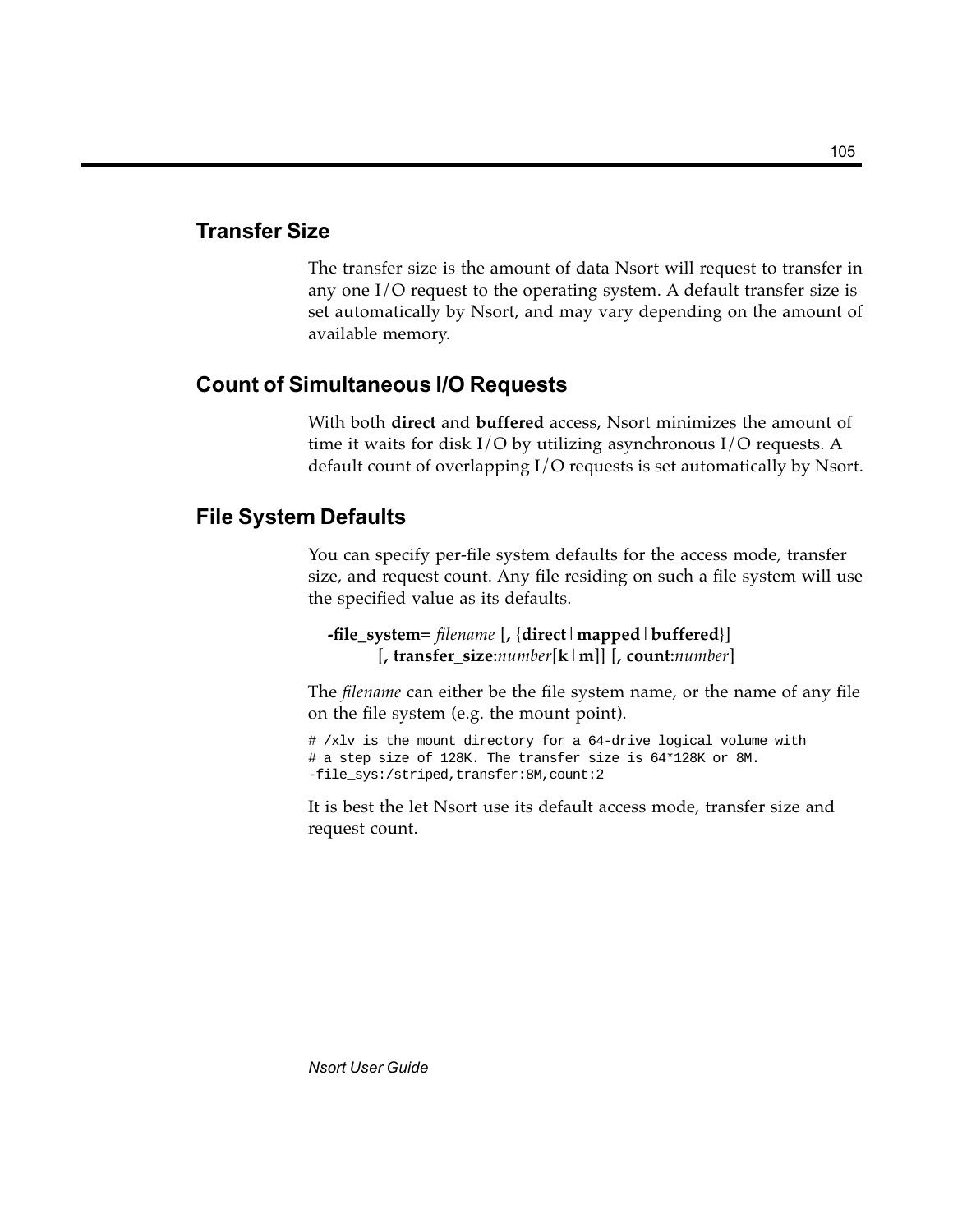## Transfer Size

The transfer size is the amount of data Nsort will request to transfer in any one I/O request to the operating system. A default transfer size is set automatically by Nsort, and may vary depending on the amount of available memory.

## Count of Simultaneous I/O Requests

With both **direct** and **buffered** access, Nsort minimizes the amount of time it waits for disk I/O by utilizing asynchronous I/O requests. A default count of overlapping I/O requests is set automatically by Nsort.

## File System Defaults

You can specify per-file system defaults for the access mode, transfer size, and request count. Any file residing on such a file system will use the specified value as its defaults.

**-file_system=** *filename* [**,** {**direct**|**mapped**|**buffered**}]
[**, transfer_size:***number*[**k**|**m**]] [**, count:***number*]

The *filename* can either be the file system name, or the name of any file on the file system (e.g. the mount point).

```
# /xlv is the mount directory for a 64-drive logical volume with
# a step size of 128K. The transfer size is 64*128K or 8M.
-file_sys:/striped,transfer:8M,count:2
```

It is best the let Nsort use its default access mode, transfer size and request count.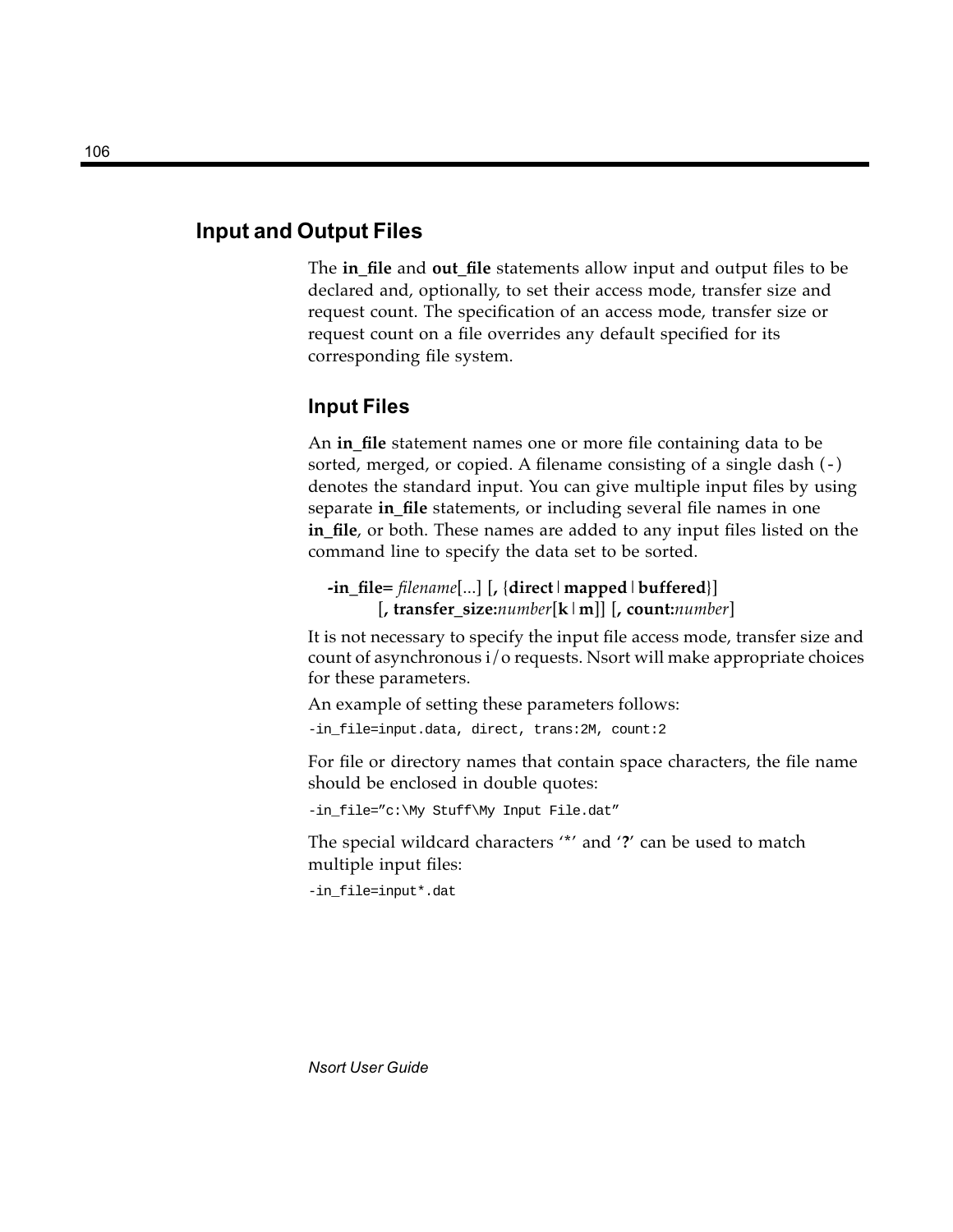## Input and Output Files

The **in_file** and **out_file** statements allow input and output files to be declared and, optionally, to set their access mode, transfer size and request count. The specification of an access mode, transfer size or request count on a file overrides any default specified for its corresponding file system.

### Input Files

An **in_file** statement names one or more file containing data to be sorted, merged, or copied. A filename consisting of a single dash (-) denotes the standard input. You can give multiple input files by using separate **in_file** statements, or including several file names in one **in_file**, or both. These names are added to any input files listed on the command line to specify the data set to be sorted.

**-in_file=** *filename*[...] [**,** {**direct**|**mapped**|**buffered**}]
[**, transfer_size:***number*[**k**|**m**]] [**, count:***number*]

It is not necessary to specify the input file access mode, transfer size and count of asynchronous i/o requests. Nsort will make appropriate choices for these parameters.

An example of setting these parameters follows:

```
-in_file=input.data, direct, trans:2M, count:2
```

For file or directory names that contain space characters, the file name should be enclosed in double quotes:

```
-in_file=”c:\My Stuff\My Input File.dat”
```

The special wildcard characters ‘*’ and ‘**?**’ can be used to match multiple input files:

```
-in_file=input*.dat
```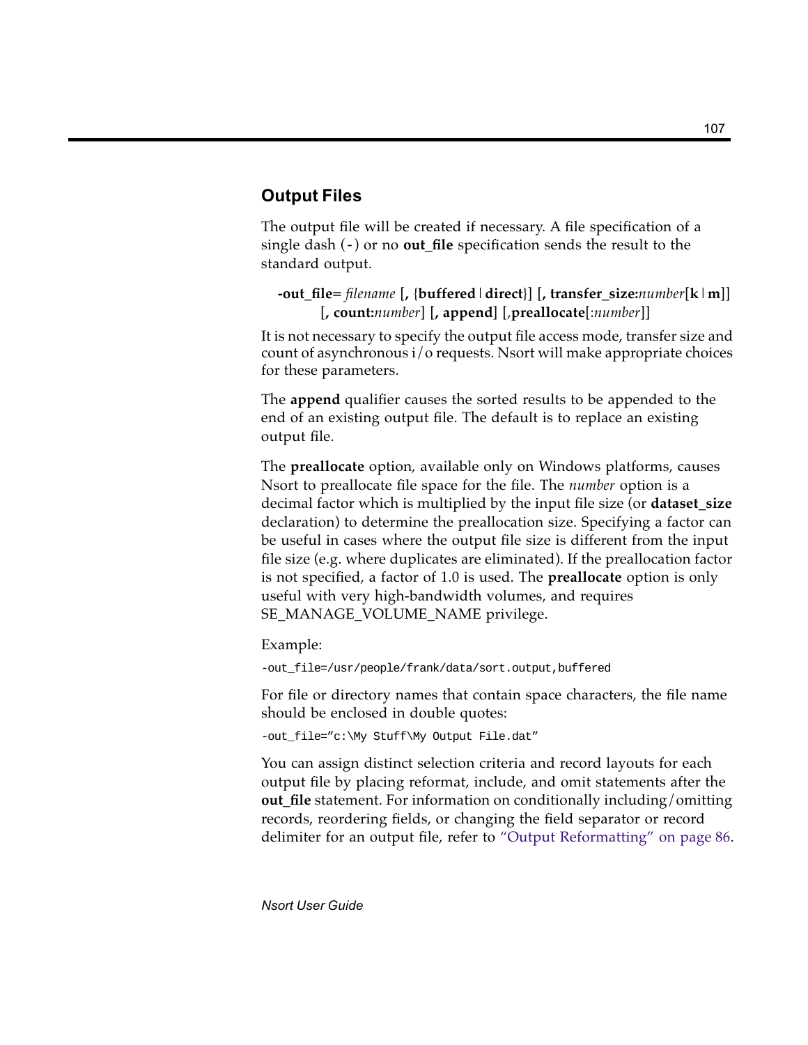## Output Files

The output file will be created if necessary. A file specification of a single dash (-) or no **out_file** specification sends the result to the standard output.

**-out_file=** *filename* [**,** {**buffered** | **direct**}] [**, transfer_size:***number*[**k** | **m**]] [**, count:***number*] [**, append**] [**,preallocate**[:*number*]]

It is not necessary to specify the output file access mode, transfer size and count of asynchronous i/o requests. Nsort will make appropriate choices for these parameters.

The **append** qualifier causes the sorted results to be appended to the end of an existing output file. The default is to replace an existing output file.

The **preallocate** option, available only on Windows platforms, causes Nsort to preallocate file space for the file. The *number* option is a decimal factor which is multiplied by the input file size (or **dataset_size** declaration) to determine the preallocation size. Specifying a factor can be useful in cases where the output file size is different from the input file size (e.g. where duplicates are eliminated). If the preallocation factor is not specified, a factor of 1.0 is used. The **preallocate** option is only useful with very high-bandwidth volumes, and requires SE_MANAGE_VOLUME_NAME privilege.

Example:

```
-out_file=/usr/people/frank/data/sort.output,buffered
```

For file or directory names that contain space characters, the file name should be enclosed in double quotes:

```
-out_file="c:\My Stuff\My Output File.dat"
```

You can assign distinct selection criteria and record layouts for each output file by placing reformat, include, and omit statements after the **out_file** statement. For information on conditionally including/omitting records, reordering fields, or changing the field separator or record delimiter for an output file, refer to "Output Reformatting" on page 86.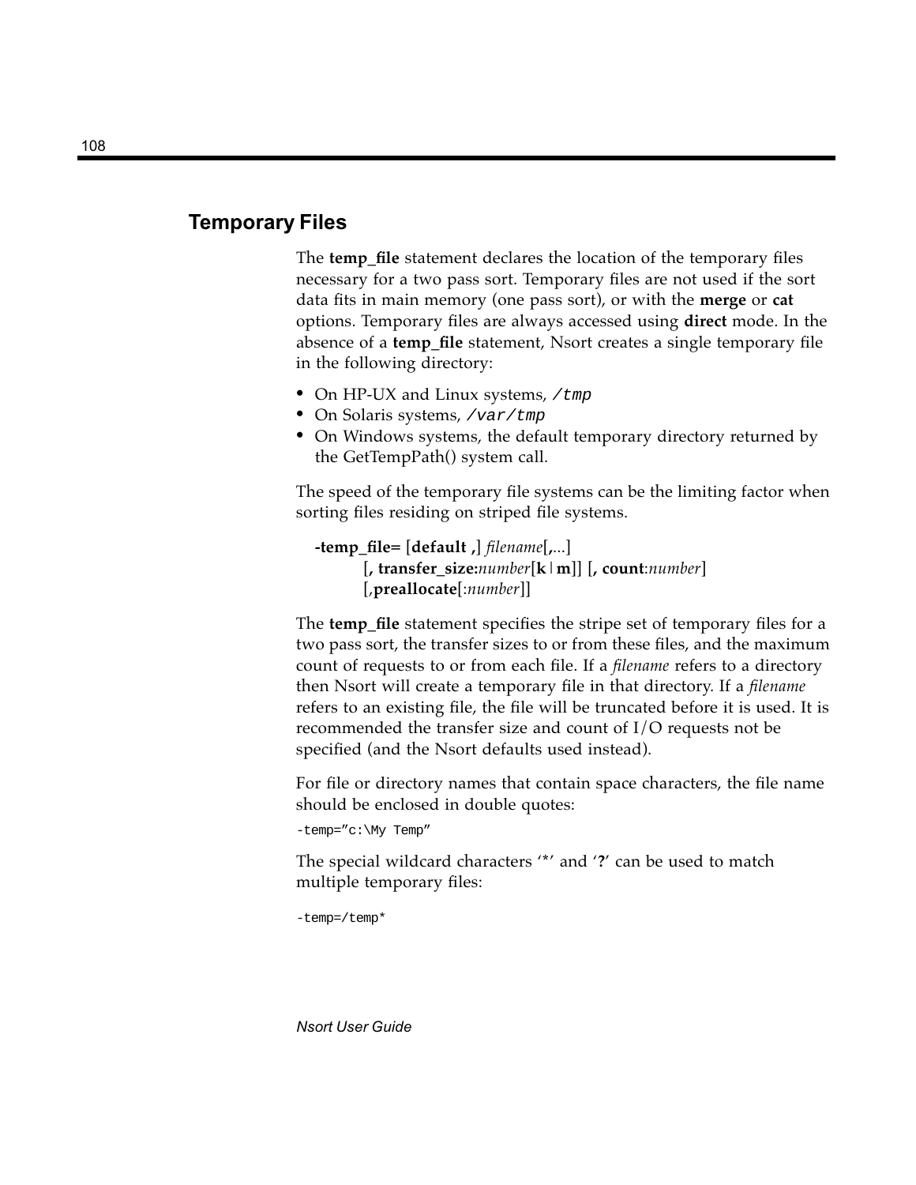## Temporary Files

The **temp_file** statement declares the location of the temporary files necessary for a two pass sort. Temporary files are not used if the sort data fits in main memory (one pass sort), or with the **merge** or **cat** options. Temporary files are always accessed using **direct** mode. In the absence of a **temp_file** statement, Nsort creates a single temporary file in the following directory:

- On HP-UX and Linux systems, `/tmp`
- On Solaris systems, `/var/tmp`
- On Windows systems, the default temporary directory returned by the GetTempPath() system call.

The speed of the temporary file systems can be the limiting factor when sorting files residing on striped file systems.

> **-temp_file=** [**default ,**] *filename*[**,**...]
> [**, transfer_size:***number*[**k**|**m**]] [**, count**:*number*]
> [,**preallocate**[:*number*]]

The **temp_file** statement specifies the stripe set of temporary files for a two pass sort, the transfer sizes to or from these files, and the maximum count of requests to or from each file. If a *filename* refers to a directory then Nsort will create a temporary file in that directory. If a *filename* refers to an existing file, the file will be truncated before it is used. It is recommended the transfer size and count of I/O requests not be specified (and the Nsort defaults used instead).

For file or directory names that contain space characters, the file name should be enclosed in double quotes:

```
-temp=”c:\My Temp”
```

The special wildcard characters ‘*’ and ‘**?**’ can be used to match multiple temporary files:

```
-temp=/temp*
```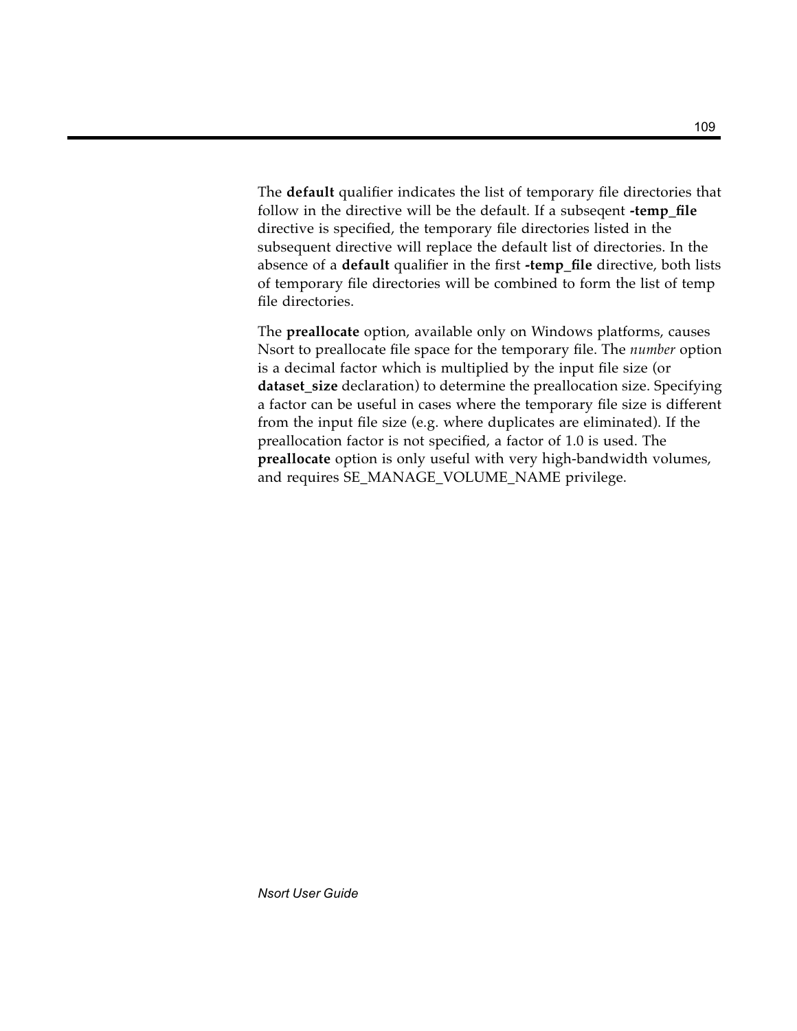The **default** qualifier indicates the list of temporary file directories that follow in the directive will be the default. If a subseqent **-temp_file** directive is specified, the temporary file directories listed in the subsequent directive will replace the default list of directories. In the absence of a **default** qualifier in the first **-temp_file** directive, both lists of temporary file directories will be combined to form the list of temp file directories.

The **preallocate** option, available only on Windows platforms, causes Nsort to preallocate file space for the temporary file. The *number* option is a decimal factor which is multiplied by the input file size (or **dataset_size** declaration) to determine the preallocation size. Specifying a factor can be useful in cases where the temporary file size is different from the input file size (e.g. where duplicates are eliminated). If the preallocation factor is not specified, a factor of 1.0 is used. The **preallocate** option is only useful with very high-bandwidth volumes, and requires SE_MANAGE_VOLUME_NAME privilege.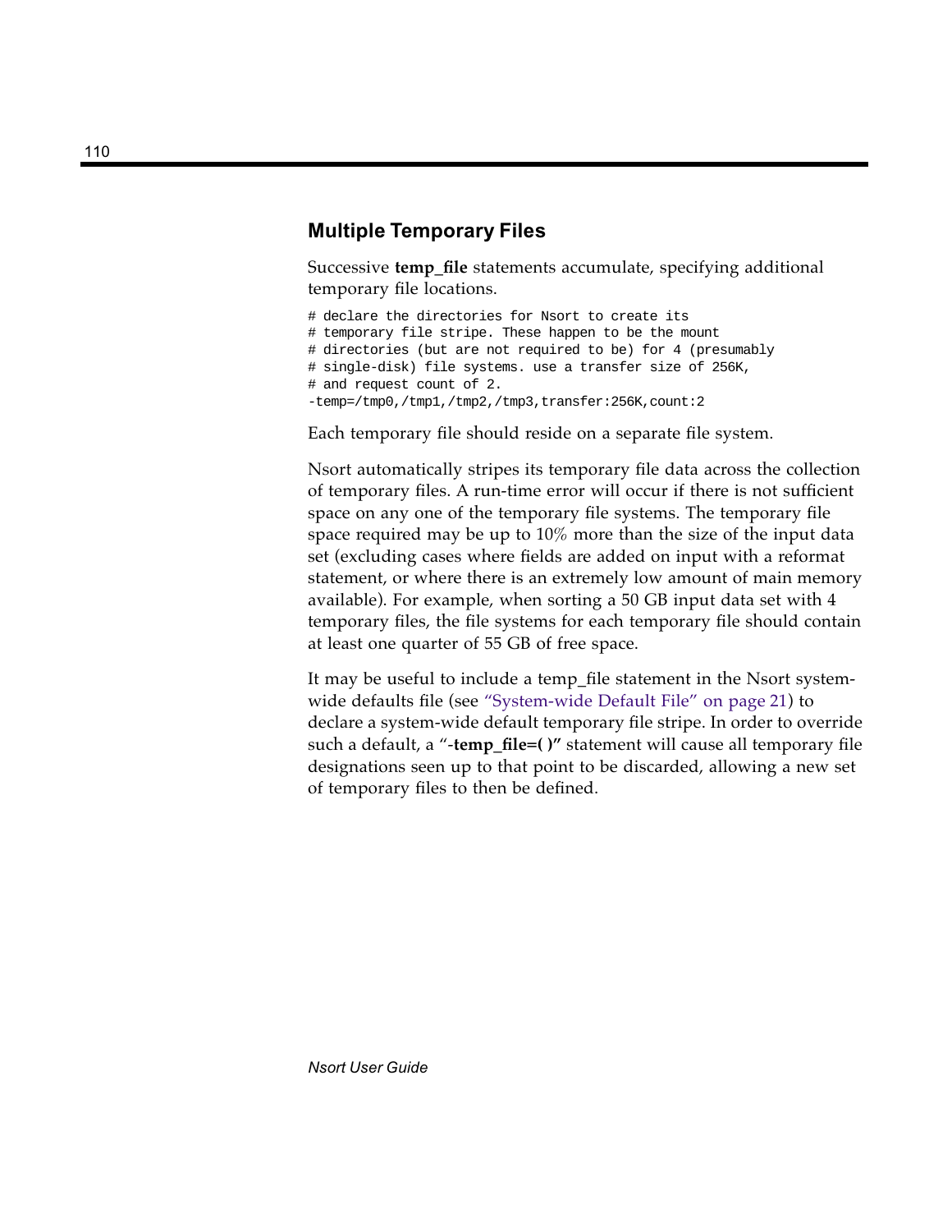### Multiple Temporary Files

Successive **temp_file** statements accumulate, specifying additional temporary file locations.

```
# declare the directories for Nsort to create its
# temporary file stripe. These happen to be the mount
# directories (but are not required to be) for 4 (presumably
# single-disk) file systems. use a transfer size of 256K,
# and request count of 2.
-temp=/tmp0,/tmp1,/tmp2,/tmp3,transfer:256K,count:2
```

Each temporary file should reside on a separate file system.

Nsort automatically stripes its temporary file data across the collection of temporary files. A run-time error will occur if there is not sufficient space on any one of the temporary file systems. The temporary file space required may be up to 10% more than the size of the input data set (excluding cases where fields are added on input with a reformat statement, or where there is an extremely low amount of main memory available). For example, when sorting a 50 GB input data set with 4 temporary files, the file systems for each temporary file should contain at least one quarter of 55 GB of free space.

It may be useful to include a temp_file statement in the Nsort system-wide defaults file (see "System-wide Default File" on page 21) to declare a system-wide default temporary file stripe. In order to override such a default, a "**-temp_file=( )"** statement will cause all temporary file designations seen up to that point to be discarded, allowing a new set of temporary files to then be defined.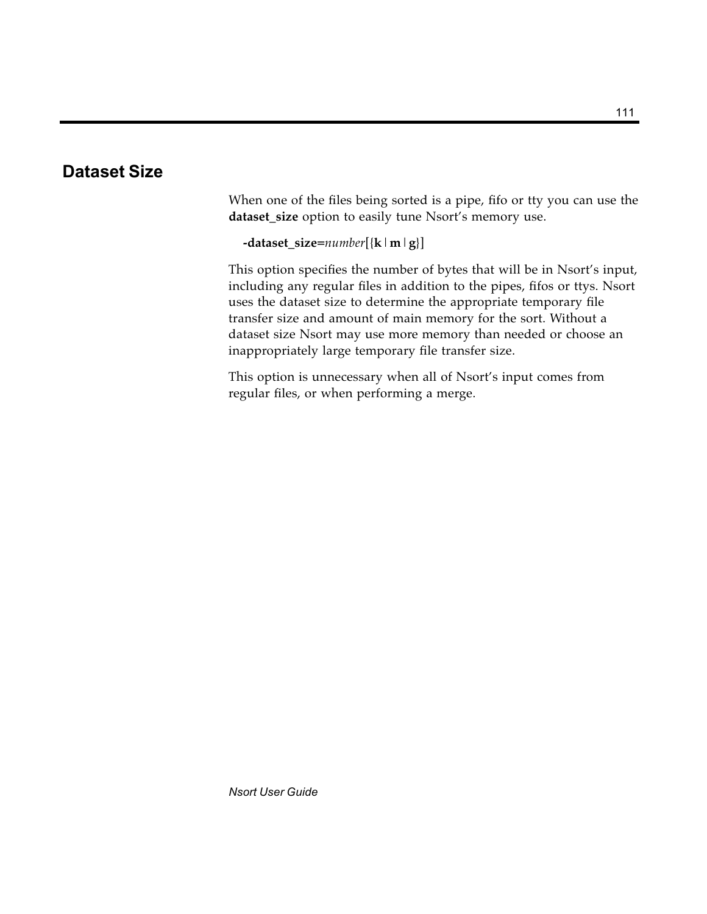## Dataset Size

When one of the files being sorted is a pipe, fifo or tty you can use the **dataset_size** option to easily tune Nsort's memory use.

**-dataset_size=***number*[{**k**|**m**|**g**}]

This option specifies the number of bytes that will be in Nsort's input, including any regular files in addition to the pipes, fifos or ttys. Nsort uses the dataset size to determine the appropriate temporary file transfer size and amount of main memory for the sort. Without a dataset size Nsort may use more memory than needed or choose an inappropriately large temporary file transfer size.

This option is unnecessary when all of Nsort's input comes from regular files, or when performing a merge.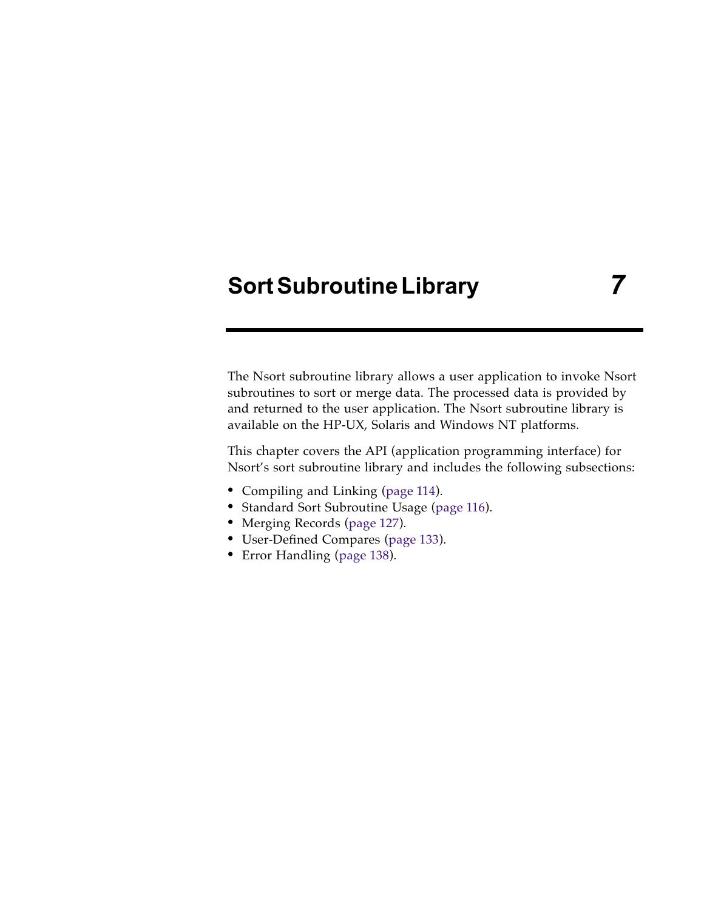# Sort Subroutine Library 7

The Nsort subroutine library allows a user application to invoke Nsort subroutines to sort or merge data. The processed data is provided by and returned to the user application. The Nsort subroutine library is available on the HP-UX, Solaris and Windows NT platforms.

This chapter covers the API (application programming interface) for Nsort's sort subroutine library and includes the following subsections:

- Compiling and Linking (page 114).
- Standard Sort Subroutine Usage (page 116).
- Merging Records (page 127).
- User-Defined Compares (page 133).
- Error Handling (page 138).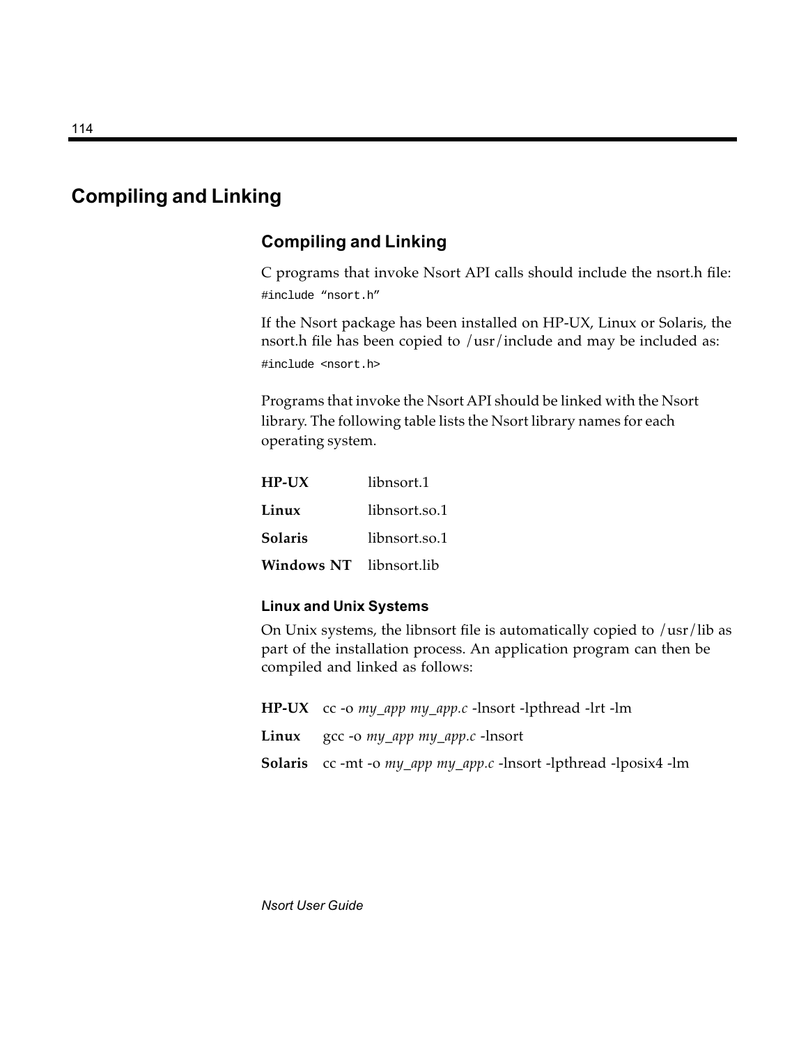# Compiling and Linking

## Compiling and Linking

C programs that invoke Nsort API calls should include the nsort.h file:

```
#include "nsort.h"
```

If the Nsort package has been installed on HP-UX, Linux or Solaris, the nsort.h file has been copied to /usr/include and may be included as:

```
#include <nsort.h>
```

Programs that invoke the Nsort API should be linked with the Nsort library. The following table lists the Nsort library names for each operating system.

| | |
|---|---|
| **HP-UX** | libnsort.1 |
| **Linux** | libnsort.so.1 |
| **Solaris** | libnsort.so.1 |
| **Windows NT** | libnsort.lib |

### Linux and Unix Systems

On Unix systems, the libnsort file is automatically copied to /usr/lib as part of the installation process. An application program can then be compiled and linked as follows:

| | |
|---|---|
| **HP-UX** | cc -o *my_app my_app.c* -lnsort -lpthread -lrt -lm |
| **Linux** | gcc -o *my_app my_app.c* -lnsort |
| **Solaris** | cc -mt -o *my_app my_app.c* -lnsort -lpthread -lposix4 -lm |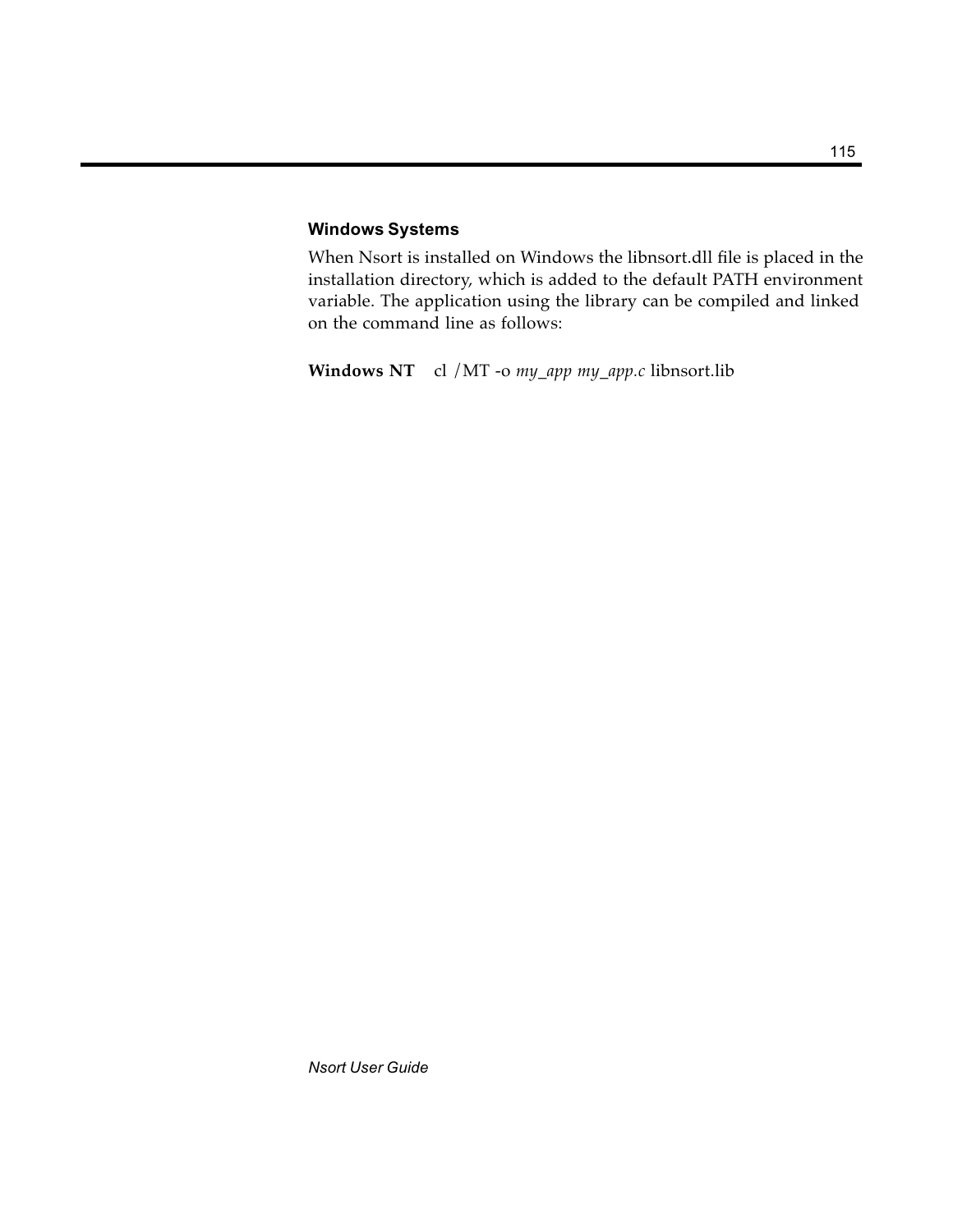### Windows Systems

When Nsort is installed on Windows the libnsort.dll file is placed in the installation directory, which is added to the default PATH environment variable. The application using the library can be compiled and linked on the command line as follows:

**Windows NT** cl /MT -o *my_app my_app.c* libnsort.lib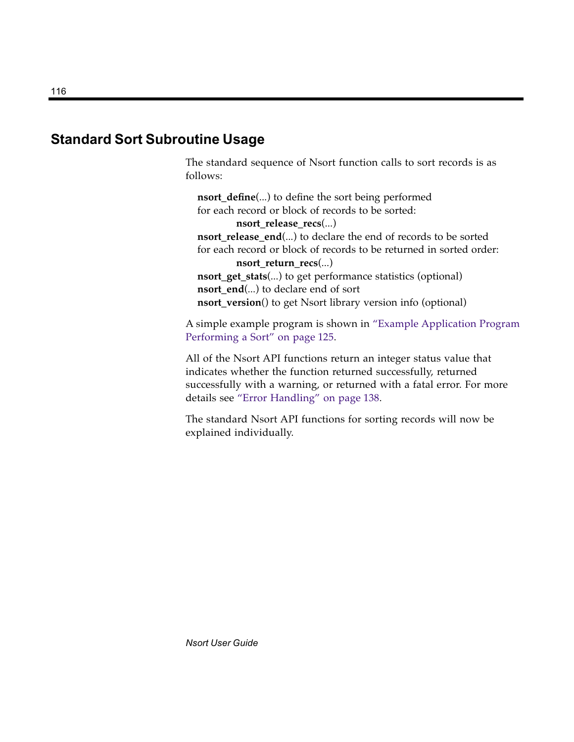## Standard Sort Subroutine Usage

The standard sequence of Nsort function calls to sort records is as follows:

> **nsort_define**(...) to define the sort being performed
> for each record or block of records to be sorted:
> &nbsp;&nbsp;&nbsp;&nbsp;&nbsp;&nbsp;&nbsp;&nbsp;**nsort_release_recs**(...)
> **nsort_release_end**(...) to declare the end of records to be sorted
> for each record or block of records to be returned in sorted order:
> &nbsp;&nbsp;&nbsp;&nbsp;&nbsp;&nbsp;&nbsp;&nbsp;**nsort_return_recs**(...)
> **nsort_get_stats**(...) to get performance statistics (optional)
> **nsort_end**(...) to declare end of sort
> **nsort_version**() to get Nsort library version info (optional)

A simple example program is shown in "Example Application Program Performing a Sort" on page 125.

All of the Nsort API functions return an integer status value that indicates whether the function returned successfully, returned successfully with a warning, or returned with a fatal error. For more details see "Error Handling" on page 138.

The standard Nsort API functions for sorting records will now be explained individually.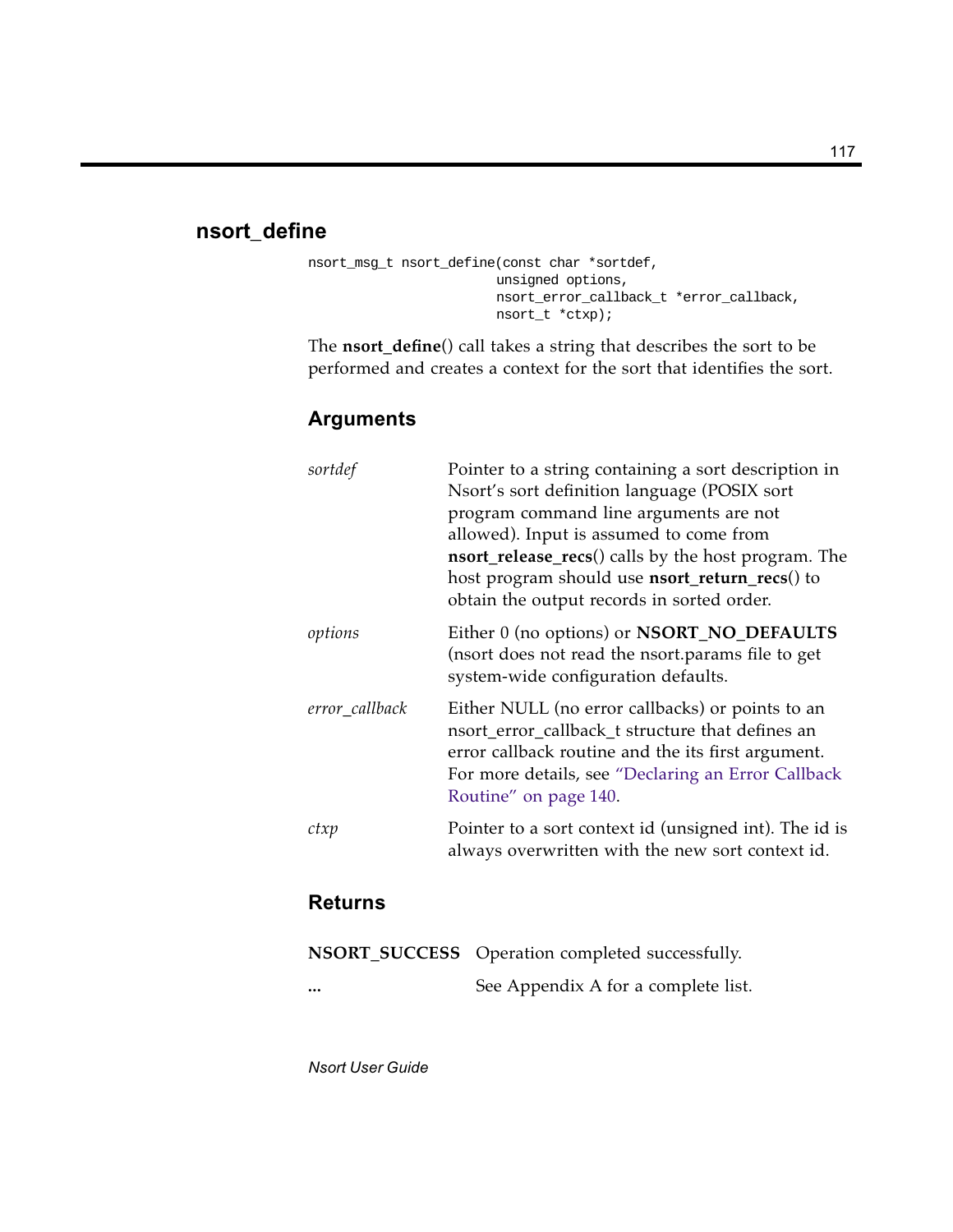## nsort_define

```
nsort_msg_t nsort_define(const char *sortdef,
                         unsigned options,
                         nsort_error_callback_t *error_callback,
                         nsort_t *ctxp);
```

The **nsort_define**() call takes a string that describes the sort to be performed and creates a context for the sort that identifies the sort.

### Arguments

| | |
|---|---|
| *sortdef* | Pointer to a string containing a sort description in Nsort's sort definition language (POSIX sort program command line arguments are not allowed). Input is assumed to come from **nsort_release_recs**() calls by the host program. The host program should use **nsort_return_recs**() to obtain the output records in sorted order. |
| *options* | Either 0 (no options) or **NSORT_NO_DEFAULTS** (nsort does not read the nsort.params file to get system-wide configuration defaults. |
| *error_callback* | Either NULL (no error callbacks) or points to an nsort_error_callback_t structure that defines an error callback routine and the its first argument. For more details, see "Declaring an Error Callback Routine" on page 140. |
| *ctxp* | Pointer to a sort context id (unsigned int). The id is always overwritten with the new sort context id. |

### Returns

| | |
|---|---|
| **NSORT_SUCCESS** | Operation completed successfully. |
| **...** | See Appendix A for a complete list. |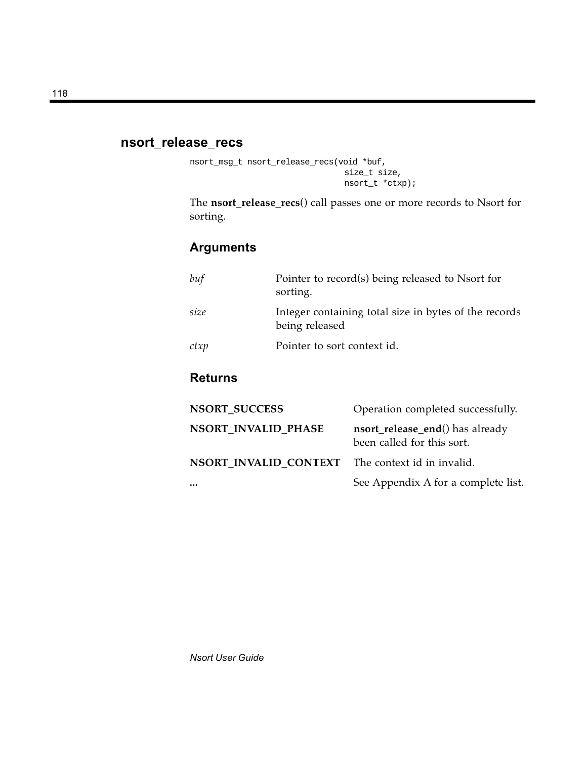## nsort_release_recs

```
nsort_msg_t nsort_release_recs(void *buf,
                               size_t size,
                               nsort_t *ctxp);
```

The **nsort_release_recs**() call passes one or more records to Nsort for sorting.

### Arguments

| | |
|---|---|
| *buf* | Pointer to record(s) being released to Nsort for sorting. |
| *size* | Integer containing total size in bytes of the records being released |
| *ctxp* | Pointer to sort context id. |

### Returns

| | |
|---|---|
| **NSORT_SUCCESS** | Operation completed successfully. |
| **NSORT_INVALID_PHASE** | **nsort_release_end**() has already been called for this sort. |
| **NSORT_INVALID_CONTEXT** | The context id in invalid. |
| **...** | See Appendix A for a complete list. |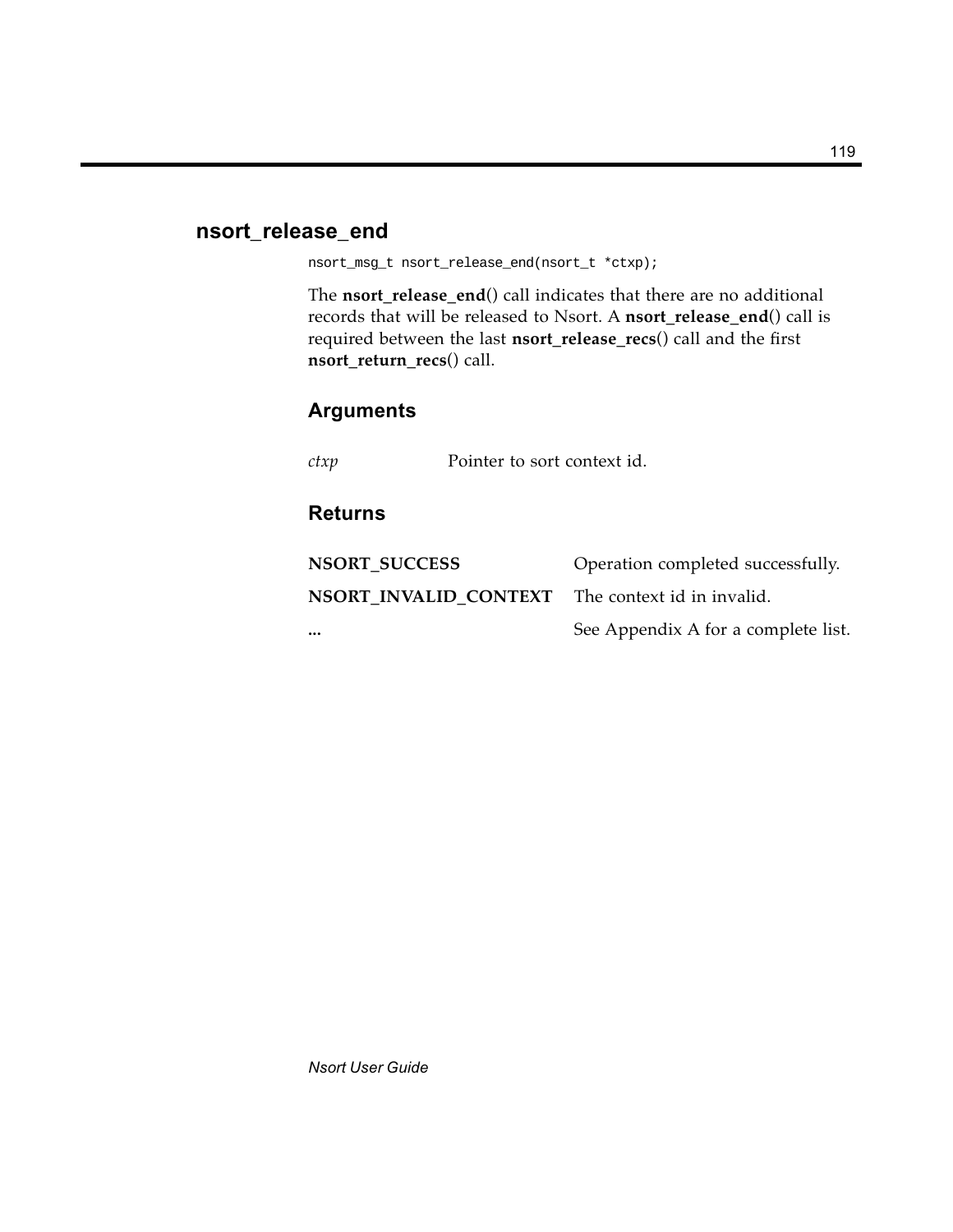## nsort_release_end

```
nsort_msg_t nsort_release_end(nsort_t *ctxp);
```

The **nsort_release_end**() call indicates that there are no additional records that will be released to Nsort. A **nsort_release_end**() call is required between the last **nsort_release_recs**() call and the first **nsort_return_recs**() call.

### Arguments

| | |
|---|---|
| *ctxp* | Pointer to sort context id. |

### Returns

| | |
|---|---|
| **NSORT_SUCCESS** | Operation completed successfully. |
| **NSORT_INVALID_CONTEXT** | The context id in invalid. |
| **...** | See Appendix A for a complete list. |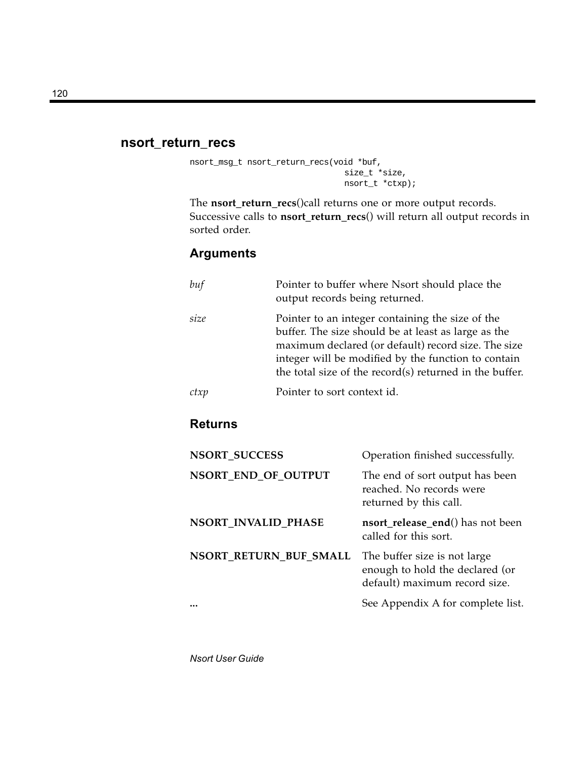## nsort_return_recs

```
nsort_msg_t nsort_return_recs(void *buf,
                              size_t *size,
                              nsort_t *ctxp);
```

The **nsort_return_recs**()call returns one or more output records. Successive calls to **nsort_return_recs**() will return all output records in sorted order.

### Arguments

| | |
|---|---|
| *buf* | Pointer to buffer where Nsort should place the output records being returned. |
| *size* | Pointer to an integer containing the size of the buffer. The size should be at least as large as the maximum declared (or default) record size. The size integer will be modified by the function to contain the total size of the record(s) returned in the buffer. |
| *ctxp* | Pointer to sort context id. |

### Returns

| | |
|---|---|
| **NSORT_SUCCESS** | Operation finished successfully. |
| **NSORT_END_OF_OUTPUT** | The end of sort output has been reached. No records were returned by this call. |
| **NSORT_INVALID_PHASE** | **nsort_release_end**() has not been called for this sort. |
| **NSORT_RETURN_BUF_SMALL** | The buffer size is not large enough to hold the declared (or default) maximum record size. |
| **...** | See Appendix A for complete list. |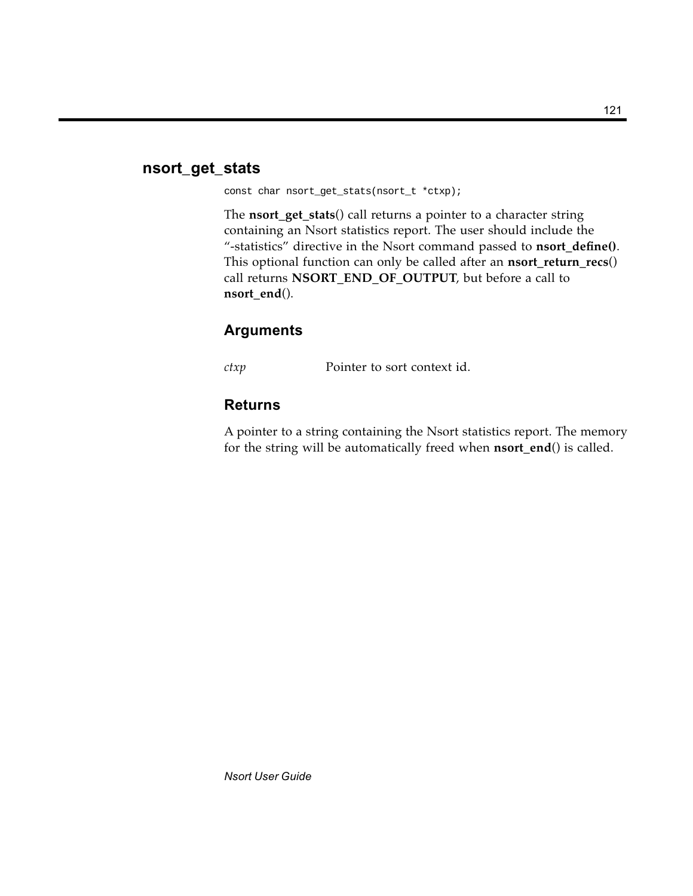## nsort_get_stats

```
const char nsort_get_stats(nsort_t *ctxp);
```

The **nsort_get_stats**() call returns a pointer to a character string containing an Nsort statistics report. The user should include the "-statistics" directive in the Nsort command passed to **nsort_define()**. This optional function can only be called after an **nsort_return_recs**() call returns **NSORT_END_OF_OUTPUT**, but before a call to **nsort_end**().

### Arguments

*ctxp* Pointer to sort context id.

### Returns

A pointer to a string containing the Nsort statistics report. The memory for the string will be automatically freed when **nsort_end**() is called.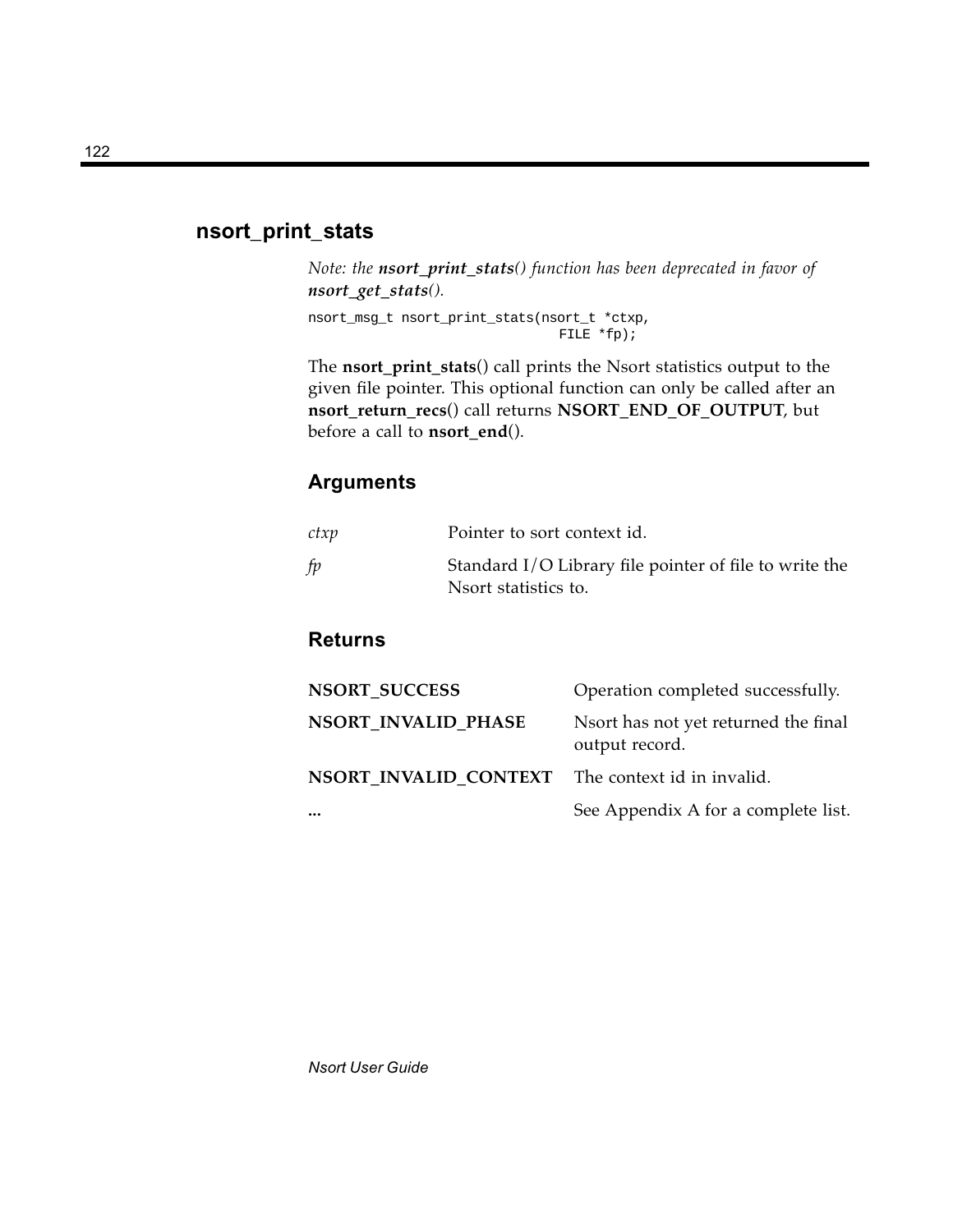## nsort_print_stats

*Note: the **nsort_print_stats**() function has been deprecated in favor of **nsort_get_stats**().*

```
nsort_msg_t nsort_print_stats(nsort_t *ctxp,
                              FILE *fp);
```

The **nsort_print_stats**() call prints the Nsort statistics output to the given file pointer. This optional function can only be called after an **nsort_return_recs**() call returns **NSORT_END_OF_OUTPUT**, but before a call to **nsort_end**().

### Arguments

| | |
|---|---|
| *ctxp* | Pointer to sort context id. |
| *fp* | Standard I/O Library file pointer of file to write the Nsort statistics to. |

### Returns

| | |
|---|---|
| **NSORT_SUCCESS** | Operation completed successfully. |
| **NSORT_INVALID_PHASE** | Nsort has not yet returned the final output record. |
| **NSORT_INVALID_CONTEXT** | The context id in invalid. |
| **...** | See Appendix A for a complete list. |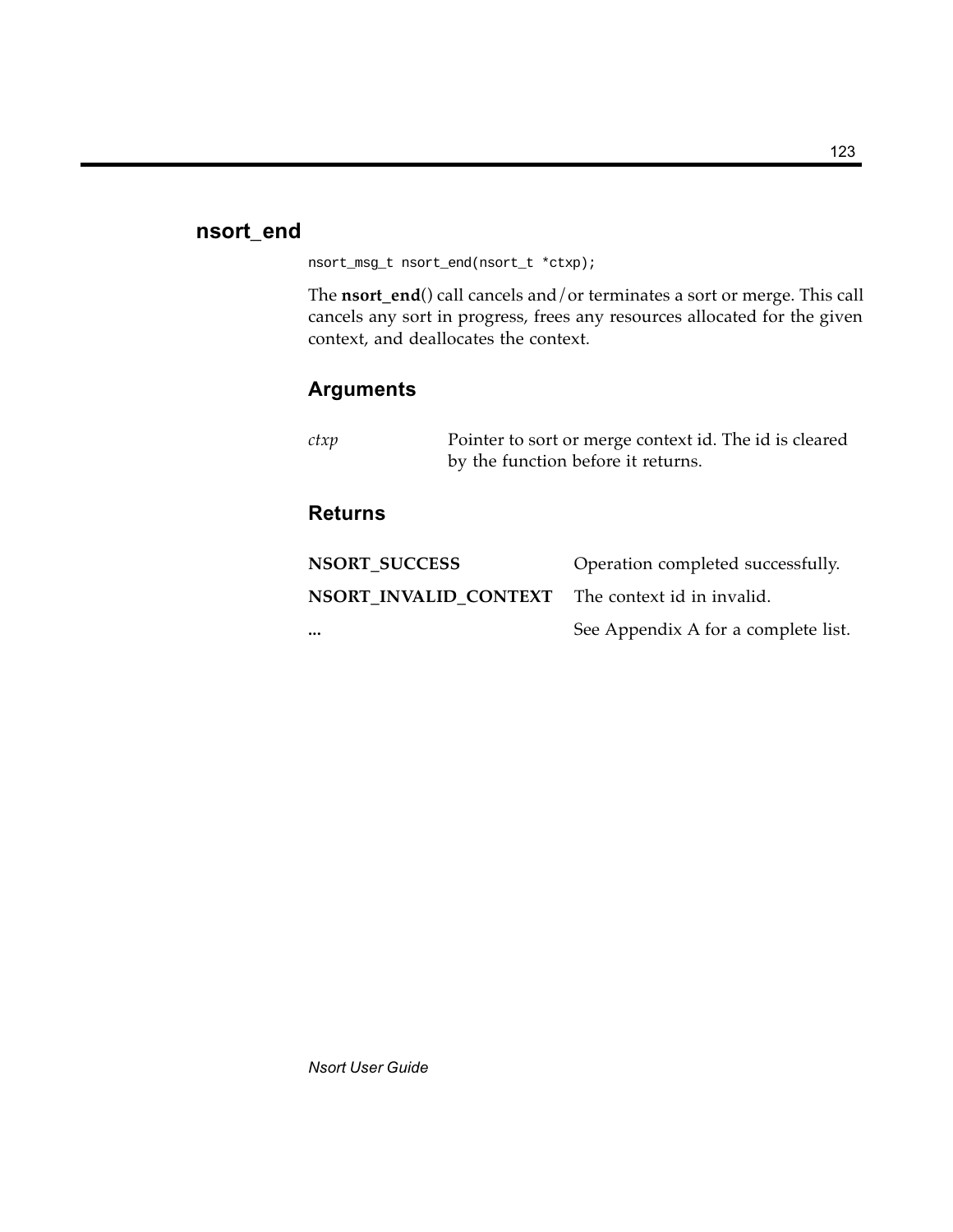## nsort_end

```
nsort_msg_t nsort_end(nsort_t *ctxp);
```

The **nsort_end**() call cancels and/or terminates a sort or merge. This call cancels any sort in progress, frees any resources allocated for the given context, and deallocates the context.

### Arguments

| | |
|---|---|
| *ctxp* | Pointer to sort or merge context id. The id is cleared by the function before it returns. |

### Returns

| | |
|---|---|
| **NSORT_SUCCESS** | Operation completed successfully. |
| **NSORT_INVALID_CONTEXT** | The context id in invalid. |
| **...** | See Appendix A for a complete list. |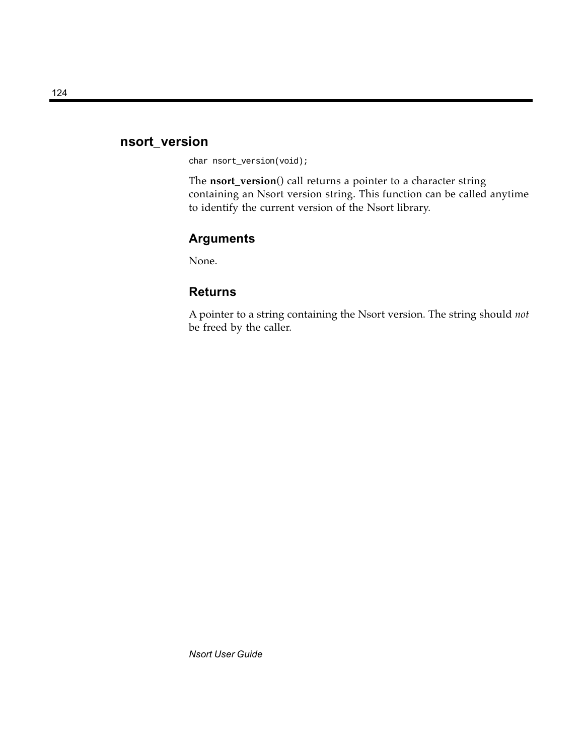## nsort_version

```
char nsort_version(void);
```

The **nsort_version**() call returns a pointer to a character string containing an Nsort version string. This function can be called anytime to identify the current version of the Nsort library.

### Arguments

None.

### Returns

A pointer to a string containing the Nsort version. The string should *not* be freed by the caller.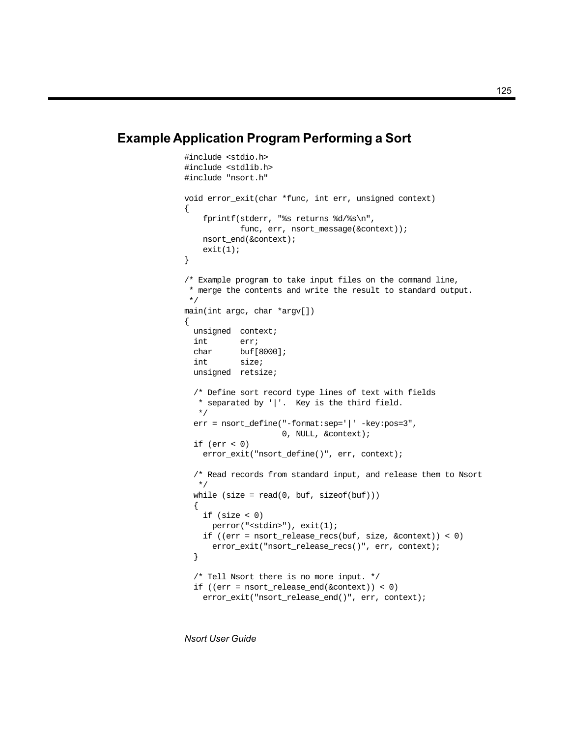## Example Application Program Performing a Sort

```
#include <stdio.h>
#include <stdlib.h>
#include "nsort.h"

void error_exit(char *func, int err, unsigned context)
{
    fprintf(stderr, "%s returns %d/%s\n",
            func, err, nsort_message(&context));
    nsort_end(&context);
    exit(1);
}

/* Example program to take input files on the command line,
 * merge the contents and write the result to standard output.
 */
main(int argc, char *argv[])
{
  unsigned  context;
  int       err;
  char      buf[8000];
  int       size;
  unsigned  retsize;

  /* Define sort record type lines of text with fields
   * separated by '|'.  Key is the third field.
   */
  err = nsort_define("-format:sep='|' -key:pos=3",
                     0, NULL, &context);
  if (err < 0)
    error_exit("nsort_define()", err, context);

  /* Read records from standard input, and release them to Nsort
   */
  while (size = read(0, buf, sizeof(buf)))
  {
    if (size < 0)
      perror("<stdin>"), exit(1);
    if ((err = nsort_release_recs(buf, size, &context)) < 0)
      error_exit("nsort_release_recs()", err, context);
  }

  /* Tell Nsort there is no more input. */
  if ((err = nsort_release_end(&context)) < 0)
    error_exit("nsort_release_end()", err, context);
```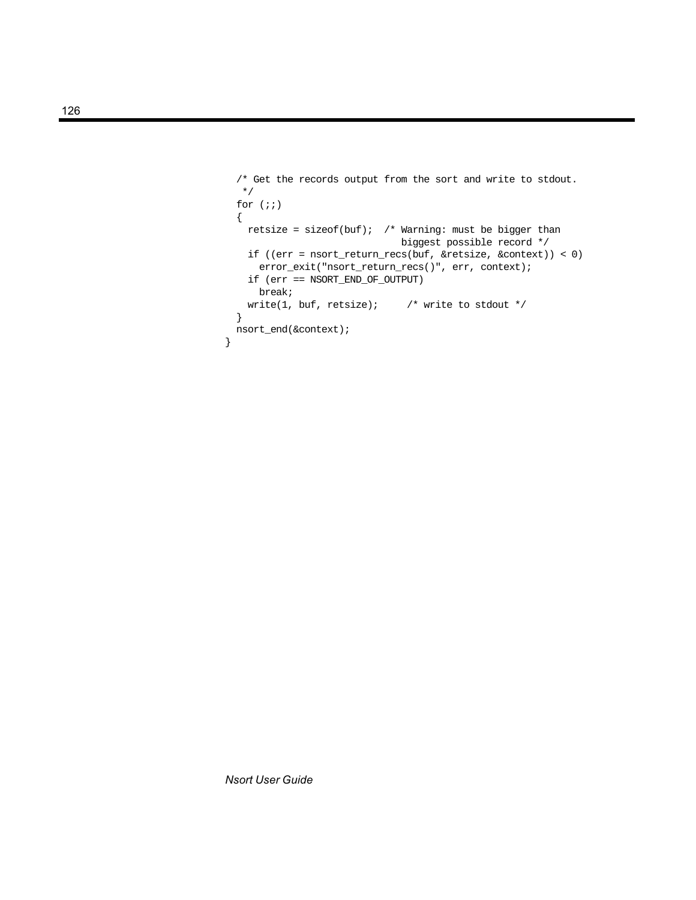```
  /* Get the records output from the sort and write to stdout.
   */
  for (;;)
  {
    retsize = sizeof(buf);  /* Warning: must be bigger than
                               biggest possible record */
    if ((err = nsort_return_recs(buf, &retsize, &context)) < 0)
      error_exit("nsort_return_recs()", err, context);
    if (err == NSORT_END_OF_OUTPUT)
      break;
    write(1, buf, retsize);     /* write to stdout */
  }
  nsort_end(&context);
}
```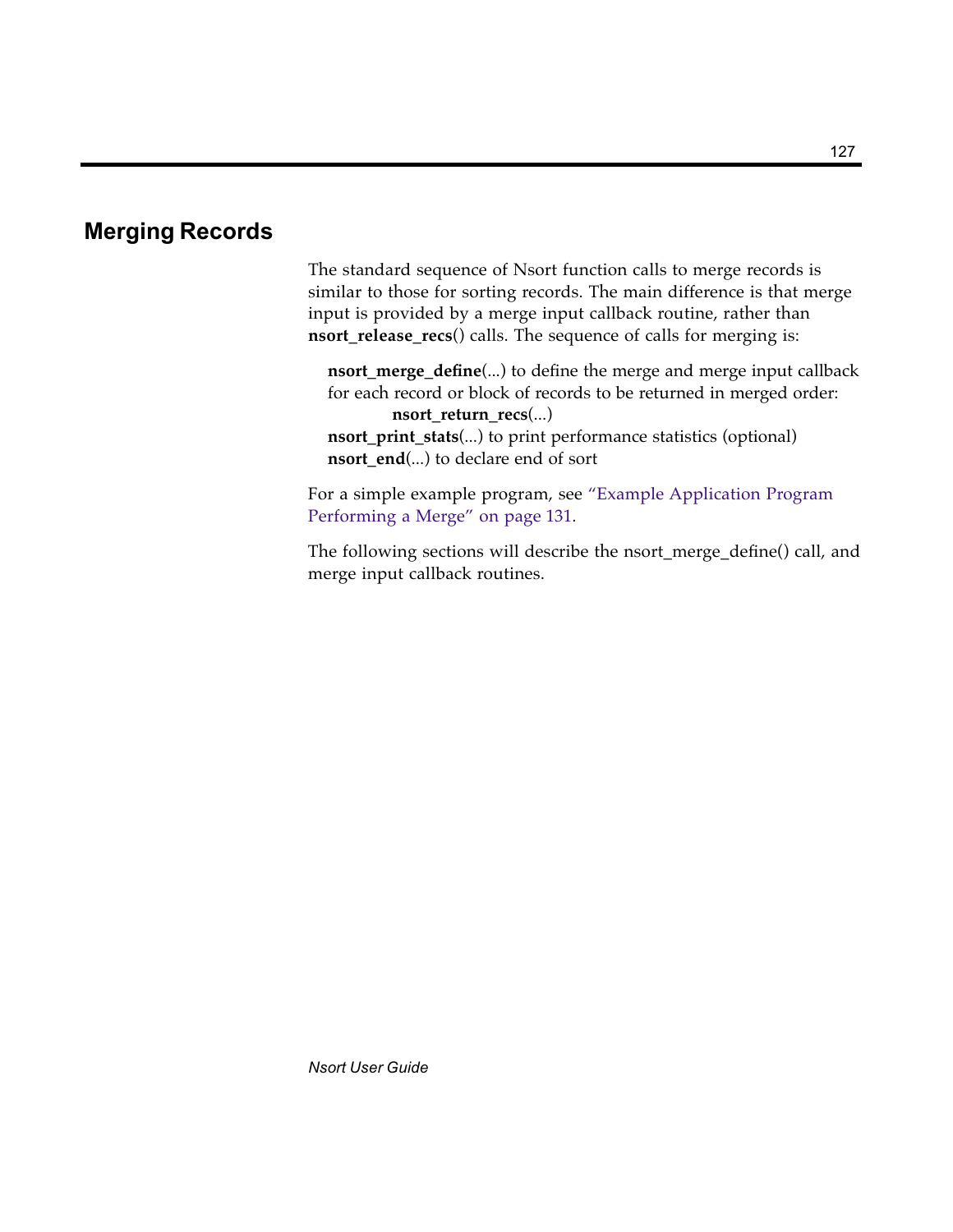## Merging Records

The standard sequence of Nsort function calls to merge records is similar to those for sorting records. The main difference is that merge input is provided by a merge input callback routine, rather than **nsort_release_recs**() calls. The sequence of calls for merging is:

**nsort_merge_define**(...) to define the merge and merge input callback
for each record or block of records to be returned in merged order:
    **nsort_return_recs**(...)
**nsort_print_stats**(...) to print performance statistics (optional)
**nsort_end**(...) to declare end of sort

For a simple example program, see "Example Application Program Performing a Merge" on page 131.

The following sections will describe the nsort_merge_define() call, and merge input callback routines.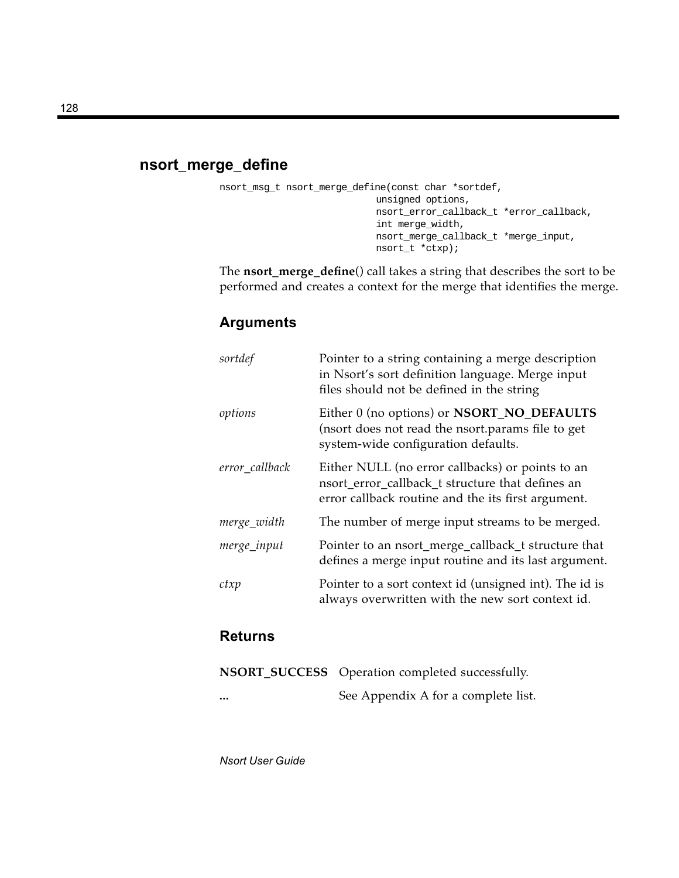## nsort_merge_define

```
nsort_msg_t nsort_merge_define(const char *sortdef,
                               unsigned options,
                               nsort_error_callback_t *error_callback,
                               int merge_width,
                               nsort_merge_callback_t *merge_input,
                               nsort_t *ctxp);
```

The **nsort_merge_define**() call takes a string that describes the sort to be performed and creates a context for the merge that identifies the merge.

### Arguments

| | |
|---|---|
| *sortdef* | Pointer to a string containing a merge description in Nsort's sort definition language. Merge input files should not be defined in the string |
| *options* | Either 0 (no options) or **NSORT_NO_DEFAULTS** (nsort does not read the nsort.params file to get system-wide configuration defaults. |
| *error_callback* | Either NULL (no error callbacks) or points to an nsort_error_callback_t structure that defines an error callback routine and the its first argument. |
| *merge_width* | The number of merge input streams to be merged. |
| *merge_input* | Pointer to an nsort_merge_callback_t structure that defines a merge input routine and its last argument. |
| *ctxp* | Pointer to a sort context id (unsigned int). The id is always overwritten with the new sort context id. |

### Returns

| | |
|---|---|
| **NSORT_SUCCESS** | Operation completed successfully. |
| **...** | See Appendix A for a complete list. |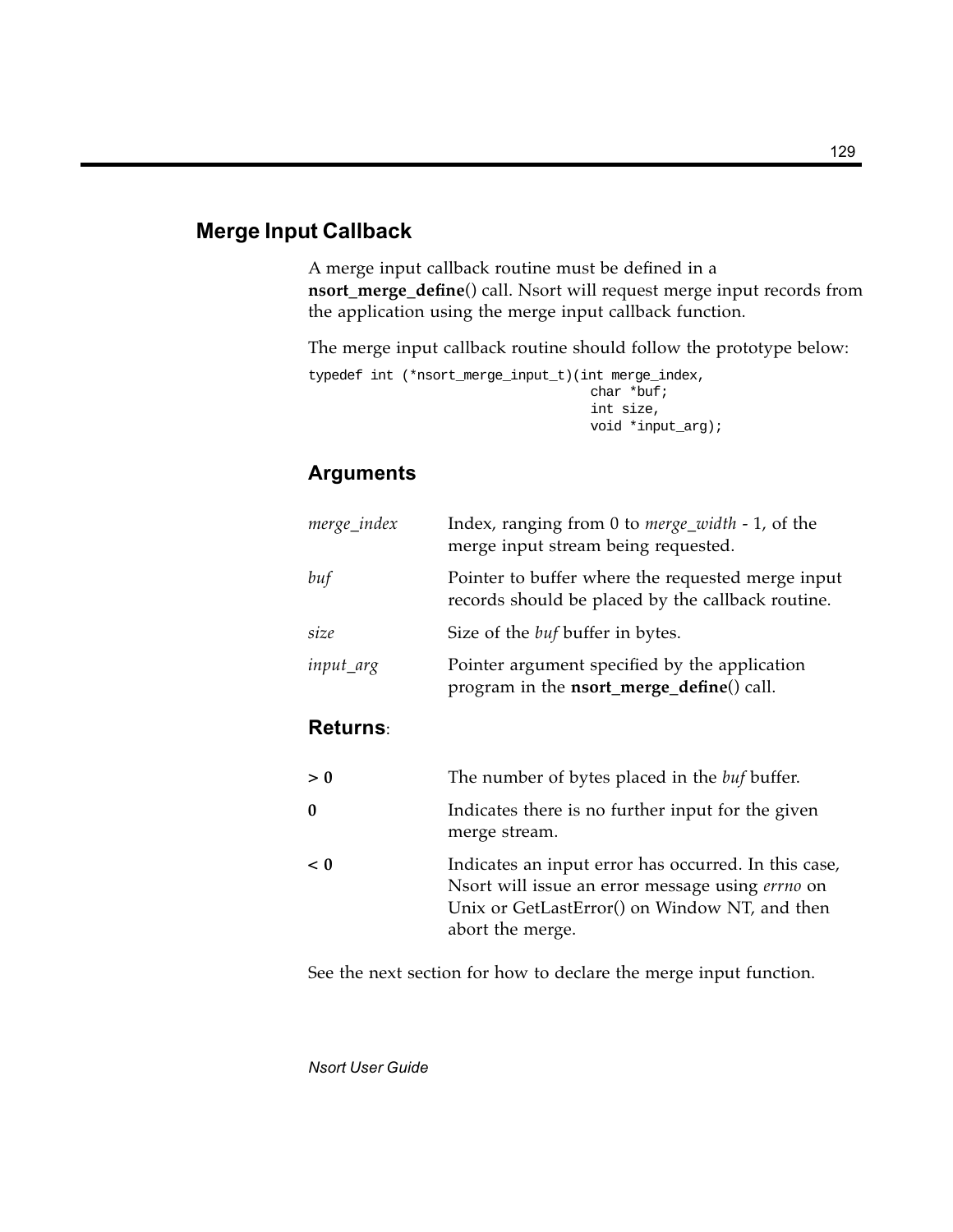## Merge Input Callback

A merge input callback routine must be defined in a **nsort_merge_define**() call. Nsort will request merge input records from the application using the merge input callback function.

The merge input callback routine should follow the prototype below:

```
typedef int (*nsort_merge_input_t)(int merge_index,
                                   char *buf;
                                   int size,
                                   void *input_arg);
```

### Arguments

| | |
|---|---|
| *merge_index* | Index, ranging from 0 to *merge_width* - 1, of the merge input stream being requested. |
| *buf* | Pointer to buffer where the requested merge input records should be placed by the callback routine. |
| *size* | Size of the *buf* buffer in bytes. |
| *input_arg* | Pointer argument specified by the application program in the **nsort_merge_define**() call. |

### Returns:

| | |
|---|---|
| **> 0** | The number of bytes placed in the *buf* buffer. |
| **0** | Indicates there is no further input for the given merge stream. |
| **< 0** | Indicates an input error has occurred. In this case, Nsort will issue an error message using *errno* on Unix or GetLastError() on Window NT, and then abort the merge. |

See the next section for how to declare the merge input function.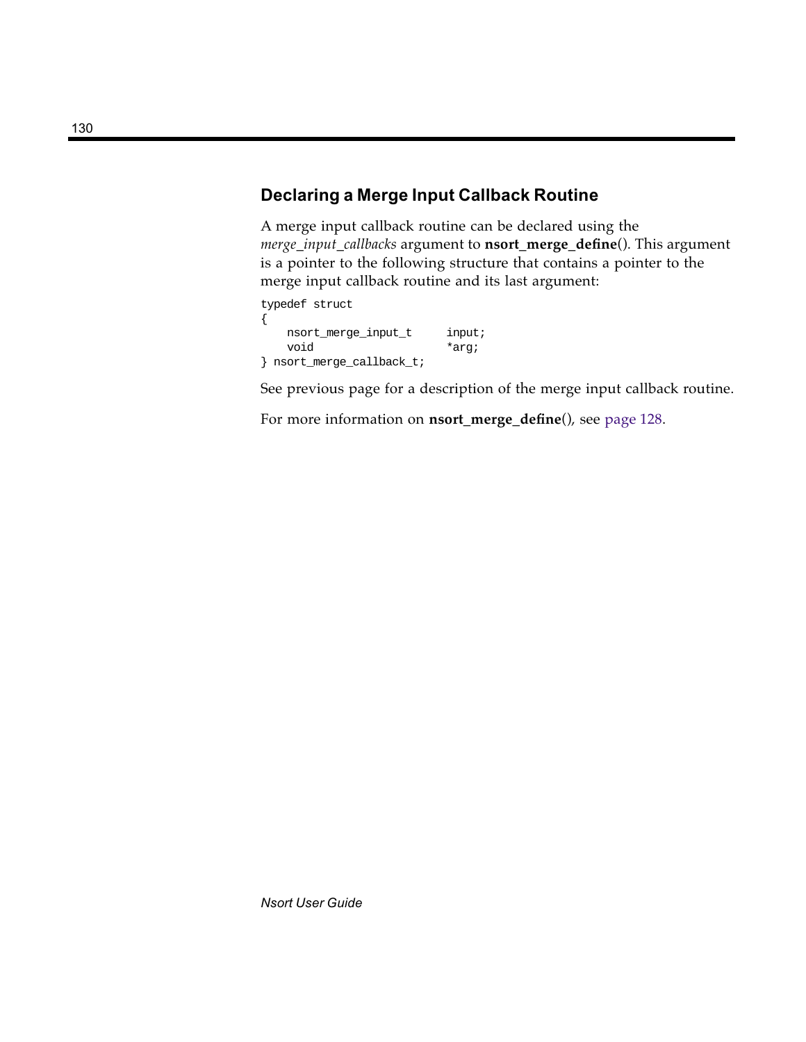## Declaring a Merge Input Callback Routine

A merge input callback routine can be declared using the *merge_input_callbacks* argument to **nsort_merge_define**(). This argument is a pointer to the following structure that contains a pointer to the merge input callback routine and its last argument:

```
typedef struct
{
    nsort_merge_input_t     input;
    void                    *arg;
} nsort_merge_callback_t;
```

See previous page for a description of the merge input callback routine.

For more information on **nsort_merge_define**(), see page 128.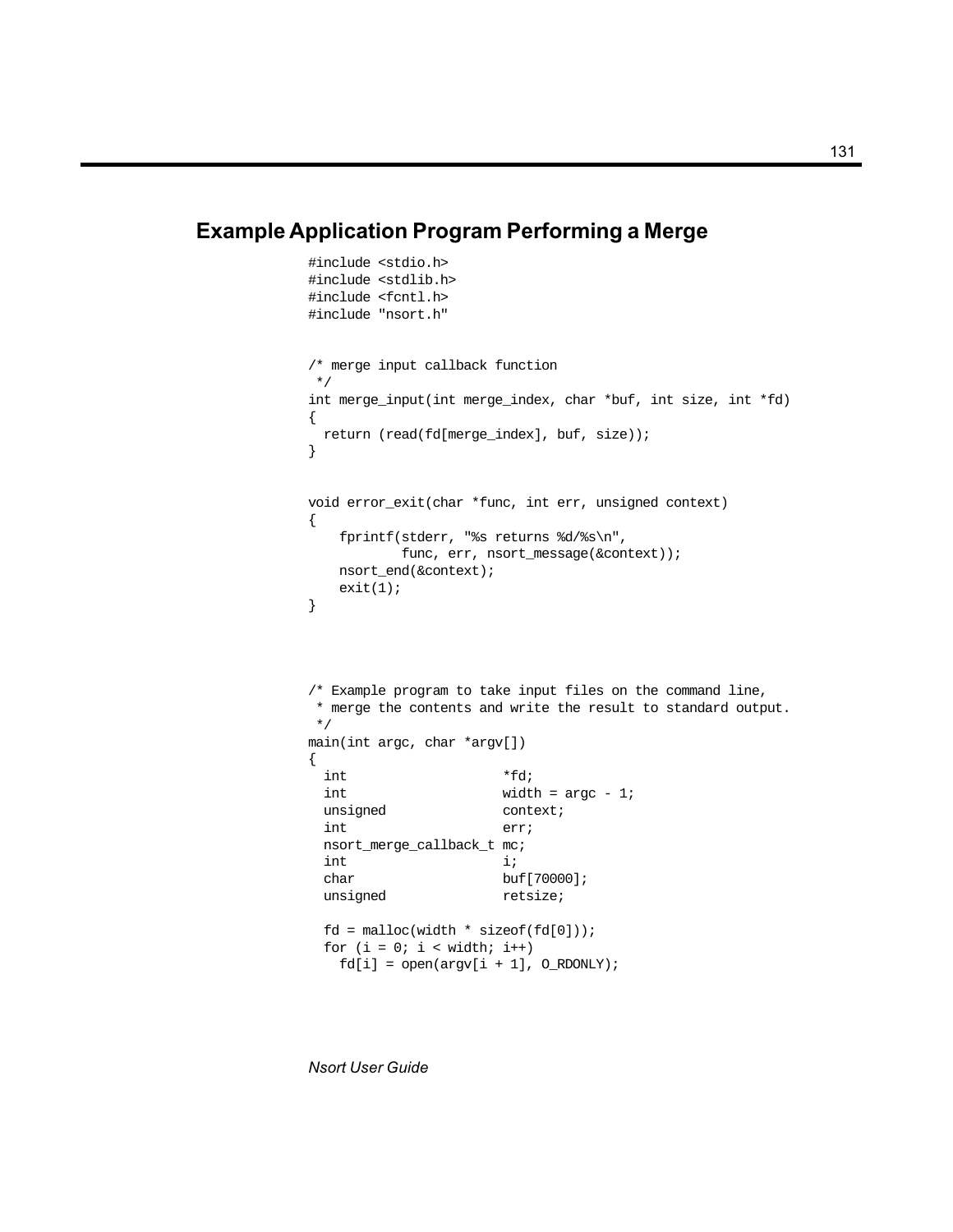## Example Application Program Performing a Merge

```
#include <stdio.h>
#include <stdlib.h>
#include <fcntl.h>
#include "nsort.h"


/* merge input callback function
 */
int merge_input(int merge_index, char *buf, int size, int *fd)
{
  return (read(fd[merge_index], buf, size));
}


void error_exit(char *func, int err, unsigned context)
{
    fprintf(stderr, "%s returns %d/%s\n",
            func, err, nsort_message(&context));
    nsort_end(&context);
    exit(1);
}



/* Example program to take input files on the command line,
 * merge the contents and write the result to standard output.
 */
main(int argc, char *argv[])
{
  int                    *fd;
  int                    width = argc - 1;
  unsigned               context;
  int                    err;
  nsort_merge_callback_t mc;
  int                    i;
  char                   buf[70000];
  unsigned               retsize;

  fd = malloc(width * sizeof(fd[0]));
  for (i = 0; i < width; i++)
    fd[i] = open(argv[i + 1], O_RDONLY);
```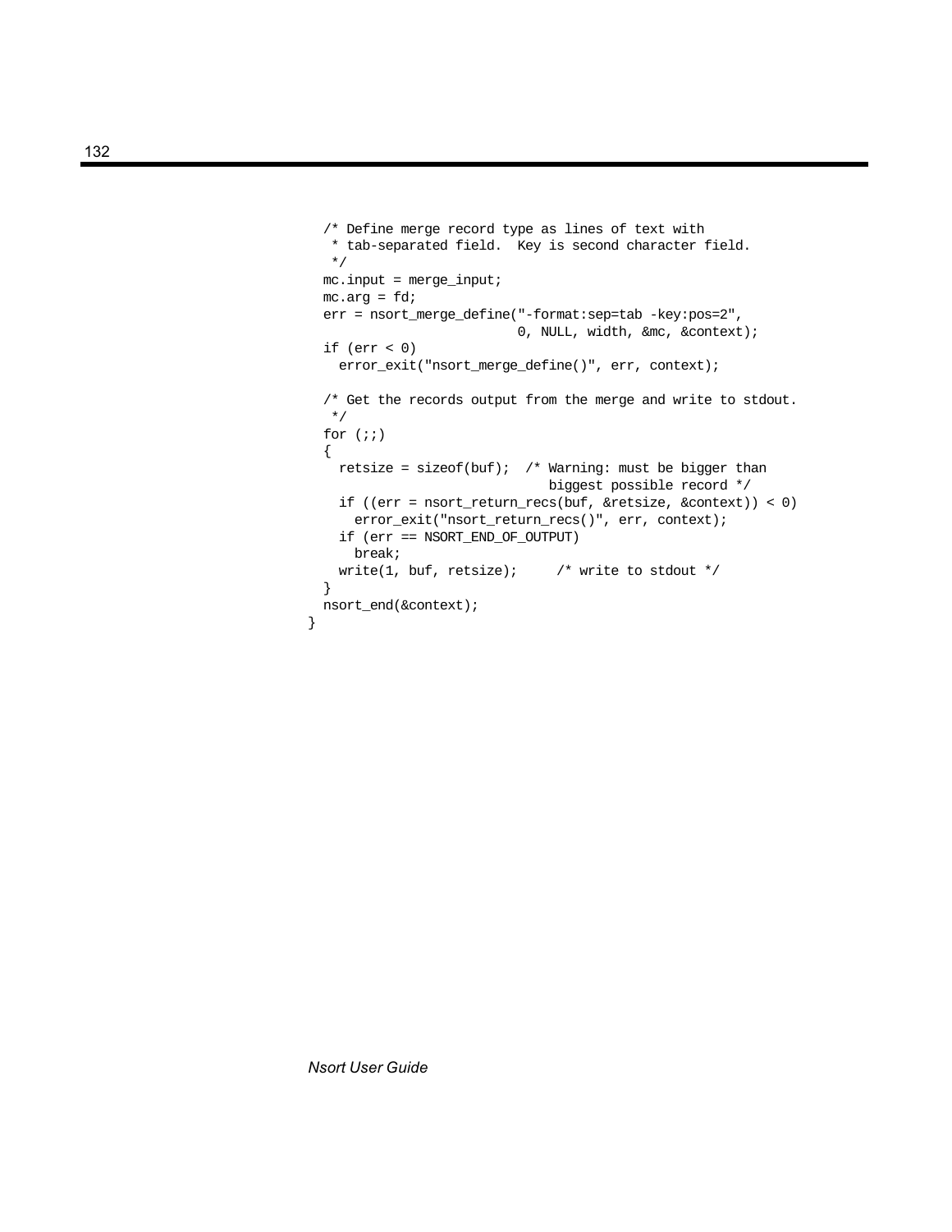```
  /* Define merge record type as lines of text with
   * tab-separated field.  Key is second character field.
   */
  mc.input = merge_input;
  mc.arg = fd;
  err = nsort_merge_define("-format:sep=tab -key:pos=2",
                           0, NULL, width, &mc, &context);
  if (err < 0)
    error_exit("nsort_merge_define()", err, context);

  /* Get the records output from the merge and write to stdout.
   */
  for (;;)
  {
    retsize = sizeof(buf);  /* Warning: must be bigger than
                               biggest possible record */
    if ((err = nsort_return_recs(buf, &retsize, &context)) < 0)
      error_exit("nsort_return_recs()", err, context);
    if (err == NSORT_END_OF_OUTPUT)
      break;
    write(1, buf, retsize);     /* write to stdout */
  }
  nsort_end(&context);
}
```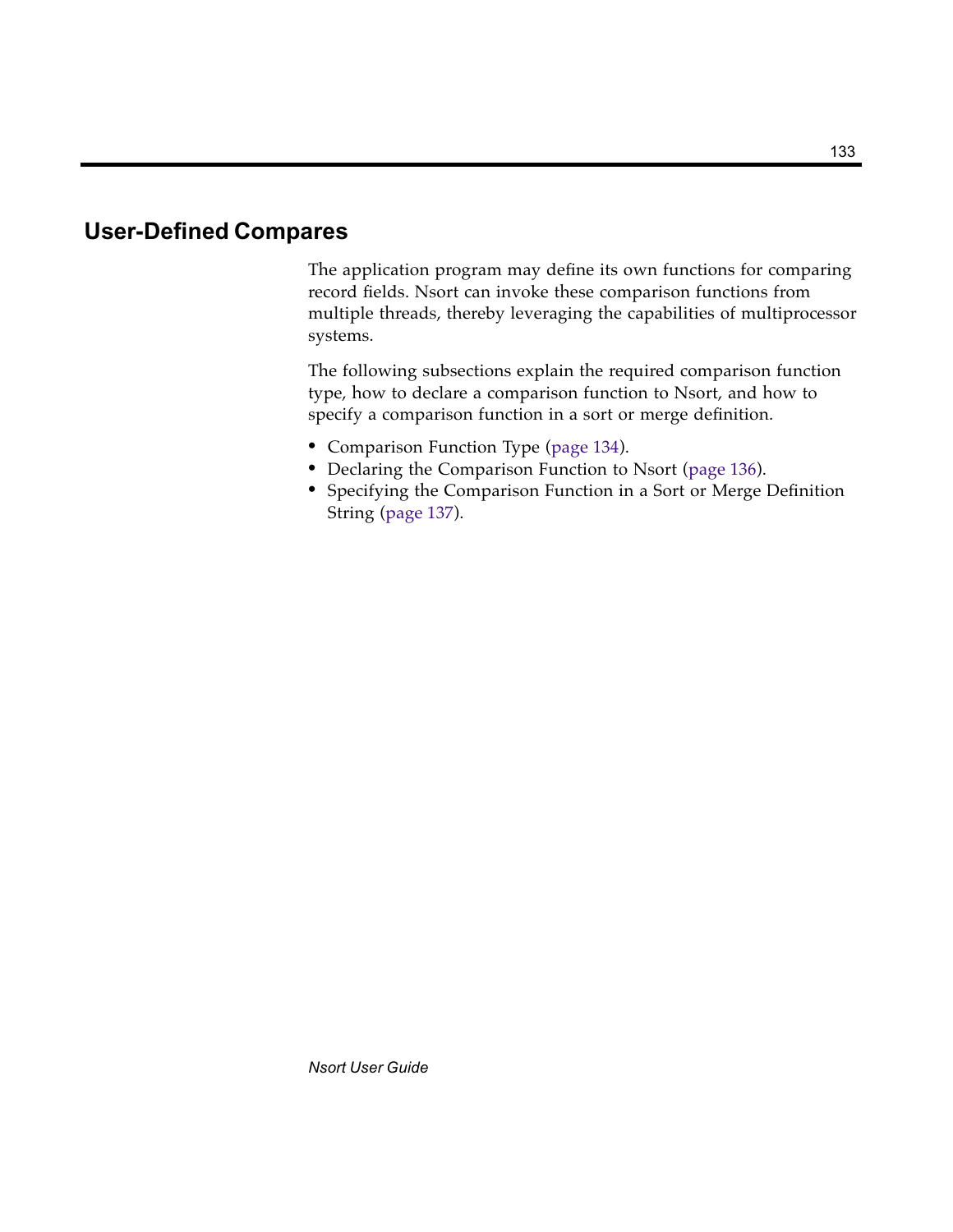## User-Defined Compares

The application program may define its own functions for comparing record fields. Nsort can invoke these comparison functions from multiple threads, thereby leveraging the capabilities of multiprocessor systems.

The following subsections explain the required comparison function type, how to declare a comparison function to Nsort, and how to specify a comparison function in a sort or merge definition.

- Comparison Function Type (page 134).
- Declaring the Comparison Function to Nsort (page 136).
- Specifying the Comparison Function in a Sort or Merge Definition String (page 137).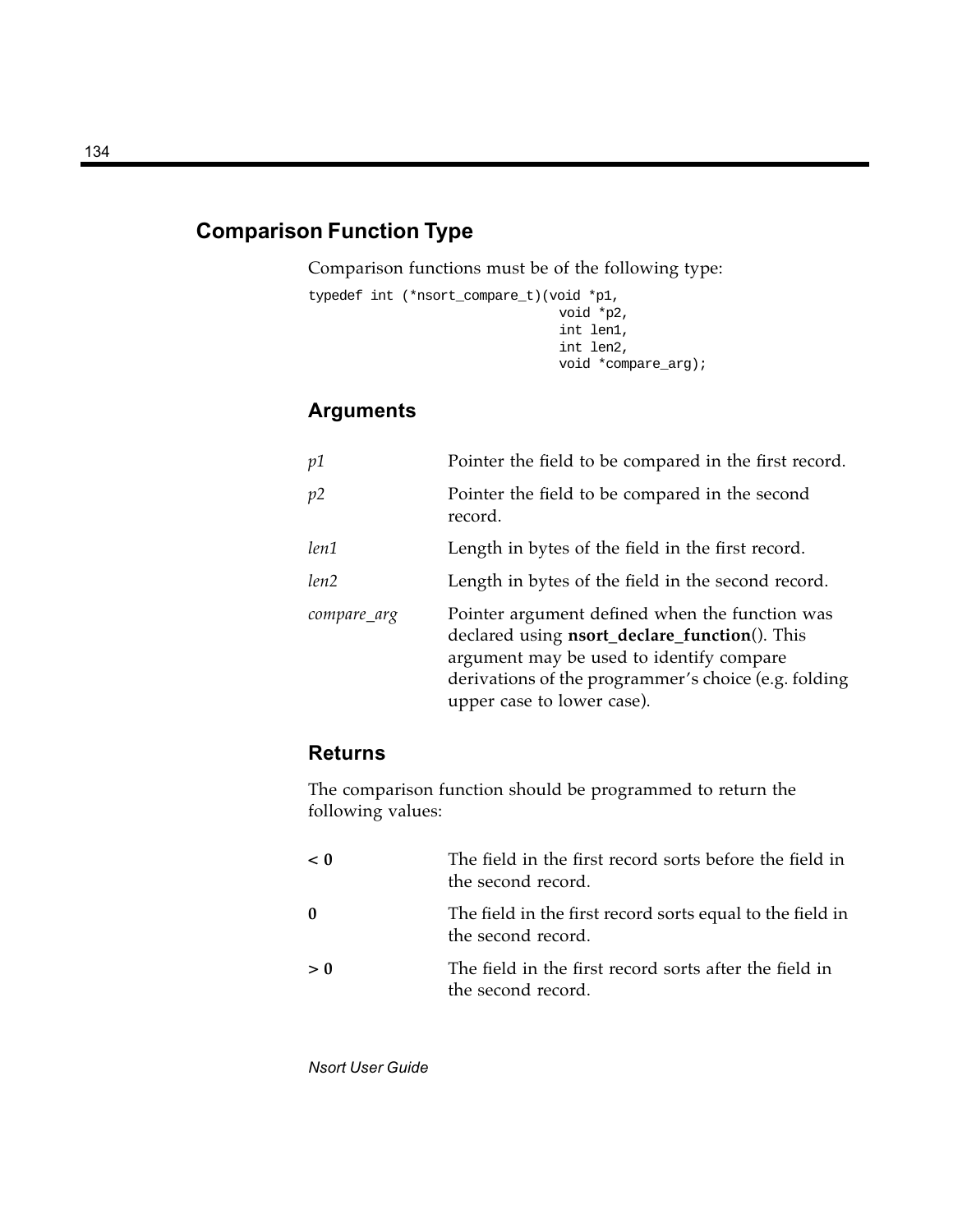## Comparison Function Type

Comparison functions must be of the following type:

```
typedef int (*nsort_compare_t)(void *p1,
                               void *p2,
                               int len1,
                               int len2,
                               void *compare_arg);
```

### Arguments

| | |
|---|---|
| *p1* | Pointer the field to be compared in the first record. |
| *p2* | Pointer the field to be compared in the second record. |
| *len1* | Length in bytes of the field in the first record. |
| *len2* | Length in bytes of the field in the second record. |
| *compare_arg* | Pointer argument defined when the function was declared using **nsort_declare_function**(). This argument may be used to identify compare derivations of the programmer's choice (e.g. folding upper case to lower case). |

### Returns

The comparison function should be programmed to return the following values:

| | |
|---|---|
| **< 0** | The field in the first record sorts before the field in the second record. |
| **0** | The field in the first record sorts equal to the field in the second record. |
| **> 0** | The field in the first record sorts after the field in the second record. |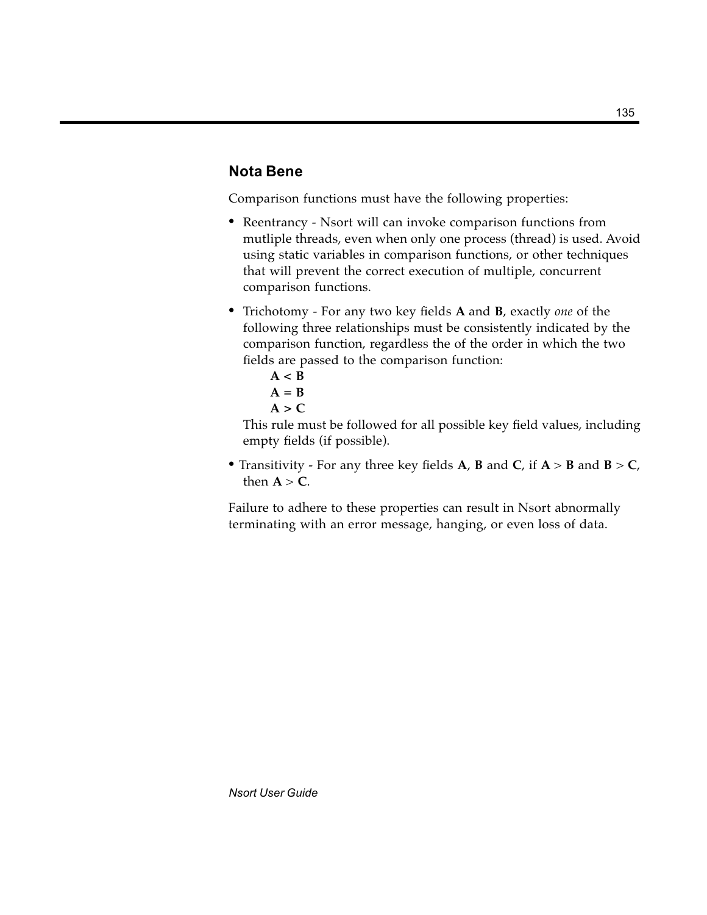## Nota Bene

Comparison functions must have the following properties:

- Reentrancy - Nsort will can invoke comparison functions from mutliple threads, even when only one process (thread) is used. Avoid using static variables in comparison functions, or other techniques that will prevent the correct execution of multiple, concurrent comparison functions.
- Trichotomy - For any two key fields **A** and **B**, exactly *one* of the following three relationships must be consistently indicated by the comparison function, regardless the of the order in which the two fields are passed to the comparison function:
  
  **A < B**  
  **A = B**  
  **A > C**
  
  This rule must be followed for all possible key field values, including empty fields (if possible).
- Transitivity - For any three key fields **A**, **B** and **C**, if **A** > **B** and **B** > **C**, then **A** > **C**.

Failure to adhere to these properties can result in Nsort abnormally terminating with an error message, hanging, or even loss of data.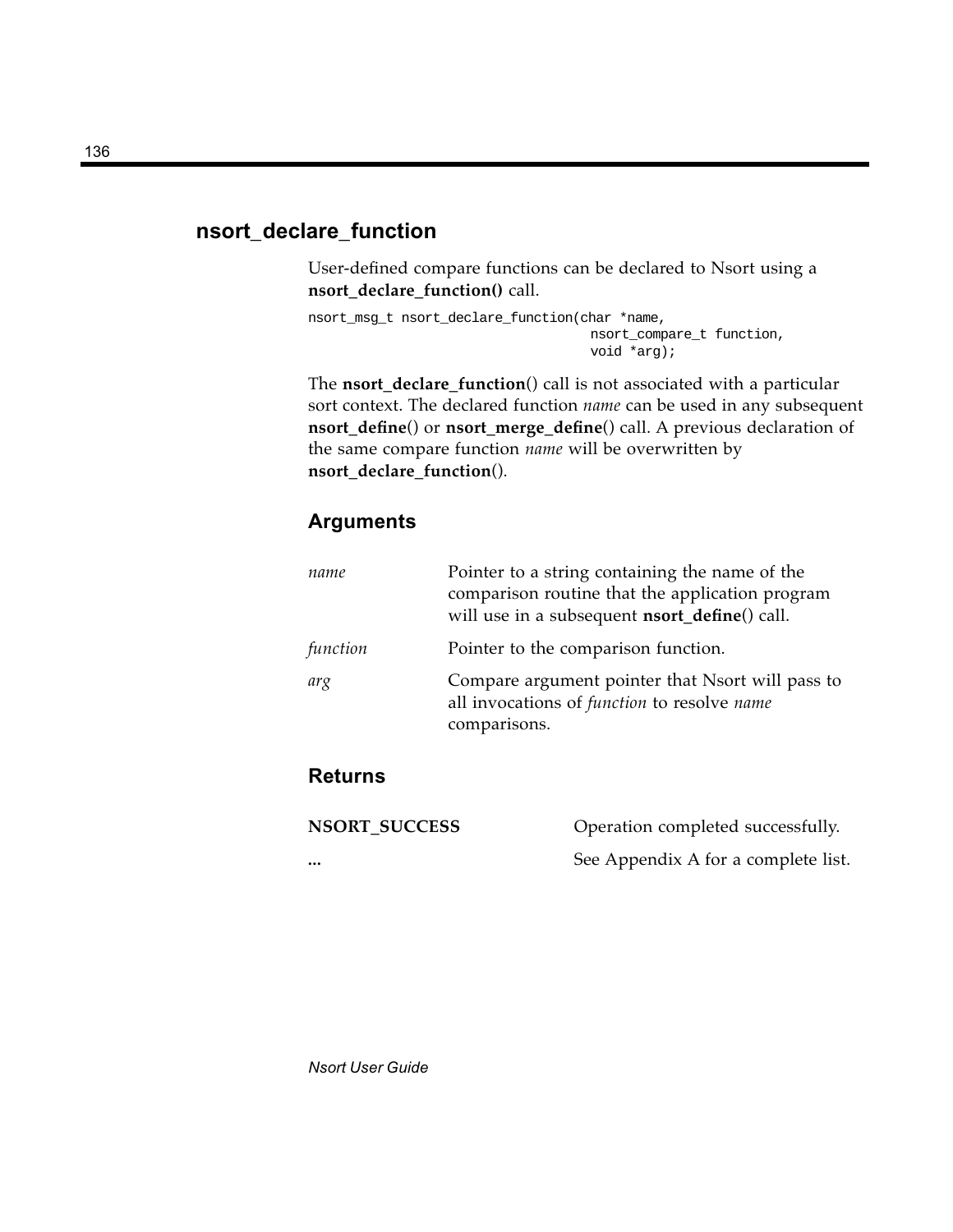## nsort_declare_function

User-defined compare functions can be declared to Nsort using a **nsort_declare_function()** call.

```
nsort_msg_t nsort_declare_function(char *name,
                                   nsort_compare_t function,
                                   void *arg);
```

The **nsort_declare_function**() call is not associated with a particular sort context. The declared function *name* can be used in any subsequent **nsort_define**() or **nsort_merge_define**() call. A previous declaration of the same compare function *name* will be overwritten by **nsort_declare_function**().

### Arguments

| | |
|---|---|
| *name* | Pointer to a string containing the name of the comparison routine that the application program will use in a subsequent **nsort_define**() call. |
| *function* | Pointer to the comparison function. |
| *arg* | Compare argument pointer that Nsort will pass to all invocations of *function* to resolve *name* comparisons. |

### Returns

| | |
|---|---|
| **NSORT_SUCCESS** | Operation completed successfully. |
| **...** | See Appendix A for a complete list. |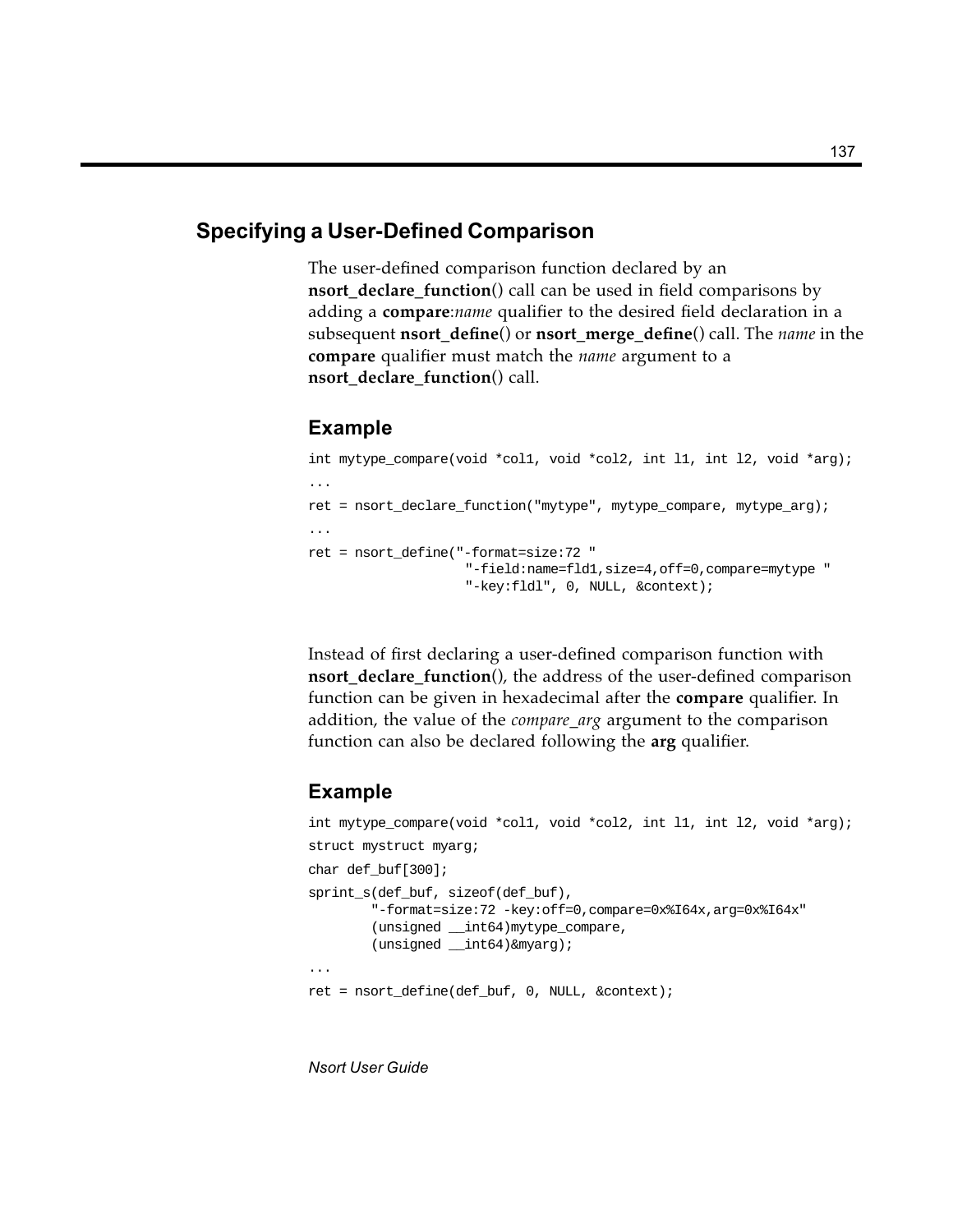## Specifying a User-Defined Comparison

The user-defined comparison function declared by an **nsort_declare_function**() call can be used in field comparisons by adding a **compare**:*name* qualifier to the desired field declaration in a subsequent **nsort_define**() or **nsort_merge_define**() call. The *name* in the **compare** qualifier must match the *name* argument to a **nsort_declare_function**() call.

### Example

```
int mytype_compare(void *col1, void *col2, int l1, int l2, void *arg);
...
ret = nsort_declare_function("mytype", mytype_compare, mytype_arg);
...
ret = nsort_define("-format=size:72 "
                   "-field:name=fld1,size=4,off=0,compare=mytype "
                   "-key:fldl", 0, NULL, &context);
```

Instead of first declaring a user-defined comparison function with **nsort_declare_function**(), the address of the user-defined comparison function can be given in hexadecimal after the **compare** qualifier. In addition, the value of the *compare_arg* argument to the comparison function can also be declared following the **arg** qualifier.

### Example

```
int mytype_compare(void *col1, void *col2, int l1, int l2, void *arg);
struct mystruct myarg;
char def_buf[300];
sprint_s(def_buf, sizeof(def_buf),
        "-format=size:72 -key:off=0,compare=0x%I64x,arg=0x%I64x"
        (unsigned __int64)mytype_compare,
        (unsigned __int64)&myarg);
...
ret = nsort_define(def_buf, 0, NULL, &context);
```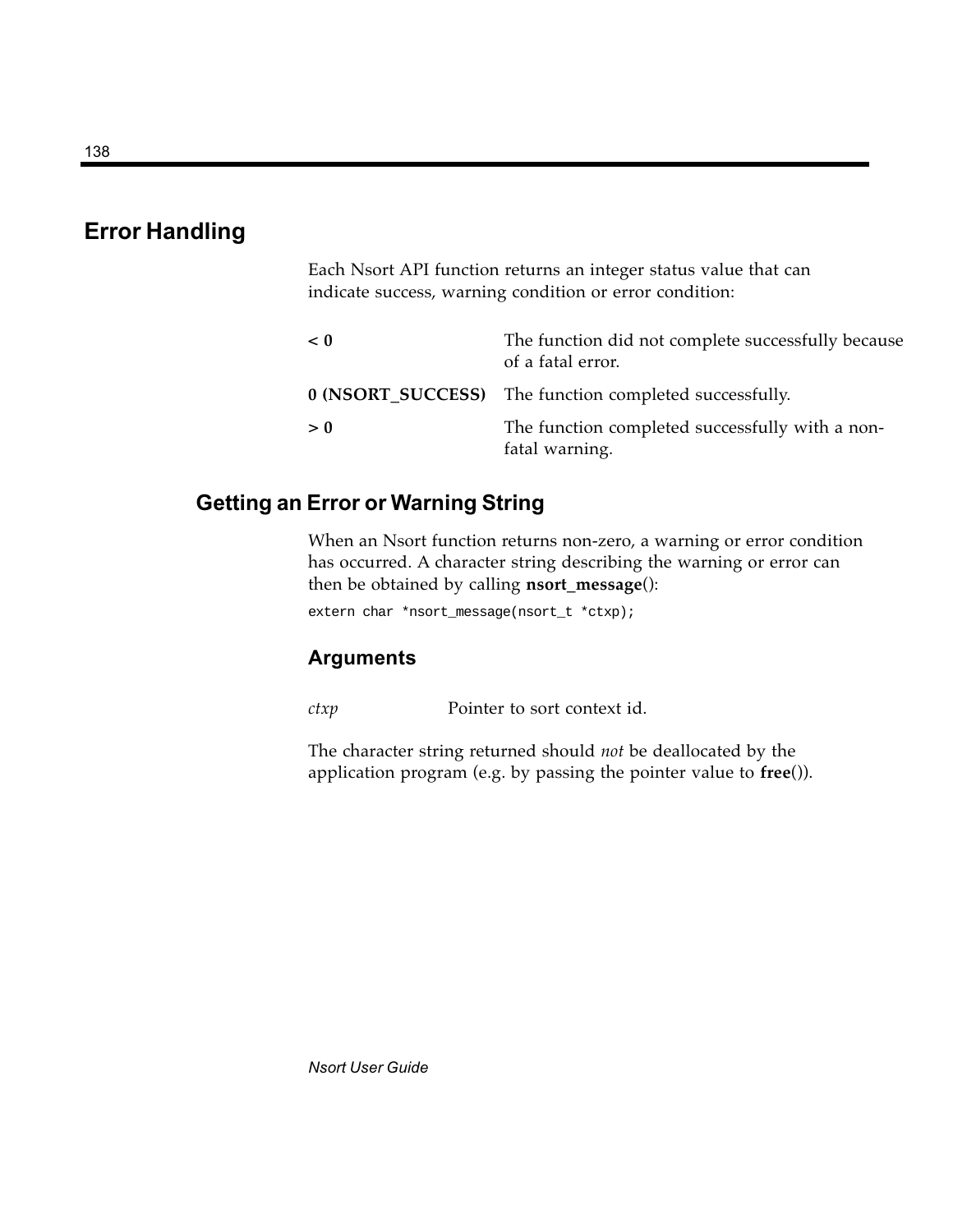## Error Handling

Each Nsort API function returns an integer status value that can indicate success, warning condition or error condition:

| | |
|---|---|
| **< 0** | The function did not complete successfully because of a fatal error. |
| **0 (NSORT_SUCCESS)** | The function completed successfully. |
| **> 0** | The function completed successfully with a non-fatal warning. |

### Getting an Error or Warning String

When an Nsort function returns non-zero, a warning or error condition has occurred. A character string describing the warning or error can then be obtained by calling **nsort_message**():

```
extern char *nsort_message(nsort_t *ctxp);
```

#### Arguments

| | |
|---|---|
| *ctxp* | Pointer to sort context id. |

The character string returned should *not* be deallocated by the application program (e.g. by passing the pointer value to **free**()).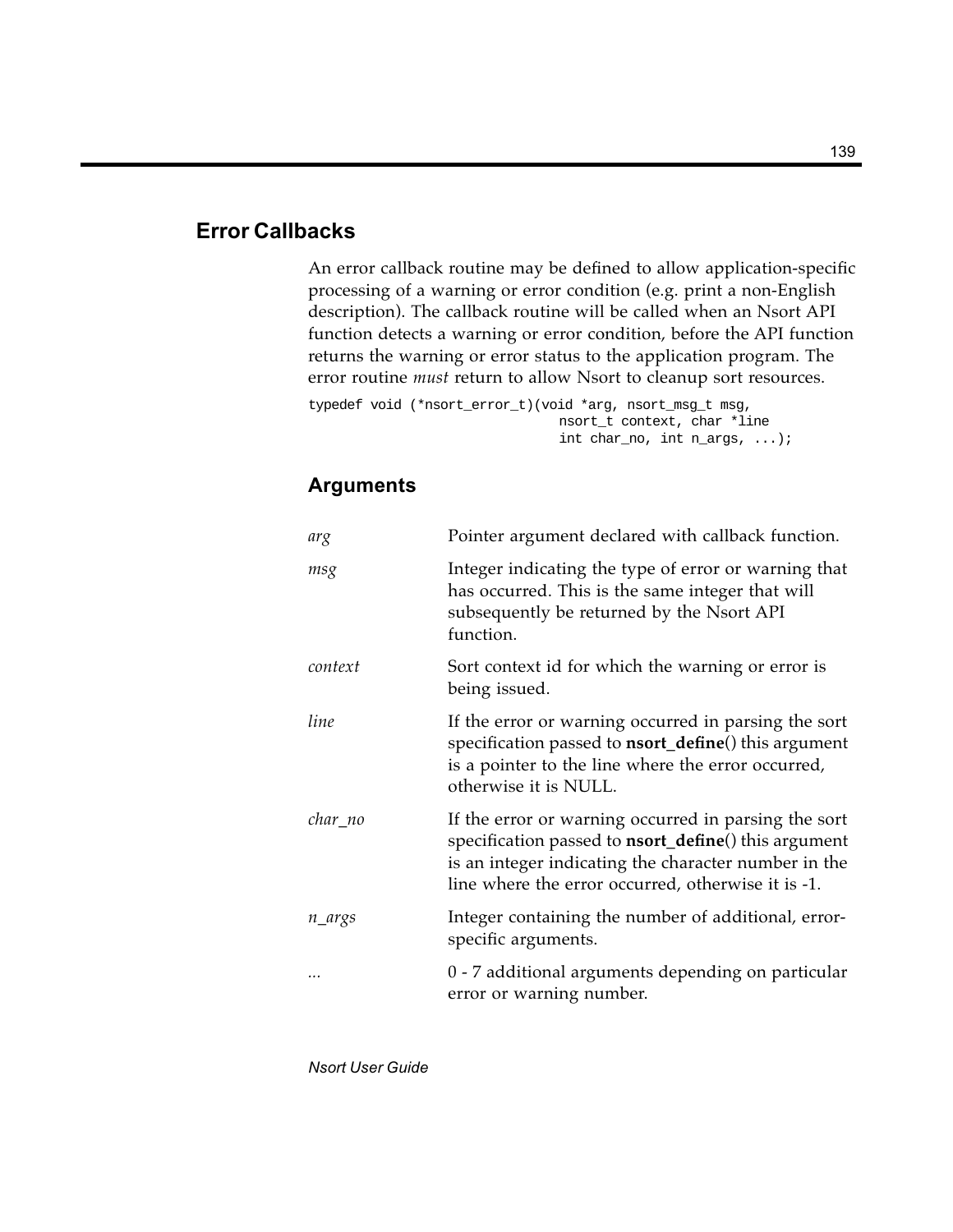## Error Callbacks

An error callback routine may be defined to allow application-specific processing of a warning or error condition (e.g. print a non-English description). The callback routine will be called when an Nsort API function detects a warning or error condition, before the API function returns the warning or error status to the application program. The error routine *must* return to allow Nsort to cleanup sort resources.

```
typedef void (*nsort_error_t)(void *arg, nsort_msg_t msg,
                              nsort_t context, char *line
                              int char_no, int n_args, ...);
```

### Arguments

| | |
|---|---|
| *arg* | Pointer argument declared with callback function. |
| *msg* | Integer indicating the type of error or warning that has occurred. This is the same integer that will subsequently be returned by the Nsort API function. |
| *context* | Sort context id for which the warning or error is being issued. |
| *line* | If the error or warning occurred in parsing the sort specification passed to **nsort_define**() this argument is a pointer to the line where the error occurred, otherwise it is NULL. |
| *char_no* | If the error or warning occurred in parsing the sort specification passed to **nsort_define**() this argument is an integer indicating the character number in the line where the error occurred, otherwise it is -1. |
| *n_args* | Integer containing the number of additional, error-specific arguments. |
| ... | 0 - 7 additional arguments depending on particular error or warning number. |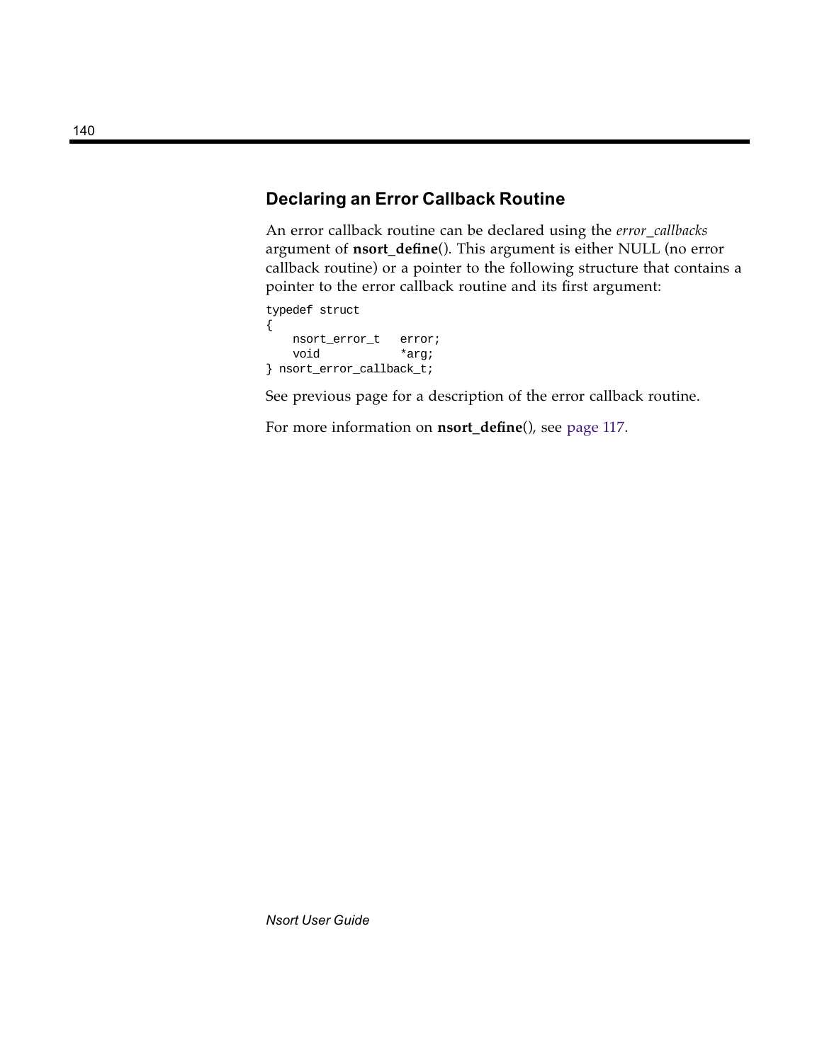## Declaring an Error Callback Routine

An error callback routine can be declared using the *error_callbacks* argument of **nsort_define**(). This argument is either NULL (no error callback routine) or a pointer to the following structure that contains a pointer to the error callback routine and its first argument:

```
typedef struct
{
    nsort_error_t   error;
    void           *arg;
} nsort_error_callback_t;
```

See previous page for a description of the error callback routine.

For more information on **nsort_define**(), see page 117.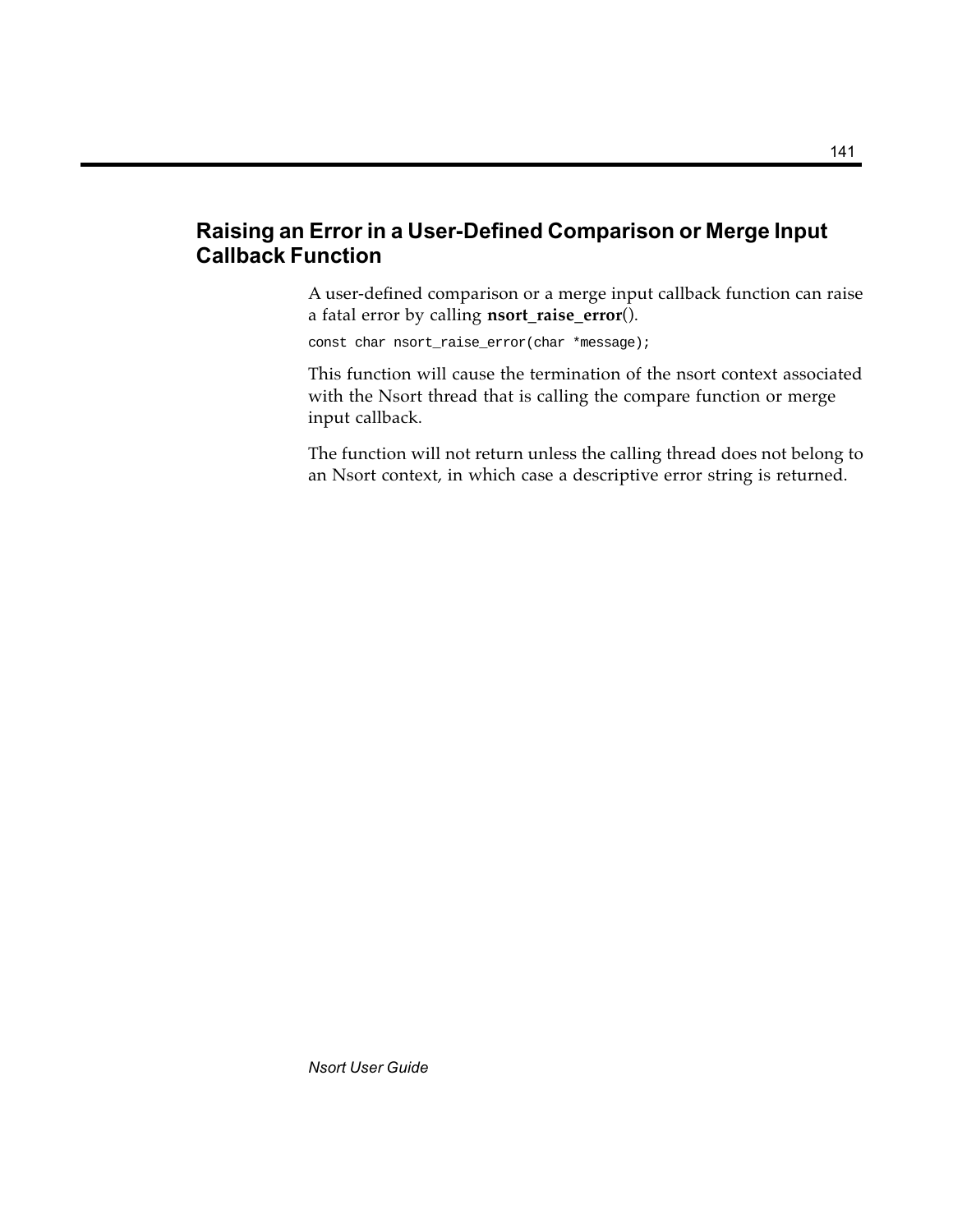## Raising an Error in a User-Defined Comparison or Merge Input Callback Function

A user-defined comparison or a merge input callback function can raise a fatal error by calling **nsort_raise_error**().

```
const char nsort_raise_error(char *message);
```

This function will cause the termination of the nsort context associated with the Nsort thread that is calling the compare function or merge input callback.

The function will not return unless the calling thread does not belong to an Nsort context, in which case a descriptive error string is returned.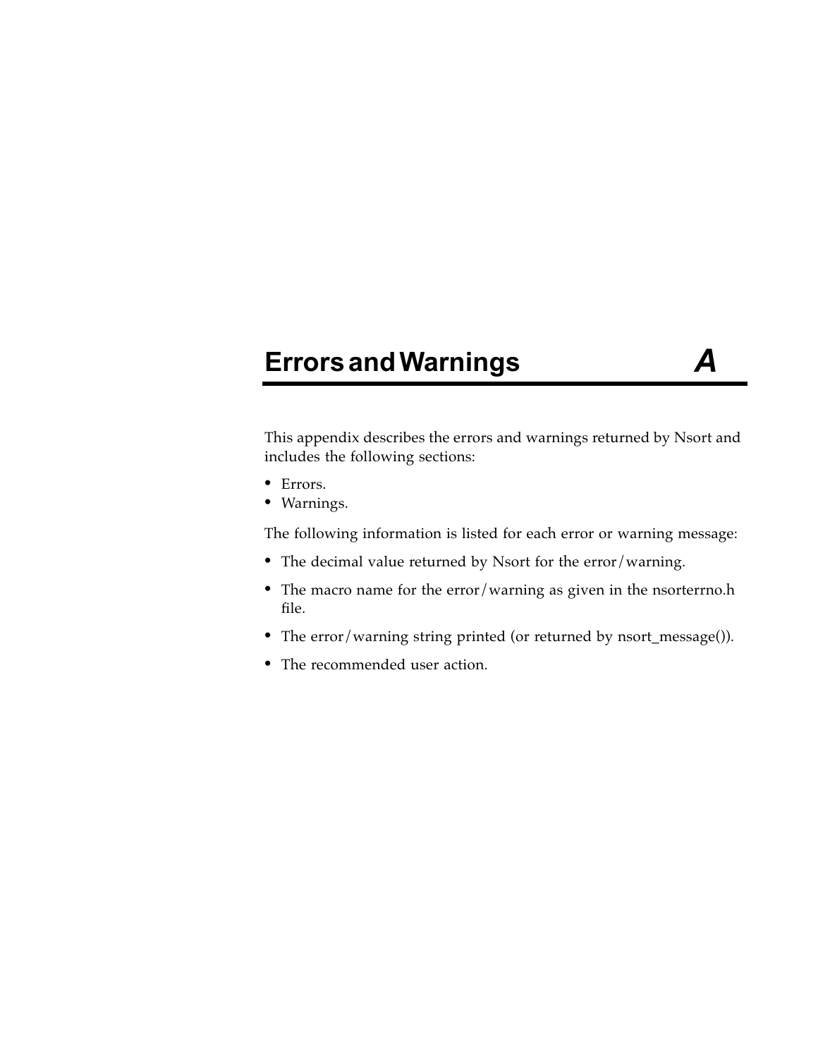# Errors and Warnings A

This appendix describes the errors and warnings returned by Nsort and includes the following sections:

- Errors.
- Warnings.

The following information is listed for each error or warning message:

- The decimal value returned by Nsort for the error/warning.
- The macro name for the error/warning as given in the nsorterrno.h file.
- The error/warning string printed (or returned by nsort_message()).
- The recommended user action.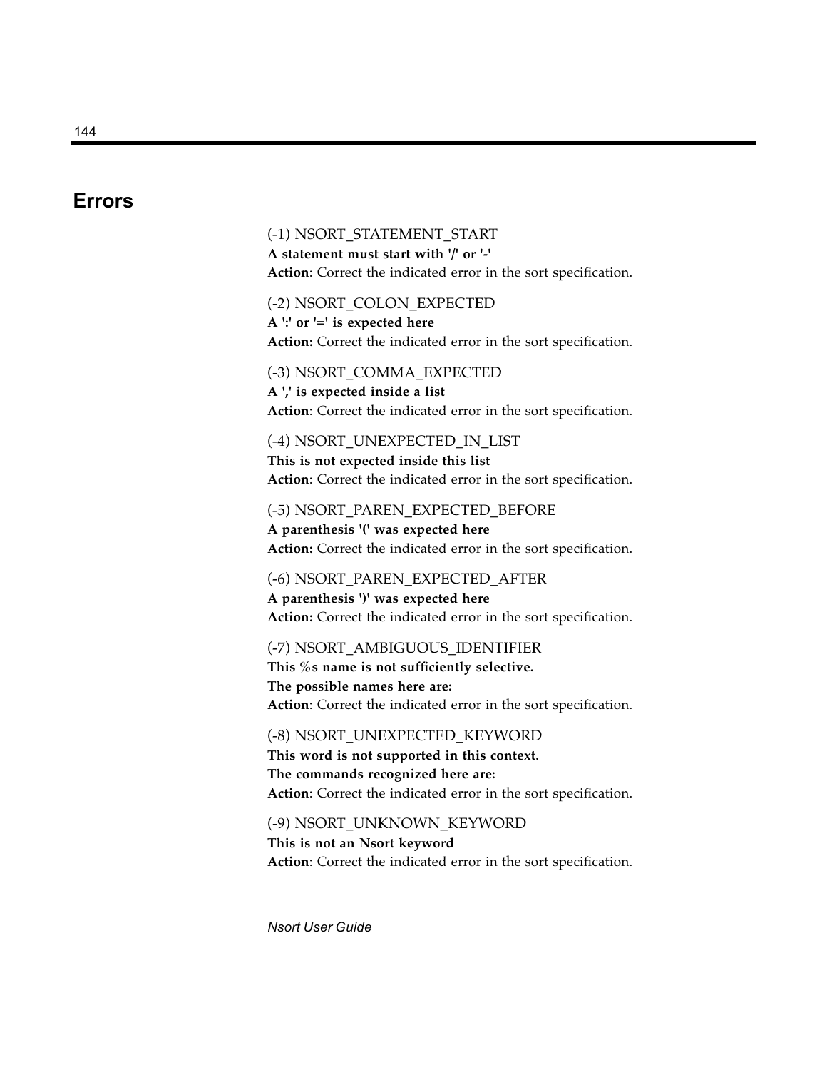# Errors

(-1) NSORT_STATEMENT_START
**A statement must start with '/' or '-'**
**Action**: Correct the indicated error in the sort specification.

(-2) NSORT_COLON_EXPECTED
**A ':' or '=' is expected here**
**Action:** Correct the indicated error in the sort specification.

(-3) NSORT_COMMA_EXPECTED
**A ',' is expected inside a list**
**Action**: Correct the indicated error in the sort specification.

(-4) NSORT_UNEXPECTED_IN_LIST
**This is not expected inside this list**
**Action**: Correct the indicated error in the sort specification.

(-5) NSORT_PAREN_EXPECTED_BEFORE
**A parenthesis '(' was expected here**
**Action:** Correct the indicated error in the sort specification.

(-6) NSORT_PAREN_EXPECTED_AFTER
**A parenthesis ')' was expected here**
**Action:** Correct the indicated error in the sort specification.

(-7) NSORT_AMBIGUOUS_IDENTIFIER
**This %s name is not sufficiently selective.**
**The possible names here are:**
**Action**: Correct the indicated error in the sort specification.

(-8) NSORT_UNEXPECTED_KEYWORD
**This word is not supported in this context.**
**The commands recognized here are:**
**Action**: Correct the indicated error in the sort specification.

(-9) NSORT_UNKNOWN_KEYWORD
**This is not an Nsort keyword**
**Action**: Correct the indicated error in the sort specification.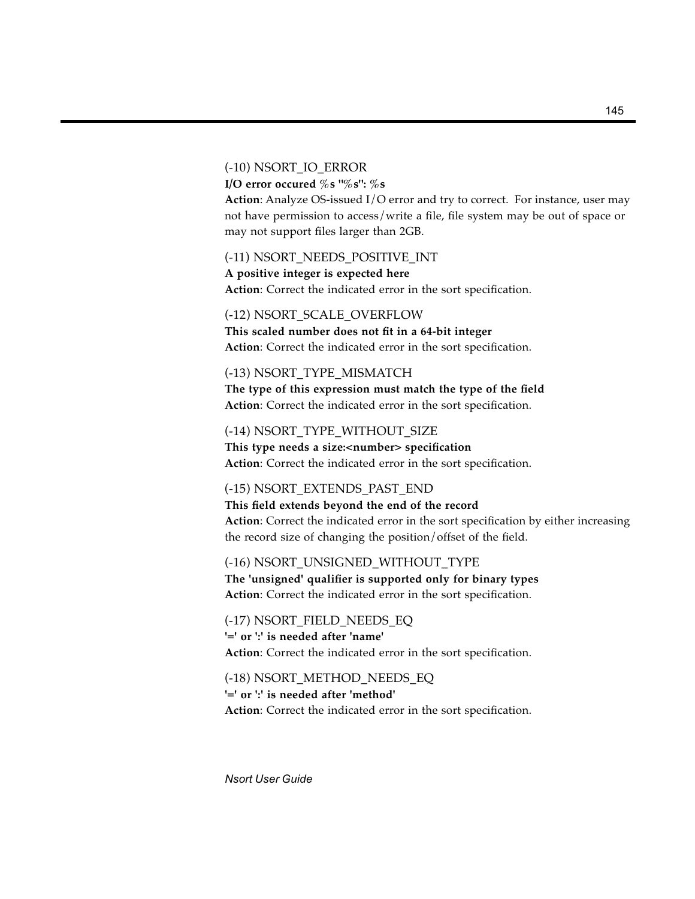(-10) NSORT_IO_ERROR

**I/O error occured %s "%s": %s**

**Action**: Analyze OS-issued I/O error and try to correct. For instance, user may not have permission to access/write a file, file system may be out of space or may not support files larger than 2GB.

(-11) NSORT_NEEDS_POSITIVE_INT

**A positive integer is expected here**

**Action**: Correct the indicated error in the sort specification.

(-12) NSORT_SCALE_OVERFLOW

**This scaled number does not fit in a 64-bit integer**

**Action**: Correct the indicated error in the sort specification.

(-13) NSORT_TYPE_MISMATCH

**The type of this expression must match the type of the field**

**Action**: Correct the indicated error in the sort specification.

(-14) NSORT_TYPE_WITHOUT_SIZE

**This type needs a size:<number> specification**

**Action**: Correct the indicated error in the sort specification.

(-15) NSORT_EXTENDS_PAST_END

**This field extends beyond the end of the record**

**Action**: Correct the indicated error in the sort specification by either increasing the record size of changing the position/offset of the field.

(-16) NSORT_UNSIGNED_WITHOUT_TYPE

**The 'unsigned' qualifier is supported only for binary types**

**Action**: Correct the indicated error in the sort specification.

(-17) NSORT_FIELD_NEEDS_EQ

**'=' or ':' is needed after 'name'**

**Action**: Correct the indicated error in the sort specification.

(-18) NSORT_METHOD_NEEDS_EQ

**'=' or ':' is needed after 'method'**

**Action**: Correct the indicated error in the sort specification.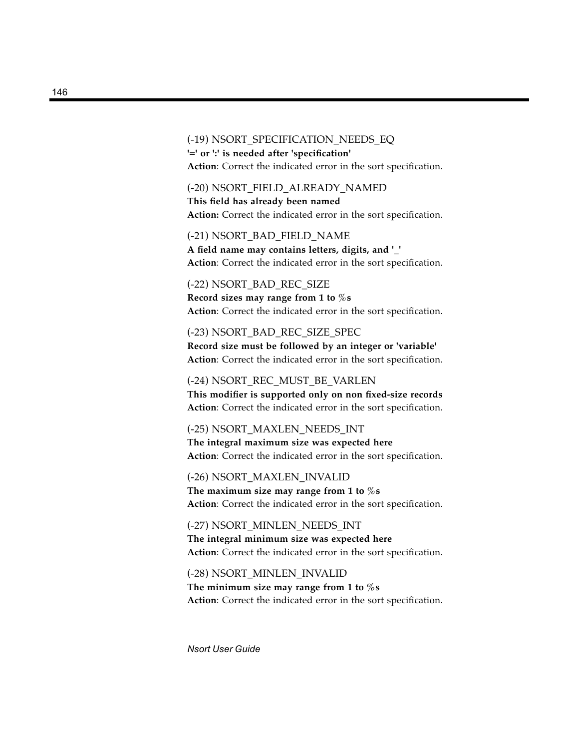(-19) NSORT_SPECIFICATION_NEEDS_EQ
**'=' or ':' is needed after 'specification'**
**Action**: Correct the indicated error in the sort specification.

(-20) NSORT_FIELD_ALREADY_NAMED
**This field has already been named**
**Action:** Correct the indicated error in the sort specification.

(-21) NSORT_BAD_FIELD_NAME
**A field name may contains letters, digits, and '_'**
**Action**: Correct the indicated error in the sort specification.

(-22) NSORT_BAD_REC_SIZE
**Record sizes may range from 1 to %s**
**Action**: Correct the indicated error in the sort specification.

(-23) NSORT_BAD_REC_SIZE_SPEC
**Record size must be followed by an integer or 'variable'**
**Action**: Correct the indicated error in the sort specification.

(-24) NSORT_REC_MUST_BE_VARLEN
**This modifier is supported only on non fixed-size records**
**Action**: Correct the indicated error in the sort specification.

(-25) NSORT_MAXLEN_NEEDS_INT
**The integral maximum size was expected here**
**Action**: Correct the indicated error in the sort specification.

(-26) NSORT_MAXLEN_INVALID
**The maximum size may range from 1 to %s**
**Action**: Correct the indicated error in the sort specification.

(-27) NSORT_MINLEN_NEEDS_INT
**The integral minimum size was expected here**
**Action**: Correct the indicated error in the sort specification.

(-28) NSORT_MINLEN_INVALID
**The minimum size may range from 1 to %s**
**Action**: Correct the indicated error in the sort specification.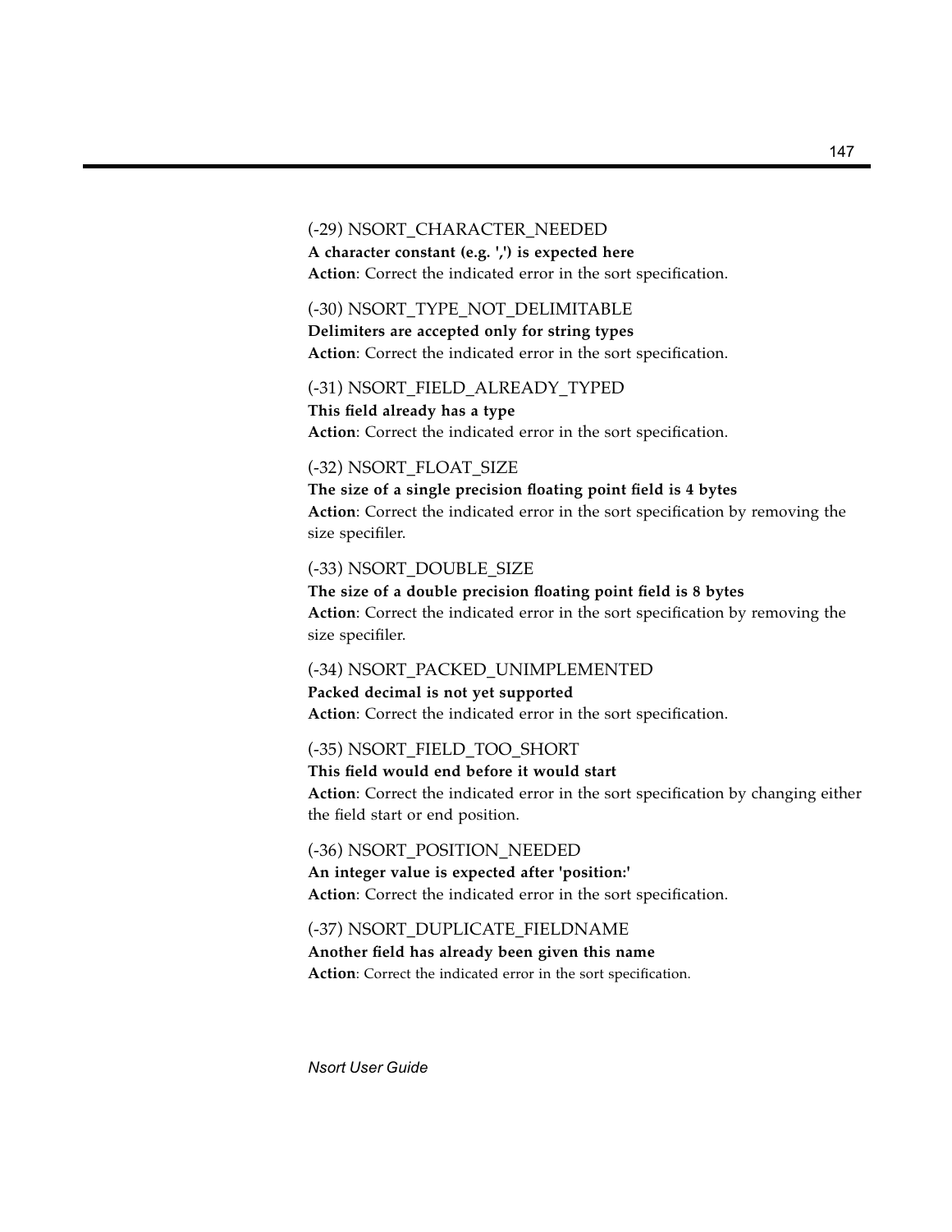(-29) NSORT_CHARACTER_NEEDED

**A character constant (e.g. ',') is expected here**

**Action**: Correct the indicated error in the sort specification.

(-30) NSORT_TYPE_NOT_DELIMITABLE

**Delimiters are accepted only for string types**

**Action**: Correct the indicated error in the sort specification.

(-31) NSORT_FIELD_ALREADY_TYPED

**This field already has a type**

**Action**: Correct the indicated error in the sort specification.

(-32) NSORT_FLOAT_SIZE

**The size of a single precision floating point field is 4 bytes**

**Action**: Correct the indicated error in the sort specification by removing the size specifiler.

(-33) NSORT_DOUBLE_SIZE

**The size of a double precision floating point field is 8 bytes**

**Action**: Correct the indicated error in the sort specification by removing the size specifiler.

(-34) NSORT_PACKED_UNIMPLEMENTED

**Packed decimal is not yet supported**

**Action**: Correct the indicated error in the sort specification.

(-35) NSORT_FIELD_TOO_SHORT

**This field would end before it would start**

**Action**: Correct the indicated error in the sort specification by changing either the field start or end position.

(-36) NSORT_POSITION_NEEDED

**An integer value is expected after 'position:'**

**Action**: Correct the indicated error in the sort specification.

(-37) NSORT_DUPLICATE_FIELDNAME

**Another field has already been given this name**

**Action**: Correct the indicated error in the sort specification.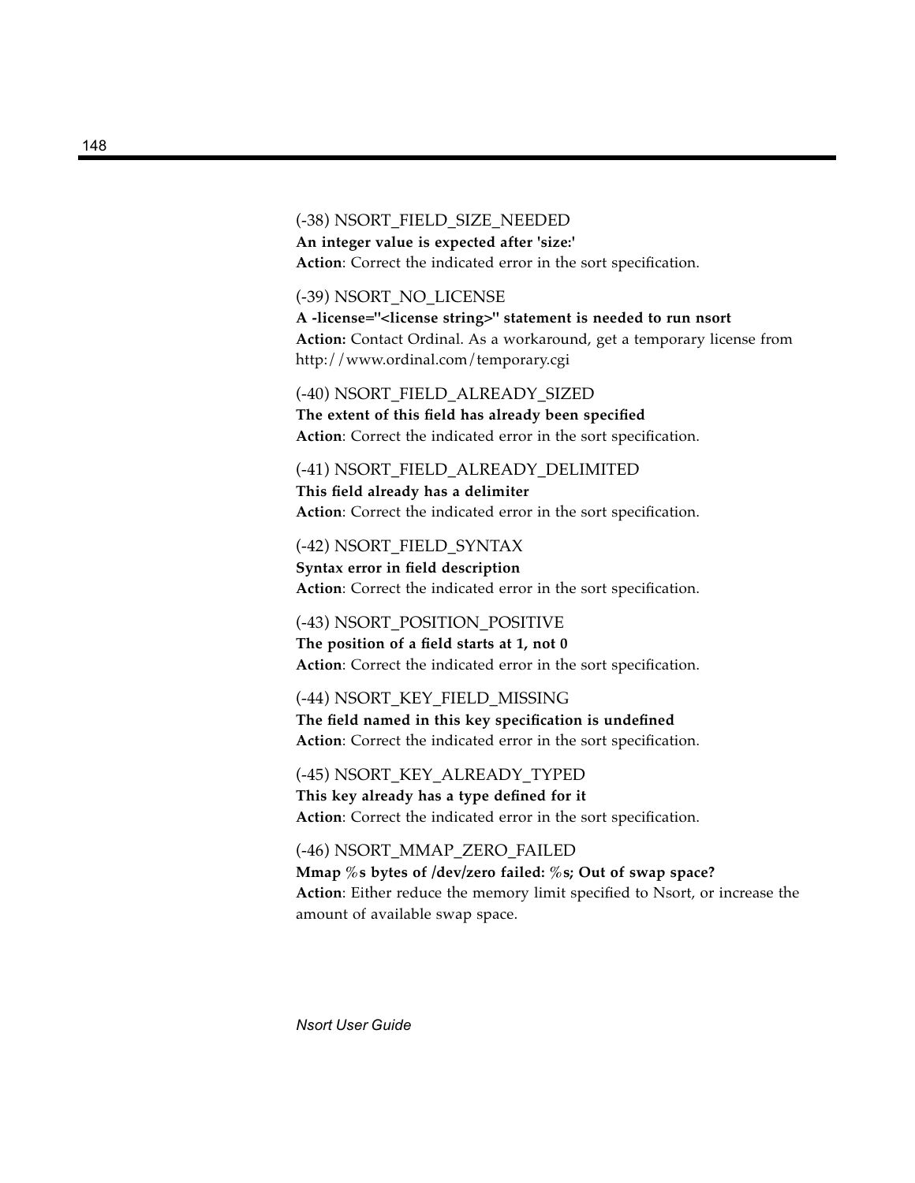(-38) NSORT_FIELD_SIZE_NEEDED

**An integer value is expected after 'size:'**

**Action**: Correct the indicated error in the sort specification.

(-39) NSORT_NO_LICENSE

**A -license="<license string>" statement is needed to run nsort**

**Action:** Contact Ordinal. As a workaround, get a temporary license from http://www.ordinal.com/temporary.cgi

(-40) NSORT_FIELD_ALREADY_SIZED

**The extent of this field has already been specified**

**Action**: Correct the indicated error in the sort specification.

(-41) NSORT_FIELD_ALREADY_DELIMITED

**This field already has a delimiter**

**Action**: Correct the indicated error in the sort specification.

(-42) NSORT_FIELD_SYNTAX

**Syntax error in field description**

**Action**: Correct the indicated error in the sort specification.

(-43) NSORT_POSITION_POSITIVE

**The position of a field starts at 1, not 0**

**Action**: Correct the indicated error in the sort specification.

(-44) NSORT_KEY_FIELD_MISSING

**The field named in this key specification is undefined**

**Action**: Correct the indicated error in the sort specification.

(-45) NSORT_KEY_ALREADY_TYPED

**This key already has a type defined for it**

**Action**: Correct the indicated error in the sort specification.

(-46) NSORT_MMAP_ZERO_FAILED

**Mmap %s bytes of /dev/zero failed: %s; Out of swap space?**

**Action**: Either reduce the memory limit specified to Nsort, or increase the amount of available swap space.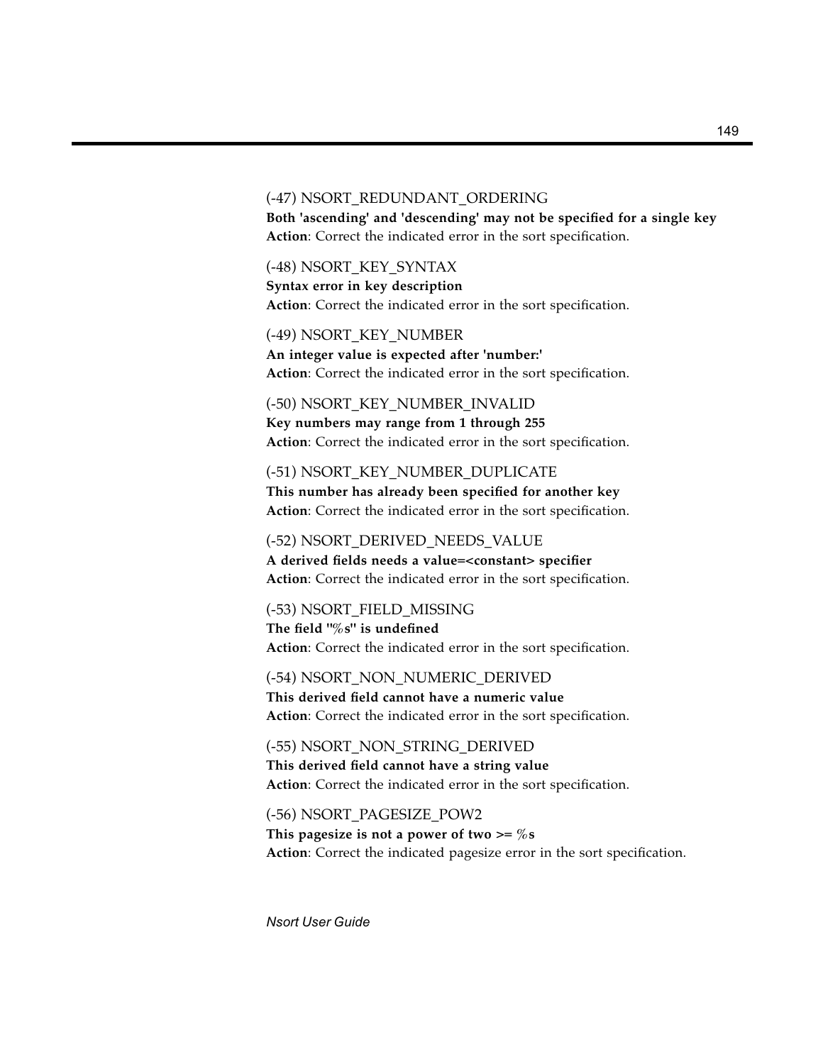(-47) NSORT_REDUNDANT_ORDERING
**Both 'ascending' and 'descending' may not be specified for a single key**
**Action**: Correct the indicated error in the sort specification.

(-48) NSORT_KEY_SYNTAX
**Syntax error in key description**
**Action**: Correct the indicated error in the sort specification.

(-49) NSORT_KEY_NUMBER
**An integer value is expected after 'number:'**
**Action**: Correct the indicated error in the sort specification.

(-50) NSORT_KEY_NUMBER_INVALID
**Key numbers may range from 1 through 255**
**Action**: Correct the indicated error in the sort specification.

(-51) NSORT_KEY_NUMBER_DUPLICATE
**This number has already been specified for another key**
**Action**: Correct the indicated error in the sort specification.

(-52) NSORT_DERIVED_NEEDS_VALUE
**A derived fields needs a value=<constant> specifier**
**Action**: Correct the indicated error in the sort specification.

(-53) NSORT_FIELD_MISSING
**The field "%s" is undefined**
**Action**: Correct the indicated error in the sort specification.

(-54) NSORT_NON_NUMERIC_DERIVED
**This derived field cannot have a numeric value**
**Action**: Correct the indicated error in the sort specification.

(-55) NSORT_NON_STRING_DERIVED
**This derived field cannot have a string value**
**Action**: Correct the indicated error in the sort specification.

(-56) NSORT_PAGESIZE_POW2
**This pagesize is not a power of two >= %s**
**Action**: Correct the indicated pagesize error in the sort specification.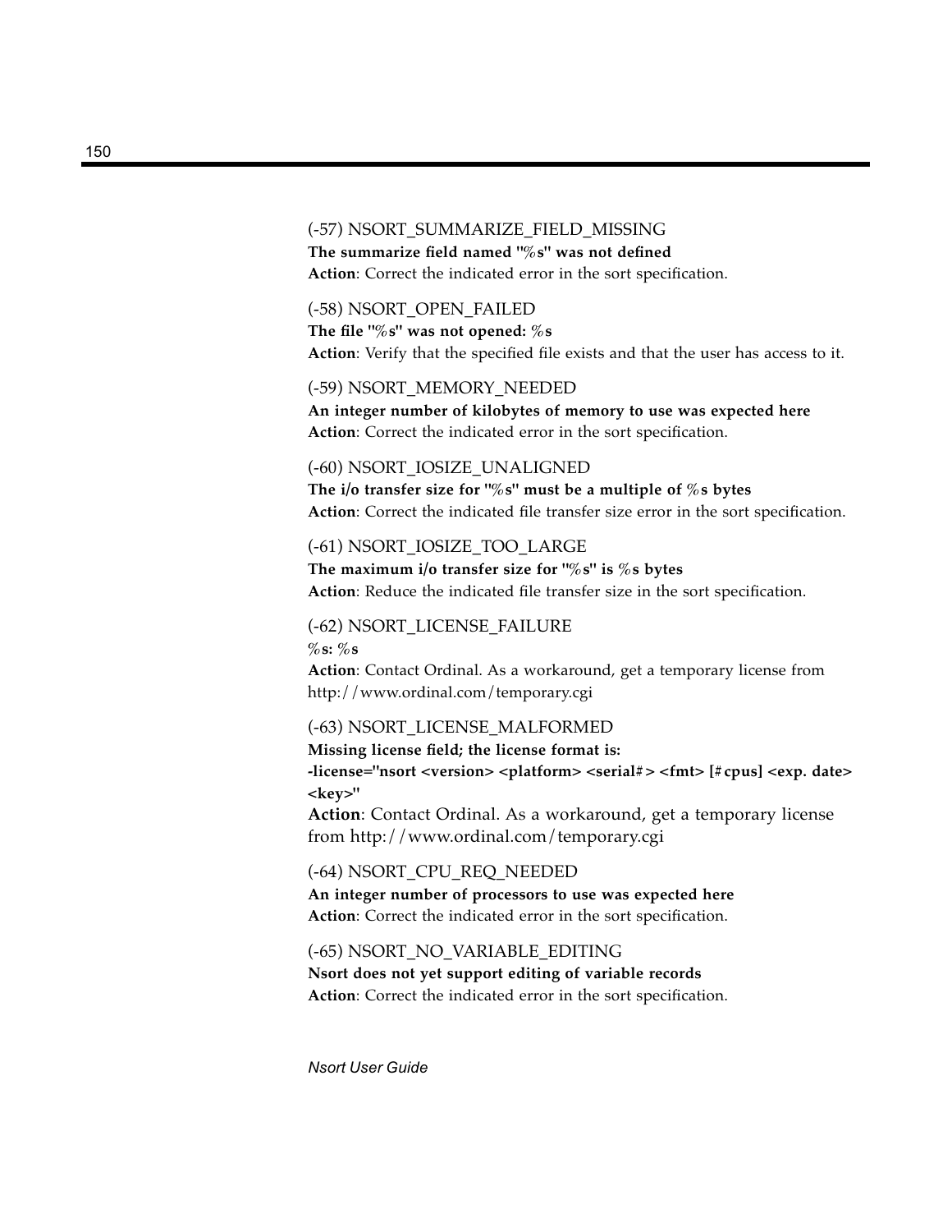(-57) NSORT_SUMMARIZE_FIELD_MISSING
**The summarize field named "%s" was not defined**
**Action**: Correct the indicated error in the sort specification.

(-58) NSORT_OPEN_FAILED
**The file "%s" was not opened: %s**
**Action**: Verify that the specified file exists and that the user has access to it.

(-59) NSORT_MEMORY_NEEDED
**An integer number of kilobytes of memory to use was expected here**
**Action**: Correct the indicated error in the sort specification.

(-60) NSORT_IOSIZE_UNALIGNED
**The i/o transfer size for "%s" must be a multiple of %s bytes**
**Action**: Correct the indicated file transfer size error in the sort specification.

(-61) NSORT_IOSIZE_TOO_LARGE
**The maximum i/o transfer size for "%s" is %s bytes**
**Action**: Reduce the indicated file transfer size in the sort specification.

(-62) NSORT_LICENSE_FAILURE
**%s: %s**
**Action**: Contact Ordinal. As a workaround, get a temporary license from http://www.ordinal.com/temporary.cgi

(-63) NSORT_LICENSE_MALFORMED
**Missing license field; the license format is:**
**-license="nsort <version> <platform> <serial#> <fmt> [#cpus] <exp. date> <key>"**
**Action**: Contact Ordinal. As a workaround, get a temporary license from http://www.ordinal.com/temporary.cgi

(-64) NSORT_CPU_REQ_NEEDED
**An integer number of processors to use was expected here**
**Action**: Correct the indicated error in the sort specification.

(-65) NSORT_NO_VARIABLE_EDITING
**Nsort does not yet support editing of variable records**
**Action**: Correct the indicated error in the sort specification.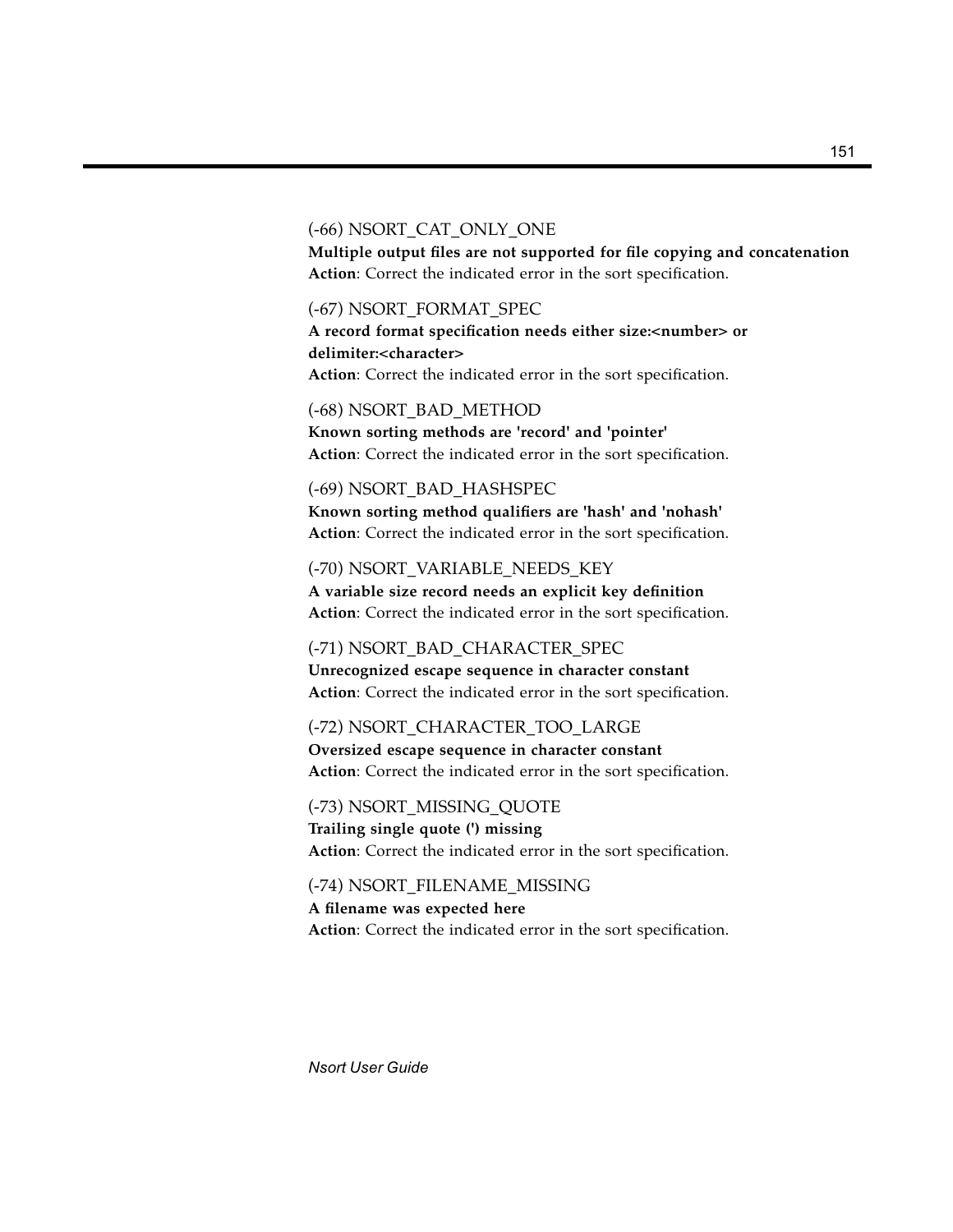(-66) NSORT_CAT_ONLY_ONE

**Multiple output files are not supported for file copying and concatenation**

**Action**: Correct the indicated error in the sort specification.

(-67) NSORT_FORMAT_SPEC

**A record format specification needs either size:<number> or delimiter:<character>**

**Action**: Correct the indicated error in the sort specification.

(-68) NSORT_BAD_METHOD

**Known sorting methods are 'record' and 'pointer'**

**Action**: Correct the indicated error in the sort specification.

(-69) NSORT_BAD_HASHSPEC

**Known sorting method qualifiers are 'hash' and 'nohash'**

**Action**: Correct the indicated error in the sort specification.

(-70) NSORT_VARIABLE_NEEDS_KEY

**A variable size record needs an explicit key definition**

**Action**: Correct the indicated error in the sort specification.

(-71) NSORT_BAD_CHARACTER_SPEC

**Unrecognized escape sequence in character constant**

**Action**: Correct the indicated error in the sort specification.

(-72) NSORT_CHARACTER_TOO_LARGE

**Oversized escape sequence in character constant**

**Action**: Correct the indicated error in the sort specification.

(-73) NSORT_MISSING_QUOTE

**Trailing single quote (') missing**

**Action**: Correct the indicated error in the sort specification.

(-74) NSORT_FILENAME_MISSING

**A filename was expected here**

**Action**: Correct the indicated error in the sort specification.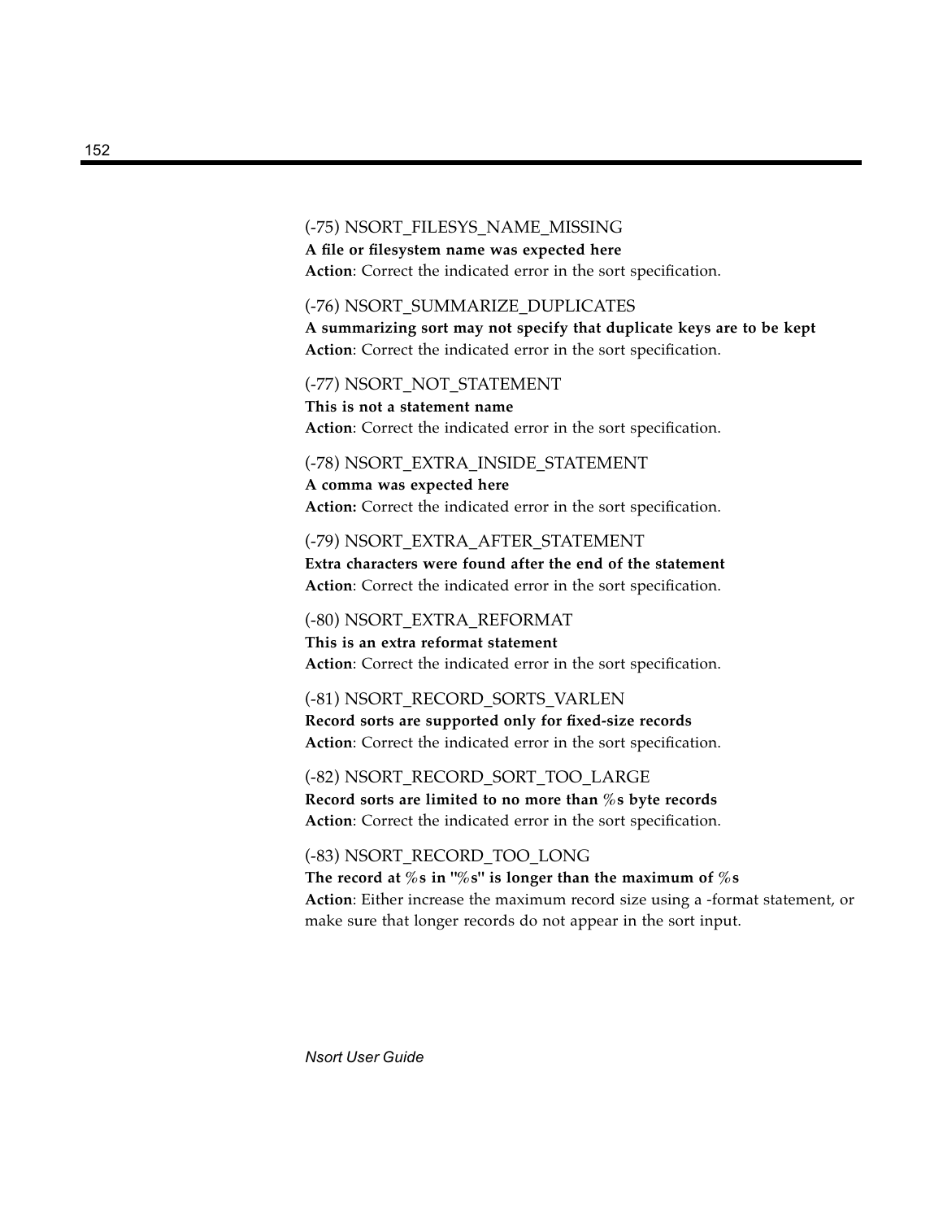(-75) NSORT_FILESYS_NAME_MISSING

**A file or filesystem name was expected here**

**Action**: Correct the indicated error in the sort specification.

(-76) NSORT_SUMMARIZE_DUPLICATES

**A summarizing sort may not specify that duplicate keys are to be kept**

**Action**: Correct the indicated error in the sort specification.

(-77) NSORT_NOT_STATEMENT

**This is not a statement name**

**Action**: Correct the indicated error in the sort specification.

(-78) NSORT_EXTRA_INSIDE_STATEMENT

**A comma was expected here**

**Action:** Correct the indicated error in the sort specification.

(-79) NSORT_EXTRA_AFTER_STATEMENT

**Extra characters were found after the end of the statement**

**Action**: Correct the indicated error in the sort specification.

(-80) NSORT_EXTRA_REFORMAT

**This is an extra reformat statement**

**Action**: Correct the indicated error in the sort specification.

(-81) NSORT_RECORD_SORTS_VARLEN

**Record sorts are supported only for fixed-size records**

**Action**: Correct the indicated error in the sort specification.

(-82) NSORT_RECORD_SORT_TOO_LARGE

**Record sorts are limited to no more than %s byte records**

**Action**: Correct the indicated error in the sort specification.

(-83) NSORT_RECORD_TOO_LONG

**The record at %s in "%s" is longer than the maximum of %s**

**Action**: Either increase the maximum record size using a -format statement, or make sure that longer records do not appear in the sort input.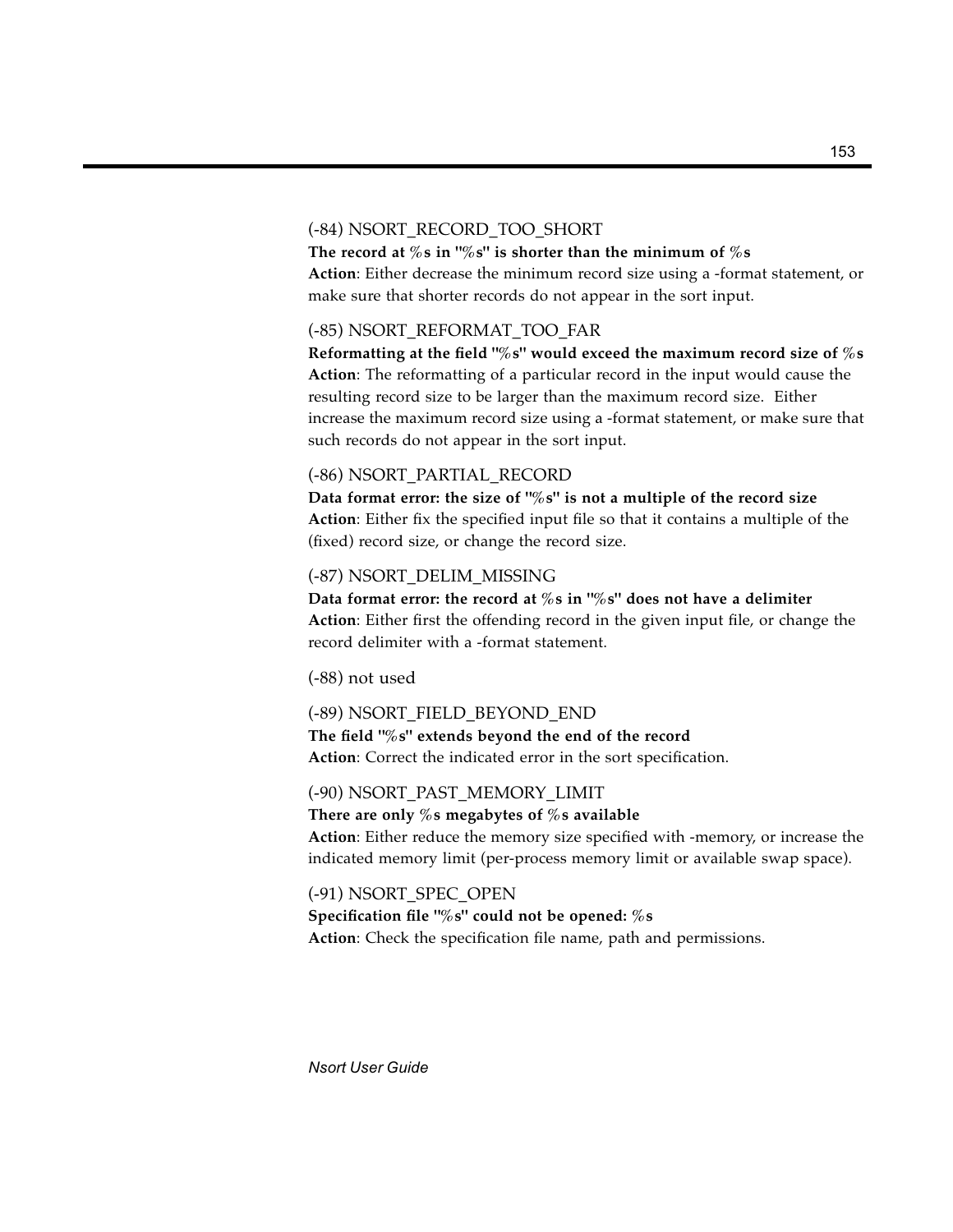(-84) NSORT_RECORD_TOO_SHORT

**The record at %s in "%s" is shorter than the minimum of %s**

**Action**: Either decrease the minimum record size using a -format statement, or make sure that shorter records do not appear in the sort input.

(-85) NSORT_REFORMAT_TOO_FAR

**Reformatting at the field "%s" would exceed the maximum record size of %s**

**Action**: The reformatting of a particular record in the input would cause the resulting record size to be larger than the maximum record size. Either increase the maximum record size using a -format statement, or make sure that such records do not appear in the sort input.

(-86) NSORT_PARTIAL_RECORD

**Data format error: the size of "%s" is not a multiple of the record size**

**Action**: Either fix the specified input file so that it contains a multiple of the (fixed) record size, or change the record size.

(-87) NSORT_DELIM_MISSING

**Data format error: the record at %s in "%s" does not have a delimiter**

**Action**: Either first the offending record in the given input file, or change the record delimiter with a -format statement.

(-88) not used

(-89) NSORT_FIELD_BEYOND_END

**The field "%s" extends beyond the end of the record**

**Action**: Correct the indicated error in the sort specification.

(-90) NSORT_PAST_MEMORY_LIMIT

**There are only %s megabytes of %s available**

**Action**: Either reduce the memory size specified with -memory, or increase the indicated memory limit (per-process memory limit or available swap space).

(-91) NSORT_SPEC_OPEN

**Specification file "%s" could not be opened: %s**

**Action**: Check the specification file name, path and permissions.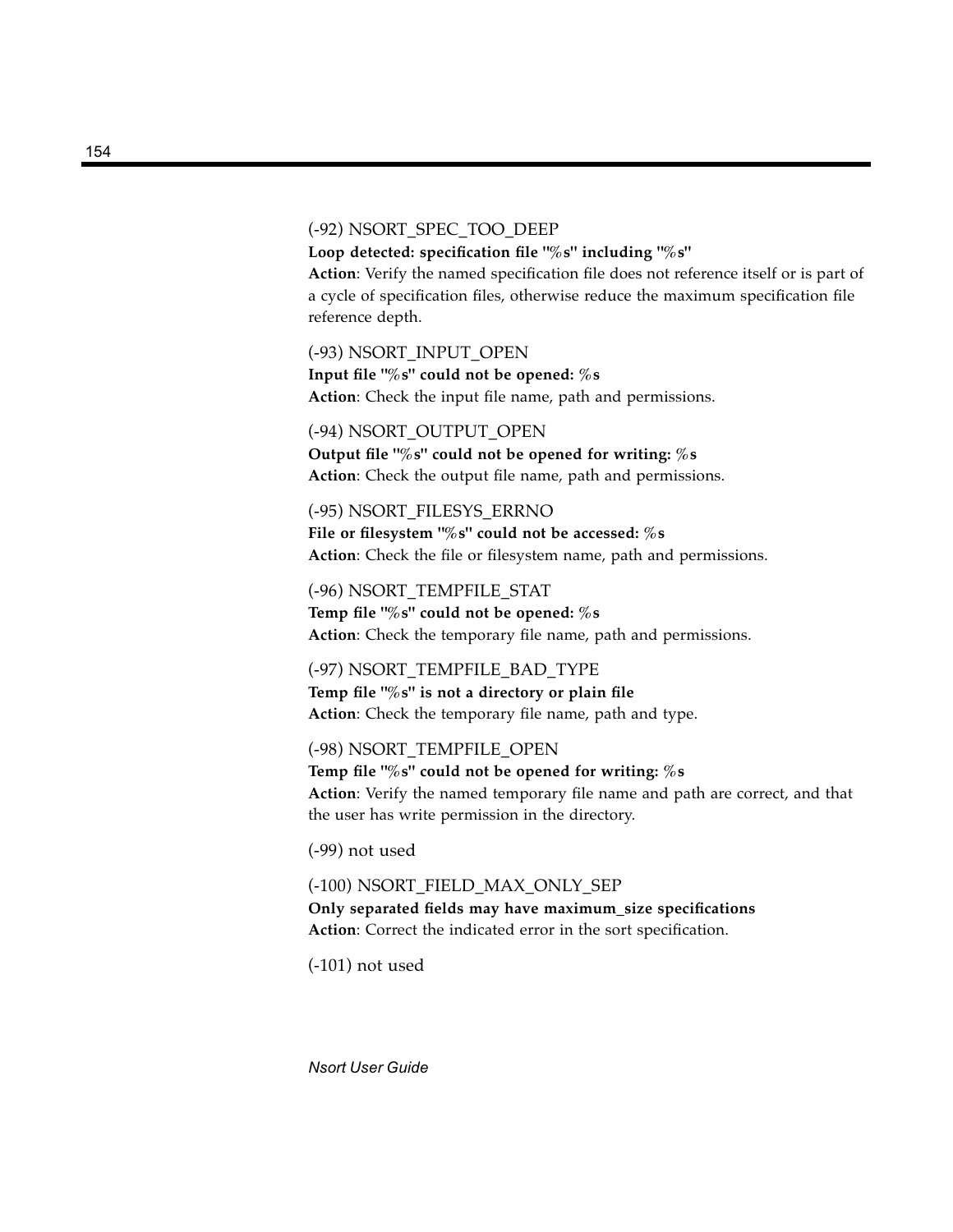(-92) NSORT_SPEC_TOO_DEEP
**Loop detected: specification file "%s" including "%s"**
**Action**: Verify the named specification file does not reference itself or is part of a cycle of specification files, otherwise reduce the maximum specification file reference depth.

(-93) NSORT_INPUT_OPEN
**Input file "%s" could not be opened: %s**
**Action**: Check the input file name, path and permissions.

(-94) NSORT_OUTPUT_OPEN
**Output file "%s" could not be opened for writing: %s**
**Action**: Check the output file name, path and permissions.

(-95) NSORT_FILESYS_ERRNO
**File or filesystem "%s" could not be accessed: %s**
**Action**: Check the file or filesystem name, path and permissions.

(-96) NSORT_TEMPFILE_STAT
**Temp file "%s" could not be opened: %s**
**Action**: Check the temporary file name, path and permissions.

(-97) NSORT_TEMPFILE_BAD_TYPE
**Temp file "%s" is not a directory or plain file**
**Action**: Check the temporary file name, path and type.

(-98) NSORT_TEMPFILE_OPEN
**Temp file "%s" could not be opened for writing: %s**
**Action**: Verify the named temporary file name and path are correct, and that the user has write permission in the directory.

(-99) not used

(-100) NSORT_FIELD_MAX_ONLY_SEP
**Only separated fields may have maximum_size specifications**
**Action**: Correct the indicated error in the sort specification.

(-101) not used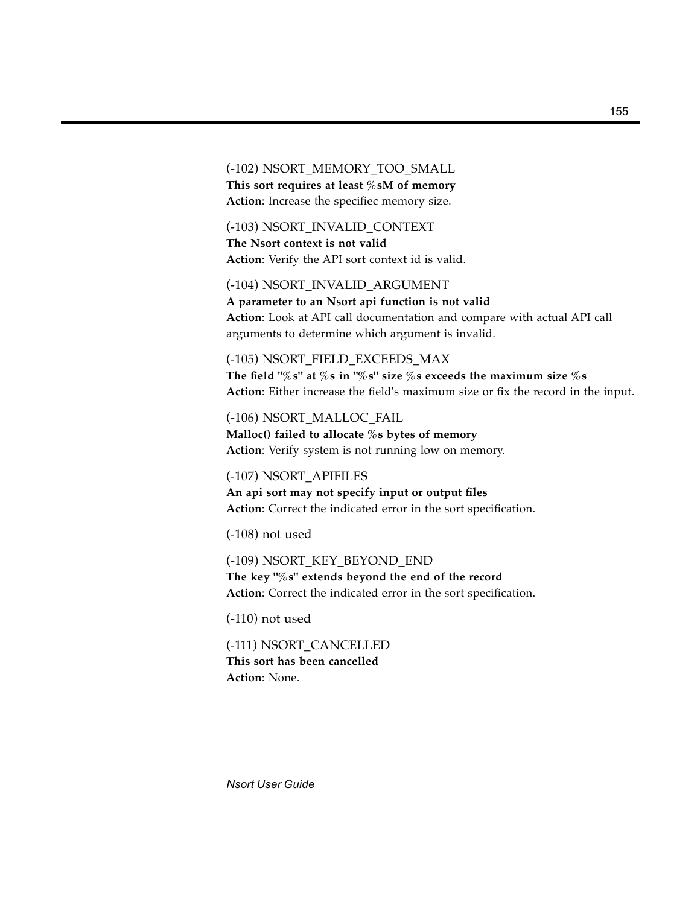(-102) NSORT_MEMORY_TOO_SMALL
**This sort requires at least %sM of memory**
**Action**: Increase the specifiec memory size.

(-103) NSORT_INVALID_CONTEXT
**The Nsort context is not valid**
**Action**: Verify the API sort context id is valid.

(-104) NSORT_INVALID_ARGUMENT
**A parameter to an Nsort api function is not valid**
**Action**: Look at API call documentation and compare with actual API call arguments to determine which argument is invalid.

(-105) NSORT_FIELD_EXCEEDS_MAX
**The field "%s" at %s in "%s" size %s exceeds the maximum size %s**
**Action**: Either increase the field's maximum size or fix the record in the input.

(-106) NSORT_MALLOC_FAIL
**Malloc() failed to allocate %s bytes of memory**
**Action**: Verify system is not running low on memory.

(-107) NSORT_APIFILES
**An api sort may not specify input or output files**
**Action**: Correct the indicated error in the sort specification.

(-108) not used

(-109) NSORT_KEY_BEYOND_END
**The key "%s" extends beyond the end of the record**
**Action**: Correct the indicated error in the sort specification.

(-110) not used

(-111) NSORT_CANCELLED
**This sort has been cancelled**
**Action**: None.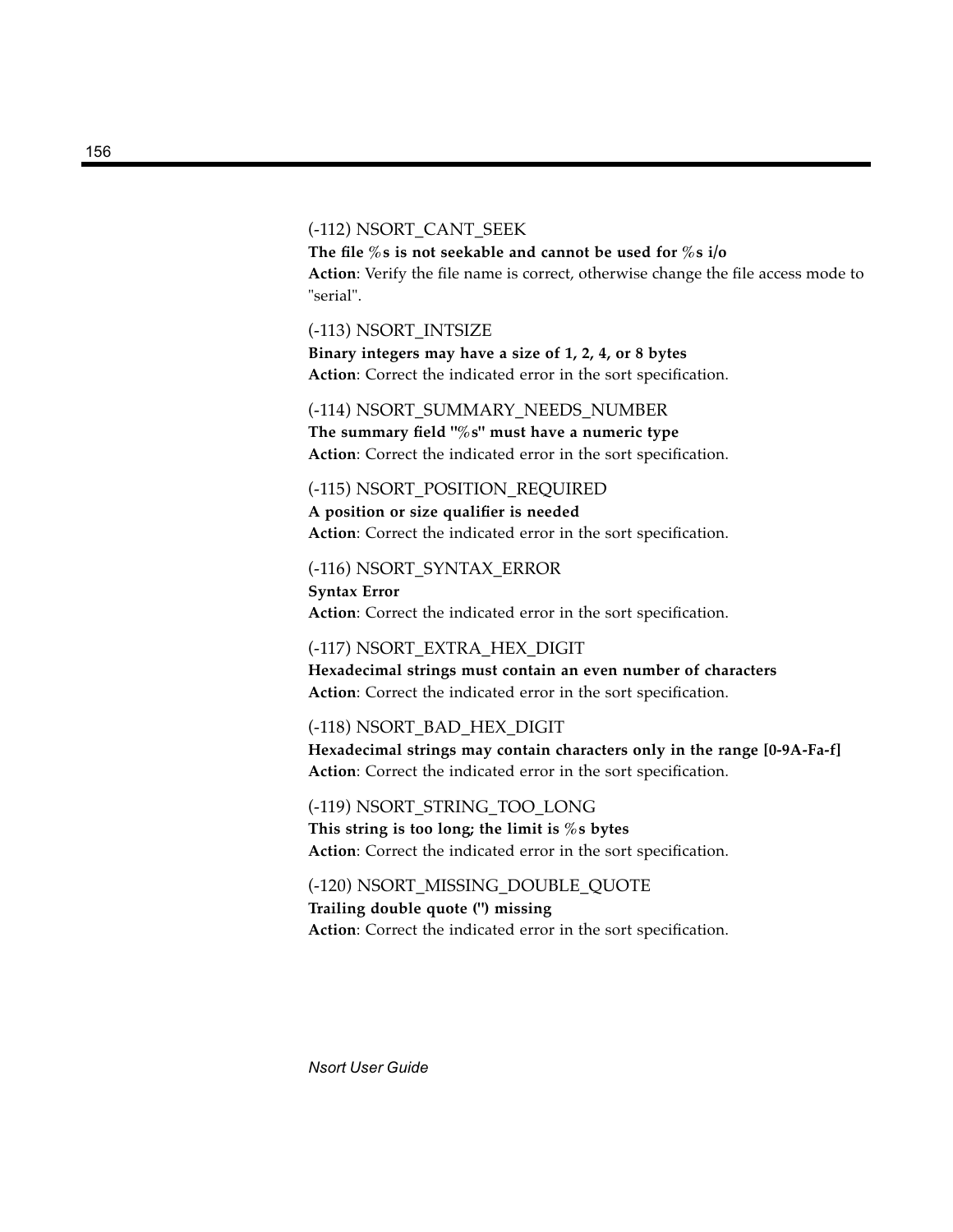(-112) NSORT_CANT_SEEK

**The file %s is not seekable and cannot be used for %s i/o**

**Action**: Verify the file name is correct, otherwise change the file access mode to "serial".

(-113) NSORT_INTSIZE

**Binary integers may have a size of 1, 2, 4, or 8 bytes**

**Action**: Correct the indicated error in the sort specification.

(-114) NSORT_SUMMARY_NEEDS_NUMBER

**The summary field "%s" must have a numeric type**

**Action**: Correct the indicated error in the sort specification.

(-115) NSORT_POSITION_REQUIRED

**A position or size qualifier is needed**

**Action**: Correct the indicated error in the sort specification.

(-116) NSORT_SYNTAX_ERROR

**Syntax Error**

**Action**: Correct the indicated error in the sort specification.

(-117) NSORT_EXTRA_HEX_DIGIT

**Hexadecimal strings must contain an even number of characters**

**Action**: Correct the indicated error in the sort specification.

(-118) NSORT_BAD_HEX_DIGIT

**Hexadecimal strings may contain characters only in the range [0-9A-Fa-f]**

**Action**: Correct the indicated error in the sort specification.

(-119) NSORT_STRING_TOO_LONG

**This string is too long; the limit is %s bytes**

**Action**: Correct the indicated error in the sort specification.

(-120) NSORT_MISSING_DOUBLE_QUOTE

**Trailing double quote (") missing**

**Action**: Correct the indicated error in the sort specification.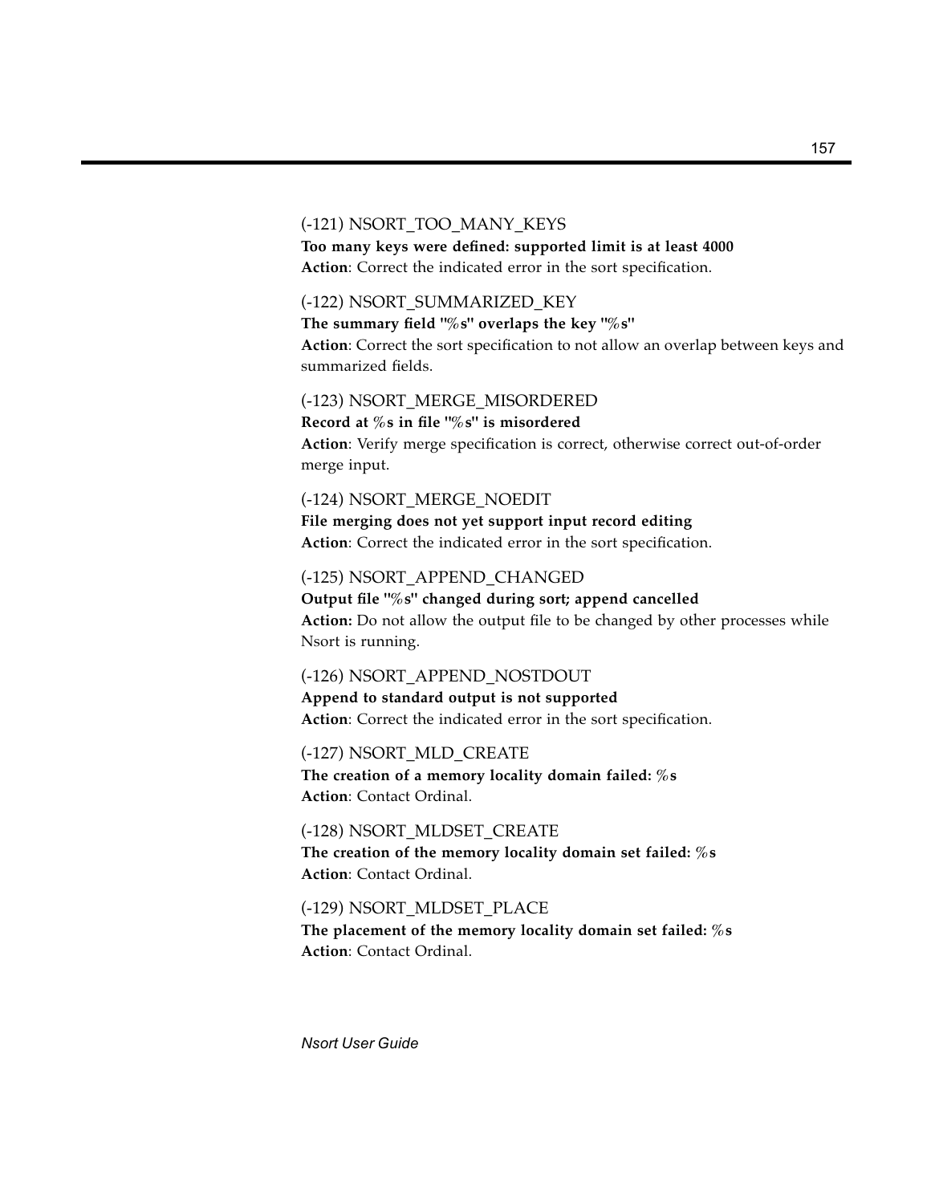(-121) NSORT_TOO_MANY_KEYS

**Too many keys were defined: supported limit is at least 4000**

**Action**: Correct the indicated error in the sort specification.

(-122) NSORT_SUMMARIZED_KEY

**The summary field "%s" overlaps the key "%s"**

**Action**: Correct the sort specification to not allow an overlap between keys and summarized fields.

(-123) NSORT_MERGE_MISORDERED

**Record at %s in file "%s" is misordered**

**Action**: Verify merge specification is correct, otherwise correct out-of-order merge input.

(-124) NSORT_MERGE_NOEDIT

**File merging does not yet support input record editing**

**Action**: Correct the indicated error in the sort specification.

(-125) NSORT_APPEND_CHANGED

**Output file "%s" changed during sort; append cancelled**

**Action:** Do not allow the output file to be changed by other processes while Nsort is running.

(-126) NSORT_APPEND_NOSTDOUT

**Append to standard output is not supported**

**Action**: Correct the indicated error in the sort specification.

(-127) NSORT_MLD_CREATE

**The creation of a memory locality domain failed: %s**

**Action**: Contact Ordinal.

(-128) NSORT_MLDSET_CREATE

**The creation of the memory locality domain set failed: %s**

**Action**: Contact Ordinal.

(-129) NSORT_MLDSET_PLACE

**The placement of the memory locality domain set failed: %s**

**Action**: Contact Ordinal.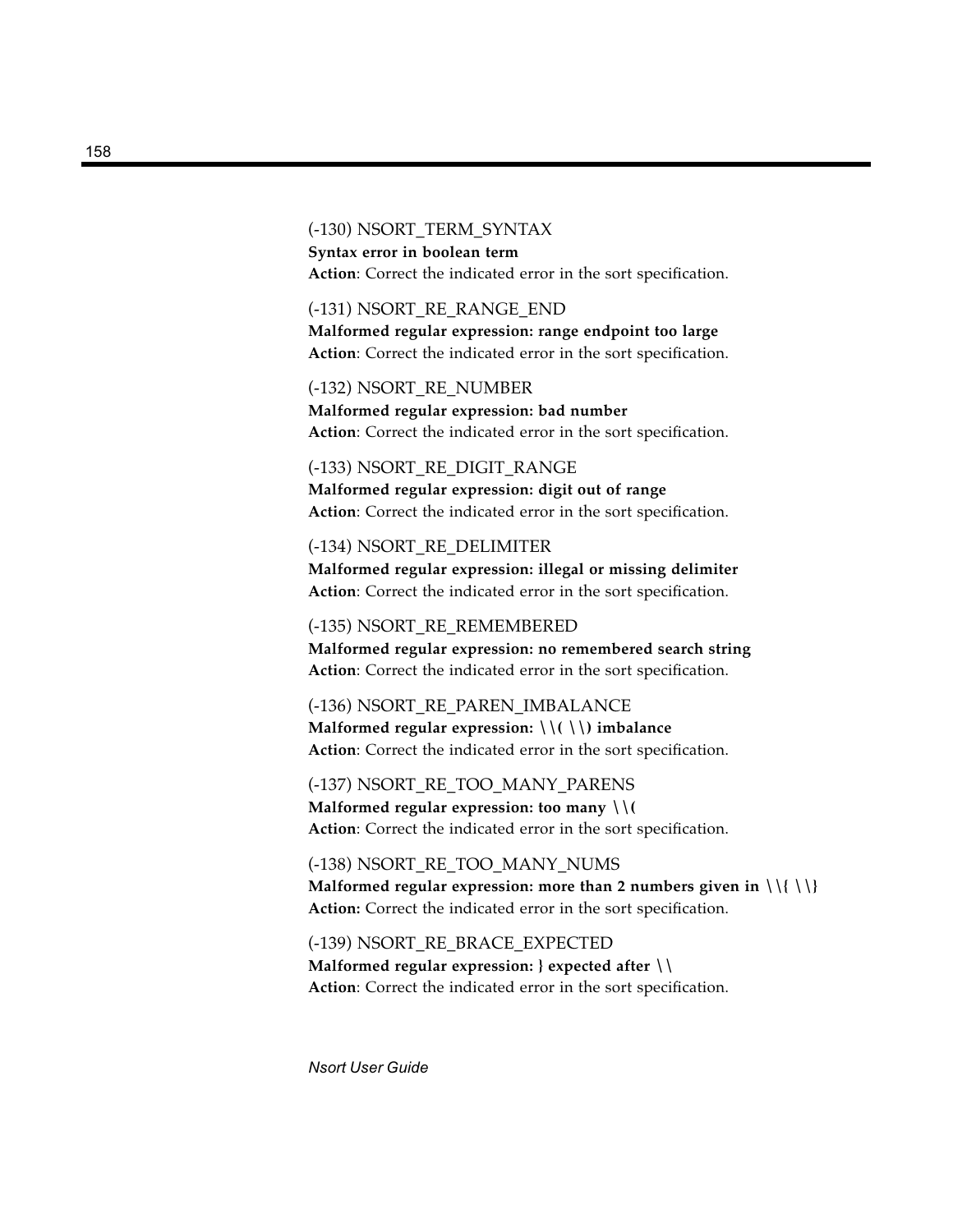(-130) NSORT_TERM_SYNTAX
**Syntax error in boolean term**
**Action**: Correct the indicated error in the sort specification.

(-131) NSORT_RE_RANGE_END
**Malformed regular expression: range endpoint too large**
**Action**: Correct the indicated error in the sort specification.

(-132) NSORT_RE_NUMBER
**Malformed regular expression: bad number**
**Action**: Correct the indicated error in the sort specification.

(-133) NSORT_RE_DIGIT_RANGE
**Malformed regular expression: digit out of range**
**Action**: Correct the indicated error in the sort specification.

(-134) NSORT_RE_DELIMITER
**Malformed regular expression: illegal or missing delimiter**
**Action**: Correct the indicated error in the sort specification.

(-135) NSORT_RE_REMEMBERED
**Malformed regular expression: no remembered search string**
**Action**: Correct the indicated error in the sort specification.

(-136) NSORT_RE_PAREN_IMBALANCE
**Malformed regular expression: \\( \\) imbalance**
**Action**: Correct the indicated error in the sort specification.

(-137) NSORT_RE_TOO_MANY_PARENS
**Malformed regular expression: too many \\(**
**Action**: Correct the indicated error in the sort specification.

(-138) NSORT_RE_TOO_MANY_NUMS
**Malformed regular expression: more than 2 numbers given in \\{ \\}**
**Action:** Correct the indicated error in the sort specification.

(-139) NSORT_RE_BRACE_EXPECTED
**Malformed regular expression: } expected after \\**
**Action**: Correct the indicated error in the sort specification.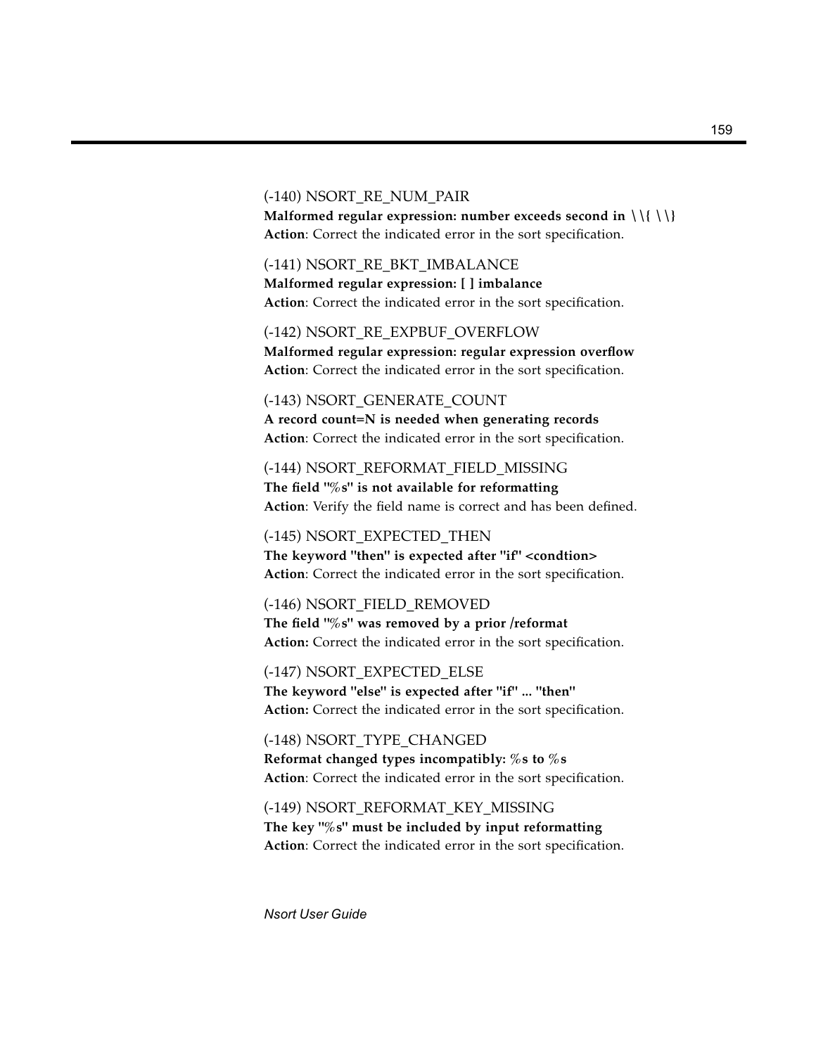(-140) NSORT_RE_NUM_PAIR
**Malformed regular expression: number exceeds second in \\{ \\}**
**Action**: Correct the indicated error in the sort specification.

(-141) NSORT_RE_BKT_IMBALANCE
**Malformed regular expression: [ ] imbalance**
**Action**: Correct the indicated error in the sort specification.

(-142) NSORT_RE_EXPBUF_OVERFLOW
**Malformed regular expression: regular expression overflow**
**Action**: Correct the indicated error in the sort specification.

(-143) NSORT_GENERATE_COUNT
**A record count=N is needed when generating records**
**Action**: Correct the indicated error in the sort specification.

(-144) NSORT_REFORMAT_FIELD_MISSING
**The field "%s" is not available for reformatting**
**Action**: Verify the field name is correct and has been defined.

(-145) NSORT_EXPECTED_THEN
**The keyword "then" is expected after "if" <condtion>**
**Action**: Correct the indicated error in the sort specification.

(-146) NSORT_FIELD_REMOVED
**The field "%s" was removed by a prior /reformat**
**Action:** Correct the indicated error in the sort specification.

(-147) NSORT_EXPECTED_ELSE
**The keyword "else" is expected after "if" ... "then"**
**Action:** Correct the indicated error in the sort specification.

(-148) NSORT_TYPE_CHANGED
**Reformat changed types incompatibly: %s to %s**
**Action**: Correct the indicated error in the sort specification.

(-149) NSORT_REFORMAT_KEY_MISSING
**The key "%s" must be included by input reformatting**
**Action**: Correct the indicated error in the sort specification.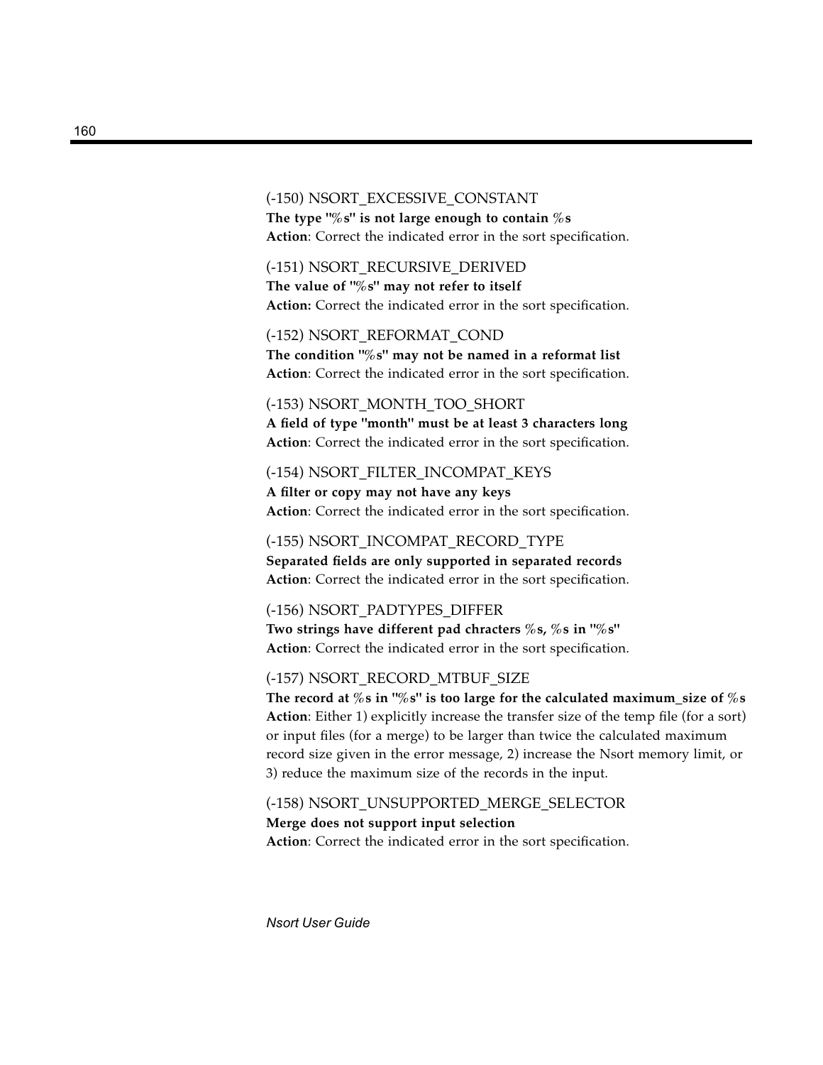(-150) NSORT_EXCESSIVE_CONSTANT

**The type "%s" is not large enough to contain %s**

**Action**: Correct the indicated error in the sort specification.

(-151) NSORT_RECURSIVE_DERIVED

**The value of "%s" may not refer to itself**

**Action:** Correct the indicated error in the sort specification.

(-152) NSORT_REFORMAT_COND

**The condition "%s" may not be named in a reformat list**

**Action**: Correct the indicated error in the sort specification.

(-153) NSORT_MONTH_TOO_SHORT

**A field of type "month" must be at least 3 characters long**

**Action**: Correct the indicated error in the sort specification.

(-154) NSORT_FILTER_INCOMPAT_KEYS

**A filter or copy may not have any keys**

**Action**: Correct the indicated error in the sort specification.

(-155) NSORT_INCOMPAT_RECORD_TYPE

**Separated fields are only supported in separated records**

**Action**: Correct the indicated error in the sort specification.

(-156) NSORT_PADTYPES_DIFFER

**Two strings have different pad chracters %s, %s in "%s"**

**Action**: Correct the indicated error in the sort specification.

(-157) NSORT_RECORD_MTBUF_SIZE

**The record at %s in "%s" is too large for the calculated maximum_size of %s**

**Action**: Either 1) explicitly increase the transfer size of the temp file (for a sort) or input files (for a merge) to be larger than twice the calculated maximum record size given in the error message, 2) increase the Nsort memory limit, or 3) reduce the maximum size of the records in the input.

(-158) NSORT_UNSUPPORTED_MERGE_SELECTOR

**Merge does not support input selection**

**Action**: Correct the indicated error in the sort specification.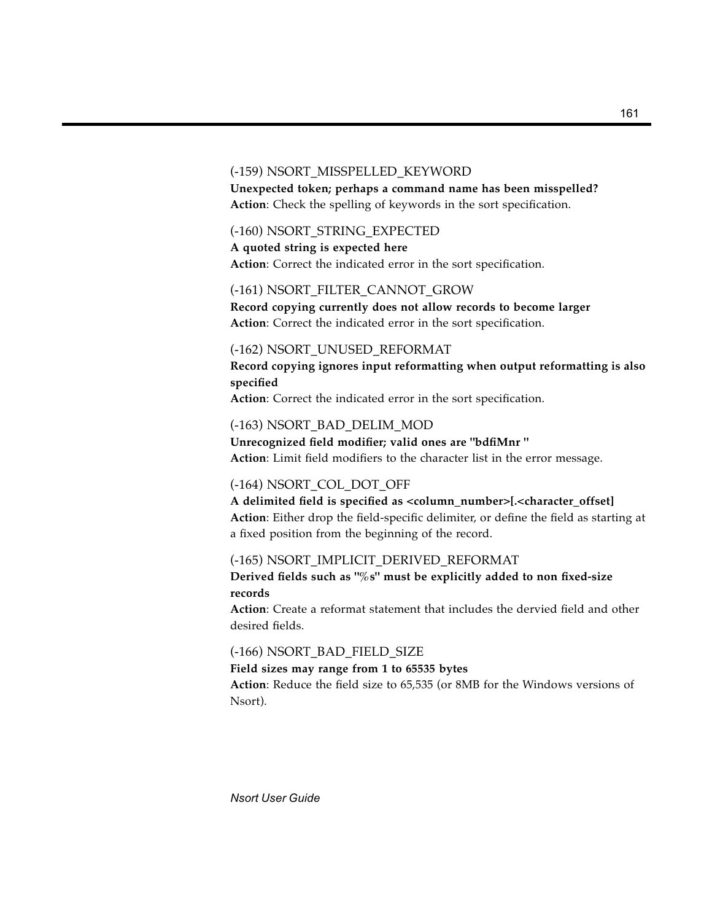(-159) NSORT_MISSPELLED_KEYWORD

**Unexpected token; perhaps a command name has been misspelled?**
**Action**: Check the spelling of keywords in the sort specification.

(-160) NSORT_STRING_EXPECTED

**A quoted string is expected here**
**Action**: Correct the indicated error in the sort specification.

(-161) NSORT_FILTER_CANNOT_GROW

**Record copying currently does not allow records to become larger**
**Action**: Correct the indicated error in the sort specification.

(-162) NSORT_UNUSED_REFORMAT

**Record copying ignores input reformatting when output reformatting is also specified**
**Action**: Correct the indicated error in the sort specification.

(-163) NSORT_BAD_DELIM_MOD

**Unrecognized field modifier; valid ones are "bdfiMnr "**
**Action**: Limit field modifiers to the character list in the error message.

(-164) NSORT_COL_DOT_OFF

**A delimited field is specified as <column_number>[.<character_offset]**
**Action**: Either drop the field-specific delimiter, or define the field as starting at a fixed position from the beginning of the record.

(-165) NSORT_IMPLICIT_DERIVED_REFORMAT

**Derived fields such as "%s" must be explicitly added to non fixed-size records**
**Action**: Create a reformat statement that includes the dervied field and other desired fields.

(-166) NSORT_BAD_FIELD_SIZE

**Field sizes may range from 1 to 65535 bytes**
**Action**: Reduce the field size to 65,535 (or 8MB for the Windows versions of Nsort).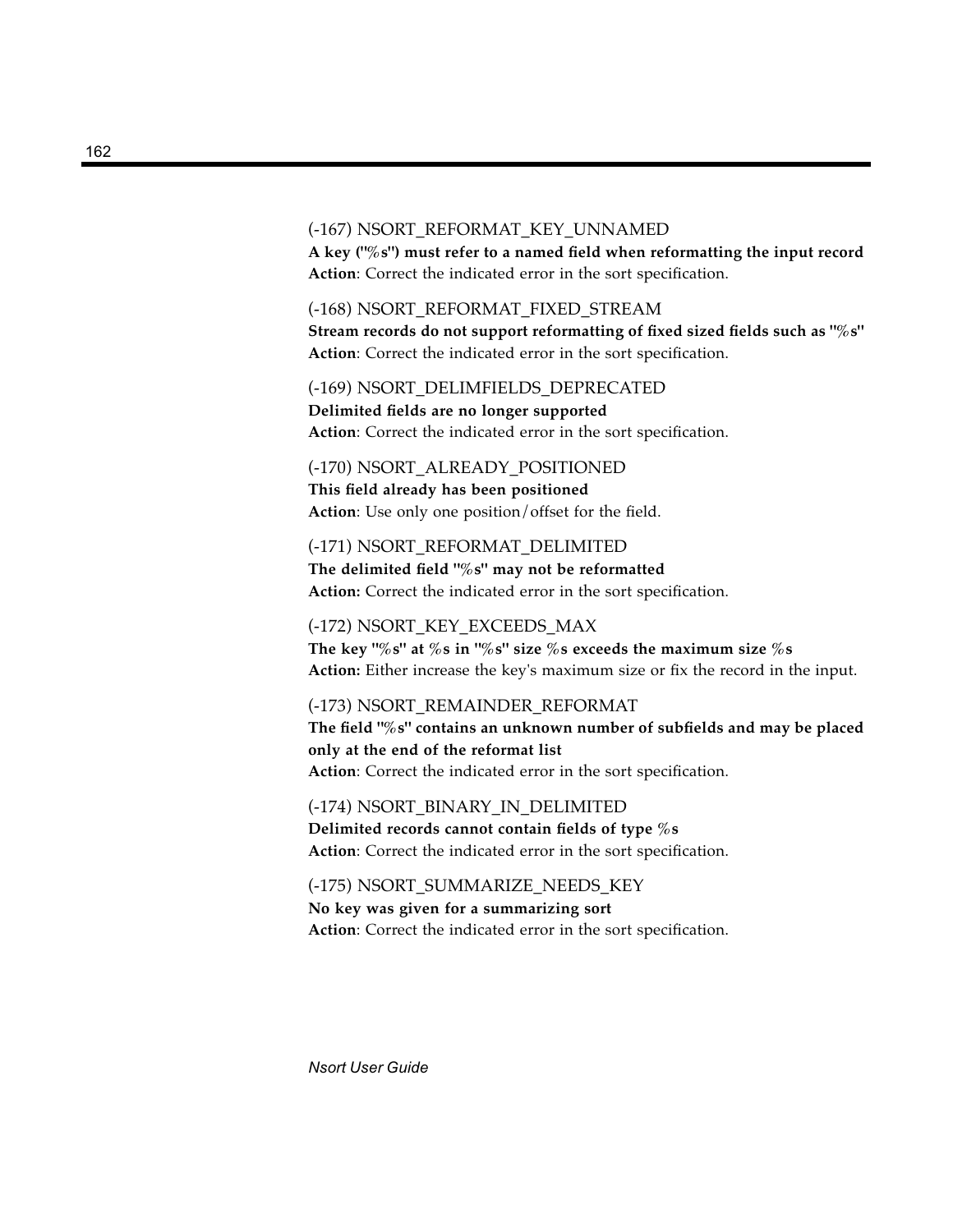(-167) NSORT_REFORMAT_KEY_UNNAMED
**A key ("%s") must refer to a named field when reformatting the input record**
**Action**: Correct the indicated error in the sort specification.

(-168) NSORT_REFORMAT_FIXED_STREAM
**Stream records do not support reformatting of fixed sized fields such as "%s"**
**Action**: Correct the indicated error in the sort specification.

(-169) NSORT_DELIMFIELDS_DEPRECATED
**Delimited fields are no longer supported**
**Action**: Correct the indicated error in the sort specification.

(-170) NSORT_ALREADY_POSITIONED
**This field already has been positioned**
**Action**: Use only one position/offset for the field.

(-171) NSORT_REFORMAT_DELIMITED
**The delimited field "%s" may not be reformatted**
**Action:** Correct the indicated error in the sort specification.

(-172) NSORT_KEY_EXCEEDS_MAX
**The key "%s" at %s in "%s" size %s exceeds the maximum size %s**
**Action:** Either increase the key's maximum size or fix the record in the input.

(-173) NSORT_REMAINDER_REFORMAT
**The field "%s" contains an unknown number of subfields and may be placed only at the end of the reformat list**
**Action**: Correct the indicated error in the sort specification.

(-174) NSORT_BINARY_IN_DELIMITED
**Delimited records cannot contain fields of type %s**
**Action**: Correct the indicated error in the sort specification.

(-175) NSORT_SUMMARIZE_NEEDS_KEY
**No key was given for a summarizing sort**
**Action**: Correct the indicated error in the sort specification.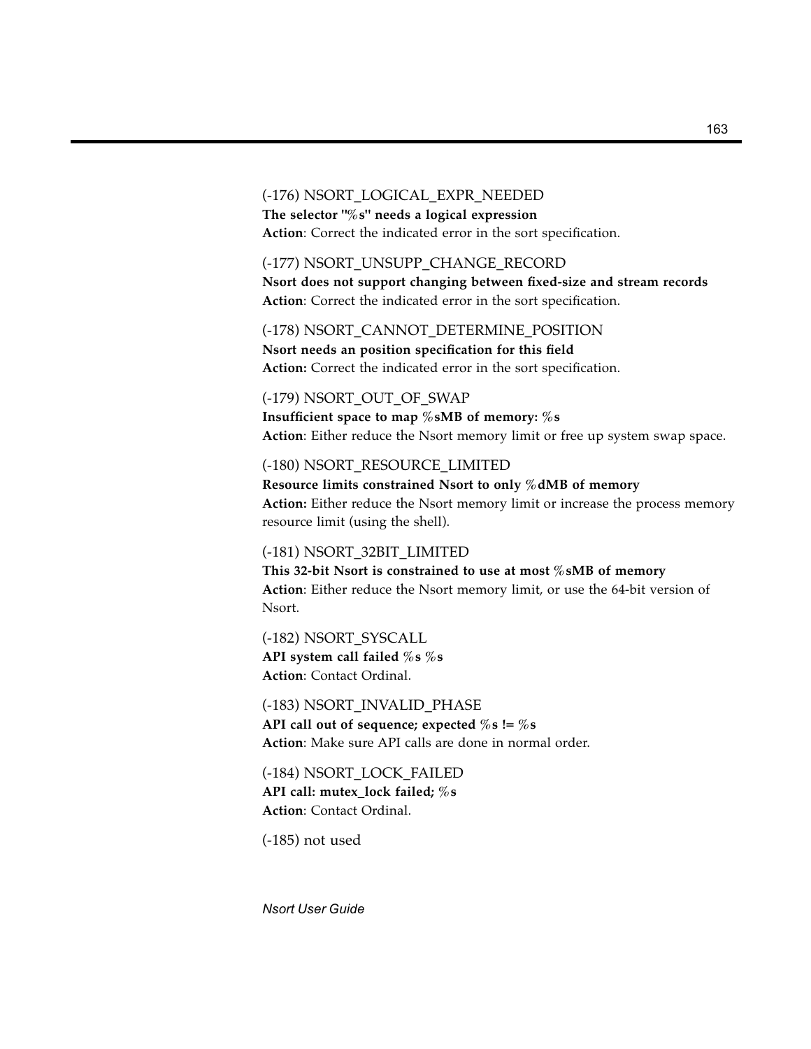(-176) NSORT_LOGICAL_EXPR_NEEDED
**The selector "%s" needs a logical expression**
**Action**: Correct the indicated error in the sort specification.

(-177) NSORT_UNSUPP_CHANGE_RECORD
**Nsort does not support changing between fixed-size and stream records**
**Action**: Correct the indicated error in the sort specification.

(-178) NSORT_CANNOT_DETERMINE_POSITION
**Nsort needs an position specification for this field**
**Action:** Correct the indicated error in the sort specification.

(-179) NSORT_OUT_OF_SWAP
**Insufficient space to map %sMB of memory: %s**
**Action**: Either reduce the Nsort memory limit or free up system swap space.

(-180) NSORT_RESOURCE_LIMITED
**Resource limits constrained Nsort to only %dMB of memory**
**Action:** Either reduce the Nsort memory limit or increase the process memory resource limit (using the shell).

(-181) NSORT_32BIT_LIMITED
**This 32-bit Nsort is constrained to use at most %sMB of memory**
**Action**: Either reduce the Nsort memory limit, or use the 64-bit version of Nsort.

(-182) NSORT_SYSCALL
**API system call failed %s %s**
**Action**: Contact Ordinal.

(-183) NSORT_INVALID_PHASE
**API call out of sequence; expected %s != %s**
**Action**: Make sure API calls are done in normal order.

(-184) NSORT_LOCK_FAILED
**API call: mutex_lock failed; %s**
**Action**: Contact Ordinal.

(-185) not used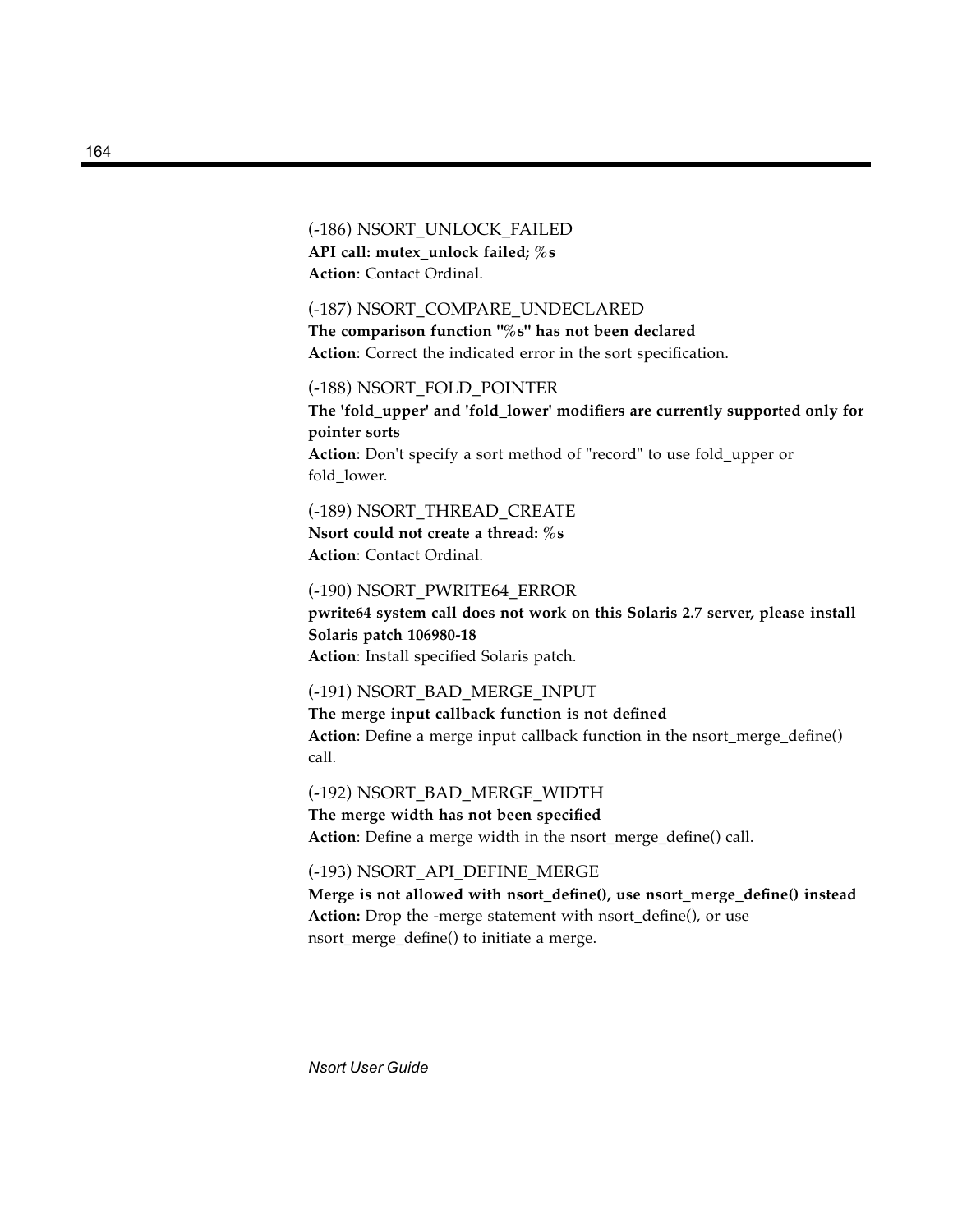(-186) NSORT_UNLOCK_FAILED
**API call: mutex_unlock failed; %s**
**Action**: Contact Ordinal.

(-187) NSORT_COMPARE_UNDECLARED
**The comparison function "%s" has not been declared**
**Action**: Correct the indicated error in the sort specification.

(-188) NSORT_FOLD_POINTER
**The 'fold_upper' and 'fold_lower' modifiers are currently supported only for pointer sorts**
**Action**: Don't specify a sort method of "record" to use fold_upper or fold_lower.

(-189) NSORT_THREAD_CREATE
**Nsort could not create a thread: %s**
**Action**: Contact Ordinal.

(-190) NSORT_PWRITE64_ERROR
**pwrite64 system call does not work on this Solaris 2.7 server, please install Solaris patch 106980-18**
**Action**: Install specified Solaris patch.

(-191) NSORT_BAD_MERGE_INPUT
**The merge input callback function is not defined**
**Action**: Define a merge input callback function in the nsort_merge_define() call.

(-192) NSORT_BAD_MERGE_WIDTH
**The merge width has not been specified**
**Action**: Define a merge width in the nsort_merge_define() call.

(-193) NSORT_API_DEFINE_MERGE
**Merge is not allowed with nsort_define(), use nsort_merge_define() instead**
**Action:** Drop the -merge statement with nsort_define(), or use nsort_merge_define() to initiate a merge.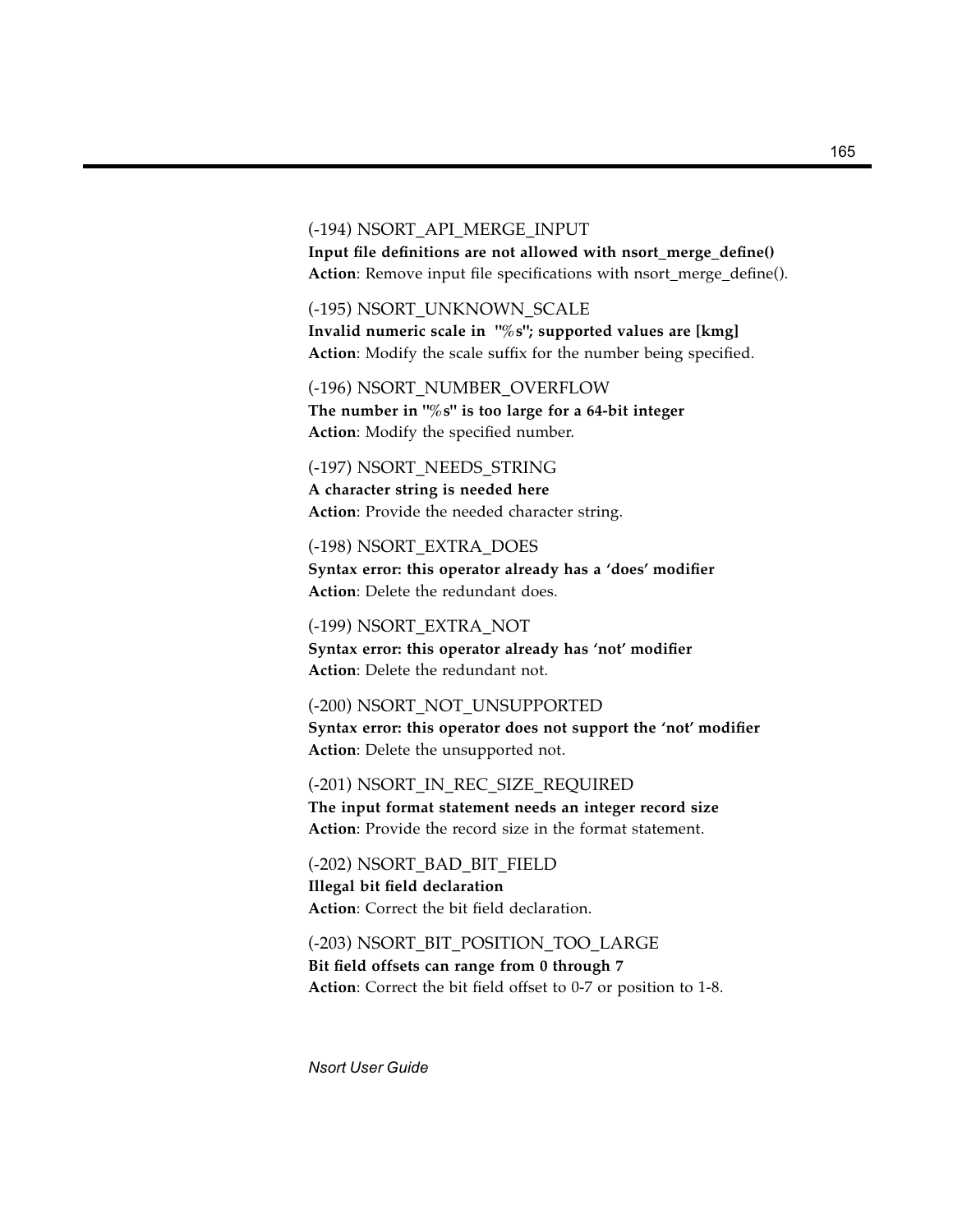(-194) NSORT_API_MERGE_INPUT
**Input file definitions are not allowed with nsort_merge_define()**
**Action**: Remove input file specifications with nsort_merge_define().

(-195) NSORT_UNKNOWN_SCALE
**Invalid numeric scale in "%s"; supported values are [kmg]**
**Action**: Modify the scale suffix for the number being specified.

(-196) NSORT_NUMBER_OVERFLOW
**The number in "%s" is too large for a 64-bit integer**
**Action**: Modify the specified number.

(-197) NSORT_NEEDS_STRING
**A character string is needed here**
**Action**: Provide the needed character string.

(-198) NSORT_EXTRA_DOES
**Syntax error: this operator already has a 'does' modifier**
**Action**: Delete the redundant does.

(-199) NSORT_EXTRA_NOT
**Syntax error: this operator already has 'not' modifier**
**Action**: Delete the redundant not.

(-200) NSORT_NOT_UNSUPPORTED
**Syntax error: this operator does not support the 'not' modifier**
**Action**: Delete the unsupported not.

(-201) NSORT_IN_REC_SIZE_REQUIRED
**The input format statement needs an integer record size**
**Action**: Provide the record size in the format statement.

(-202) NSORT_BAD_BIT_FIELD
**Illegal bit field declaration**
**Action**: Correct the bit field declaration.

(-203) NSORT_BIT_POSITION_TOO_LARGE
**Bit field offsets can range from 0 through 7**
**Action**: Correct the bit field offset to 0-7 or position to 1-8.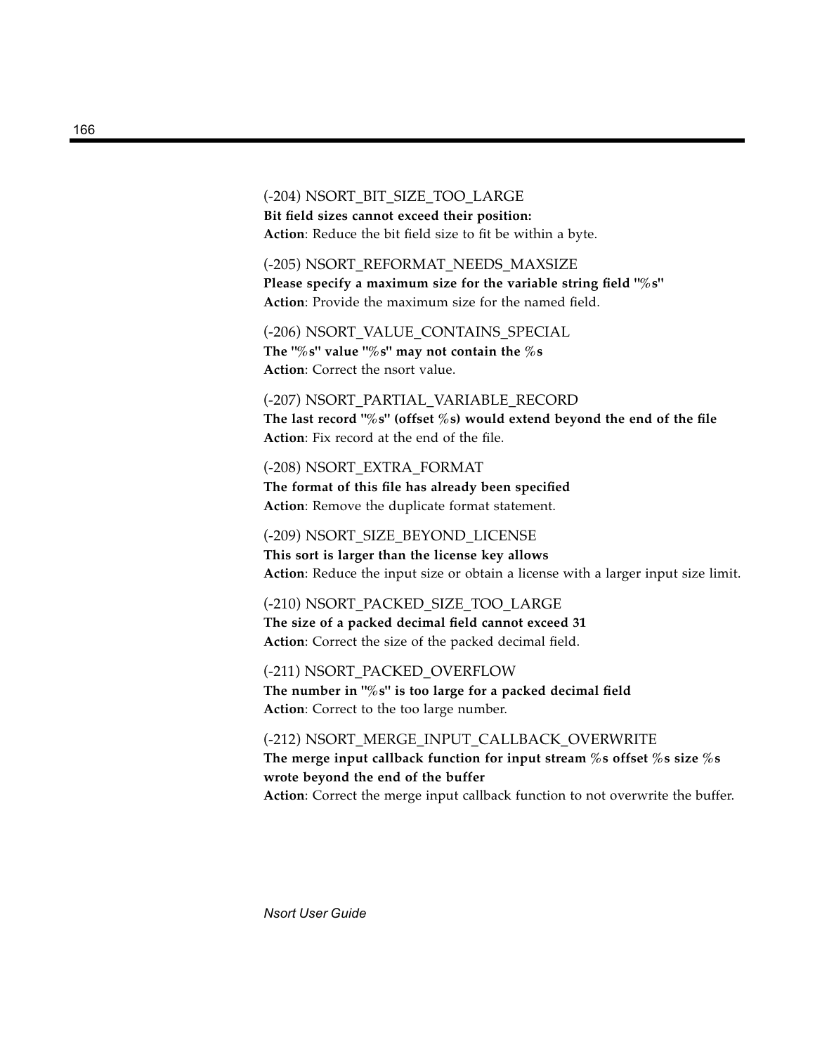(-204) NSORT_BIT_SIZE_TOO_LARGE
**Bit field sizes cannot exceed their position:**
**Action**: Reduce the bit field size to fit be within a byte.

(-205) NSORT_REFORMAT_NEEDS_MAXSIZE
**Please specify a maximum size for the variable string field "%s"**
**Action**: Provide the maximum size for the named field.

(-206) NSORT_VALUE_CONTAINS_SPECIAL
**The "%s" value "%s" may not contain the %s**
**Action**: Correct the nsort value.

(-207) NSORT_PARTIAL_VARIABLE_RECORD
**The last record "%s" (offset %s) would extend beyond the end of the file**
**Action**: Fix record at the end of the file.

(-208) NSORT_EXTRA_FORMAT
**The format of this file has already been specified**
**Action**: Remove the duplicate format statement.

(-209) NSORT_SIZE_BEYOND_LICENSE
**This sort is larger than the license key allows**
**Action**: Reduce the input size or obtain a license with a larger input size limit.

(-210) NSORT_PACKED_SIZE_TOO_LARGE
**The size of a packed decimal field cannot exceed 31**
**Action**: Correct the size of the packed decimal field.

(-211) NSORT_PACKED_OVERFLOW
**The number in "%s" is too large for a packed decimal field**
**Action**: Correct to the too large number.

(-212) NSORT_MERGE_INPUT_CALLBACK_OVERWRITE
**The merge input callback function for input stream %s offset %s size %s wrote beyond the end of the buffer**
**Action**: Correct the merge input callback function to not overwrite the buffer.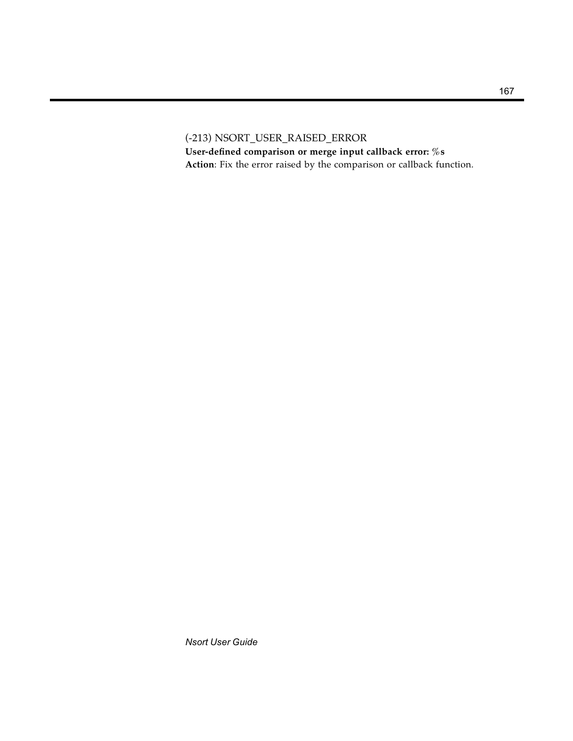(-213) NSORT_USER_RAISED_ERROR

**User-defined comparison or merge input callback error: %s**

**Action**: Fix the error raised by the comparison or callback function.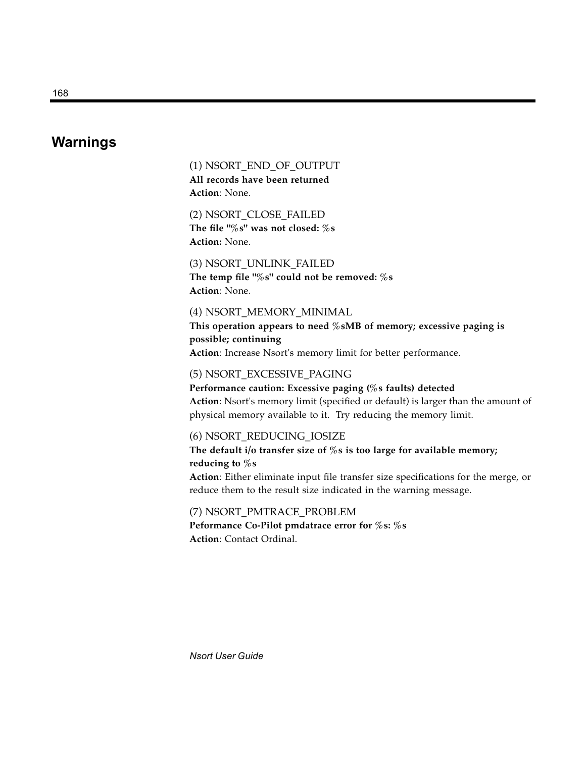## Warnings

(1) NSORT_END_OF_OUTPUT
**All records have been returned**
**Action**: None.

(2) NSORT_CLOSE_FAILED
**The file "%s" was not closed: %s**
**Action:** None.

(3) NSORT_UNLINK_FAILED
**The temp file "%s" could not be removed: %s**
**Action**: None.

(4) NSORT_MEMORY_MINIMAL
**This operation appears to need %sMB of memory; excessive paging is possible; continuing**
**Action**: Increase Nsort's memory limit for better performance.

(5) NSORT_EXCESSIVE_PAGING
**Performance caution: Excessive paging (%s faults) detected**
**Action**: Nsort's memory limit (specified or default) is larger than the amount of physical memory available to it. Try reducing the memory limit.

(6) NSORT_REDUCING_IOSIZE
**The default i/o transfer size of %s is too large for available memory; reducing to %s**
**Action**: Either eliminate input file transfer size specifications for the merge, or reduce them to the result size indicated in the warning message.

(7) NSORT_PMTRACE_PROBLEM
**Peformance Co-Pilot pmdatrace error for %s: %s**
**Action**: Contact Ordinal.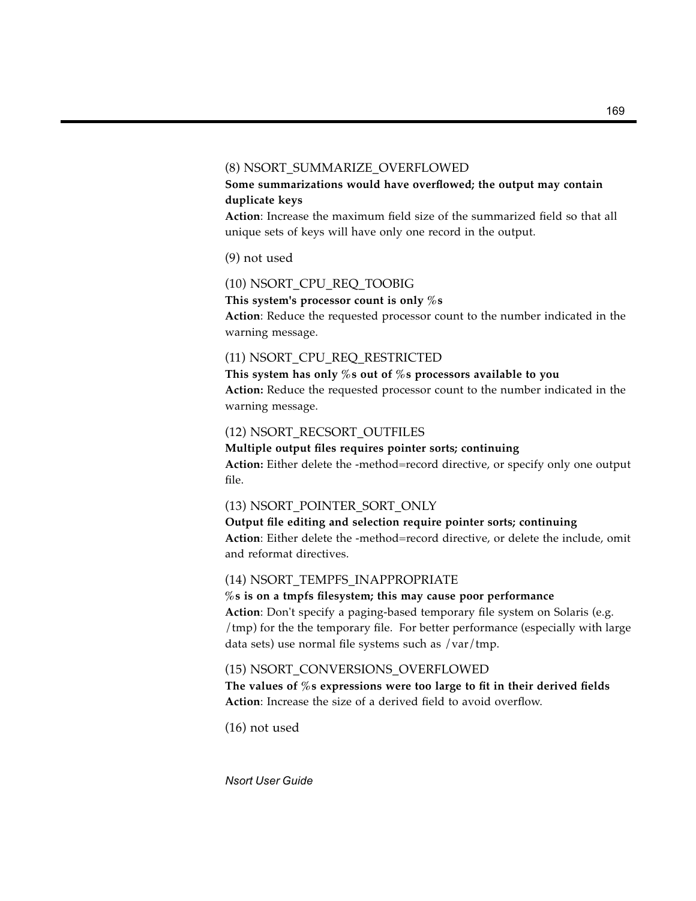(8) NSORT_SUMMARIZE_OVERFLOWED

**Some summarizations would have overflowed; the output may contain duplicate keys**

**Action**: Increase the maximum field size of the summarized field so that all unique sets of keys will have only one record in the output.

(9) not used

(10) NSORT_CPU_REQ_TOOBIG

**This system's processor count is only %s**

**Action**: Reduce the requested processor count to the number indicated in the warning message.

(11) NSORT_CPU_REQ_RESTRICTED

**This system has only %s out of %s processors available to you**

**Action:** Reduce the requested processor count to the number indicated in the warning message.

(12) NSORT_RECSORT_OUTFILES

**Multiple output files requires pointer sorts; continuing**

**Action:** Either delete the -method=record directive, or specify only one output file.

(13) NSORT_POINTER_SORT_ONLY

**Output file editing and selection require pointer sorts; continuing**

**Action**: Either delete the -method=record directive, or delete the include, omit and reformat directives.

(14) NSORT_TEMPFS_INAPPROPRIATE

**%s is on a tmpfs filesystem; this may cause poor performance**

**Action**: Don't specify a paging-based temporary file system on Solaris (e.g. /tmp) for the the temporary file. For better performance (especially with large data sets) use normal file systems such as /var/tmp.

(15) NSORT_CONVERSIONS_OVERFLOWED

**The values of %s expressions were too large to fit in their derived fields**

**Action**: Increase the size of a derived field to avoid overflow.

(16) not used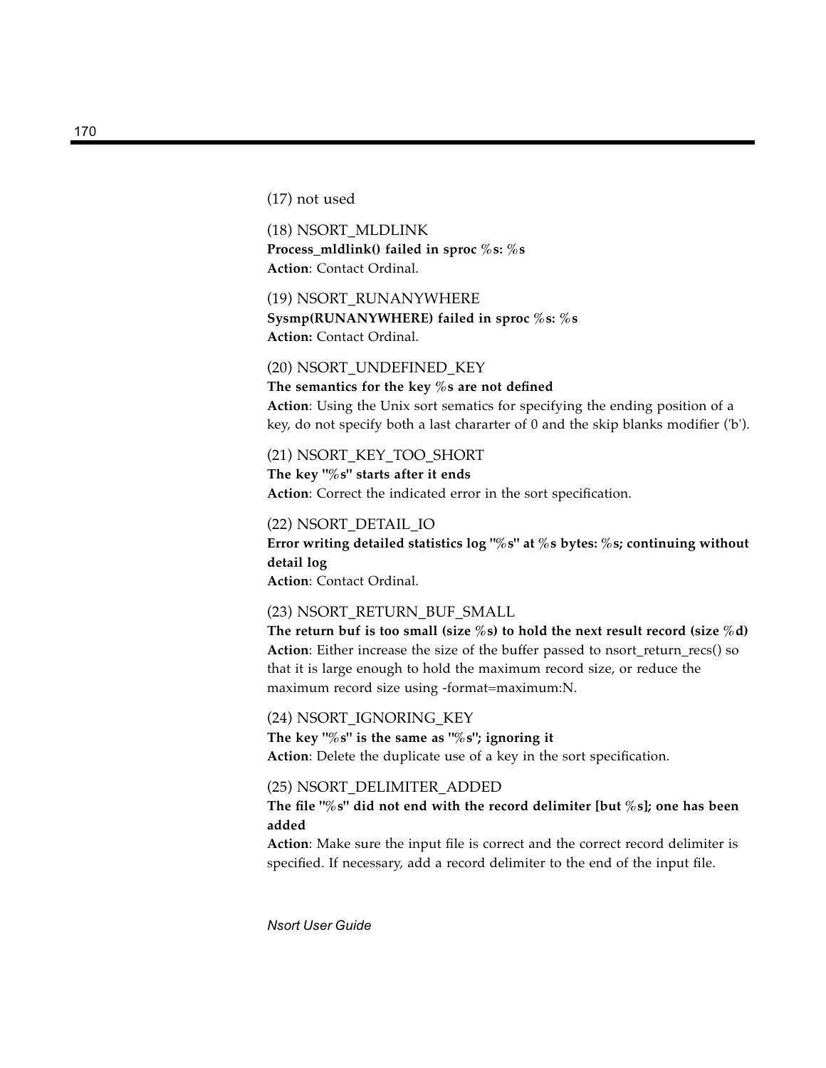(17) not used

(18) NSORT_MLDLINK
**Process_mldlink() failed in sproc %s: %s**
**Action**: Contact Ordinal.

(19) NSORT_RUNANYWHERE
**Sysmp(RUNANYWHERE) failed in sproc %s: %s**
**Action:** Contact Ordinal.

(20) NSORT_UNDEFINED_KEY
**The semantics for the key %s are not defined**
**Action**: Using the Unix sort sematics for specifying the ending position of a key, do not specify both a last chararter of 0 and the skip blanks modifier ('b').

(21) NSORT_KEY_TOO_SHORT
**The key "%s" starts after it ends**
**Action**: Correct the indicated error in the sort specification.

(22) NSORT_DETAIL_IO
**Error writing detailed statistics log "%s" at %s bytes: %s; continuing without detail log**
**Action**: Contact Ordinal.

(23) NSORT_RETURN_BUF_SMALL
**The return buf is too small (size %s) to hold the next result record (size %d)**
**Action**: Either increase the size of the buffer passed to nsort_return_recs() so that it is large enough to hold the maximum record size, or reduce the maximum record size using -format=maximum:N.

(24) NSORT_IGNORING_KEY
**The key "%s" is the same as "%s"; ignoring it**
**Action**: Delete the duplicate use of a key in the sort specification.

(25) NSORT_DELIMITER_ADDED
**The file "%s" did not end with the record delimiter [but %s]; one has been added**
**Action**: Make sure the input file is correct and the correct record delimiter is specified. If necessary, add a record delimiter to the end of the input file.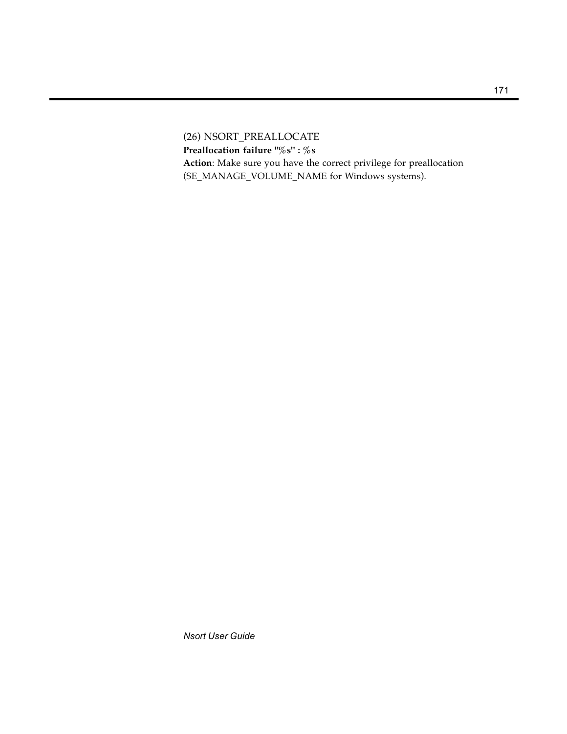(26) NSORT_PREALLOCATE

**Preallocation failure "%s" : %s**

**Action**: Make sure you have the correct privilege for preallocation (SE_MANAGE_VOLUME_NAME for Windows systems).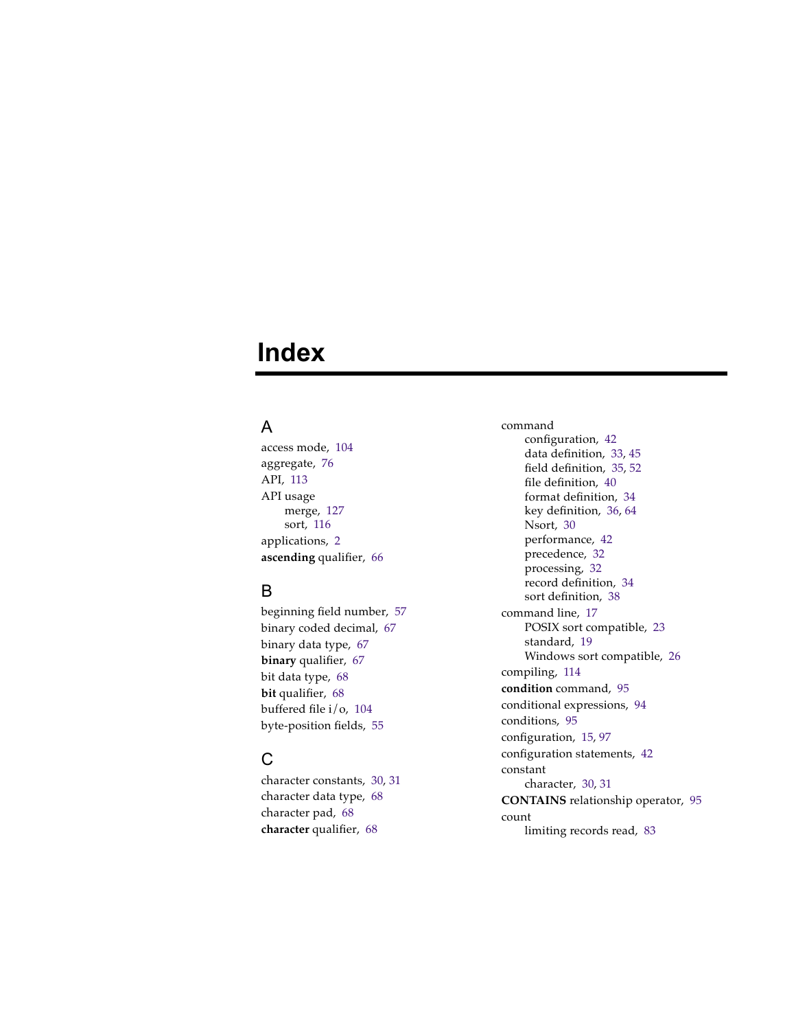# Index

## A

access mode, 104
aggregate, 76
API, 113
API usage
- merge, 127
- sort, 116

applications, 2
**ascending** qualifier, 66

## B

beginning field number, 57
binary coded decimal, 67
binary data type, 67
**binary** qualifier, 67
bit data type, 68
**bit** qualifier, 68
buffered file i/o, 104
byte-position fields, 55

## C

character constants, 30, 31
character data type, 68
character pad, 68
**character** qualifier, 68
command
- configuration, 42
- data definition, 33, 45
- field definition, 35, 52
- file definition, 40
- format definition, 34
- key definition, 36, 64
- Nsort, 30
- performance, 42
- precedence, 32
- processing, 32
- record definition, 34
- sort definition, 38

command line, 17
- POSIX sort compatible, 23
- standard, 19
- Windows sort compatible, 26

compiling, 114
**condition** command, 95
conditional expressions, 94
conditions, 95
configuration, 15, 97
configuration statements, 42
constant
- character, 30, 31

**CONTAINS** relationship operator, 95
count
- limiting records read, 83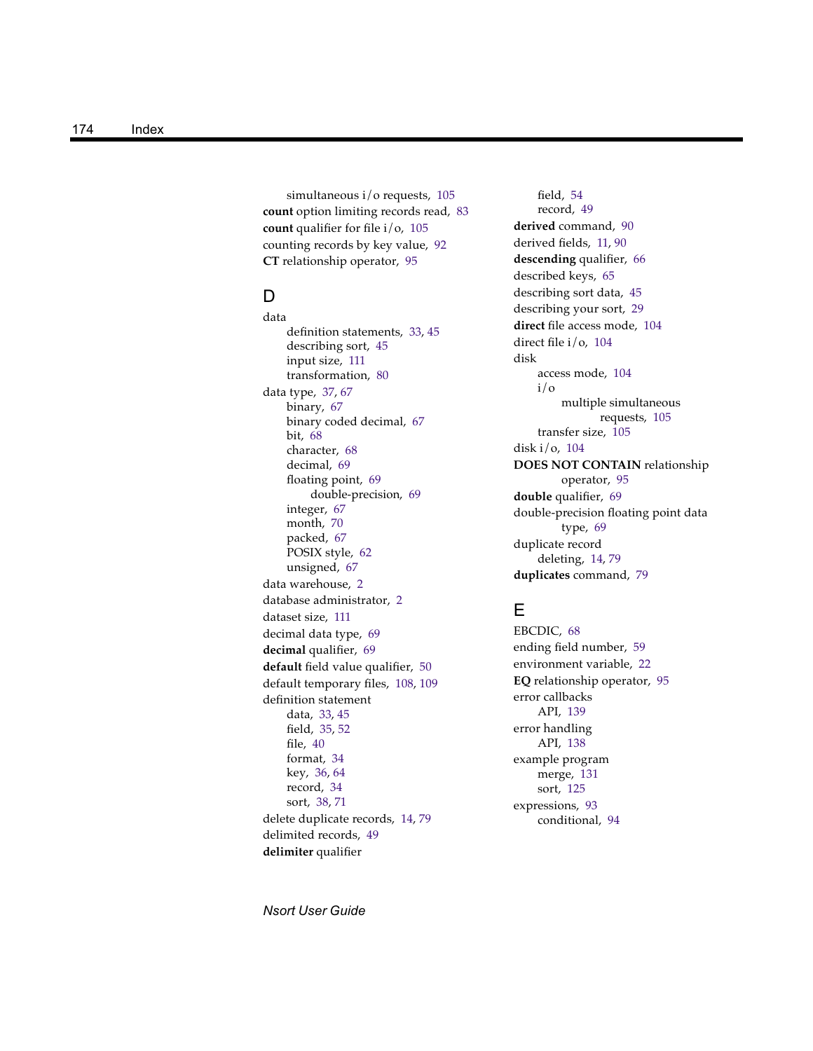simultaneous i/o requests, 105

**count** option limiting records read, 83

**count** qualifier for file i/o, 105

counting records by key value, 92

**CT** relationship operator, 95

## D

data
- definition statements, 33, 45
- describing sort, 45
- input size, 111
- transformation, 80

data type, 37, 67
- binary, 67
- binary coded decimal, 67
- bit, 68
- character, 68
- decimal, 69
- floating point, 69
  - double-precision, 69
- integer, 67
- month, 70
- packed, 67
- POSIX style, 62
- unsigned, 67

data warehouse, 2

database administrator, 2

dataset size, 111

decimal data type, 69

**decimal** qualifier, 69

**default** field value qualifier, 50

default temporary files, 108, 109

definition statement
- data, 33, 45
- field, 35, 52
- file, 40
- format, 34
- key, 36, 64
- record, 34
- sort, 38, 71

delete duplicate records, 14, 79

delimited records, 49

**delimiter** qualifier
- field, 54
- record, 49

**derived** command, 90

derived fields, 11, 90

**descending** qualifier, 66

described keys, 65

describing sort data, 45

describing your sort, 29

**direct** file access mode, 104

direct file i/o, 104

disk
- access mode, 104
- i/o
  - multiple simultaneous requests, 105
- transfer size, 105

disk i/o, 104

**DOES NOT CONTAIN** relationship operator, 95

**double** qualifier, 69

double-precision floating point data type, 69

duplicate record
- deleting, 14, 79

**duplicates** command, 79

## E

EBCDIC, 68

ending field number, 59

environment variable, 22

**EQ** relationship operator, 95

error callbacks
- API, 139

error handling
- API, 138

example program
- merge, 131
- sort, 125

expressions, 93
- conditional, 94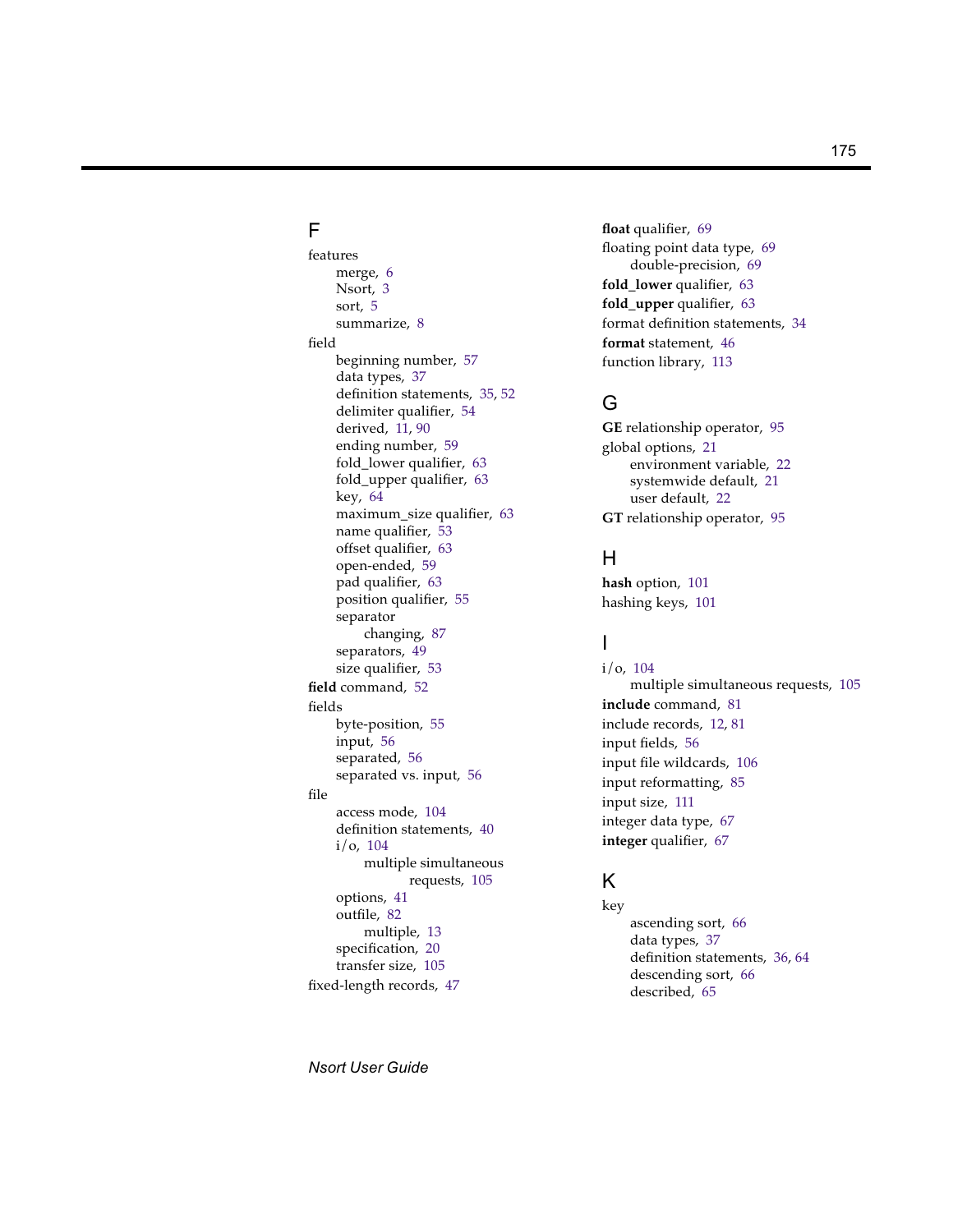## F

features
- merge, 6
- Nsort, 3
- sort, 5
- summarize, 8

field
- beginning number, 57
- data types, 37
- definition statements, 35, 52
- delimiter qualifier, 54
- derived, 11, 90
- ending number, 59
- fold_lower qualifier, 63
- fold_upper qualifier, 63
- key, 64
- maximum_size qualifier, 63
- name qualifier, 53
- offset qualifier, 63
- open-ended, 59
- pad qualifier, 63
- position qualifier, 55
- separator
  - changing, 87
- separators, 49
- size qualifier, 53

**field** command, 52

fields
- byte-position, 55
- input, 56
- separated, 56
- separated vs. input, 56

file
- access mode, 104
- definition statements, 40
- i/o, 104
  - multiple simultaneous requests, 105
- options, 41
- outfile, 82
  - multiple, 13
- specification, 20
- transfer size, 105

fixed-length records, 47

**float** qualifier, 69

floating point data type, 69
- double-precision, 69

**fold_lower** qualifier, 63

**fold_upper** qualifier, 63

format definition statements, 34

**format** statement, 46

function library, 113

## G

**GE** relationship operator, 95

global options, 21
- environment variable, 22
- systemwide default, 21
- user default, 22

**GT** relationship operator, 95

## H

**hash** option, 101

hashing keys, 101

## I

i/o, 104
- multiple simultaneous requests, 105

**include** command, 81

include records, 12, 81

input fields, 56

input file wildcards, 106

input reformatting, 85

input size, 111

integer data type, 67

**integer** qualifier, 67

## K

key
- ascending sort, 66
- data types, 37
- definition statements, 36, 64
- descending sort, 66
- described, 65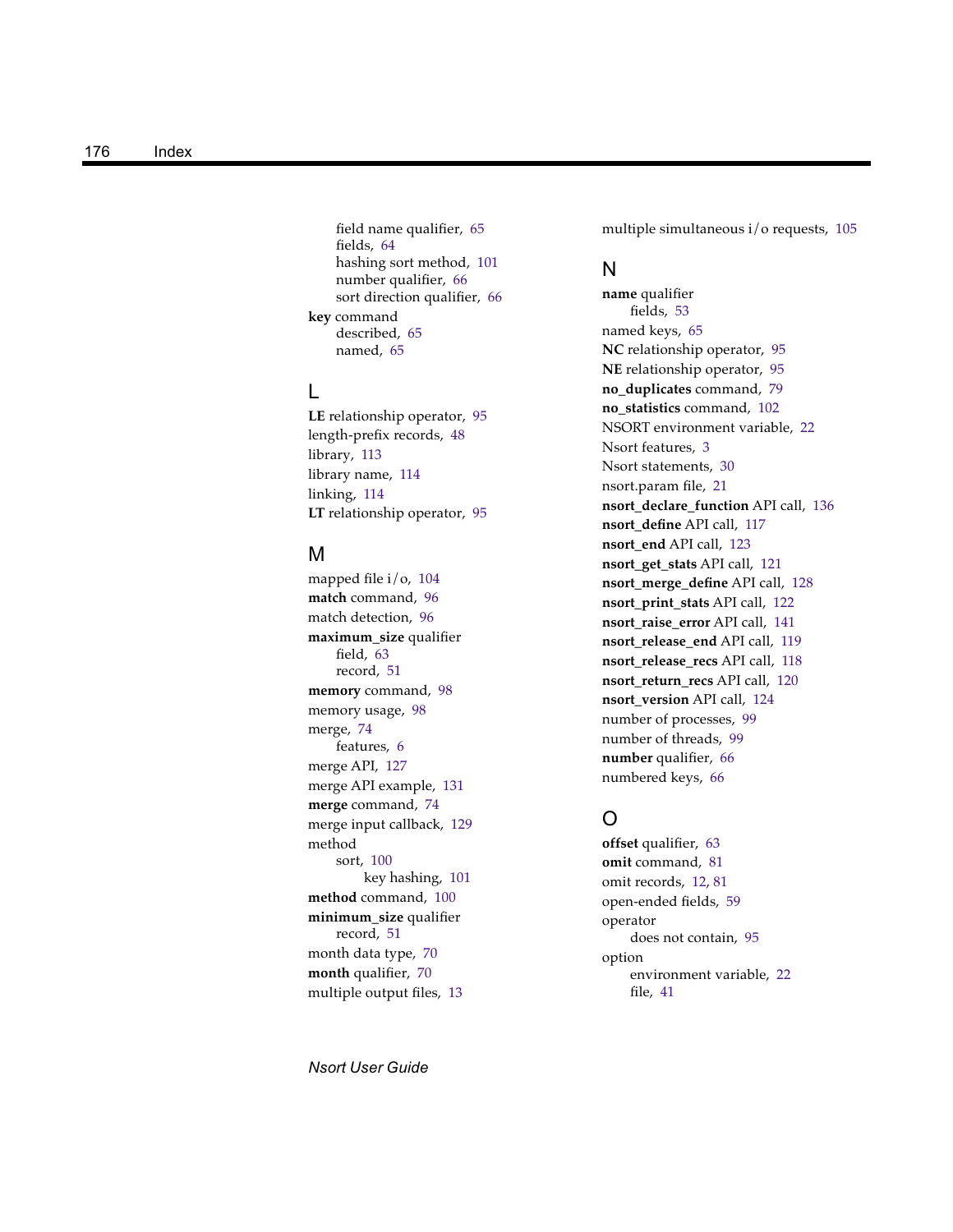field name qualifier, 65
fields, 64
hashing sort method, 101
number qualifier, 66
sort direction qualifier, 66

**key** command
described, 65
named, 65

## L

**LE** relationship operator, 95
length-prefix records, 48
library, 113
library name, 114
linking, 114
**LT** relationship operator, 95

## M

mapped file i/o, 104
**match** command, 96
match detection, 96
**maximum_size** qualifier
field, 63
record, 51
**memory** command, 98
memory usage, 98
merge, 74
features, 6
merge API, 127
merge API example, 131
**merge** command, 74
merge input callback, 129
method
sort, 100
key hashing, 101
**method** command, 100
**minimum_size** qualifier
record, 51
month data type, 70
**month** qualifier, 70
multiple output files, 13
multiple simultaneous i/o requests, 105

## N

**name** qualifier
fields, 53
named keys, 65
**NC** relationship operator, 95
**NE** relationship operator, 95
**no_duplicates** command, 79
**no_statistics** command, 102
NSORT environment variable, 22
Nsort features, 3
Nsort statements, 30
nsort.param file, 21
**nsort_declare_function** API call, 136
**nsort_define** API call, 117
**nsort_end** API call, 123
**nsort_get_stats** API call, 121
**nsort_merge_define** API call, 128
**nsort_print_stats** API call, 122
**nsort_raise_error** API call, 141
**nsort_release_end** API call, 119
**nsort_release_recs** API call, 118
**nsort_return_recs** API call, 120
**nsort_version** API call, 124
number of processes, 99
number of threads, 99
**number** qualifier, 66
numbered keys, 66

## O

**offset** qualifier, 63
**omit** command, 81
omit records, 12, 81
open-ended fields, 59
operator
does not contain, 95
option
environment variable, 22
file, 41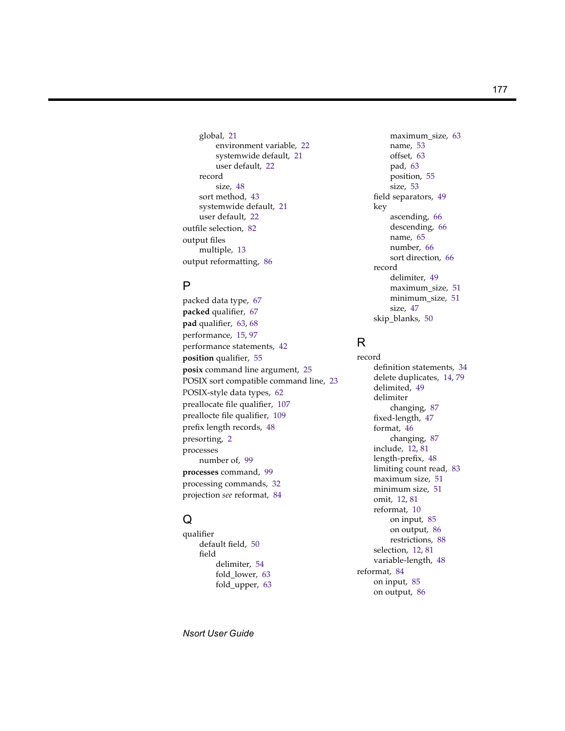global, 21
    environment variable, 22
    systemwide default, 21
    user default, 22
record
    size, 48
sort method, 43
systemwide default, 21
user default, 22

outfile selection, 82

output files
  multiple, 13

output reformatting, 86

## P

packed data type, 67
**packed** qualifier, 67
**pad** qualifier, 63, 68
performance, 15, 97
performance statements, 42
**position** qualifier, 55
**posix** command line argument, 25
POSIX sort compatible command line, 23
POSIX-style data types, 62
preallocate file qualifier, 107
preallocte file qualifier, 109
prefix length records, 48
presorting, 2
processes
  number of, 99
**processes** command, 99
processing commands, 32
projection *see* reformat, 84

## Q

qualifier
  default field, 50
  field
    delimiter, 54
    fold_lower, 63
    fold_upper, 63
    maximum_size, 63
    name, 53
    offset, 63
    pad, 63
    position, 55
    size, 53
  field separators, 49
  key
    ascending, 66
    descending, 66
    name, 65
    number, 66
    sort direction, 66
  record
    delimiter, 49
    maximum_size, 51
    minimum_size, 51
    size, 47
  skip_blanks, 50

## R

record
  definition statements, 34
  delete duplicates, 14, 79
  delimited, 49
  delimiter
    changing, 87
  fixed-length, 47
  format, 46
    changing, 87
  include, 12, 81
  length-prefix, 48
  limiting count read, 83
  maximum size, 51
  minimum size, 51
  omit, 12, 81
  reformat, 10
    on input, 85
    on output, 86
    restrictions, 88
  selection, 12, 81
  variable-length, 48

reformat, 84
  on input, 85
  on output, 86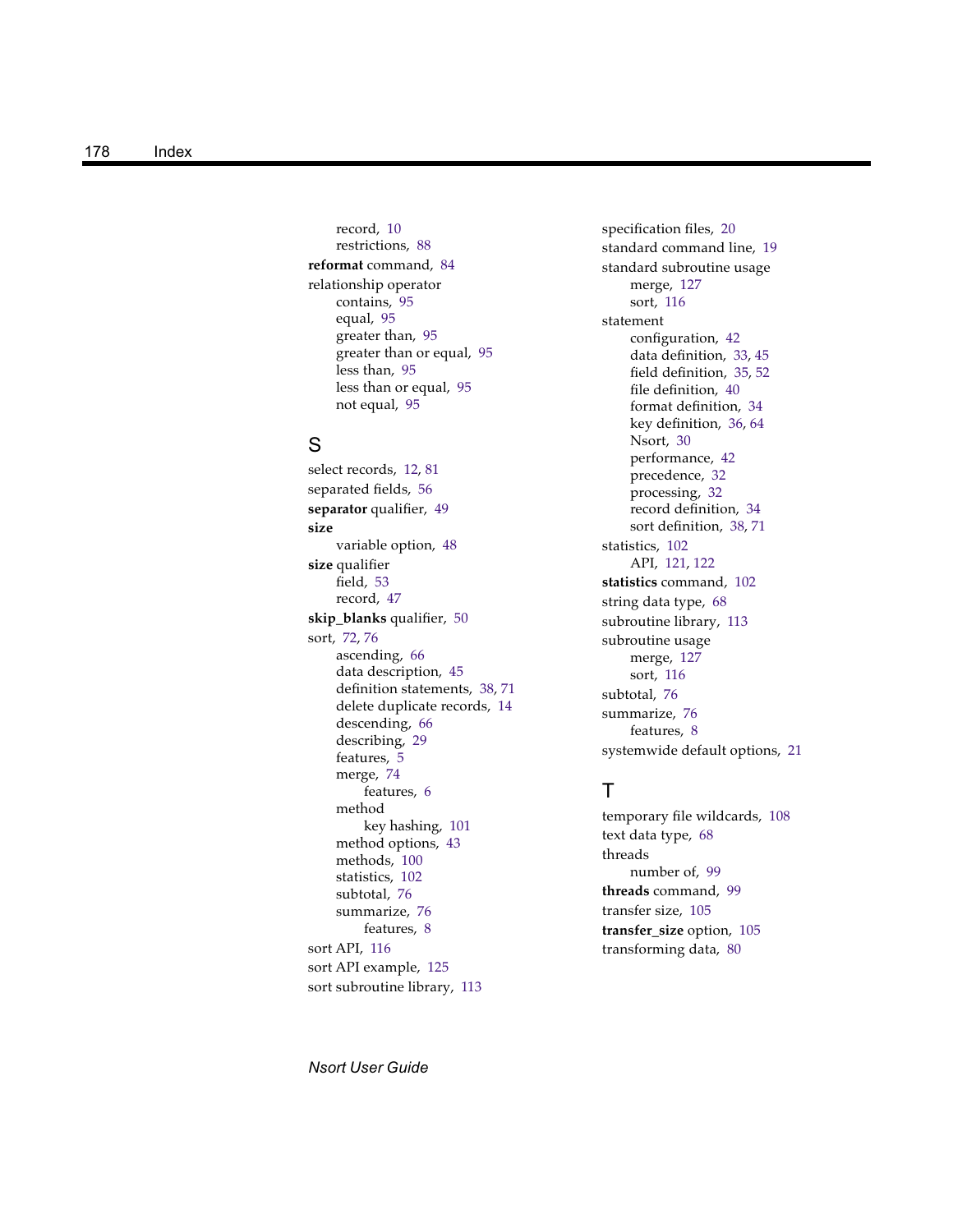record, 10
restrictions, 88

**reformat** command, 84

relationship operator
- contains, 95
- equal, 95
- greater than, 95
- greater than or equal, 95
- less than, 95
- less than or equal, 95
- not equal, 95

## S

select records, 12, 81

separated fields, 56

**separator** qualifier, 49

**size**
- variable option, 48

**size** qualifier
- field, 53
- record, 47

**skip_blanks** qualifier, 50

sort, 72, 76
- ascending, 66
- data description, 45
- definition statements, 38, 71
- delete duplicate records, 14
- descending, 66
- describing, 29
- features, 5
- merge, 74
  - features, 6
- method
  - key hashing, 101
- method options, 43
- methods, 100
- statistics, 102
- subtotal, 76
- summarize, 76
  - features, 8

sort API, 116

sort API example, 125

sort subroutine library, 113

specification files, 20

standard command line, 19

standard subroutine usage
- merge, 127
- sort, 116

statement
- configuration, 42
- data definition, 33, 45
- field definition, 35, 52
- file definition, 40
- format definition, 34
- key definition, 36, 64
- Nsort, 30
- performance, 42
- precedence, 32
- processing, 32
- record definition, 34
- sort definition, 38, 71

statistics, 102
- API, 121, 122

**statistics** command, 102

string data type, 68

subroutine library, 113

subroutine usage
- merge, 127
- sort, 116

subtotal, 76

summarize, 76
- features, 8

systemwide default options, 21

## T

temporary file wildcards, 108

text data type, 68

threads
- number of, 99

**threads** command, 99

transfer size, 105

**transfer_size** option, 105

transforming data, 80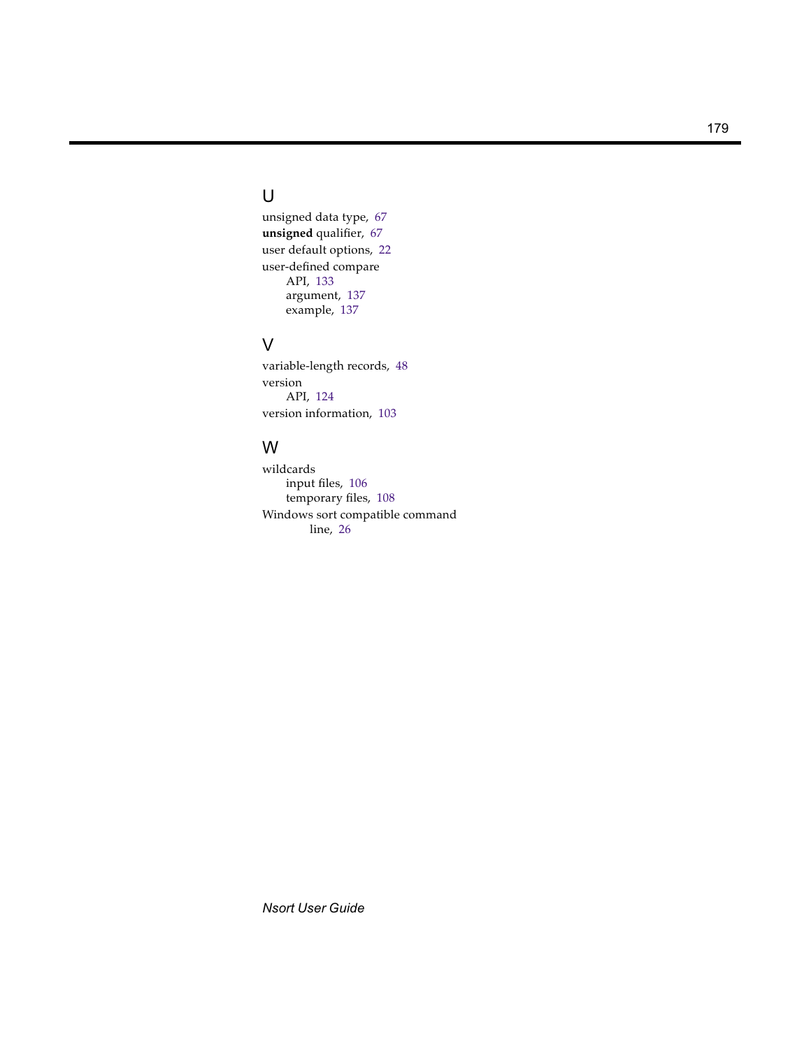## U

unsigned data type, 67

**unsigned** qualifier, 67

user default options, 22

user-defined compare
- API, 133
- argument, 137
- example, 137

## V

variable-length records, 48

version
- API, 124

version information, 103

## W

wildcards
- input files, 106
- temporary files, 108

Windows sort compatible command line, 26